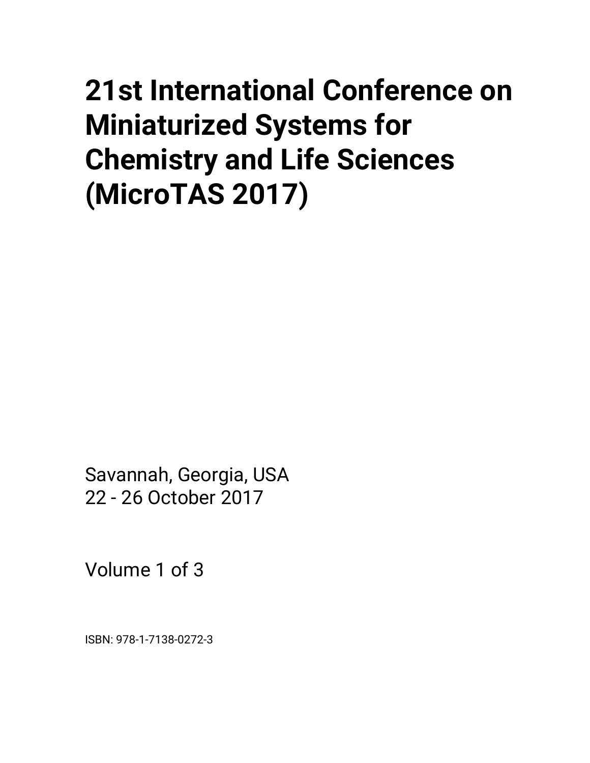# 21st International Conference on Miniaturized Systems for Chemistry and Life Sciences (MicroTAS 2017)

Savannah, Georgia, USA
22 - 26 October 2017

Volume 1 of 3

ISBN: 978-1-7138-0272-3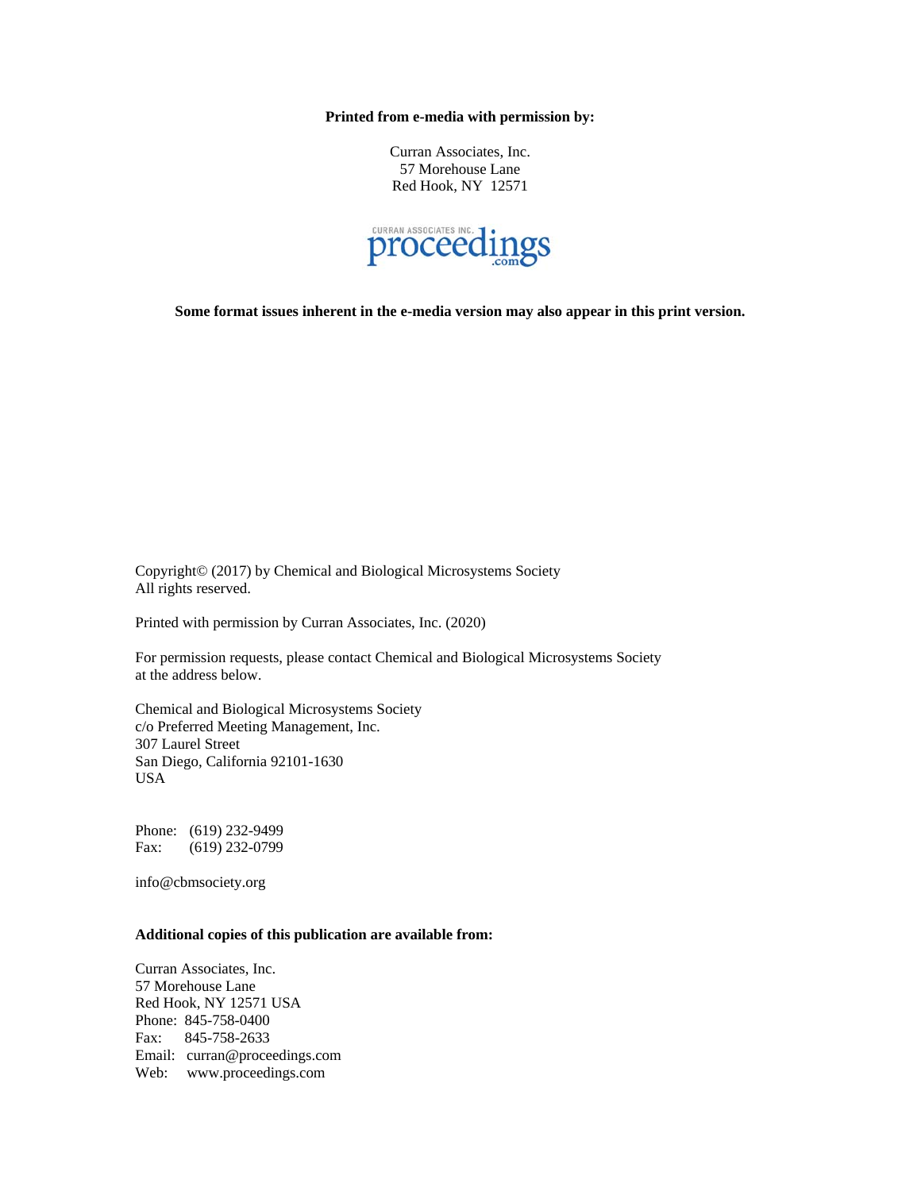**Printed from e-media with permission by:**

Curran Associates, Inc.
57 Morehouse Lane
Red Hook, NY 12571

**Some format issues inherent in the e-media version may also appear in this print version.**

Copyright© (2017) by Chemical and Biological Microsystems Society
All rights reserved.

Printed with permission by Curran Associates, Inc. (2020)

For permission requests, please contact Chemical and Biological Microsystems Society at the address below.

Chemical and Biological Microsystems Society
c/o Preferred Meeting Management, Inc.
307 Laurel Street
San Diego, California 92101-1630
USA

Phone: (619) 232-9499
Fax: (619) 232-0799

info@cbmsociety.org

**Additional copies of this publication are available from:**

Curran Associates, Inc.
57 Morehouse Lane
Red Hook, NY 12571 USA
Phone: 845-758-0400
Fax: 845-758-2633
Email: curran@proceedings.com
Web: www.proceedings.com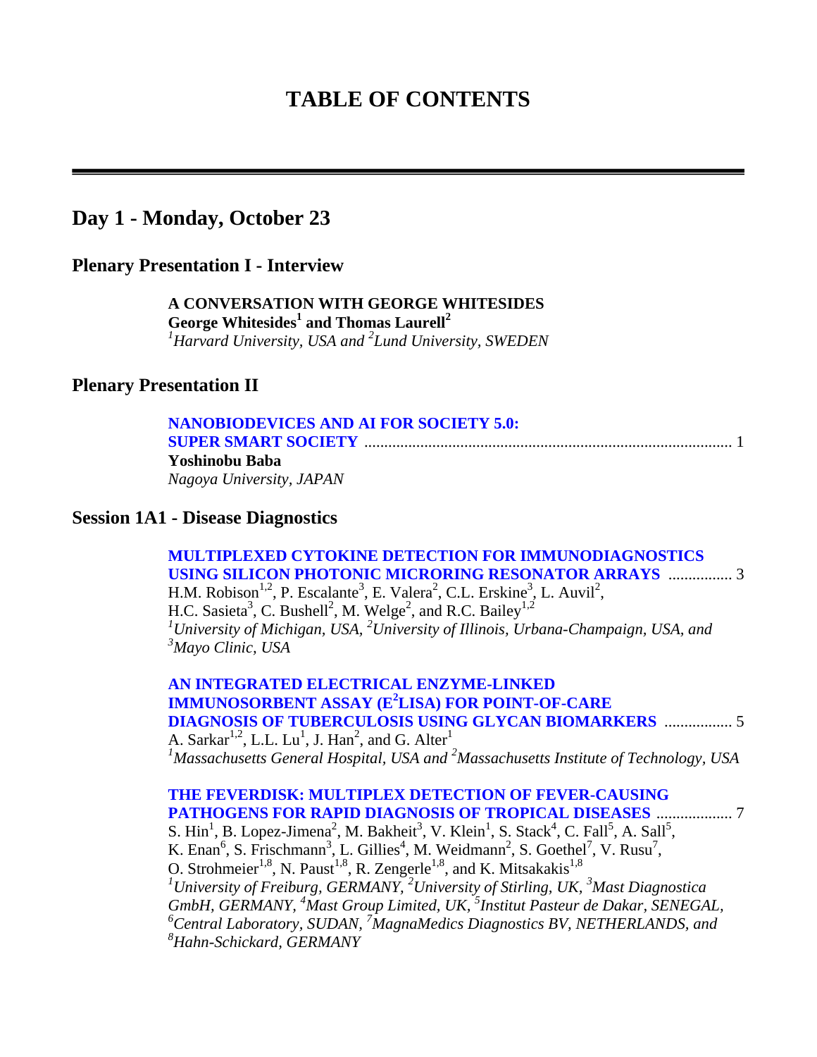# TABLE OF CONTENTS

## Day 1 - Monday, October 23

### Plenary Presentation I - Interview

**A CONVERSATION WITH GEORGE WHITESIDES**
**George Whitesides[1] and Thomas Laurell[2]**
*[1]Harvard University, USA and [2]Lund University, SWEDEN*

### Plenary Presentation II

**NANOBIODEVICES AND AI FOR SOCIETY 5.0: SUPER SMART SOCIETY** ........................................ 1
**Yoshinobu Baba**
*Nagoya University, JAPAN*

### Session 1A1 - Disease Diagnostics

**MULTIPLEXED CYTOKINE DETECTION FOR IMMUNODIAGNOSTICS USING SILICON PHOTONIC MICRORING RESONATOR ARRAYS** ................ 3
H.M. Robison[1,2], P. Escalante[3], E. Valera[2], C.L. Erskine[3], L. Auvil[2], H.C. Sasieta[3], C. Bushell[2], M. Welge[2], and R.C. Bailey[1,2]
*[1]University of Michigan, USA, [2]University of Illinois, Urbana-Champaign, USA, and [3]Mayo Clinic, USA*

**AN INTEGRATED ELECTRICAL ENZYME-LINKED IMMUNOSORBENT ASSAY ($E^2$LISA) FOR POINT-OF-CARE DIAGNOSIS OF TUBERCULOSIS USING GLYCAN BIOMARKERS** ................. 5
A. Sarkar[1,2], L.L. Lu[1], J. Han[2], and G. Alter[1]
*[1]Massachusetts General Hospital, USA and [2]Massachusetts Institute of Technology, USA*

**THE FEVERDISK: MULTIPLEX DETECTION OF FEVER-CAUSING PATHOGENS FOR RAPID DIAGNOSIS OF TROPICAL DISEASES** .................. 7
S. Hin[1], B. Lopez-Jimena[2], M. Bakheit[3], V. Klein[1], S. Stack[4], C. Fall[5], A. Sall[5], K. Enan[6], S. Frischmann[3], L. Gillies[4], M. Weidmann[2], S. Goethel[7], V. Rusu[7], O. Strohmeier[1,8], N. Paust[1,8], R. Zengerle[1,8], and K. Mitsakakis[1,8]
*[1]University of Freiburg, GERMANY, [2]University of Stirling, UK, [3]Mast Diagnostica GmbH, GERMANY, [4]Mast Group Limited, UK, [5]Institut Pasteur de Dakar, SENEGAL, [6]Central Laboratory, SUDAN, [7]MagnaMedics Diagnostics BV, NETHERLANDS, and [8]Hahn-Schickard, GERMANY*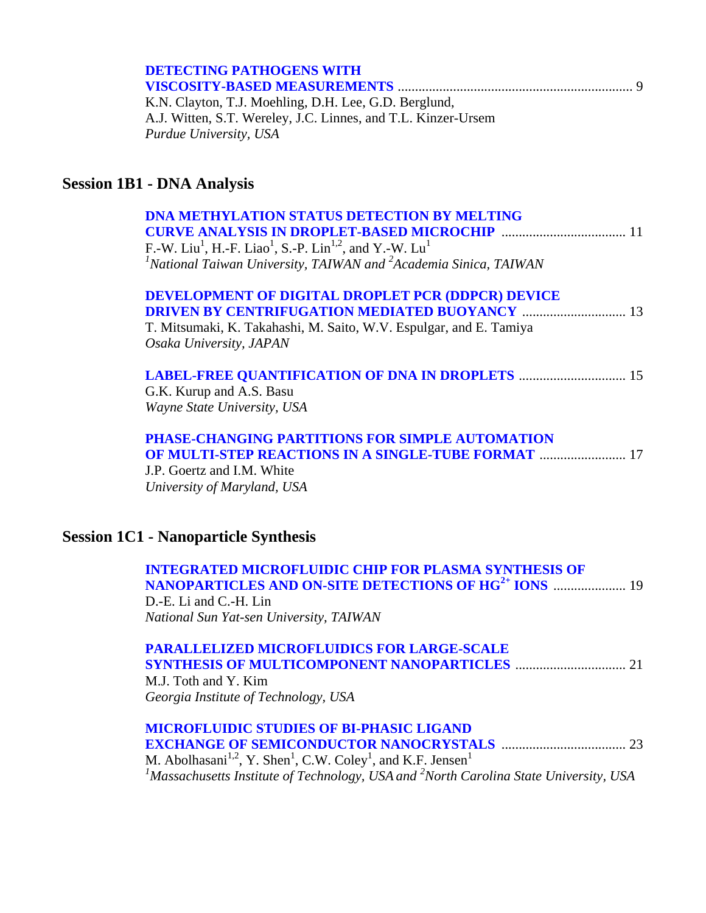**DETECTING PATHOGENS WITH VISCOSITY-BASED MEASUREMENTS** .................................................................... 9
K.N. Clayton, T.J. Moehling, D.H. Lee, G.D. Berglund, A.J. Witten, S.T. Wereley, J.C. Linnes, and T.L. Kinzer-Ursem
*Purdue University, USA*

## Session 1B1 - DNA Analysis

**DNA METHYLATION STATUS DETECTION BY MELTING CURVE ANALYSIS IN DROPLET-BASED MICROCHIP** .................................... 11
F.-W. Liu[1], H.-F. Liao[1], S.-P. Lin[1,2], and Y.-W. Lu[1]
*[1]National Taiwan University, TAIWAN and [2]Academia Sinica, TAIWAN*

**DEVELOPMENT OF DIGITAL DROPLET PCR (DDPCR) DEVICE DRIVEN BY CENTRIFUGATION MEDIATED BUOYANCY** .............................. 13
T. Mitsumaki, K. Takahashi, M. Saito, W.V. Espulgar, and E. Tamiya
*Osaka University, JAPAN*

**LABEL-FREE QUANTIFICATION OF DNA IN DROPLETS** ............................... 15
G.K. Kurup and A.S. Basu
*Wayne State University, USA*

**PHASE-CHANGING PARTITIONS FOR SIMPLE AUTOMATION OF MULTI-STEP REACTIONS IN A SINGLE-TUBE FORMAT** ......................... 17
J.P. Goertz and I.M. White
*University of Maryland, USA*

## Session 1C1 - Nanoparticle Synthesis

**INTEGRATED MICROFLUIDIC CHIP FOR PLASMA SYNTHESIS OF NANOPARTICLES AND ON-SITE DETECTIONS OF $HG^{2+}$ IONS** ..................... 19
D.-E. Li and C.-H. Lin
*National Sun Yat-sen University, TAIWAN*

**PARALLELIZED MICROFLUIDICS FOR LARGE-SCALE SYNTHESIS OF MULTICOMPONENT NANOPARTICLES** ................................ 21
M.J. Toth and Y. Kim
*Georgia Institute of Technology, USA*

**MICROFLUIDIC STUDIES OF BI-PHASIC LIGAND EXCHANGE OF SEMICONDUCTOR NANOCRYSTALS** .................................... 23
M. Abolhasani[1,2], Y. Shen[1], C.W. Coley[1], and K.F. Jensen[1]
*[1]Massachusetts Institute of Technology, USA and [2]North Carolina State University, USA*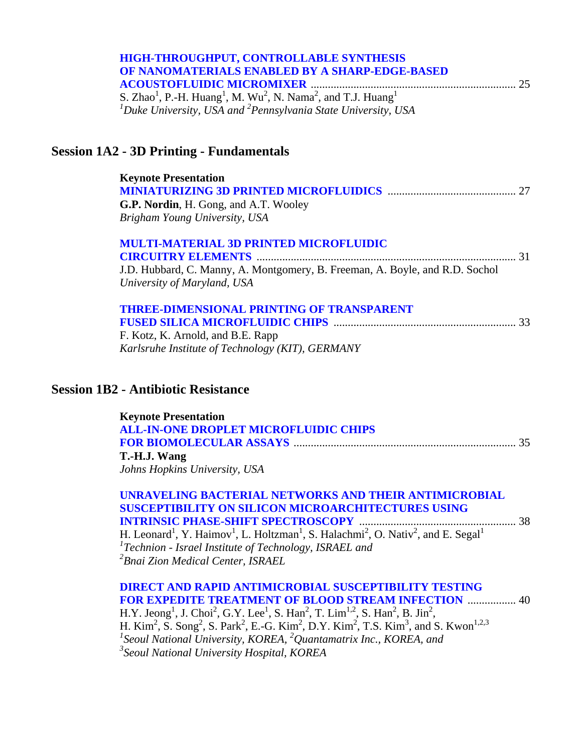**HIGH-THROUGHPUT, CONTROLLABLE SYNTHESIS OF NANOMATERIALS ENABLED BY A SHARP-EDGE-BASED ACOUSTOFLUIDIC MICROMIXER** ........................................................................ 25
S. Zhao[1], P.-H. Huang[1], M. Wu[2], N. Nama[2], and T.J. Huang[1]
*[1]Duke University, USA and [2]Pennsylvania State University, USA*

## Session 1A2 - 3D Printing - Fundamentals

**Keynote Presentation**
**MINIATURIZING 3D PRINTED MICROFLUIDICS** ............................................ 27
**G.P. Nordin**, H. Gong, and A.T. Wooley
*Brigham Young University, USA*

**MULTI-MATERIAL 3D PRINTED MICROFLUIDIC CIRCUITRY ELEMENTS** ........................................................................................... 31
J.D. Hubbard, C. Manny, A. Montgomery, B. Freeman, A. Boyle, and R.D. Sochol
*University of Maryland, USA*

**THREE-DIMENSIONAL PRINTING OF TRANSPARENT FUSED SILICA MICROFLUIDIC CHIPS** ............................................................... 33
F. Kotz, K. Arnold, and B.E. Rapp
*Karlsruhe Institute of Technology (KIT), GERMANY*

## Session 1B2 - Antibiotic Resistance

**Keynote Presentation**
**ALL-IN-ONE DROPLET MICROFLUIDIC CHIPS FOR BIOMOLECULAR ASSAYS** ............................................................................ 35
**T.-H.J. Wang**
*Johns Hopkins University, USA*

**UNRAVELING BACTERIAL NETWORKS AND THEIR ANTIMICROBIAL SUSCEPTIBILITY ON SILICON MICROARCHITECTURES USING INTRINSIC PHASE-SHIFT SPECTROSCOPY** ...................................................... 38
H. Leonard[1], Y. Haimov[1], L. Holtzman[1], S. Halachmi[2], O. Nativ[2], and E. Segal[1]
*[1]Technion - Israel Institute of Technology, ISRAEL and*
*[2]Bnai Zion Medical Center, ISRAEL*

**DIRECT AND RAPID ANTIMICROBIAL SUSCEPTIBILITY TESTING FOR EXPEDITE TREATMENT OF BLOOD STREAM INFECTION** ................. 40
H.Y. Jeong[1], J. Choi[2], G.Y. Lee[1], S. Han[2], T. Lim[1,2], S. Han[2], B. Jin[2],
H. Kim[2], S. Song[2], S. Park[2], E.-G. Kim[2], D.Y. Kim[2], T.S. Kim[3], and S. Kwon[1,2,3]
*[1]Seoul National University, KOREA, [2]Quantamatrix Inc., KOREA, and*
*[3]Seoul National University Hospital, KOREA*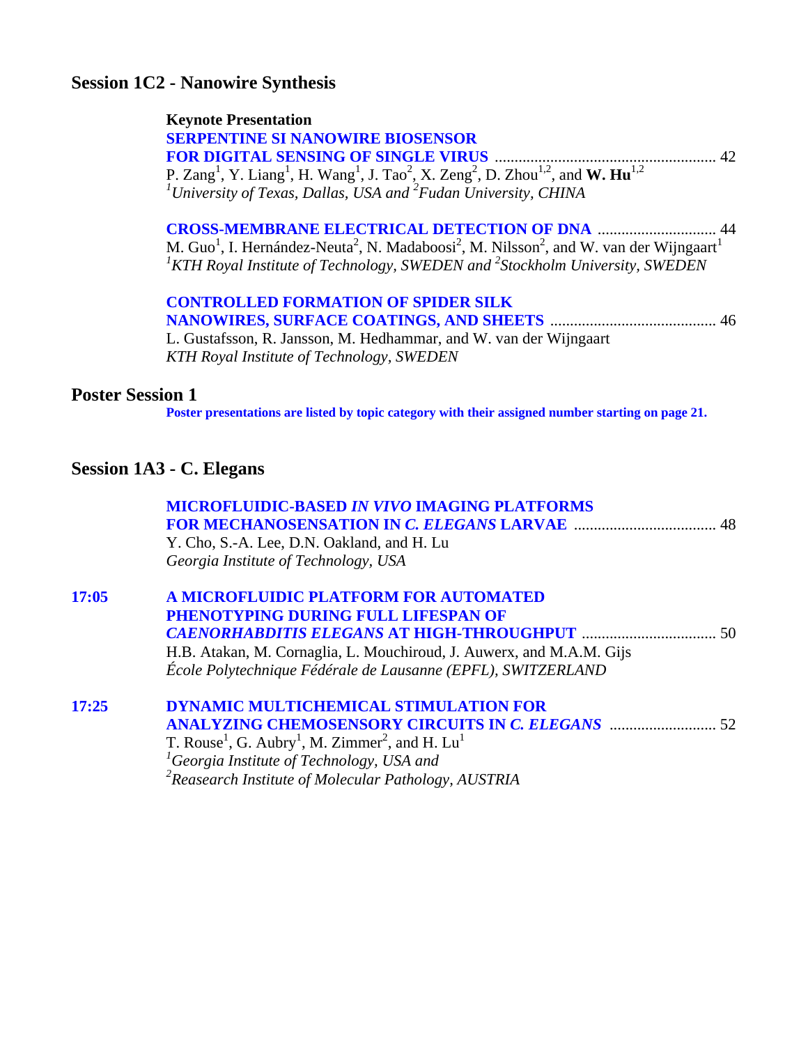## Session 1C2 - Nanowire Synthesis

**Keynote Presentation**

**SERPENTINE SI NANOWIRE BIOSENSOR FOR DIGITAL SENSING OF SINGLE VIRUS** ........................................................ 42
P. Zang[1], Y. Liang[1], H. Wang[1], J. Tao[2], X. Zeng[2], D. Zhou[1,2], and **W. Hu**[1,2]
*[1]University of Texas, Dallas, USA and [2]Fudan University, CHINA*

**CROSS-MEMBRANE ELECTRICAL DETECTION OF DNA** .............................. 44
M. Guo[1], I. Hernández-Neuta[2], N. Madaboosi[2], M. Nilsson[2], and W. van der Wijngaart[1]
*[1]KTH Royal Institute of Technology, SWEDEN and [2]Stockholm University, SWEDEN*

**CONTROLLED FORMATION OF SPIDER SILK NANOWIRES, SURFACE COATINGS, AND SHEETS** .......................................... 46
L. Gustafsson, R. Jansson, M. Hedhammar, and W. van der Wijngaart
*KTH Royal Institute of Technology, SWEDEN*

## Poster Session 1

**Poster presentations are listed by topic category with their assigned number starting on page 21.**

## Session 1A3 - C. Elegans

**MICROFLUIDIC-BASED *IN VIVO* IMAGING PLATFORMS FOR MECHANOSENSATION IN *C. ELEGANS* LARVAE** .................................... 48
Y. Cho, S.-A. Lee, D.N. Oakland, and H. Lu
*Georgia Institute of Technology, USA*

**17:05** **A MICROFLUIDIC PLATFORM FOR AUTOMATED PHENOTYPING DURING FULL LIFESPAN OF *CAENORHABDITIS ELEGANS* AT HIGH-THROUGHPUT** .................................. 50
H.B. Atakan, M. Cornaglia, L. Mouchiroud, J. Auwerx, and M.A.M. Gijs
*École Polytechnique Fédérale de Lausanne (EPFL), SWITZERLAND*

**17:25** **DYNAMIC MULTICHEMICAL STIMULATION FOR ANALYZING CHEMOSENSORY CIRCUITS IN *C. ELEGANS*** ........................... 52
T. Rouse[1], G. Aubry[1], M. Zimmer[2], and H. Lu[1]
*[1]Georgia Institute of Technology, USA and*
*[2]Reasearch Institute of Molecular Pathology, AUSTRIA*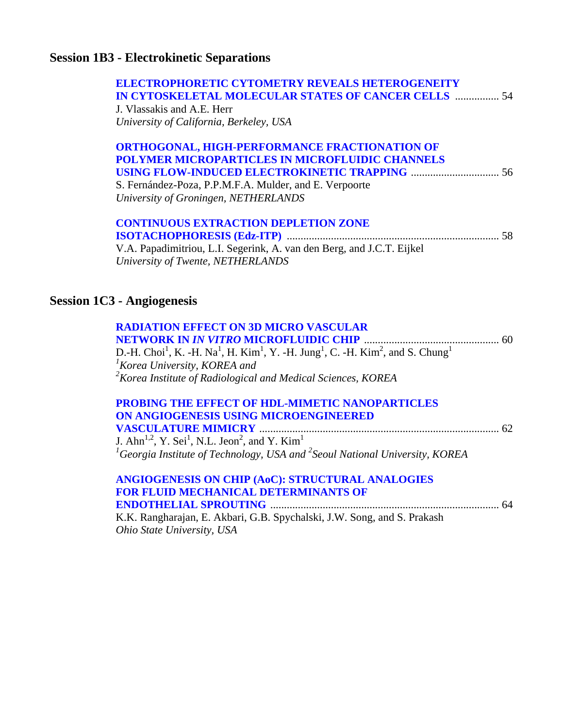## Session 1B3 - Electrokinetic Separations

**ELECTROPHORETIC CYTOMETRY REVEALS HETEROGENEITY IN CYTOSKELETAL MOLECULAR STATES OF CANCER CELLS** ................ 54
J. Vlassakis and A.E. Herr
*University of California, Berkeley, USA*

**ORTHOGONAL, HIGH-PERFORMANCE FRACTIONATION OF POLYMER MICROPARTICLES IN MICROFLUIDIC CHANNELS USING FLOW-INDUCED ELECTROKINETIC TRAPPING** ............................... 56
S. Fernández-Poza, P.P.M.F.A. Mulder, and E. Verpoorte
*University of Groningen, NETHERLANDS*

**CONTINUOUS EXTRACTION DEPLETION ZONE ISOTACHOPHORESIS (Edz-ITP)** ........................................................................... 58
V.A. Papadimitriou, L.I. Segerink, A. van den Berg, and J.C.T. Eijkel
*University of Twente, NETHERLANDS*

## Session 1C3 - Angiogenesis

**RADIATION EFFECT ON 3D MICRO VASCULAR NETWORK IN *IN VITRO* MICROFLUIDIC CHIP** ................................................ 60
D.-H. Choi[1], K. -H. Na[1], H. Kim[1], Y. -H. Jung[1], C. -H. Kim[2], and S. Chung[1]
*[1]Korea University, KOREA and*
*[2]Korea Institute of Radiological and Medical Sciences, KOREA*

**PROBING THE EFFECT OF HDL-MIMETIC NANOPARTICLES ON ANGIOGENESIS USING MICROENGINEERED VASCULATURE MIMICRY** ..................................................................................... 62
J. Ahn[1,2], Y. Sei[1], N.L. Jeon[2], and Y. Kim[1]
*[1]Georgia Institute of Technology, USA and [2]Seoul National University, KOREA*

**ANGIOGENESIS ON CHIP (AoC): STRUCTURAL ANALOGIES FOR FLUID MECHANICAL DETERMINANTS OF ENDOTHELIAL SPROUTING** .................................................................................. 64
K.K. Rangharajan, E. Akbari, G.B. Spychalski, J.W. Song, and S. Prakash
*Ohio State University, USA*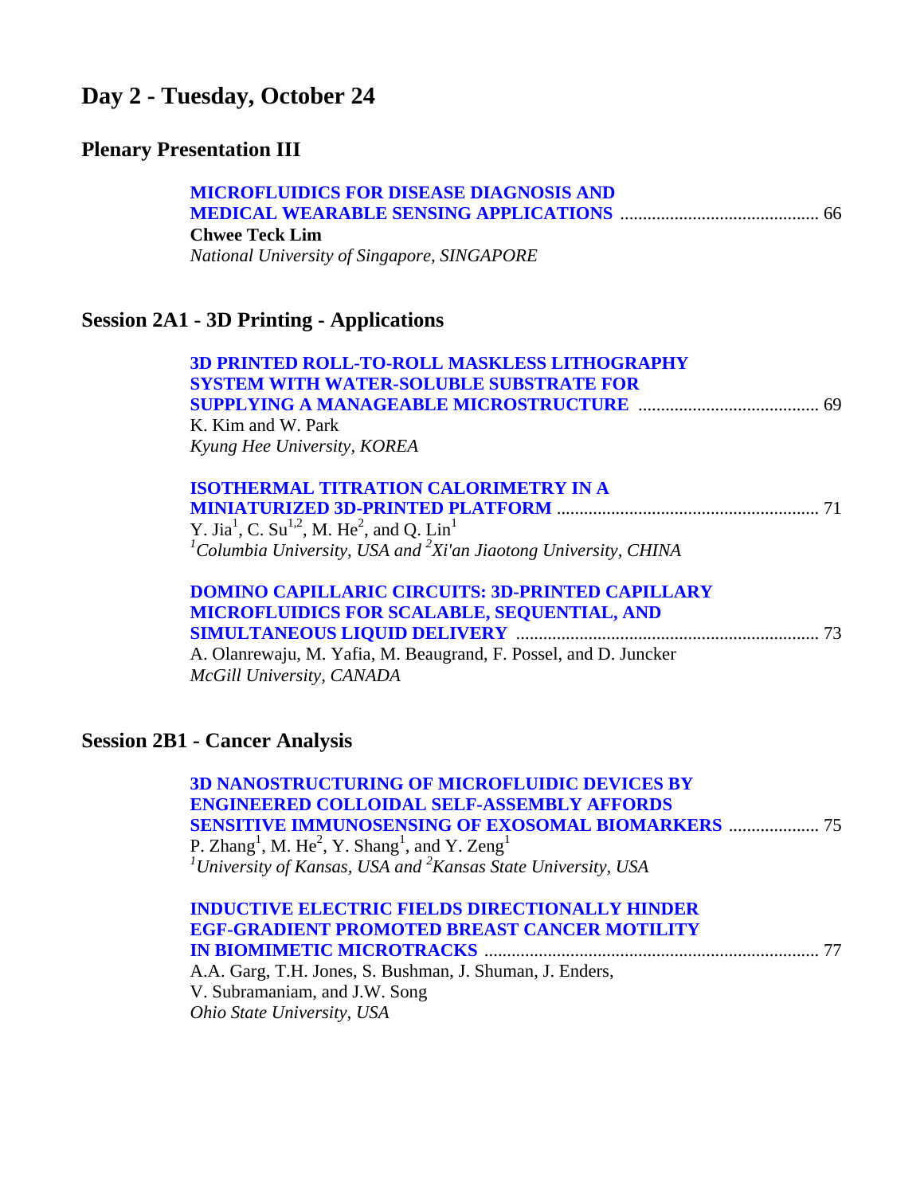# Day 2 - Tuesday, October 24

## Plenary Presentation III

**MICROFLUIDICS FOR DISEASE DIAGNOSIS AND MEDICAL WEARABLE SENSING APPLICATIONS** ........ 66
**Chwee Teck Lim**
*National University of Singapore, SINGAPORE*

## Session 2A1 - 3D Printing - Applications

**3D PRINTED ROLL-TO-ROLL MASKLESS LITHOGRAPHY SYSTEM WITH WATER-SOLUBLE SUBSTRATE FOR SUPPLYING A MANAGEABLE MICROSTRUCTURE** ........ 69
K. Kim and W. Park
*Kyung Hee University, KOREA*

**ISOTHERMAL TITRATION CALORIMETRY IN A MINIATURIZED 3D-PRINTED PLATFORM** ........ 71
Y. Jia[1], C. Su[1,2], M. He[2], and Q. Lin[1]
*[1]Columbia University, USA and [2]Xi'an Jiaotong University, CHINA*

**DOMINO CAPILLARIC CIRCUITS: 3D-PRINTED CAPILLARY MICROFLUIDICS FOR SCALABLE, SEQUENTIAL, AND SIMULTANEOUS LIQUID DELIVERY** ........ 73
A. Olanrewaju, M. Yafia, M. Beaugrand, F. Possel, and D. Juncker
*McGill University, CANADA*

## Session 2B1 - Cancer Analysis

**3D NANOSTRUCTURING OF MICROFLUIDIC DEVICES BY ENGINEERED COLLOIDAL SELF-ASSEMBLY AFFORDS SENSITIVE IMMUNOSENSING OF EXOSOMAL BIOMARKERS** ........ 75
P. Zhang[1], M. He[2], Y. Shang[1], and Y. Zeng[1]
*[1]University of Kansas, USA and [2]Kansas State University, USA*

**INDUCTIVE ELECTRIC FIELDS DIRECTIONALLY HINDER EGF-GRADIENT PROMOTED BREAST CANCER MOTILITY IN BIOMIMETIC MICROTRACKS** ........ 77
A.A. Garg, T.H. Jones, S. Bushman, J. Shuman, J. Enders, V. Subramaniam, and J.W. Song
*Ohio State University, USA*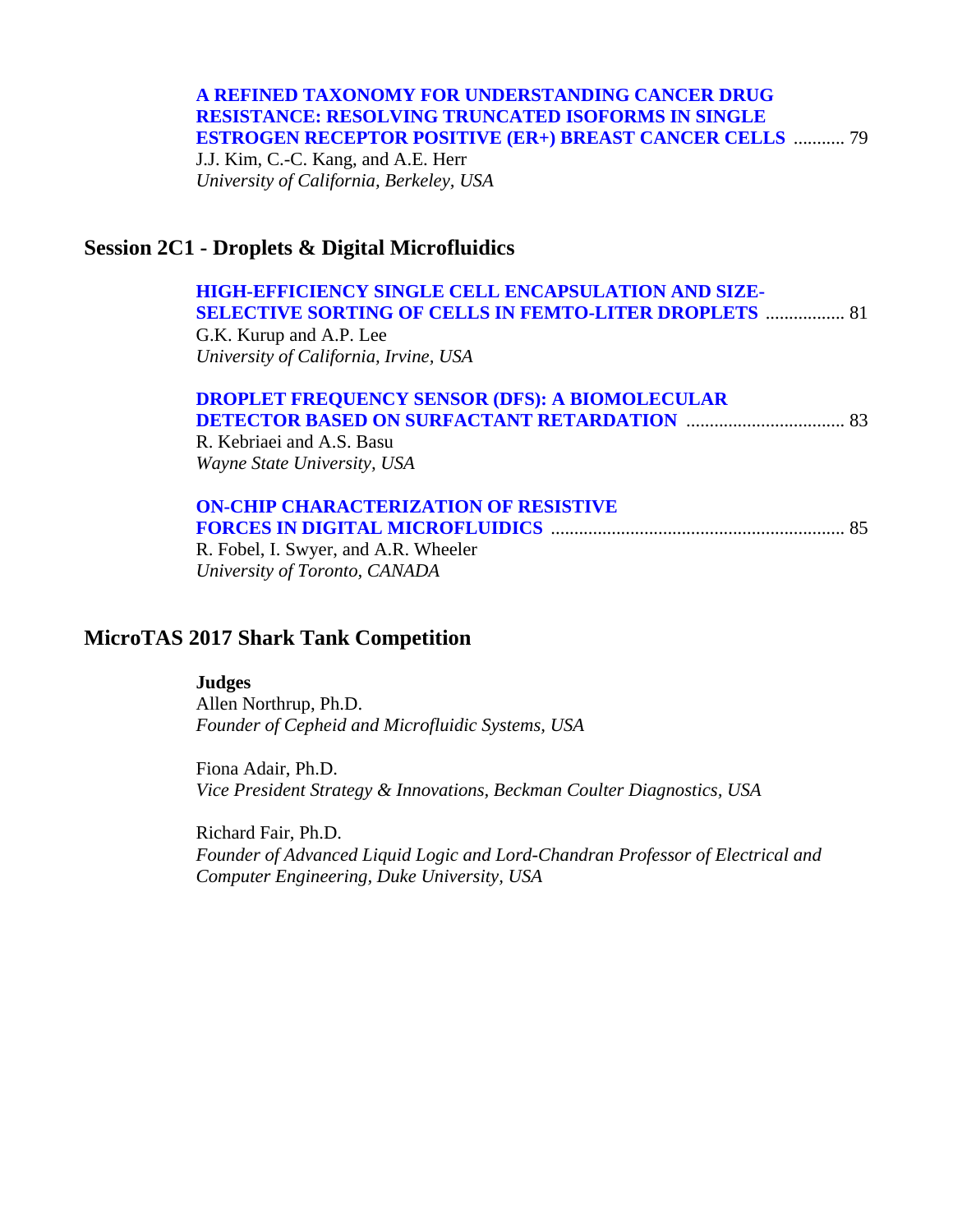**A REFINED TAXONOMY FOR UNDERSTANDING CANCER DRUG RESISTANCE: RESOLVING TRUNCATED ISOFORMS IN SINGLE ESTROGEN RECEPTOR POSITIVE (ER+) BREAST CANCER CELLS** ........... 79
J.J. Kim, C.-C. Kang, and A.E. Herr
*University of California, Berkeley, USA*

## Session 2C1 - Droplets & Digital Microfluidics

**HIGH-EFFICIENCY SINGLE CELL ENCAPSULATION AND SIZE-SELECTIVE SORTING OF CELLS IN FEMTO-LITER DROPLETS** ................. 81
G.K. Kurup and A.P. Lee
*University of California, Irvine, USA*

**DROPLET FREQUENCY SENSOR (DFS): A BIOMOLECULAR DETECTOR BASED ON SURFACTANT RETARDATION** .................................. 83
R. Kebriaei and A.S. Basu
*Wayne State University, USA*

**ON-CHIP CHARACTERIZATION OF RESISTIVE FORCES IN DIGITAL MICROFLUIDICS** .............................................................. 85
R. Fobel, I. Swyer, and A.R. Wheeler
*University of Toronto, CANADA*

## MicroTAS 2017 Shark Tank Competition

**Judges**
Allen Northrup, Ph.D.
*Founder of Cepheid and Microfluidic Systems, USA*

Fiona Adair, Ph.D.
*Vice President Strategy & Innovations, Beckman Coulter Diagnostics, USA*

Richard Fair, Ph.D.
*Founder of Advanced Liquid Logic and Lord-Chandran Professor of Electrical and Computer Engineering, Duke University, USA*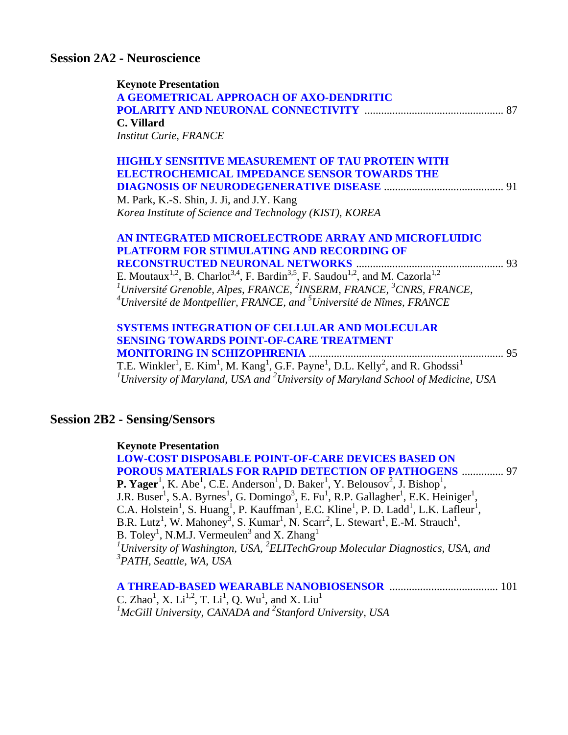## Session 2A2 - Neuroscience

**Keynote Presentation**
**A GEOMETRICAL APPROACH OF AXO-DENDRITIC POLARITY AND NEURONAL CONNECTIVITY** .................................................. 87
**C. Villard**
*Institut Curie, FRANCE*

**HIGHLY SENSITIVE MEASUREMENT OF TAU PROTEIN WITH ELECTROCHEMICAL IMPEDANCE SENSOR TOWARDS THE DIAGNOSIS OF NEURODEGENERATIVE DISEASE** ........................................... 91
M. Park, K.-S. Shin, J. Ji, and J.Y. Kang
*Korea Institute of Science and Technology (KIST), KOREA*

**AN INTEGRATED MICROELECTRODE ARRAY AND MICROFLUIDIC PLATFORM FOR STIMULATING AND RECORDING OF RECONSTRUCTED NEURONAL NETWORKS** ..................................................... 93
E. Moutaux[1,2], B. Charlot[3,4], F. Bardin[3,5], F. Saudou[1,2], and M. Cazorla[1,2]
*[1]Université Grenoble, Alpes, FRANCE, [2]INSERM, FRANCE, [3]CNRS, FRANCE, [4]Université de Montpellier, FRANCE, and [5]Université de Nîmes, FRANCE*

**SYSTEMS INTEGRATION OF CELLULAR AND MOLECULAR SENSING TOWARDS POINT-OF-CARE TREATMENT MONITORING IN SCHIZOPHRENIA** ...................................................................... 95
T.E. Winkler[1], E. Kim[1], M. Kang[1], G.F. Payne[1], D.L. Kelly[2], and R. Ghodssi[1]
*[1]University of Maryland, USA and [2]University of Maryland School of Medicine, USA*

## Session 2B2 - Sensing/Sensors

**Keynote Presentation**
**LOW-COST DISPOSABLE POINT-OF-CARE DEVICES BASED ON POROUS MATERIALS FOR RAPID DETECTION OF PATHOGENS** ............... 97
**P. Yager**[1], K. Abe[1], C.E. Anderson[1], D. Baker[1], Y. Belousov[2], J. Bishop[1], J.R. Buser[1], S.A. Byrnes[1], G. Domingo[3], E. Fu[1], R.P. Gallagher[1], E.K. Heiniger[1], C.A. Holstein[1], S. Huang[1], P. Kauffman[1], E.C. Kline[1], P. D. Ladd[1], L.K. Lafleur[1], B.R. Lutz[1], W. Mahoney[3], S. Kumar[1], N. Scarr[2], L. Stewart[1], E.-M. Strauch[1], B. Toley[1], N.M.J. Vermeulen[3] and X. Zhang[1]
*[1]University of Washington, USA, [2]ELITechGroup Molecular Diagnostics, USA, and [3]PATH, Seattle, WA, USA*

**A THREAD-BASED WEARABLE NANOBIOSENSOR** ....................................... 101
C. Zhao[1], X. Li[1,2], T. Li[1], Q. Wu[1], and X. Liu[1]
*[1]McGill University, CANADA and [2]Stanford University, USA*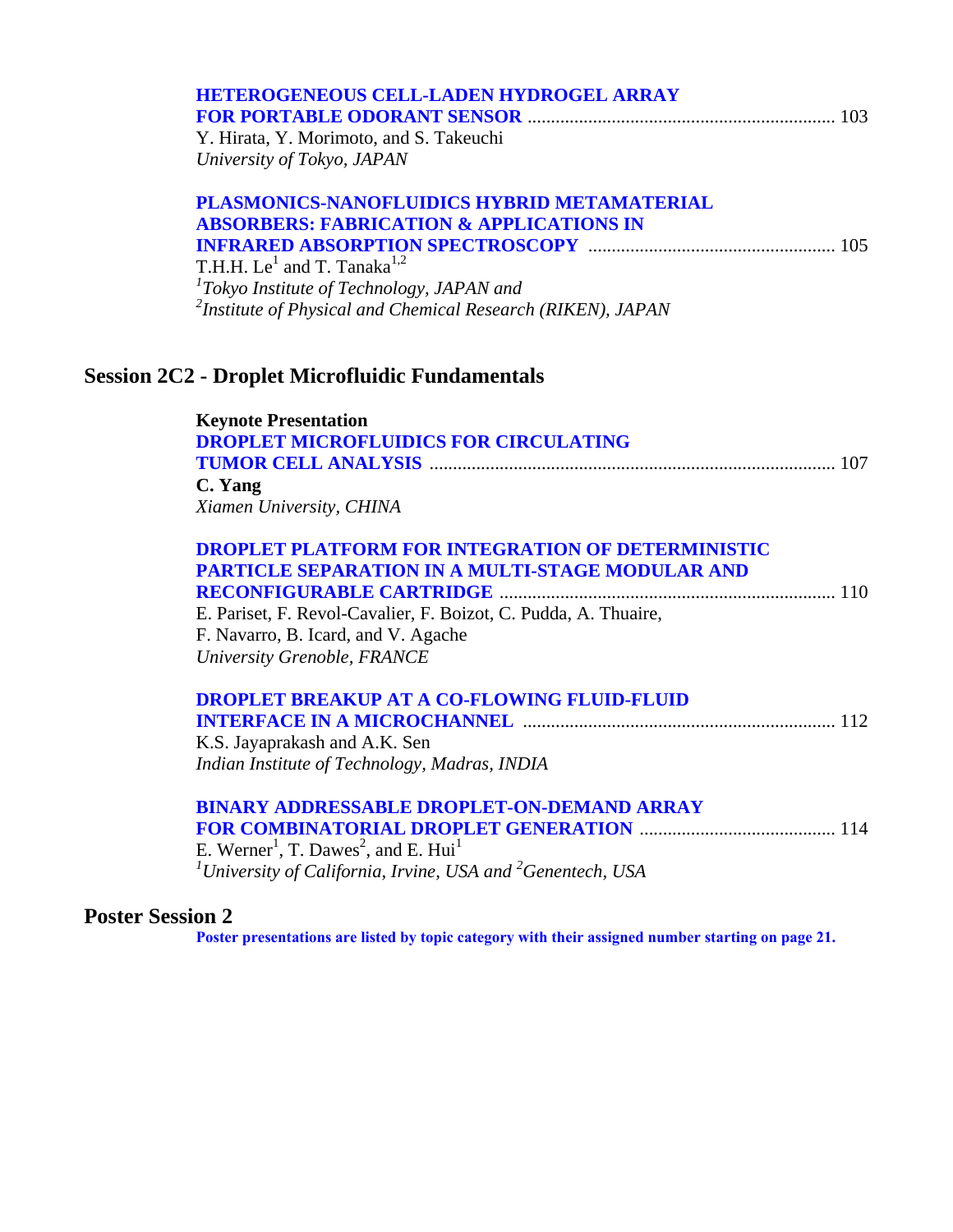**HETEROGENEOUS CELL-LADEN HYDROGEL ARRAY FOR PORTABLE ODORANT SENSOR** ................................................................. 103
Y. Hirata, Y. Morimoto, and S. Takeuchi
*University of Tokyo, JAPAN*

**PLASMONICS-NANOFLUIDICS HYBRID METAMATERIAL ABSORBERS: FABRICATION & APPLICATIONS IN INFRARED ABSORPTION SPECTROSCOPY** .................................................... 105
T.H.H. Le[1] and T. Tanaka[1,2]
*[1]Tokyo Institute of Technology, JAPAN and*
*[2]Institute of Physical and Chemical Research (RIKEN), JAPAN*

## Session 2C2 - Droplet Microfluidic Fundamentals

**Keynote Presentation**
**DROPLET MICROFLUIDICS FOR CIRCULATING TUMOR CELL ANALYSIS** ...................................................................................... 107
**C. Yang**
*Xiamen University, CHINA*

**DROPLET PLATFORM FOR INTEGRATION OF DETERMINISTIC PARTICLE SEPARATION IN A MULTI-STAGE MODULAR AND RECONFIGURABLE CARTRIDGE** ....................................................................... 110
E. Pariset, F. Revol-Cavalier, F. Boizot, C. Pudda, A. Thuaire, F. Navarro, B. Icard, and V. Agache
*University Grenoble, FRANCE*

**DROPLET BREAKUP AT A CO-FLOWING FLUID-FLUID INTERFACE IN A MICROCHANNEL** .................................................................. 112
K.S. Jayaprakash and A.K. Sen
*Indian Institute of Technology, Madras, INDIA*

**BINARY ADDRESSABLE DROPLET-ON-DEMAND ARRAY FOR COMBINATORIAL DROPLET GENERATION** ......................................... 114
E. Werner[1], T. Dawes[2], and E. Hui[1]
*[1]University of California, Irvine, USA and [2]Genentech, USA*

## Poster Session 2

**Poster presentations are listed by topic category with their assigned number starting on page 21.**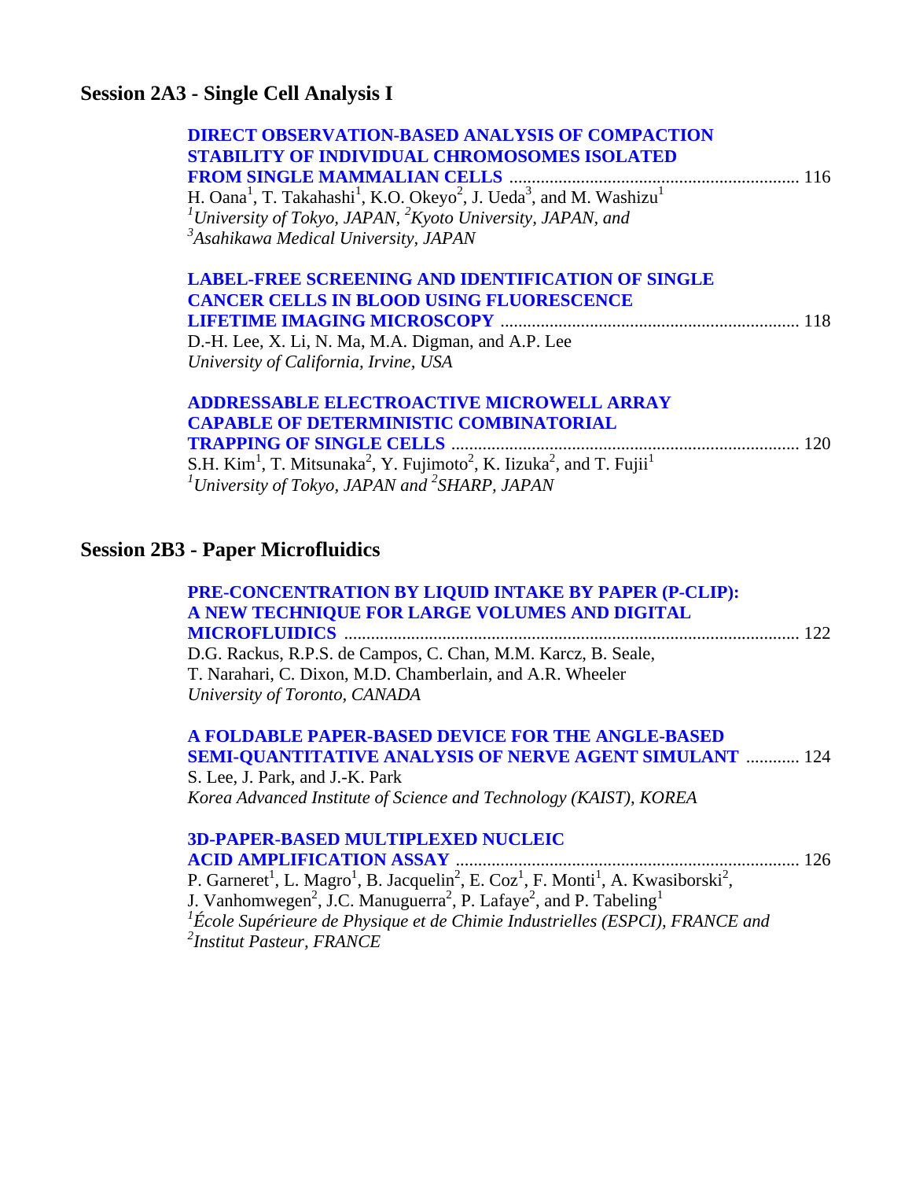## Session 2A3 - Single Cell Analysis I

**DIRECT OBSERVATION-BASED ANALYSIS OF COMPACTION STABILITY OF INDIVIDUAL CHROMOSOMES ISOLATED FROM SINGLE MAMMALIAN CELLS** ........ 116
H. Oana[1], T. Takahashi[1], K.O. Okeyo[2], J. Ueda[3], and M. Washizu[1]
*[1]University of Tokyo, JAPAN, [2]Kyoto University, JAPAN, and [3]Asahikawa Medical University, JAPAN*

**LABEL-FREE SCREENING AND IDENTIFICATION OF SINGLE CANCER CELLS IN BLOOD USING FLUORESCENCE LIFETIME IMAGING MICROSCOPY** ........ 118
D.-H. Lee, X. Li, N. Ma, M.A. Digman, and A.P. Lee
*University of California, Irvine, USA*

**ADDRESSABLE ELECTROACTIVE MICROWELL ARRAY CAPABLE OF DETERMINISTIC COMBINATORIAL TRAPPING OF SINGLE CELLS** ........ 120
S.H. Kim[1], T. Mitsunaka[2], Y. Fujimoto[2], K. Iizuka[2], and T. Fujii[1]
*[1]University of Tokyo, JAPAN and [2]SHARP, JAPAN*

## Session 2B3 - Paper Microfluidics

**PRE-CONCENTRATION BY LIQUID INTAKE BY PAPER (P-CLIP): A NEW TECHNIQUE FOR LARGE VOLUMES AND DIGITAL MICROFLUIDICS** ........ 122
D.G. Rackus, R.P.S. de Campos, C. Chan, M.M. Karcz, B. Seale, T. Narahari, C. Dixon, M.D. Chamberlain, and A.R. Wheeler
*University of Toronto, CANADA*

**A FOLDABLE PAPER-BASED DEVICE FOR THE ANGLE-BASED SEMI-QUANTITATIVE ANALYSIS OF NERVE AGENT SIMULANT** ........ 124
S. Lee, J. Park, and J.-K. Park
*Korea Advanced Institute of Science and Technology (KAIST), KOREA*

**3D-PAPER-BASED MULTIPLEXED NUCLEIC ACID AMPLIFICATION ASSAY** ........ 126
P. Garneret[1], L. Magro[1], B. Jacquelin[2], E. Coz[1], F. Monti[1], A. Kwasiborski[2], J. Vanhomwegen[2], J.C. Manuguerra[2], P. Lafaye[2], and P. Tabeling[1]
*[1]École Supérieure de Physique et de Chimie Industrielles (ESPCI), FRANCE and [2]Institut Pasteur, FRANCE*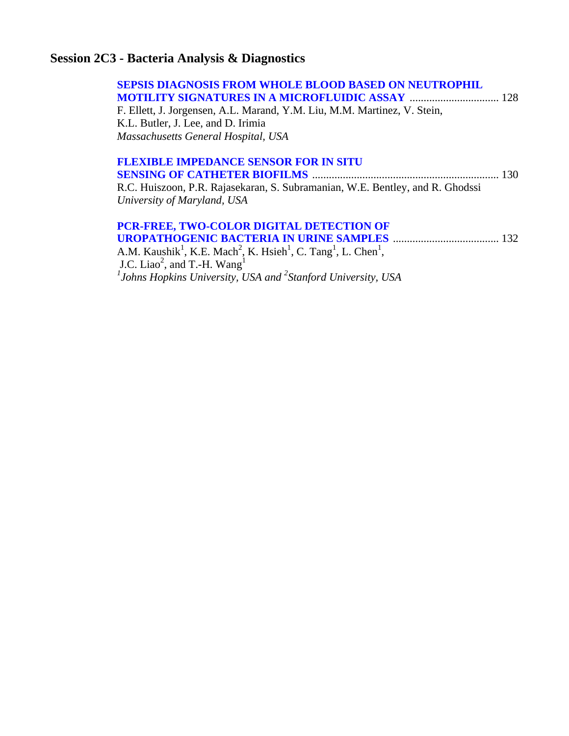## Session 2C3 - Bacteria Analysis & Diagnostics

**SEPSIS DIAGNOSIS FROM WHOLE BLOOD BASED ON NEUTROPHIL MOTILITY SIGNATURES IN A MICROFLUIDIC ASSAY** ................................ 128
F. Ellett, J. Jorgensen, A.L. Marand, Y.M. Liu, M.M. Martinez, V. Stein, K.L. Butler, J. Lee, and D. Irimia
*Massachusetts General Hospital, USA*

**FLEXIBLE IMPEDANCE SENSOR FOR IN SITU SENSING OF CATHETER BIOFILMS** ................................................................... 130
R.C. Huiszoon, P.R. Rajasekaran, S. Subramanian, W.E. Bentley, and R. Ghodssi
*University of Maryland, USA*

**PCR-FREE, TWO-COLOR DIGITAL DETECTION OF UROPATHOGENIC BACTERIA IN URINE SAMPLES** ...................................... 132
A.M. Kaushik[1], K.E. Mach[2], K. Hsieh[1], C. Tang[1], L. Chen[1], J.C. Liao[2], and T.-H. Wang[1]
*[1]Johns Hopkins University, USA and [2]Stanford University, USA*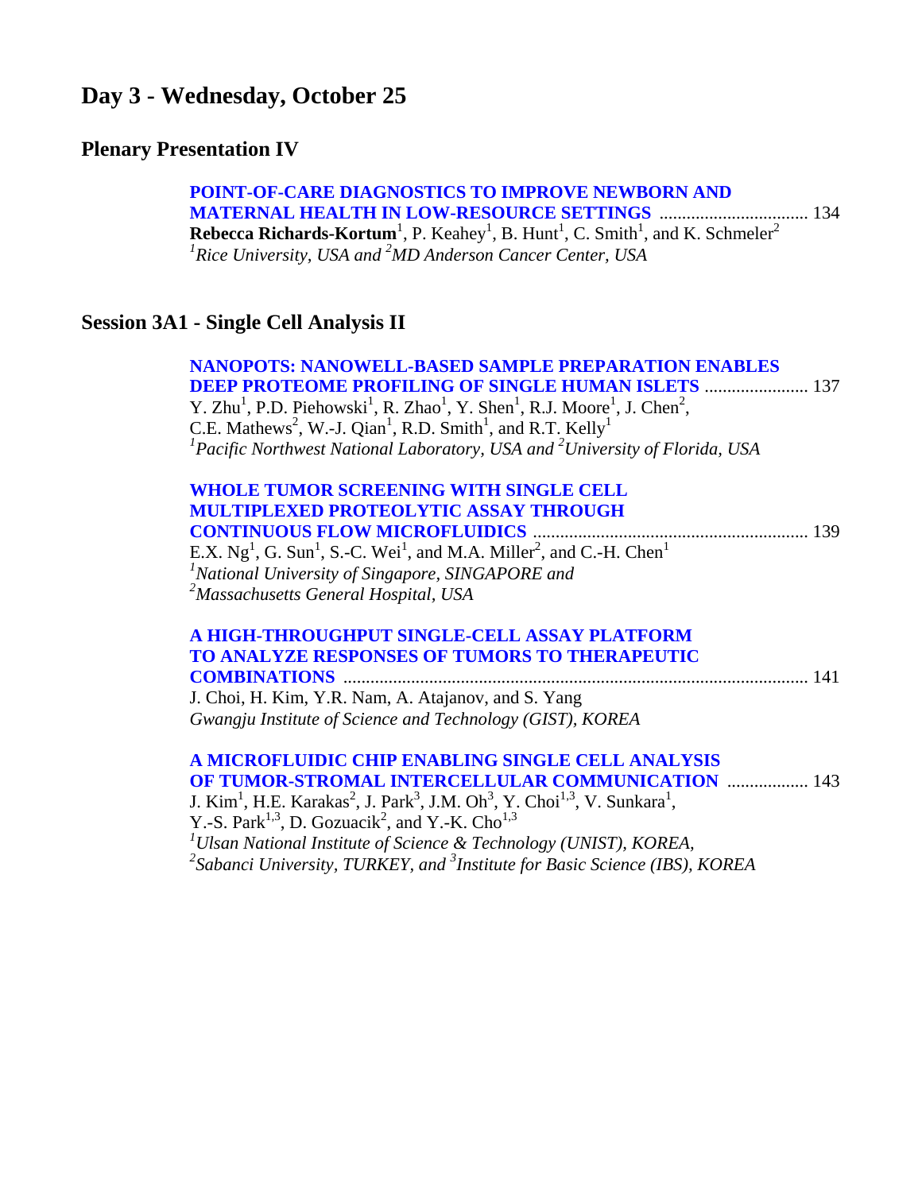# Day 3 - Wednesday, October 25

## Plenary Presentation IV

**POINT-OF-CARE DIAGNOSTICS TO IMPROVE NEWBORN AND MATERNAL HEALTH IN LOW-RESOURCE SETTINGS** ................................ 134
**Rebecca Richards-Kortum**[1], P. Keahey[1], B. Hunt[1], C. Smith[1], and K. Schmeler[2]
*[1]Rice University, USA and [2]MD Anderson Cancer Center, USA*

## Session 3A1 - Single Cell Analysis II

**NANOPOTS: NANOWELL-BASED SAMPLE PREPARATION ENABLES DEEP PROTEOME PROFILING OF SINGLE HUMAN ISLETS** ....................... 137
Y. Zhu[1], P.D. Piehowski[1], R. Zhao[1], Y. Shen[1], R.J. Moore[1], J. Chen[2], C.E. Mathews[2], W.-J. Qian[1], R.D. Smith[1], and R.T. Kelly[1]
*[1]Pacific Northwest National Laboratory, USA and [2]University of Florida, USA*

**WHOLE TUMOR SCREENING WITH SINGLE CELL MULTIPLEXED PROTEOLYTIC ASSAY THROUGH CONTINUOUS FLOW MICROFLUIDICS** ............................................................ 139
E.X. Ng[1], G. Sun[1], S.-C. Wei[1], and M.A. Miller[2], and C.-H. Chen[1]
*[1]National University of Singapore, SINGAPORE and*
*[2]Massachusetts General Hospital, USA*

**A HIGH-THROUGHPUT SINGLE-CELL ASSAY PLATFORM TO ANALYZE RESPONSES OF TUMORS TO THERAPEUTIC COMBINATIONS** ...................................................................................................... 141
J. Choi, H. Kim, Y.R. Nam, A. Atajanov, and S. Yang
*Gwangju Institute of Science and Technology (GIST), KOREA*

**A MICROFLUIDIC CHIP ENABLING SINGLE CELL ANALYSIS OF TUMOR-STROMAL INTERCELLULAR COMMUNICATION** .................. 143
J. Kim[1], H.E. Karakas[2], J. Park[3], J.M. Oh[3], Y. Choi[1,3], V. Sunkara[1], Y.-S. Park[1,3], D. Gozuacik[2], and Y.-K. Cho[1,3]
*[1]Ulsan National Institute of Science & Technology (UNIST), KOREA,*
*[2]Sabanci University, TURKEY, and [3]Institute for Basic Science (IBS), KOREA*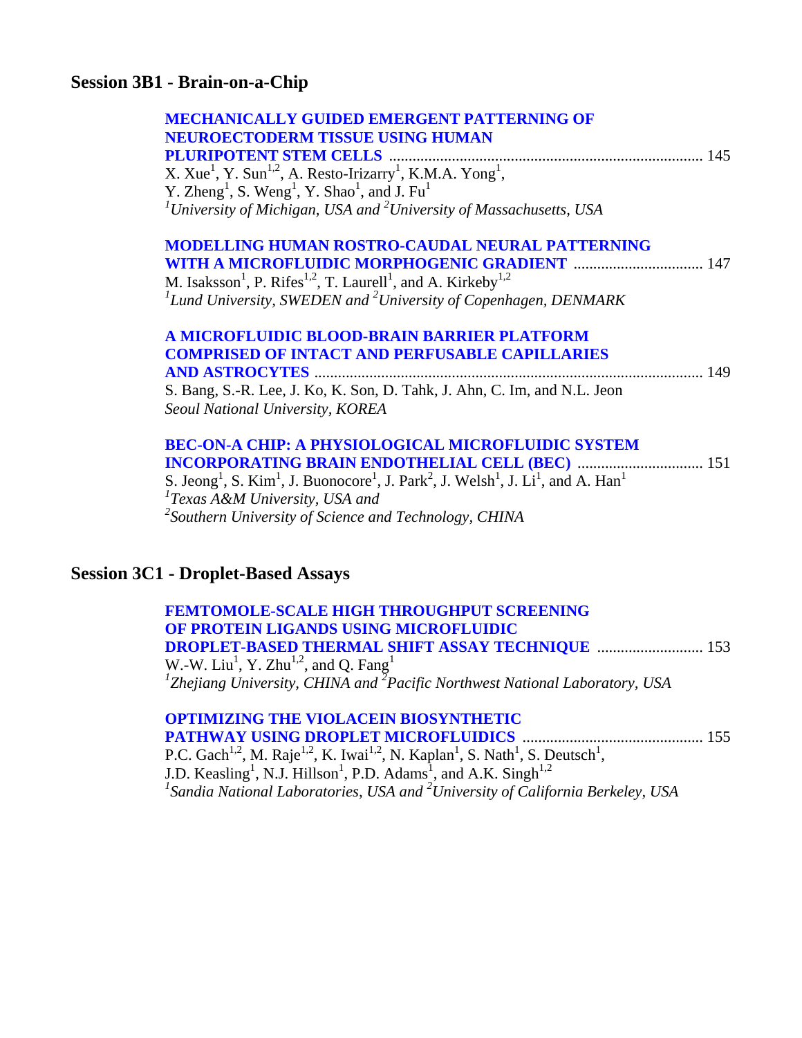## Session 3B1 - Brain-on-a-Chip

**MECHANICALLY GUIDED EMERGENT PATTERNING OF NEUROECTODERM TISSUE USING HUMAN PLURIPOTENT STEM CELLS** ............ 145
X. Xue[1], Y. Sun[1,2], A. Resto-Irizarry[1], K.M.A. Yong[1], Y. Zheng[1], S. Weng[1], Y. Shao[1], and J. Fu[1]
*[1]University of Michigan, USA and [2]University of Massachusetts, USA*

**MODELLING HUMAN ROSTRO-CAUDAL NEURAL PATTERNING WITH A MICROFLUIDIC MORPHOGENIC GRADIENT** ............ 147
M. Isaksson[1], P. Rifes[1,2], T. Laurell[1], and A. Kirkeby[1,2]
*[1]Lund University, SWEDEN and [2]University of Copenhagen, DENMARK*

**A MICROFLUIDIC BLOOD-BRAIN BARRIER PLATFORM COMPRISED OF INTACT AND PERFUSABLE CAPILLARIES AND ASTROCYTES** ............ 149
S. Bang, S.-R. Lee, J. Ko, K. Son, D. Tahk, J. Ahn, C. Im, and N.L. Jeon
*Seoul National University, KOREA*

**BEC-ON-A CHIP: A PHYSIOLOGICAL MICROFLUIDIC SYSTEM INCORPORATING BRAIN ENDOTHELIAL CELL (BEC)** ............ 151
S. Jeong[1], S. Kim[1], J. Buonocore[1], J. Park[2], J. Welsh[1], J. Li[1], and A. Han[1]
*[1]Texas A&M University, USA and*
*[2]Southern University of Science and Technology, CHINA*

## Session 3C1 - Droplet-Based Assays

**FEMTOMOLE-SCALE HIGH THROUGHPUT SCREENING OF PROTEIN LIGANDS USING MICROFLUIDIC DROPLET-BASED THERMAL SHIFT ASSAY TECHNIQUE** ............ 153
W.-W. Liu[1], Y. Zhu[1,2], and Q. Fang[1]
*[1]Zhejiang University, CHINA and [2]Pacific Northwest National Laboratory, USA*

**OPTIMIZING THE VIOLACEIN BIOSYNTHETIC PATHWAY USING DROPLET MICROFLUIDICS** ............ 155
P.C. Gach[1,2], M. Raje[1,2], K. Iwai[1,2], N. Kaplan[1], S. Nath[1], S. Deutsch[1], J.D. Keasling[1], N.J. Hillson[1], P.D. Adams[1], and A.K. Singh[1,2]
*[1]Sandia National Laboratories, USA and [2]University of California Berkeley, USA*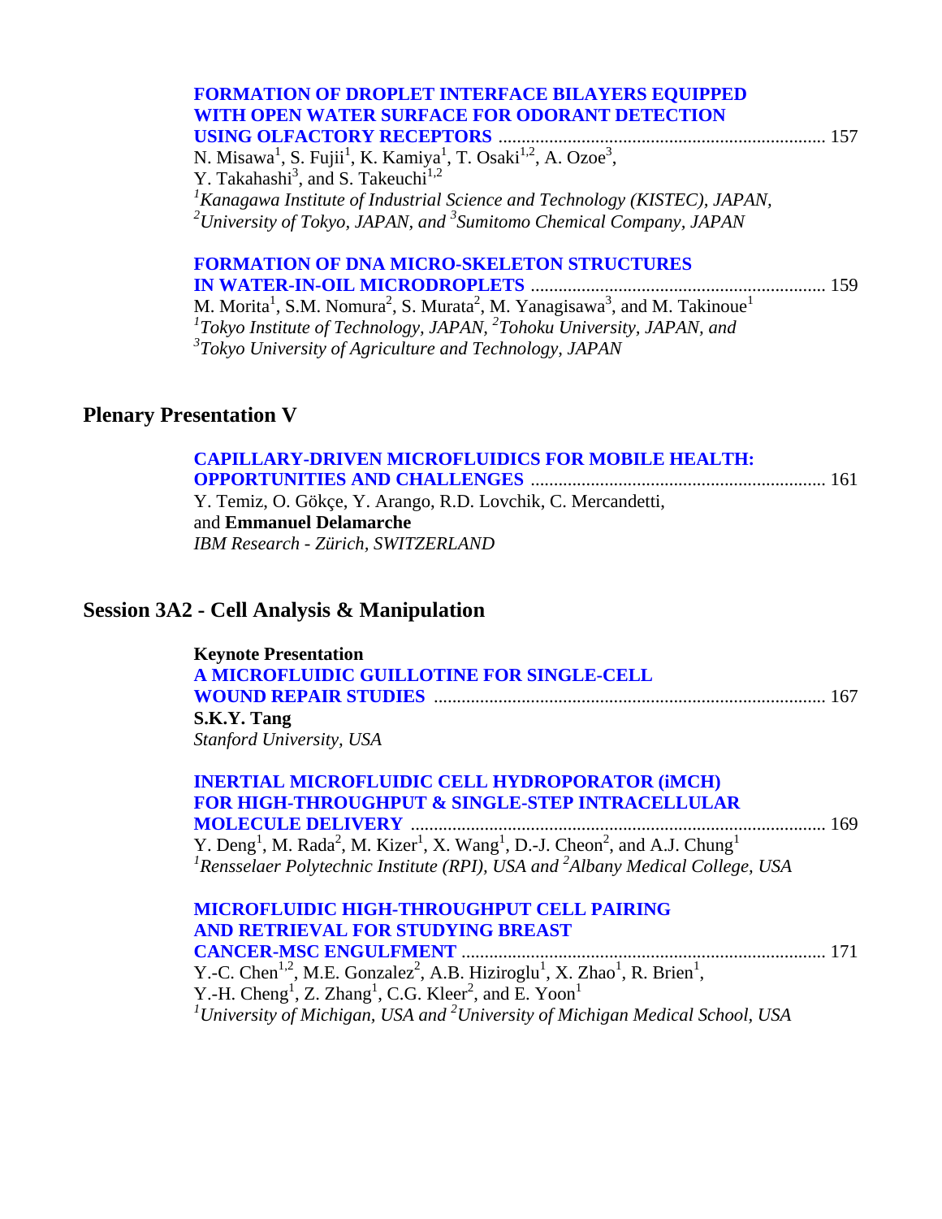**FORMATION OF DROPLET INTERFACE BILAYERS EQUIPPED WITH OPEN WATER SURFACE FOR ODORANT DETECTION USING OLFACTORY RECEPTORS** ....................................................................... 157

N. Misawa[1], S. Fujii[1], K. Kamiya[1], T. Osaki[1,2], A. Ozoe[3], Y. Takahashi[3], and S. Takeuchi[1,2]

*[1]Kanagawa Institute of Industrial Science and Technology (KISTEC), JAPAN, [2]University of Tokyo, JAPAN, and [3]Sumitomo Chemical Company, JAPAN*

**FORMATION OF DNA MICRO-SKELETON STRUCTURES IN WATER-IN-OIL MICRODROPLETS** ............................................................... 159

M. Morita[1], S.M. Nomura[2], S. Murata[2], M. Yanagisawa[3], and M. Takinoue[1]

*[1]Tokyo Institute of Technology, JAPAN, [2]Tohoku University, JAPAN, and [3]Tokyo University of Agriculture and Technology, JAPAN*

## Plenary Presentation V

**CAPILLARY-DRIVEN MICROFLUIDICS FOR MOBILE HEALTH: OPPORTUNITIES AND CHALLENGES** ............................................................... 161

Y. Temiz, O. Gökçe, Y. Arango, R.D. Lovchik, C. Mercandetti, and **Emmanuel Delamarche**

*IBM Research - Zürich, SWITZERLAND*

## Session 3A2 - Cell Analysis & Manipulation

**Keynote Presentation**

**A MICROFLUIDIC GUILLOTINE FOR SINGLE-CELL WOUND REPAIR STUDIES** .................................................................................... 167

**S.K.Y. Tang**

*Stanford University, USA*

**INERTIAL MICROFLUIDIC CELL HYDROPORATOR (iMCH) FOR HIGH-THROUGHPUT & SINGLE-STEP INTRACELLULAR MOLECULE DELIVERY** ......................................................................................... 169

Y. Deng[1], M. Rada[2], M. Kizer[1], X. Wang[1], D.-J. Cheon[2], and A.J. Chung[1]

*[1]Rensselaer Polytechnic Institute (RPI), USA and [2]Albany Medical College, USA*

**MICROFLUIDIC HIGH-THROUGHPUT CELL PAIRING AND RETRIEVAL FOR STUDYING BREAST CANCER-MSC ENGULFMENT** .............................................................................. 171

Y.-C. Chen[1,2], M.E. Gonzalez[2], A.B. Hiziroglu[1], X. Zhao[1], R. Brien[1], Y.-H. Cheng[1], Z. Zhang[1], C.G. Kleer[2], and E. Yoon[1]

*[1]University of Michigan, USA and [2]University of Michigan Medical School, USA*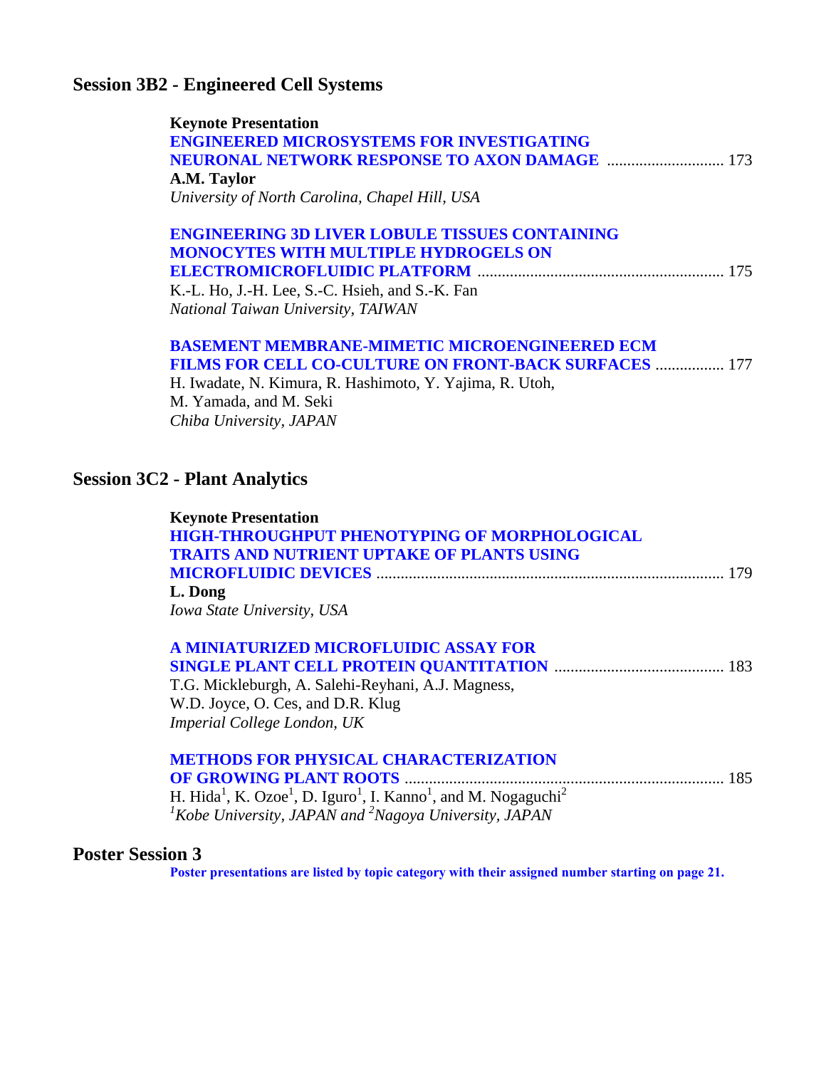## Session 3B2 - Engineered Cell Systems

**Keynote Presentation**
**ENGINEERED MICROSYSTEMS FOR INVESTIGATING NEURONAL NETWORK RESPONSE TO AXON DAMAGE** ............................ 173
**A.M. Taylor**
*University of North Carolina, Chapel Hill, USA*

**ENGINEERING 3D LIVER LOBULE TISSUES CONTAINING MONOCYTES WITH MULTIPLE HYDROGELS ON ELECTROMICROFLUIDIC PLATFORM** ............................................................ 175
K.-L. Ho, J.-H. Lee, S.-C. Hsieh, and S.-K. Fan
*National Taiwan University, TAIWAN*

**BASEMENT MEMBRANE-MIMETIC MICROENGINEERED ECM FILMS FOR CELL CO-CULTURE ON FRONT-BACK SURFACES** ................. 177
H. Iwadate, N. Kimura, R. Hashimoto, Y. Yajima, R. Utoh, M. Yamada, and M. Seki
*Chiba University, JAPAN*

## Session 3C2 - Plant Analytics

**Keynote Presentation**
**HIGH-THROUGHPUT PHENOTYPING OF MORPHOLOGICAL TRAITS AND NUTRIENT UPTAKE OF PLANTS USING MICROFLUIDIC DEVICES** ..................................................................................... 179
**L. Dong**
*Iowa State University, USA*

**A MINIATURIZED MICROFLUIDIC ASSAY FOR SINGLE PLANT CELL PROTEIN QUANTITATION** ......................................... 183
T.G. Mickleburgh, A. Salehi-Reyhani, A.J. Magness, W.D. Joyce, O. Ces, and D.R. Klug
*Imperial College London, UK*

**METHODS FOR PHYSICAL CHARACTERIZATION OF GROWING PLANT ROOTS** ............................................................................. 185
H. Hida[1], K. Ozoe[1], D. Iguro[1], I. Kanno[1], and M. Nogaguchi[2]
*[1]Kobe University, JAPAN and [2]Nagoya University, JAPAN*

## Poster Session 3

**Poster presentations are listed by topic category with their assigned number starting on page 21.**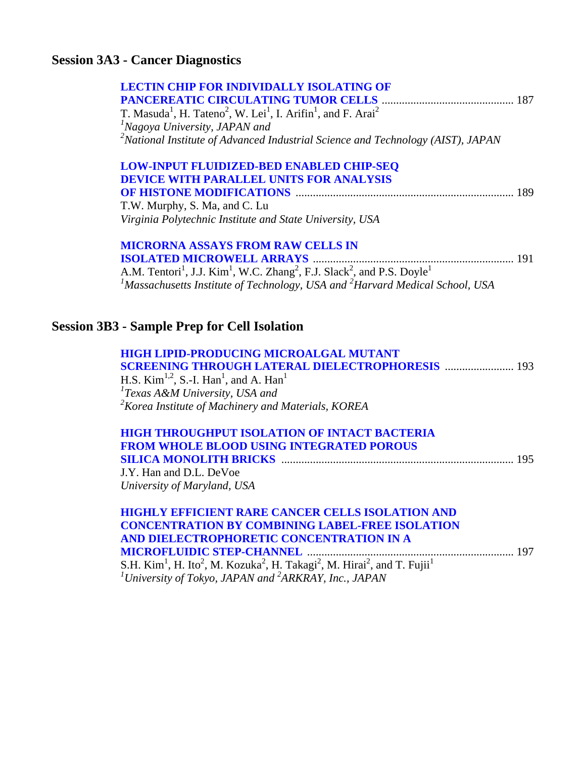## Session 3A3 - Cancer Diagnostics

**LECTIN CHIP FOR INDIVIDALLY ISOLATING OF PANCEREATIC CIRCULATING TUMOR CELLS** ............................................ 187
T. Masuda[1], H. Tateno[2], W. Lei[1], I. Arifin[1], and F. Arai[2]
*[1]Nagoya University, JAPAN and*
*[2]National Institute of Advanced Industrial Science and Technology (AIST), JAPAN*

**LOW-INPUT FLUIDIZED-BED ENABLED CHIP-SEQ DEVICE WITH PARALLEL UNITS FOR ANALYSIS OF HISTONE MODIFICATIONS** ........................................................................... 189
T.W. Murphy, S. Ma, and C. Lu
*Virginia Polytechnic Institute and State University, USA*

**MICRORNA ASSAYS FROM RAW CELLS IN ISOLATED MICROWELL ARRAYS** ..................................................................... 191
A.M. Tentori[1], J.J. Kim[1], W.C. Zhang[2], F.J. Slack[2], and P.S. Doyle[1]
*[1]Massachusetts Institute of Technology, USA and [2]Harvard Medical School, USA*

## Session 3B3 - Sample Prep for Cell Isolation

**HIGH LIPID-PRODUCING MICROALGAL MUTANT SCREENING THROUGH LATERAL DIELECTROPHORESIS** ........................ 193
H.S. Kim[1,2], S.-I. Han[1], and A. Han[1]
*[1]Texas A&M University, USA and*
*[2]Korea Institute of Machinery and Materials, KOREA*

**HIGH THROUGHPUT ISOLATION OF INTACT BACTERIA FROM WHOLE BLOOD USING INTEGRATED POROUS SILICA MONOLITH BRICKS** ................................................................................ 195
J.Y. Han and D.L. DeVoe
*University of Maryland, USA*

**HIGHLY EFFICIENT RARE CANCER CELLS ISOLATION AND CONCENTRATION BY COMBINING LABEL-FREE ISOLATION AND DIELECTROPHORETIC CONCENTRATION IN A MICROFLUIDIC STEP-CHANNEL** ...................................................................... 197
S.H. Kim[1], H. Ito[2], M. Kozuka[2], H. Takagi[2], M. Hirai[2], and T. Fujii[1]
*[1]University of Tokyo, JAPAN and [2]ARKRAY, Inc., JAPAN*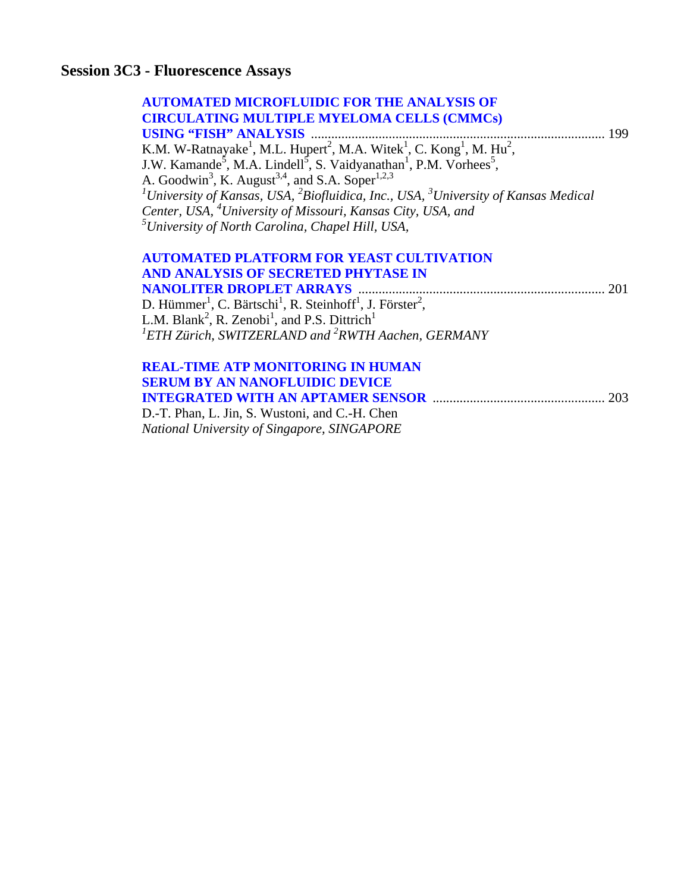## Session 3C3 - Fluorescence Assays

**AUTOMATED MICROFLUIDIC FOR THE ANALYSIS OF CIRCULATING MULTIPLE MYELOMA CELLS (CMMCs) USING "FISH" ANALYSIS** ..................................................................................... 199

K.M. W-Ratnayake[1], M.L. Hupert[2], M.A. Witek[1], C. Kong[1], M. Hu[2], J.W. Kamande[5], M.A. Lindell[5], S. Vaidyanathan[1], P.M. Vorhees[5], A. Goodwin[3], K. August[3,4], and S.A. Soper[1,2,3]

*[1]University of Kansas, USA, [2]Biofluidica, Inc., USA, [3]University of Kansas Medical Center, USA, [4]University of Missouri, Kansas City, USA, and [5]University of North Carolina, Chapel Hill, USA,*

**AUTOMATED PLATFORM FOR YEAST CULTIVATION AND ANALYSIS OF SECRETED PHYTASE IN NANOLITER DROPLET ARRAYS** ........................................................................ 201

D. Hümmer[1], C. Bärtschi[1], R. Steinhoff[1], J. Förster[2], L.M. Blank[2], R. Zenobi[1], and P.S. Dittrich[1]

*[1]ETH Zürich, SWITZERLAND and [2]RWTH Aachen, GERMANY*

**REAL-TIME ATP MONITORING IN HUMAN SERUM BY AN NANOFLUIDIC DEVICE INTEGRATED WITH AN APTAMER SENSOR** .................................................. 203

D.-T. Phan, L. Jin, S. Wustoni, and C.-H. Chen

*National University of Singapore, SINGAPORE*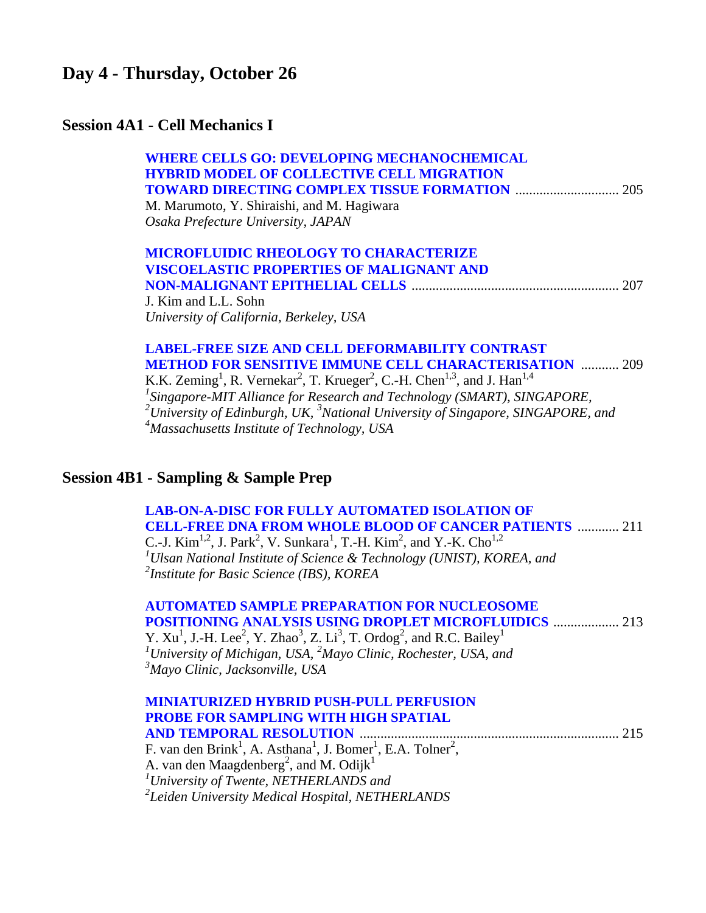# Day 4 - Thursday, October 26

## Session 4A1 - Cell Mechanics I

**WHERE CELLS GO: DEVELOPING MECHANOCHEMICAL HYBRID MODEL OF COLLECTIVE CELL MIGRATION TOWARD DIRECTING COMPLEX TISSUE FORMATION** .............................. 205
M. Marumoto, Y. Shiraishi, and M. Hagiwara
*Osaka Prefecture University, JAPAN*

**MICROFLUIDIC RHEOLOGY TO CHARACTERIZE VISCOELASTIC PROPERTIES OF MALIGNANT AND NON-MALIGNANT EPITHELIAL CELLS** ............................................................ 207
J. Kim and L.L. Sohn
*University of California, Berkeley, USA*

**LABEL-FREE SIZE AND CELL DEFORMABILITY CONTRAST METHOD FOR SENSITIVE IMMUNE CELL CHARACTERISATION** ........... 209
K.K. Zeming[1], R. Vernekar[2], T. Krueger[2], C.-H. Chen[1,3], and J. Han[1,4]
[1]*Singapore-MIT Alliance for Research and Technology (SMART), SINGAPORE,*
[2]*University of Edinburgh, UK,* [3]*National University of Singapore, SINGAPORE, and*
[4]*Massachusetts Institute of Technology, USA*

## Session 4B1 - Sampling & Sample Prep

**LAB-ON-A-DISC FOR FULLY AUTOMATED ISOLATION OF CELL-FREE DNA FROM WHOLE BLOOD OF CANCER PATIENTS** ............ 211
C.-J. Kim[1,2], J. Park[2], V. Sunkara[1], T.-H. Kim[2], and Y.-K. Cho[1,2]
[1]*Ulsan National Institute of Science & Technology (UNIST), KOREA, and*
[2]*Institute for Basic Science (IBS), KOREA*

**AUTOMATED SAMPLE PREPARATION FOR NUCLEOSOME POSITIONING ANALYSIS USING DROPLET MICROFLUIDICS** ................... 213
Y. Xu[1], J.-H. Lee[2], Y. Zhao[3], Z. Li[3], T. Ordog[2], and R.C. Bailey[1]
[1]*University of Michigan, USA,* [2]*Mayo Clinic, Rochester, USA, and*
[3]*Mayo Clinic, Jacksonville, USA*

**MINIATURIZED HYBRID PUSH-PULL PERFUSION PROBE FOR SAMPLING WITH HIGH SPATIAL AND TEMPORAL RESOLUTION** ........................................................................... 215
F. van den Brink[1], A. Asthana[1], J. Bomer[1], E.A. Tolner[2],
A. van den Maagdenberg[2], and M. Odijk[1]
[1]*University of Twente, NETHERLANDS and*
[2]*Leiden University Medical Hospital, NETHERLANDS*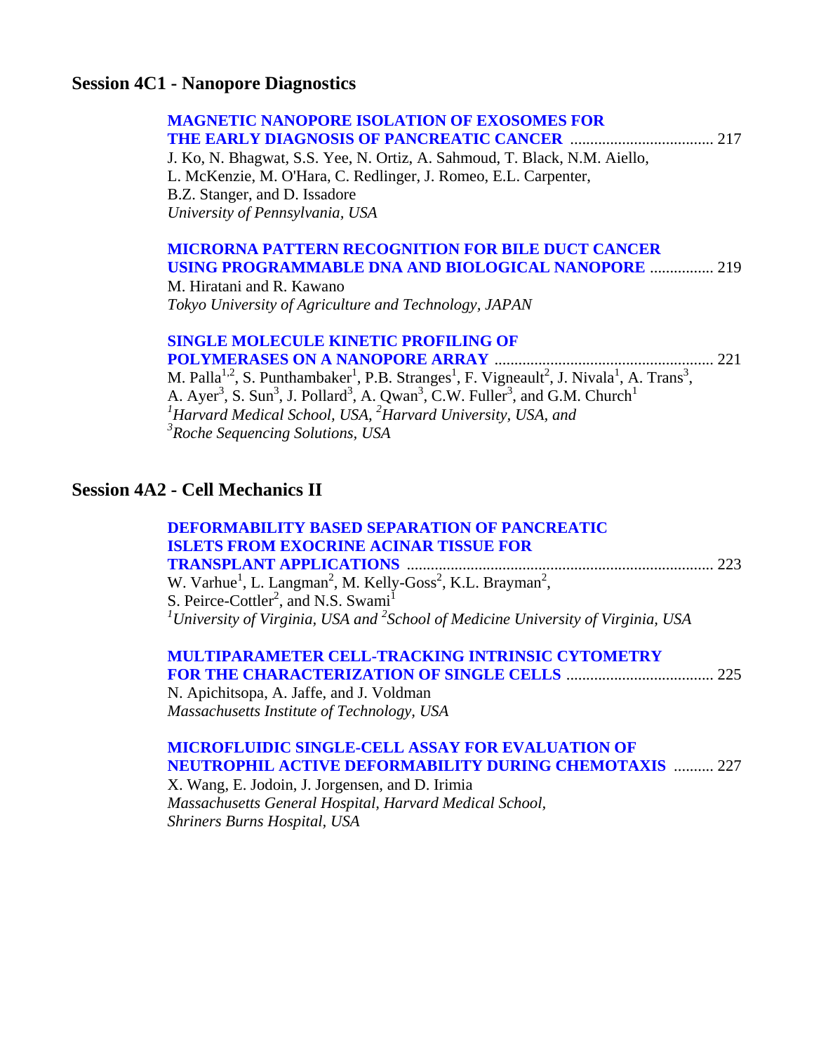## Session 4C1 - Nanopore Diagnostics

**MAGNETIC NANOPORE ISOLATION OF EXOSOMES FOR THE EARLY DIAGNOSIS OF PANCREATIC CANCER** .................................... 217
J. Ko, N. Bhagwat, S.S. Yee, N. Ortiz, A. Sahmoud, T. Black, N.M. Aiello, L. McKenzie, M. O'Hara, C. Redlinger, J. Romeo, E.L. Carpenter, B.Z. Stanger, and D. Issadore
*University of Pennsylvania, USA*

**MICRORNA PATTERN RECOGNITION FOR BILE DUCT CANCER USING PROGRAMMABLE DNA AND BIOLOGICAL NANOPORE** ................ 219
M. Hiratani and R. Kawano
*Tokyo University of Agriculture and Technology, JAPAN*

**SINGLE MOLECULE KINETIC PROFILING OF POLYMERASES ON A NANOPORE ARRAY** ........................................................ 221
M. Palla[1,2], S. Punthambaker[1], P.B. Stranges[1], F. Vigneault[2], J. Nivala[1], A. Trans[3], A. Ayer[3], S. Sun[3], J. Pollard[3], A. Qwan[3], C.W. Fuller[3], and G.M. Church[1]
*[1]Harvard Medical School, USA, [2]Harvard University, USA, and [3]Roche Sequencing Solutions, USA*

## Session 4A2 - Cell Mechanics II

**DEFORMABILITY BASED SEPARATION OF PANCREATIC ISLETS FROM EXOCRINE ACINAR TISSUE FOR TRANSPLANT APPLICATIONS** ............................................................................. 223
W. Varhue[1], L. Langman[2], M. Kelly-Goss[2], K.L. Brayman[2], S. Peirce-Cottler[2], and N.S. Swami[1]
*[1]University of Virginia, USA and [2]School of Medicine University of Virginia, USA*

**MULTIPARAMETER CELL-TRACKING INTRINSIC CYTOMETRY FOR THE CHARACTERIZATION OF SINGLE CELLS** ..................................... 225
N. Apichitsopa, A. Jaffe, and J. Voldman
*Massachusetts Institute of Technology, USA*

**MICROFLUIDIC SINGLE-CELL ASSAY FOR EVALUATION OF NEUTROPHIL ACTIVE DEFORMABILITY DURING CHEMOTAXIS** .......... 227
X. Wang, E. Jodoin, J. Jorgensen, and D. Irimia
*Massachusetts General Hospital, Harvard Medical School, Shriners Burns Hospital, USA*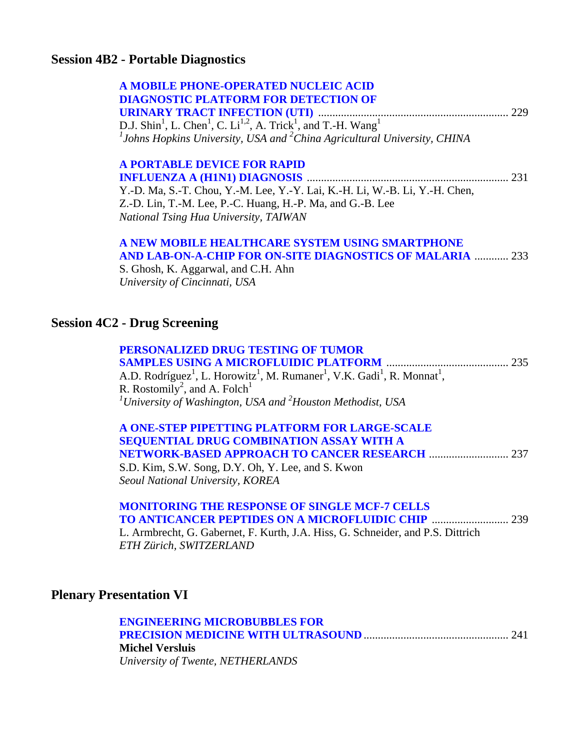## Session 4B2 - Portable Diagnostics

**A MOBILE PHONE-OPERATED NUCLEIC ACID DIAGNOSTIC PLATFORM FOR DETECTION OF URINARY TRACT INFECTION (UTI)** .................................................................. 229
D.J. Shin[1], L. Chen[1], C. Li[1,2], A. Trick[1], and T.-H. Wang[1]
*[1]Johns Hopkins University, USA and [2]China Agricultural University, CHINA*

**A PORTABLE DEVICE FOR RAPID INFLUENZA A (H1N1) DIAGNOSIS** ...................................................................... 231
Y.-D. Ma, S.-T. Chou, Y.-M. Lee, Y.-Y. Lai, K.-H. Li, W.-B. Li, Y.-H. Chen, Z.-D. Lin, T.-M. Lee, P.-C. Huang, H.-P. Ma, and G.-B. Lee
*National Tsing Hua University, TAIWAN*

**A NEW MOBILE HEALTHCARE SYSTEM USING SMARTPHONE AND LAB-ON-A-CHIP FOR ON-SITE DIAGNOSTICS OF MALARIA** ............ 233
S. Ghosh, K. Aggarwal, and C.H. Ahn
*University of Cincinnati, USA*

## Session 4C2 - Drug Screening

**PERSONALIZED DRUG TESTING OF TUMOR SAMPLES USING A MICROFLUIDIC PLATFORM** .......................................... 235
A.D. Rodríguez[1], L. Horowitz[1], M. Rumaner[1], V.K. Gadi[1], R. Monnat[1], R. Rostomily[2], and A. Folch[1]
*[1]University of Washington, USA and [2]Houston Methodist, USA*

**A ONE-STEP PIPETTING PLATFORM FOR LARGE-SCALE SEQUENTIAL DRUG COMBINATION ASSAY WITH A NETWORK-BASED APPROACH TO CANCER RESEARCH** ........................... 237
S.D. Kim, S.W. Song, D.Y. Oh, Y. Lee, and S. Kwon
*Seoul National University, KOREA*

**MONITORING THE RESPONSE OF SINGLE MCF-7 CELLS TO ANTICANCER PEPTIDES ON A MICROFLUIDIC CHIP** .......................... 239
L. Armbrecht, G. Gabernet, F. Kurth, J.A. Hiss, G. Schneider, and P.S. Dittrich
*ETH Zürich, SWITZERLAND*

## Plenary Presentation VI

**ENGINEERING MICROBUBBLES FOR PRECISION MEDICINE WITH ULTRASOUND** .................................................. 241
**Michel Versluis**
*University of Twente, NETHERLANDS*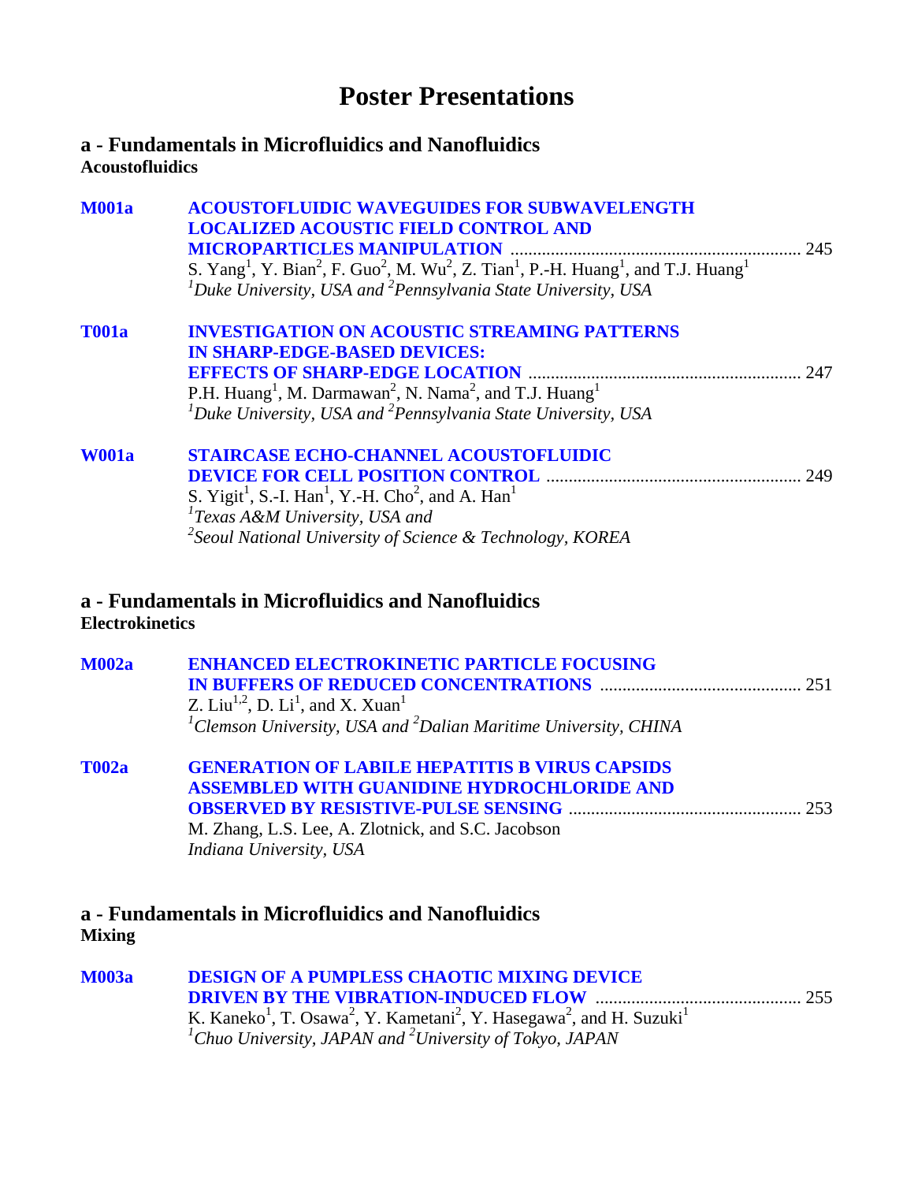# Poster Presentations

## a - Fundamentals in Microfluidics and Nanofluidics

### Acoustofluidics

**M001a** **ACOUSTOFLUIDIC WAVEGUIDES FOR SUBWAVELENGTH LOCALIZED ACOUSTIC FIELD CONTROL AND MICROPARTICLES MANIPULATION** ........ 245
S. Yang[1], Y. Bian[2], F. Guo[2], M. Wu[2], Z. Tian[1], P.-H. Huang[1], and T.J. Huang[1]
*[1]Duke University, USA and [2]Pennsylvania State University, USA*

**T001a** **INVESTIGATION ON ACOUSTIC STREAMING PATTERNS IN SHARP-EDGE-BASED DEVICES: EFFECTS OF SHARP-EDGE LOCATION** ........ 247
P.H. Huang[1], M. Darmawan[2], N. Nama[2], and T.J. Huang[1]
*[1]Duke University, USA and [2]Pennsylvania State University, USA*

**W001a** **STAIRCASE ECHO-CHANNEL ACOUSTOFLUIDIC DEVICE FOR CELL POSITION CONTROL** ........ 249
S. Yigit[1], S.-I. Han[1], Y.-H. Cho[2], and A. Han[1]
*[1]Texas A&M University, USA and*
*[2]Seoul National University of Science & Technology, KOREA*

## a - Fundamentals in Microfluidics and Nanofluidics

### Electrokinetics

**M002a** **ENHANCED ELECTROKINETIC PARTICLE FOCUSING IN BUFFERS OF REDUCED CONCENTRATIONS** ........ 251
Z. Liu[1,2], D. Li[1], and X. Xuan[1]
*[1]Clemson University, USA and [2]Dalian Maritime University, CHINA*

**T002a** **GENERATION OF LABILE HEPATITIS B VIRUS CAPSIDS ASSEMBLED WITH GUANIDINE HYDROCHLORIDE AND OBSERVED BY RESISTIVE-PULSE SENSING** ........ 253
M. Zhang, L.S. Lee, A. Zlotnick, and S.C. Jacobson
*Indiana University, USA*

## a - Fundamentals in Microfluidics and Nanofluidics

### Mixing

**M003a** **DESIGN OF A PUMPLESS CHAOTIC MIXING DEVICE DRIVEN BY THE VIBRATION-INDUCED FLOW** ........ 255
K. Kaneko[1], T. Osawa[2], Y. Kametani[2], Y. Hasegawa[2], and H. Suzuki[1]
*[1]Chuo University, JAPAN and [2]University of Tokyo, JAPAN*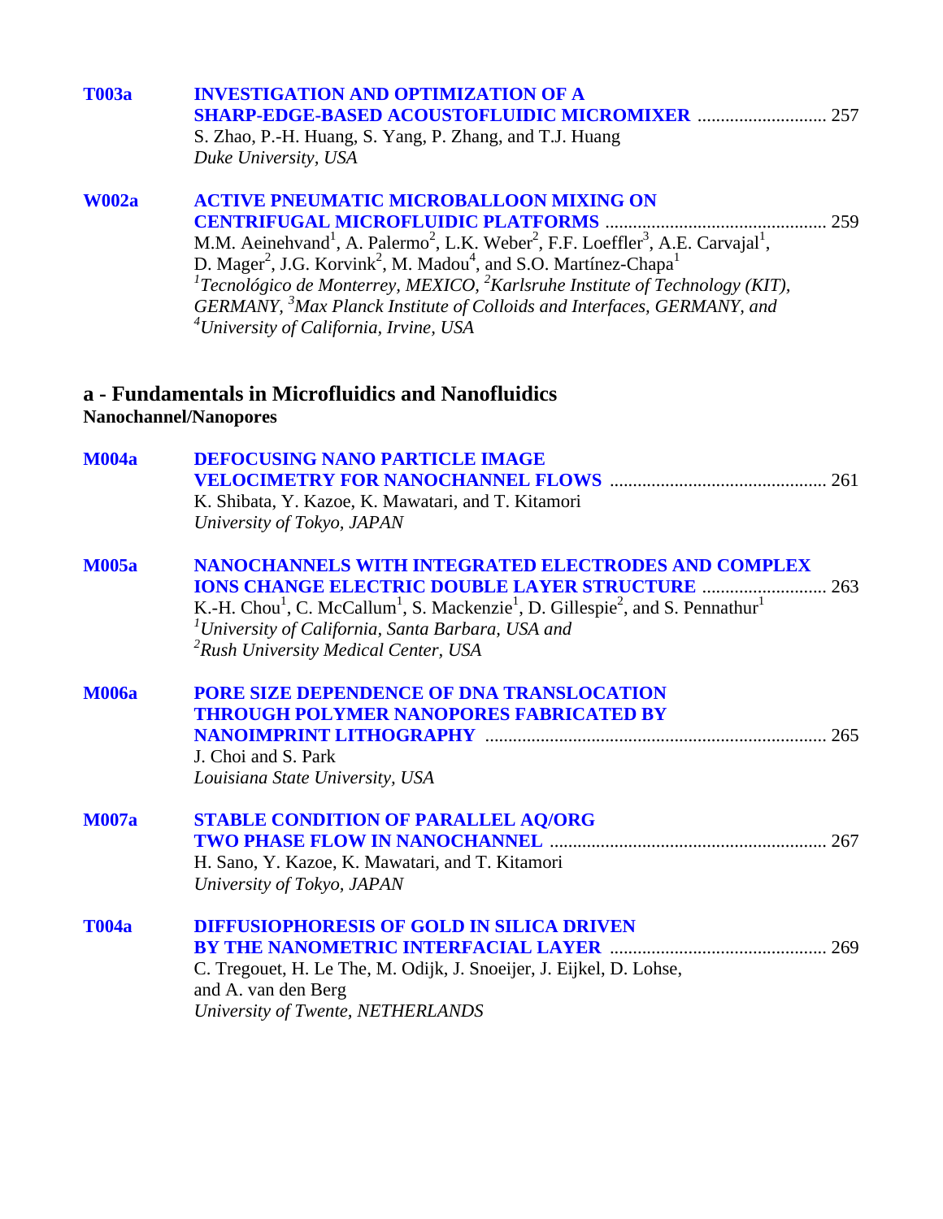**T003a** **INVESTIGATION AND OPTIMIZATION OF A SHARP-EDGE-BASED ACOUSTOFLUIDIC MICROMIXER** ............................ 257
S. Zhao, P.-H. Huang, S. Yang, P. Zhang, and T.J. Huang
*Duke University, USA*

**W002a** **ACTIVE PNEUMATIC MICROBALLOON MIXING ON CENTRIFUGAL MICROFLUIDIC PLATFORMS** ................................................ 259
M.M. Aeinehvand[1], A. Palermo[2], L.K. Weber[2], F.F. Loeffler[3], A.E. Carvajal[1], D. Mager[2], J.G. Korvink[2], M. Madou[4], and S.O. Martínez-Chapa[1]
*[1]Tecnológico de Monterrey, MEXICO, [2]Karlsruhe Institute of Technology (KIT), GERMANY, [3]Max Planck Institute of Colloids and Interfaces, GERMANY, and [4]University of California, Irvine, USA*

## a - Fundamentals in Microfluidics and Nanofluidics

### Nanochannel/Nanopores

**M004a** **DEFOCUSING NANO PARTICLE IMAGE VELOCIMETRY FOR NANOCHANNEL FLOWS** ............................................... 261
K. Shibata, Y. Kazoe, K. Mawatari, and T. Kitamori
*University of Tokyo, JAPAN*

**M005a** **NANOCHANNELS WITH INTEGRATED ELECTRODES AND COMPLEX IONS CHANGE ELECTRIC DOUBLE LAYER STRUCTURE** ........................... 263
K.-H. Chou[1], C. McCallum[1], S. Mackenzie[1], D. Gillespie[2], and S. Pennathur[1]
*[1]University of California, Santa Barbara, USA and [2]Rush University Medical Center, USA*

**M006a** **PORE SIZE DEPENDENCE OF DNA TRANSLOCATION THROUGH POLYMER NANOPORES FABRICATED BY NANOIMPRINT LITHOGRAPHY** ......................................................................... 265
J. Choi and S. Park
*Louisiana State University, USA*

**M007a** **STABLE CONDITION OF PARALLEL AQ/ORG TWO PHASE FLOW IN NANOCHANNEL** ........................................................... 267
H. Sano, Y. Kazoe, K. Mawatari, and T. Kitamori
*University of Tokyo, JAPAN*

**T004a** **DIFFUSIOPHORESIS OF GOLD IN SILICA DRIVEN BY THE NANOMETRIC INTERFACIAL LAYER** .............................................. 269
C. Tregouet, H. Le The, M. Odijk, J. Snoeijer, J. Eijkel, D. Lohse, and A. van den Berg
*University of Twente, NETHERLANDS*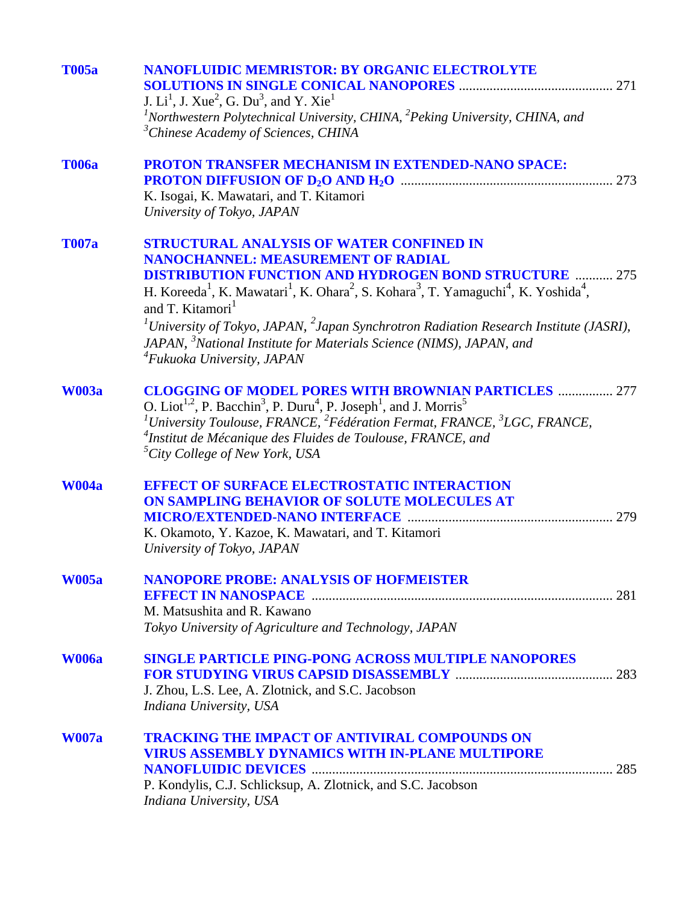**T005a** **NANOFLUIDIC MEMRISTOR: BY ORGANIC ELECTROLYTE SOLUTIONS IN SINGLE CONICAL NANOPORES** ............................................ 271
J. Li[1], J. Xue[2], G. Du[3], and Y. Xie[1]
*[1]Northwestern Polytechnical University, CHINA, [2]Peking University, CHINA, and [3]Chinese Academy of Sciences, CHINA*

**T006a** **PROTON TRANSFER MECHANISM IN EXTENDED-NANO SPACE: PROTON DIFFUSION OF $D_2O$ AND $H_2O$** ............................................................. 273
K. Isogai, K. Mawatari, and T. Kitamori
*University of Tokyo, JAPAN*

**T007a** **STRUCTURAL ANALYSIS OF WATER CONFINED IN NANOCHANNEL: MEASUREMENT OF RADIAL DISTRIBUTION FUNCTION AND HYDROGEN BOND STRUCTURE** ........... 275
H. Koreeda[1], K. Mawatari[1], K. Ohara[2], S. Kohara[3], T. Yamaguchi[4], K. Yoshida[4], and T. Kitamori[1]
*[1]University of Tokyo, JAPAN, [2]Japan Synchrotron Radiation Research Institute (JASRI), JAPAN, [3]National Institute for Materials Science (NIMS), JAPAN, and [4]Fukuoka University, JAPAN*

**W003a** **CLOGGING OF MODEL PORES WITH BROWNIAN PARTICLES** ................ 277
O. Liot[1,2], P. Bacchin[3], P. Duru[4], P. Joseph[1], and J. Morris[5]
*[1]University Toulouse, FRANCE, [2]Fédération Fermat, FRANCE, [3]LGC, FRANCE, [4]Institut de Mécanique des Fluides de Toulouse, FRANCE, and [5]City College of New York, USA*

**W004a** **EFFECT OF SURFACE ELECTROSTATIC INTERACTION ON SAMPLING BEHAVIOR OF SOLUTE MOLECULES AT MICRO/EXTENDED-NANO INTERFACE** ........................................................... 279
K. Okamoto, Y. Kazoe, K. Mawatari, and T. Kitamori
*University of Tokyo, JAPAN*

**W005a** **NANOPORE PROBE: ANALYSIS OF HOFMEISTER EFFECT IN NANOSPACE** ....................................................................................... 281
M. Matsushita and R. Kawano
*Tokyo University of Agriculture and Technology, JAPAN*

**W006a** **SINGLE PARTICLE PING-PONG ACROSS MULTIPLE NANOPORES FOR STUDYING VIRUS CAPSID DISASSEMBLY** ............................................. 283
J. Zhou, L.S. Lee, A. Zlotnick, and S.C. Jacobson
*Indiana University, USA*

**W007a** **TRACKING THE IMPACT OF ANTIVIRAL COMPOUNDS ON VIRUS ASSEMBLY DYNAMICS WITH IN-PLANE MULTIPORE NANOFLUIDIC DEVICES** ...................................................................................... 285
P. Kondylis, C.J. Schlicksup, A. Zlotnick, and S.C. Jacobson
*Indiana University, USA*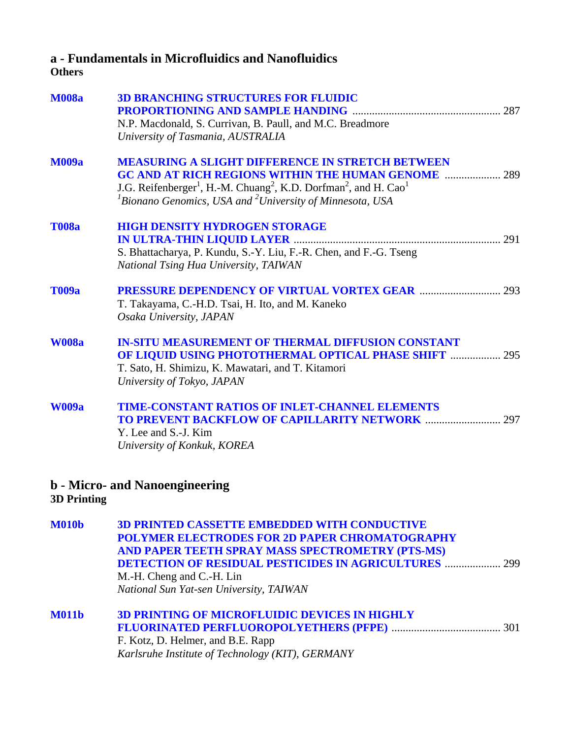## a - Fundamentals in Microfluidics and Nanofluidics

### Others

**M008a** **3D BRANCHING STRUCTURES FOR FLUIDIC PROPORTIONING AND SAMPLE HANDING** .................................................... 287
N.P. Macdonald, S. Currivan, B. Paull, and M.C. Breadmore
*University of Tasmania, AUSTRALIA*

**M009a** **MEASURING A SLIGHT DIFFERENCE IN STRETCH BETWEEN GC AND AT RICH REGIONS WITHIN THE HUMAN GENOME** .................... 289
J.G. Reifenberger[1], H.-M. Chuang[2], K.D. Dorfman[2], and H. Cao[1]
*[1]Bionano Genomics, USA and [2]University of Minnesota, USA*

**T008a** **HIGH DENSITY HYDROGEN STORAGE IN ULTRA-THIN LIQUID LAYER** ......................................................................... 291
S. Bhattacharya, P. Kundu, S.-Y. Liu, F.-R. Chen, and F.-G. Tseng
*National Tsing Hua University, TAIWAN*

**T009a** **PRESSURE DEPENDENCY OF VIRTUAL VORTEX GEAR** ............................ 293
T. Takayama, C.-H.D. Tsai, H. Ito, and M. Kaneko
*Osaka University, JAPAN*

**W008a** **IN-SITU MEASUREMENT OF THERMAL DIFFUSION CONSTANT OF LIQUID USING PHOTOTHERMAL OPTICAL PHASE SHIFT** .................. 295
T. Sato, H. Shimizu, K. Mawatari, and T. Kitamori
*University of Tokyo, JAPAN*

**W009a** **TIME-CONSTANT RATIOS OF INLET-CHANNEL ELEMENTS TO PREVENT BACKFLOW OF CAPILLARITY NETWORK** ........................... 297
Y. Lee and S.-J. Kim
*University of Konkuk, KOREA*

## b - Micro- and Nanoengineering

### 3D Printing

**M010b** **3D PRINTED CASSETTE EMBEDDED WITH CONDUCTIVE POLYMER ELECTRODES FOR 2D PAPER CHROMATOGRAPHY AND PAPER TEETH SPRAY MASS SPECTROMETRY (PTS-MS) DETECTION OF RESIDUAL PESTICIDES IN AGRICULTURES** .................... 299
M.-H. Cheng and C.-H. Lin
*National Sun Yat-sen University, TAIWAN*

**M011b** **3D PRINTING OF MICROFLUIDIC DEVICES IN HIGHLY FLUORINATED PERFLUOROPOLYETHERS (PFPE)** ....................................... 301
F. Kotz, D. Helmer, and B.E. Rapp
*Karlsruhe Institute of Technology (KIT), GERMANY*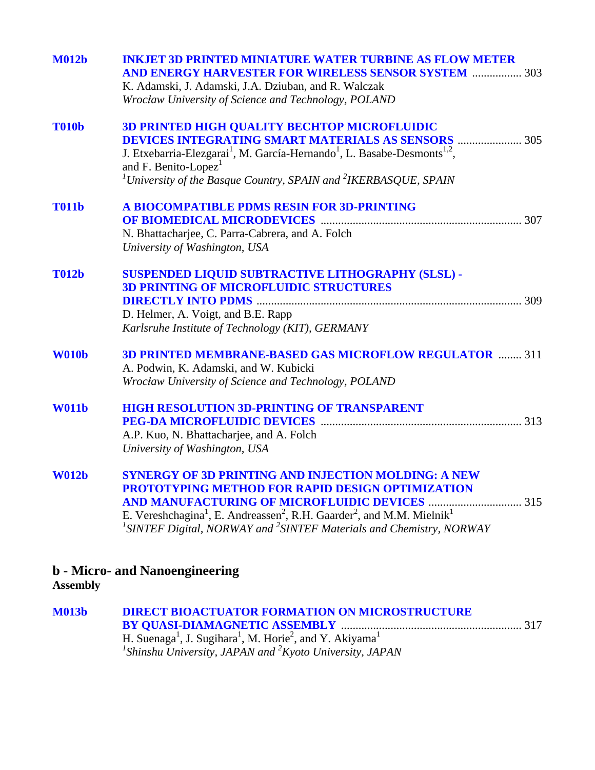**M012b** **INKJET 3D PRINTED MINIATURE WATER TURBINE AS FLOW METER AND ENERGY HARVESTER FOR WIRELESS SENSOR SYSTEM** ................. 303
K. Adamski, J. Adamski, J.A. Dziuban, and R. Walczak
*Wrocław University of Science and Technology, POLAND*

**T010b** **3D PRINTED HIGH QUALITY BECHTOP MICROFLUIDIC DEVICES INTEGRATING SMART MATERIALS AS SENSORS** ...................... 305
J. Etxebarria-Elezgarai[1], M. García-Hernando[1], L. Basabe-Desmonts[1,2], and F. Benito-Lopez[1]
*[1]University of the Basque Country, SPAIN and [2]IKERBASQUE, SPAIN*

**T011b** **A BIOCOMPATIBLE PDMS RESIN FOR 3D-PRINTING OF BIOMEDICAL MICRODEVICES** .................................................................... 307
N. Bhattacharjee, C. Parra-Cabrera, and A. Folch
*University of Washington, USA*

**T012b** **SUSPENDED LIQUID SUBTRACTIVE LITHOGRAPHY (SLSL) - 3D PRINTING OF MICROFLUIDIC STRUCTURES DIRECTLY INTO PDMS** ........................................................................................ 309
D. Helmer, A. Voigt, and B.E. Rapp
*Karlsruhe Institute of Technology (KIT), GERMANY*

**W010b** **3D PRINTED MEMBRANE-BASED GAS MICROFLOW REGULATOR** ........ 311
A. Podwin, K. Adamski, and W. Kubicki
*Wrocław University of Science and Technology, POLAND*

**W011b** **HIGH RESOLUTION 3D-PRINTING OF TRANSPARENT PEG-DA MICROFLUIDIC DEVICES** .................................................................... 313
A.P. Kuo, N. Bhattacharjee, and A. Folch
*University of Washington, USA*

**W012b** **SYNERGY OF 3D PRINTING AND INJECTION MOLDING: A NEW PROTOTYPING METHOD FOR RAPID DESIGN OPTIMIZATION AND MANUFACTURING OF MICROFLUIDIC DEVICES** ................................ 315
E. Vereshchagina[1], E. Andreassen[2], R.H. Gaarder[2], and M.M. Mielnik[1]
*[1]SINTEF Digital, NORWAY and [2]SINTEF Materials and Chemistry, NORWAY*

## b - Micro- and Nanoengineering

### Assembly

**M013b** **DIRECT BIOACTUATOR FORMATION ON MICROSTRUCTURE BY QUASI-DIAMAGNETIC ASSEMBLY** ............................................................. 317
H. Suenaga[1], J. Sugihara[1], M. Horie[2], and Y. Akiyama[1]
*[1]Shinshu University, JAPAN and [2]Kyoto University, JAPAN*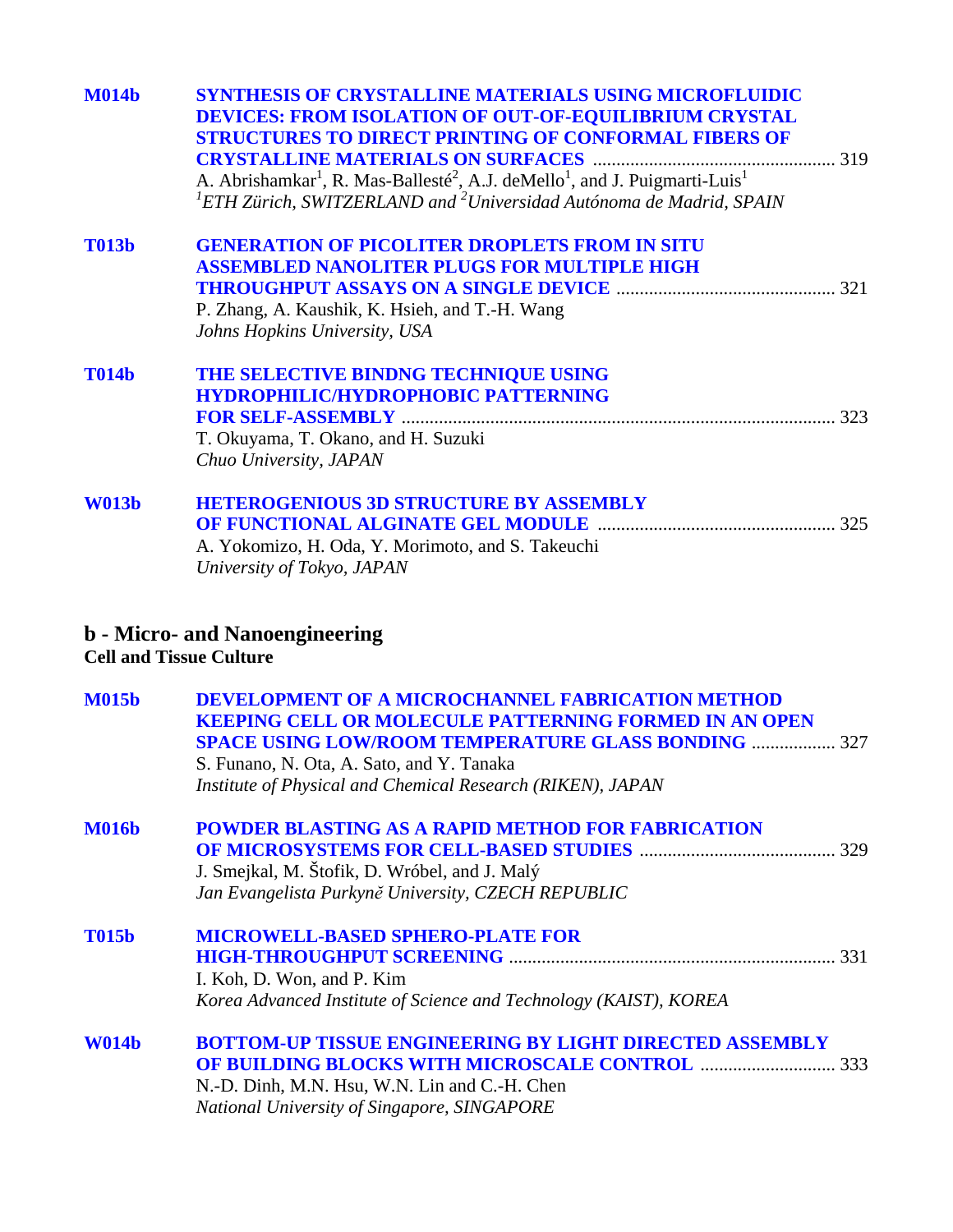**M014b** **SYNTHESIS OF CRYSTALLINE MATERIALS USING MICROFLUIDIC DEVICES: FROM ISOLATION OF OUT-OF-EQUILIBRIUM CRYSTAL STRUCTURES TO DIRECT PRINTING OF CONFORMAL FIBERS OF CRYSTALLINE MATERIALS ON SURFACES** .................................................... 319
A. Abrishamkar[1], R. Mas-Ballesté[2], A.J. deMello[1], and J. Puigmarti-Luis[1]
*[1]ETH Zürich, SWITZERLAND and [2]Universidad Autónoma de Madrid, SPAIN*

**T013b** **GENERATION OF PICOLITER DROPLETS FROM IN SITU ASSEMBLED NANOLITER PLUGS FOR MULTIPLE HIGH THROUGHPUT ASSAYS ON A SINGLE DEVICE** .............................................. 321
P. Zhang, A. Kaushik, K. Hsieh, and T.-H. Wang
*Johns Hopkins University, USA*

**T014b** **THE SELECTIVE BINDNG TECHNIQUE USING HYDROPHILIC/HYDROPHOBIC PATTERNING FOR SELF-ASSEMBLY** ............................................................................................ 323
T. Okuyama, T. Okano, and H. Suzuki
*Chuo University, JAPAN*

**W013b** **HETEROGENIOUS 3D STRUCTURE BY ASSEMBLY OF FUNCTIONAL ALGINATE GEL MODULE** .................................................. 325
A. Yokomizo, H. Oda, Y. Morimoto, and S. Takeuchi
*University of Tokyo, JAPAN*

## b - Micro- and Nanoengineering

**Cell and Tissue Culture**

**M015b** **DEVELOPMENT OF A MICROCHANNEL FABRICATION METHOD KEEPING CELL OR MOLECULE PATTERNING FORMED IN AN OPEN SPACE USING LOW/ROOM TEMPERATURE GLASS BONDING** .................. 327
S. Funano, N. Ota, A. Sato, and Y. Tanaka
*Institute of Physical and Chemical Research (RIKEN), JAPAN*

**M016b** **POWDER BLASTING AS A RAPID METHOD FOR FABRICATION OF MICROSYSTEMS FOR CELL-BASED STUDIES** ......................................... 329
J. Smejkal, M. Štofik, D. Wróbel, and J. Malý
*Jan Evangelista Purkyně University, CZECH REPUBLIC*

**T015b** **MICROWELL-BASED SPHERO-PLATE FOR HIGH-THROUGHPUT SCREENING** ..................................................................... 331
I. Koh, D. Won, and P. Kim
*Korea Advanced Institute of Science and Technology (KAIST), KOREA*

**W014b** **BOTTOM-UP TISSUE ENGINEERING BY LIGHT DIRECTED ASSEMBLY OF BUILDING BLOCKS WITH MICROSCALE CONTROL** ............................ 333
N.-D. Dinh, M.N. Hsu, W.N. Lin and C.-H. Chen
*National University of Singapore, SINGAPORE*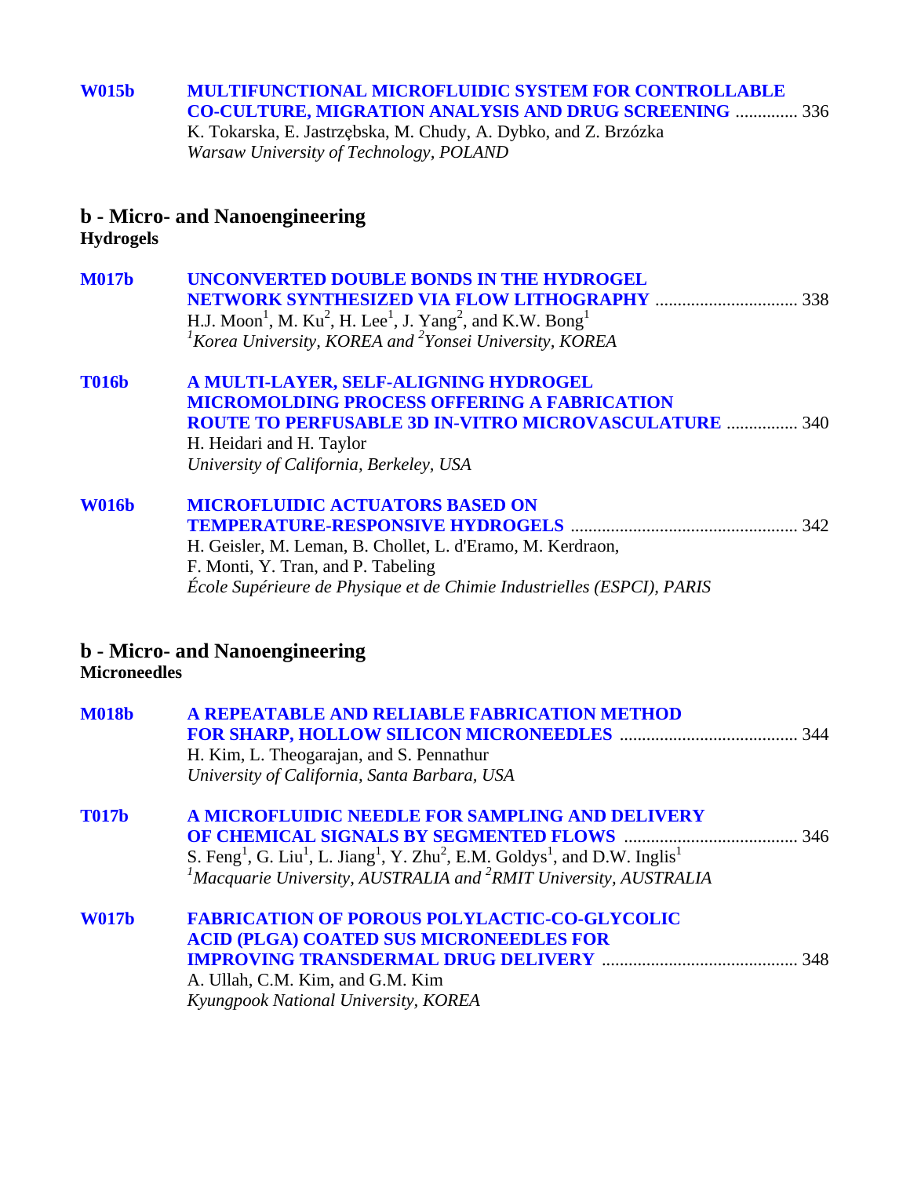**W015b** **MULTIFUNCTIONAL MICROFLUIDIC SYSTEM FOR CONTROLLABLE CO-CULTURE, MIGRATION ANALYSIS AND DRUG SCREENING** .............. 336
K. Tokarska, E. Jastrzębska, M. Chudy, A. Dybko, and Z. Brzózka
*Warsaw University of Technology, POLAND*

## b - Micro- and Nanoengineering
### Hydrogels

**M017b** **UNCONVERTED DOUBLE BONDS IN THE HYDROGEL NETWORK SYNTHESIZED VIA FLOW LITHOGRAPHY** ................................ 338
H.J. Moon[1], M. Ku[2], H. Lee[1], J. Yang[2], and K.W. Bong[1]
*[1]Korea University, KOREA and [2]Yonsei University, KOREA*

**T016b** **A MULTI-LAYER, SELF-ALIGNING HYDROGEL MICROMOLDING PROCESS OFFERING A FABRICATION ROUTE TO PERFUSABLE 3D IN-VITRO MICROVASCULATURE** ................ 340
H. Heidari and H. Taylor
*University of California, Berkeley, USA*

**W016b** **MICROFLUIDIC ACTUATORS BASED ON TEMPERATURE-RESPONSIVE HYDROGELS** .................................................. 342
H. Geisler, M. Leman, B. Chollet, L. d'Eramo, M. Kerdraon, F. Monti, Y. Tran, and P. Tabeling
*École Supérieure de Physique et de Chimie Industrielles (ESPCI), PARIS*

## b - Micro- and Nanoengineering
### Microneedles

**M018b** **A REPEATABLE AND RELIABLE FABRICATION METHOD FOR SHARP, HOLLOW SILICON MICRONEEDLES** ........................................ 344
H. Kim, L. Theogarajan, and S. Pennathur
*University of California, Santa Barbara, USA*

**T017b** **A MICROFLUIDIC NEEDLE FOR SAMPLING AND DELIVERY OF CHEMICAL SIGNALS BY SEGMENTED FLOWS** ....................................... 346
S. Feng[1], G. Liu[1], L. Jiang[1], Y. Zhu[2], E.M. Goldys[1], and D.W. Inglis[1]
*[1]Macquarie University, AUSTRALIA and [2]RMIT University, AUSTRALIA*

**W017b** **FABRICATION OF POROUS POLYLACTIC-CO-GLYCOLIC ACID (PLGA) COATED SUS MICRONEEDLES FOR IMPROVING TRANSDERMAL DRUG DELIVERY** ............................................ 348
A. Ullah, C.M. Kim, and G.M. Kim
*Kyungpook National University, KOREA*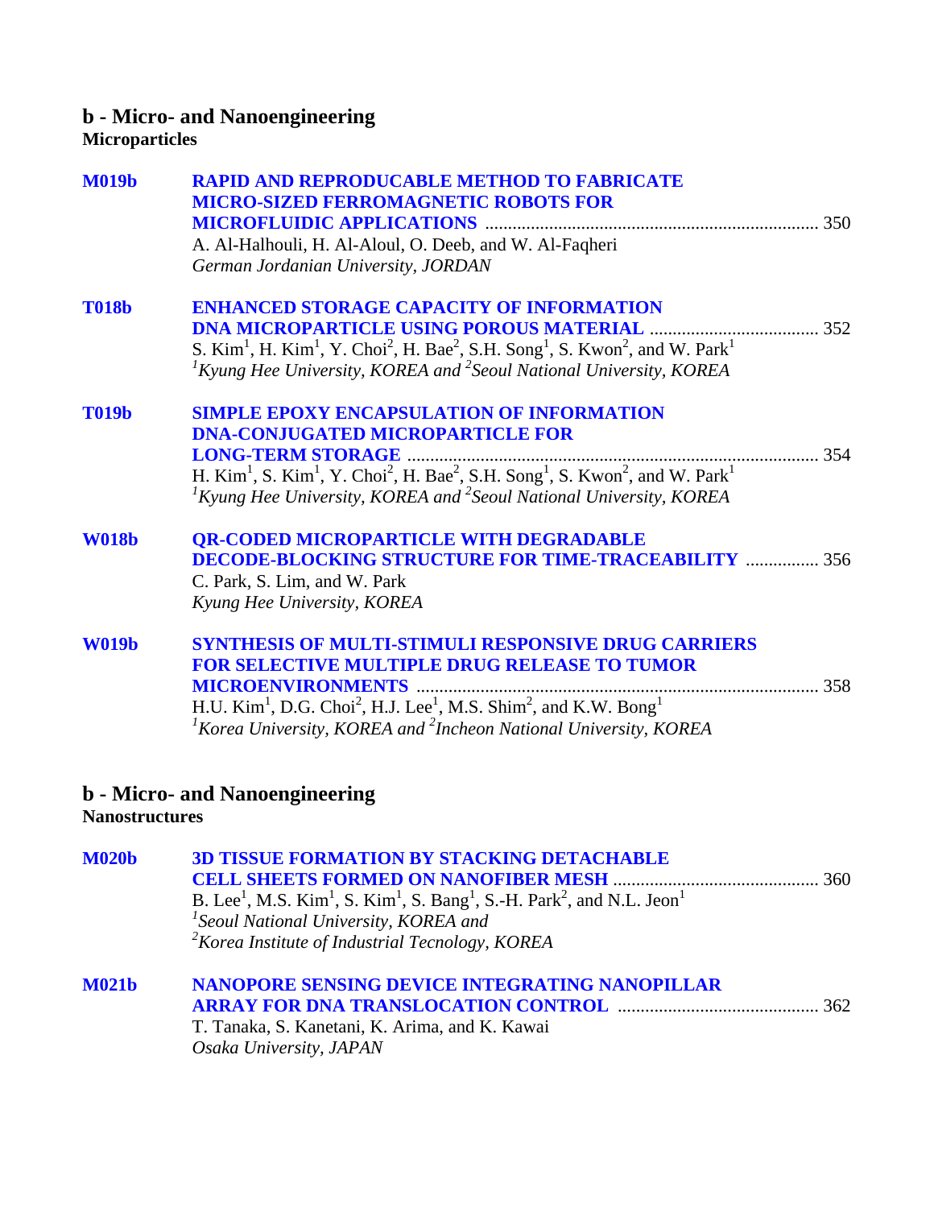## b - Micro- and Nanoengineering
**Microparticles**

**M019b** **RAPID AND REPRODUCABLE METHOD TO FABRICATE MICRO-SIZED FERROMAGNETIC ROBOTS FOR MICROFLUIDIC APPLICATIONS** ........ 350
A. Al-Halhouli, H. Al-Aloul, O. Deeb, and W. Al-Faqheri
*German Jordanian University, JORDAN*

**T018b** **ENHANCED STORAGE CAPACITY OF INFORMATION DNA MICROPARTICLE USING POROUS MATERIAL** ........ 352
S. Kim[1], H. Kim[1], Y. Choi[2], H. Bae[2], S.H. Song[1], S. Kwon[2], and W. Park[1]
*[1]Kyung Hee University, KOREA and [2]Seoul National University, KOREA*

**T019b** **SIMPLE EPOXY ENCAPSULATION OF INFORMATION DNA-CONJUGATED MICROPARTICLE FOR LONG-TERM STORAGE** ........ 354
H. Kim[1], S. Kim[1], Y. Choi[2], H. Bae[2], S.H. Song[1], S. Kwon[2], and W. Park[1]
*[1]Kyung Hee University, KOREA and [2]Seoul National University, KOREA*

**W018b** **QR-CODED MICROPARTICLE WITH DEGRADABLE DECODE-BLOCKING STRUCTURE FOR TIME-TRACEABILITY** ........ 356
C. Park, S. Lim, and W. Park
*Kyung Hee University, KOREA*

**W019b** **SYNTHESIS OF MULTI-STIMULI RESPONSIVE DRUG CARRIERS FOR SELECTIVE MULTIPLE DRUG RELEASE TO TUMOR MICROENVIRONMENTS** ........ 358
H.U. Kim[1], D.G. Choi[2], H.J. Lee[1], M.S. Shim[2], and K.W. Bong[1]
*[1]Korea University, KOREA and [2]Incheon National University, KOREA*

## b - Micro- and Nanoengineering
**Nanostructures**

**M020b** **3D TISSUE FORMATION BY STACKING DETACHABLE CELL SHEETS FORMED ON NANOFIBER MESH** ........ 360
B. Lee[1], M.S. Kim[1], S. Kim[1], S. Bang[1], S.-H. Park[2], and N.L. Jeon[1]
*[1]Seoul National University, KOREA and*
*[2]Korea Institute of Industrial Tecnology, KOREA*

**M021b** **NANOPORE SENSING DEVICE INTEGRATING NANOPILLAR ARRAY FOR DNA TRANSLOCATION CONTROL** ........ 362
T. Tanaka, S. Kanetani, K. Arima, and K. Kawai
*Osaka University, JAPAN*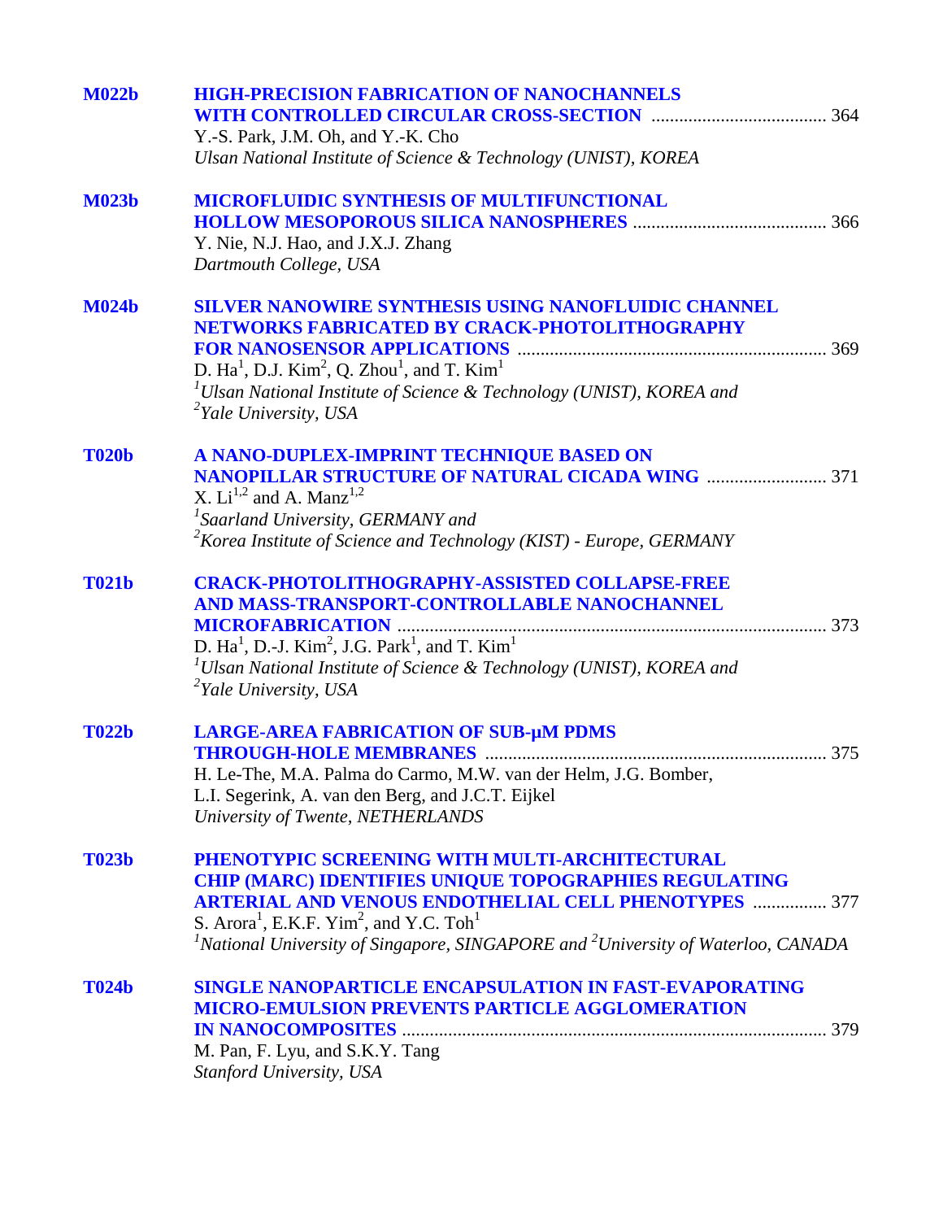**M022b** **HIGH-PRECISION FABRICATION OF NANOCHANNELS WITH CONTROLLED CIRCULAR CROSS-SECTION** ...................................... 364
Y.-S. Park, J.M. Oh, and Y.-K. Cho
*Ulsan National Institute of Science & Technology (UNIST), KOREA*

**M023b** **MICROFLUIDIC SYNTHESIS OF MULTIFUNCTIONAL HOLLOW MESOPOROUS SILICA NANOSPHERES** .......................................... 366
Y. Nie, N.J. Hao, and J.X.J. Zhang
*Dartmouth College, USA*

**M024b** **SILVER NANOWIRE SYNTHESIS USING NANOFLUIDIC CHANNEL NETWORKS FABRICATED BY CRACK-PHOTOLITHOGRAPHY FOR NANOSENSOR APPLICATIONS** .................................................................. 369
D. Ha[1], D.J. Kim[2], Q. Zhou[1], and T. Kim[1]
*[1]Ulsan National Institute of Science & Technology (UNIST), KOREA and*
*[2]Yale University, USA*

**T020b** **A NANO-DUPLEX-IMPRINT TECHNIQUE BASED ON NANOPILLAR STRUCTURE OF NATURAL CICADA WING** .......................... 371
X. Li[1,2] and A. Manz[1,2]
*[1]Saarland University, GERMANY and*
*[2]Korea Institute of Science and Technology (KIST) - Europe, GERMANY*

**T021b** **CRACK-PHOTOLITHOGRAPHY-ASSISTED COLLAPSE-FREE AND MASS-TRANSPORT-CONTROLLABLE NANOCHANNEL MICROFABRICATION** ........................................................................................... 373
D. Ha[1], D.-J. Kim[2], J.G. Park[1], and T. Kim[1]
*[1]Ulsan National Institute of Science & Technology (UNIST), KOREA and*
*[2]Yale University, USA*

**T022b** **LARGE-AREA FABRICATION OF SUB-µM PDMS THROUGH-HOLE MEMBRANES** ......................................................................... 375
H. Le-The, M.A. Palma do Carmo, M.W. van der Helm, J.G. Bomber, L.I. Segerink, A. van den Berg, and J.C.T. Eijkel
*University of Twente, NETHERLANDS*

**T023b** **PHENOTYPIC SCREENING WITH MULTI-ARCHITECTURAL CHIP (MARC) IDENTIFIES UNIQUE TOPOGRAPHIES REGULATING ARTERIAL AND VENOUS ENDOTHELIAL CELL PHENOTYPES** ................ 377
S. Arora[1], E.K.F. Yim[2], and Y.C. Toh[1]
*[1]National University of Singapore, SINGAPORE and [2]University of Waterloo, CANADA*

**T024b** **SINGLE NANOPARTICLE ENCAPSULATION IN FAST-EVAPORATING MICRO-EMULSION PREVENTS PARTICLE AGGLOMERATION IN NANOCOMPOSITES** ........................................................................................... 379
M. Pan, F. Lyu, and S.K.Y. Tang
*Stanford University, USA*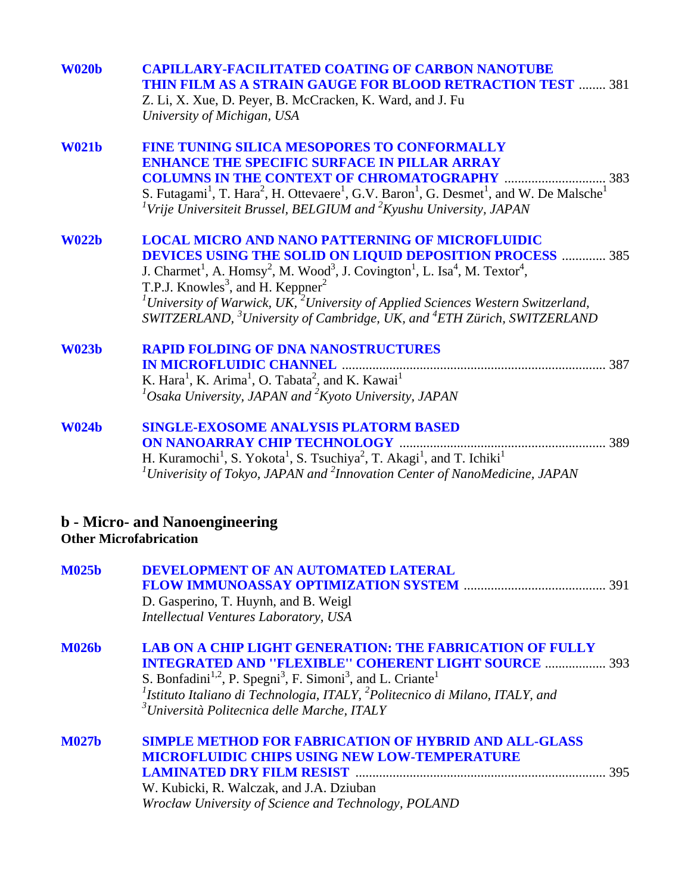**W020b** **CAPILLARY-FACILITATED COATING OF CARBON NANOTUBE THIN FILM AS A STRAIN GAUGE FOR BLOOD RETRACTION TEST** ........ 381
Z. Li, X. Xue, D. Peyer, B. McCracken, K. Ward, and J. Fu
*University of Michigan, USA*

**W021b** **FINE TUNING SILICA MESOPORES TO CONFORMALLY ENHANCE THE SPECIFIC SURFACE IN PILLAR ARRAY COLUMNS IN THE CONTEXT OF CHROMATOGRAPHY** ............................ 383
S. Futagami[1], T. Hara[2], H. Ottevaere[1], G.V. Baron[1], G. Desmet[1], and W. De Malsche[1]
*[1]Vrije Universiteit Brussel, BELGIUM and [2]Kyushu University, JAPAN*

**W022b** **LOCAL MICRO AND NANO PATTERNING OF MICROFLUIDIC DEVICES USING THE SOLID ON LIQUID DEPOSITION PROCESS** ............ 385
J. Charmet[1], A. Homsy[2], M. Wood[3], J. Covington[1], L. Isa[4], M. Textor[4], T.P.J. Knowles[3], and H. Keppner[2]
*[1]University of Warwick, UK, [2]University of Applied Sciences Western Switzerland, SWITZERLAND, [3]University of Cambridge, UK, and [4]ETH Zürich, SWITZERLAND*

**W023b** **RAPID FOLDING OF DNA NANOSTRUCTURES IN MICROFLUIDIC CHANNEL** ............................................................................ 387
K. Hara[1], K. Arima[1], O. Tabata[2], and K. Kawai[1]
*[1]Osaka University, JAPAN and [2]Kyoto University, JAPAN*

**W024b** **SINGLE-EXOSOME ANALYSIS PLATORM BASED ON NANOARRAY CHIP TECHNOLOGY** ........................................................... 389
H. Kuramochi[1], S. Yokota[1], S. Tsuchiya[2], T. Akagi[1], and T. Ichiki[1]
*[1]Univerisity of Tokyo, JAPAN and [2]Innovation Center of NanoMedicine, JAPAN*

## b - Micro- and Nanoengineering

### Other Microfabrication

**M025b** **DEVELOPMENT OF AN AUTOMATED LATERAL FLOW IMMUNOASSAY OPTIMIZATION SYSTEM** ......................................... 391
D. Gasperino, T. Huynh, and B. Weigl
*Intellectual Ventures Laboratory, USA*

**M026b** **LAB ON A CHIP LIGHT GENERATION: THE FABRICATION OF FULLY INTEGRATED AND "FLEXIBLE" COHERENT LIGHT SOURCE** ................. 393
S. Bonfadini[1,2], P. Spegni[3], F. Simoni[3], and L. Criante[1]
*[1]Istituto Italiano di Technologia, ITALY, [2]Politecnico di Milano, ITALY, and [3]Università Politecnica delle Marche, ITALY*

**M027b** **SIMPLE METHOD FOR FABRICATION OF HYBRID AND ALL-GLASS MICROFLUIDIC CHIPS USING NEW LOW-TEMPERATURE LAMINATED DRY FILM RESIST** ......................................................................... 395
W. Kubicki, R. Walczak, and J.A. Dziuban
*Wrocław University of Science and Technology, POLAND*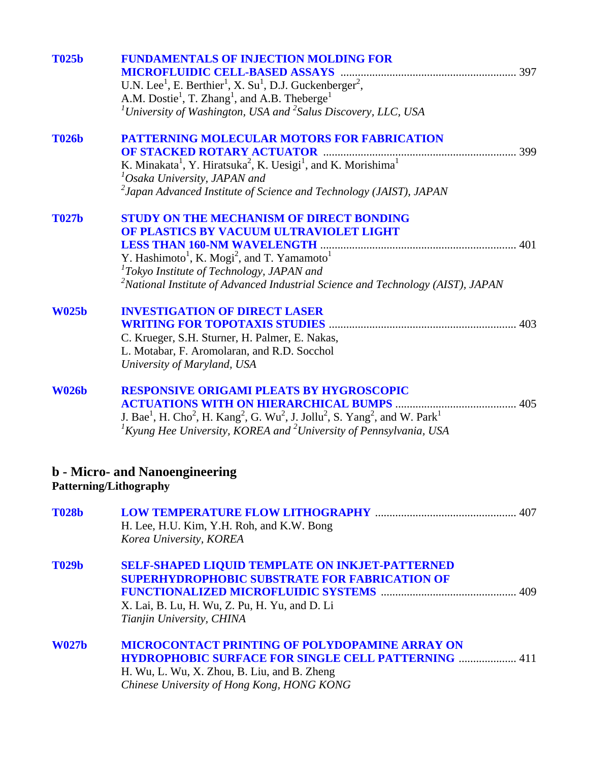**T025b** **FUNDAMENTALS OF INJECTION MOLDING FOR MICROFLUIDIC CELL-BASED ASSAYS** ............................................................. 397
U.N. Lee[1], E. Berthier[1], X. Su[1], D.J. Guckenberger[2], A.M. Dostie[1], T. Zhang[1], and A.B. Theberge[1]
*[1]University of Washington, USA and [2]Salus Discovery, LLC, USA*

**T026b** **PATTERNING MOLECULAR MOTORS FOR FABRICATION OF STACKED ROTARY ACTUATOR** .................................................................. 399
K. Minakata[1], Y. Hiratsuka[2], K. Uesigi[1], and K. Morishima[1]
*[1]Osaka University, JAPAN and*
*[2]Japan Advanced Institute of Science and Technology (JAIST), JAPAN*

**T027b** **STUDY ON THE MECHANISM OF DIRECT BONDING OF PLASTICS BY VACUUM ULTRAVIOLET LIGHT LESS THAN 160-NM WAVELENGTH** ................................................................... 401
Y. Hashimoto[1], K. Mogi[2], and T. Yamamoto[1]
*[1]Tokyo Institute of Technology, JAPAN and*
*[2]National Institute of Advanced Industrial Science and Technology (AIST), JAPAN*

**W025b** **INVESTIGATION OF DIRECT LASER WRITING FOR TOPOTAXIS STUDIES** ................................................................. 403
C. Krueger, S.H. Sturner, H. Palmer, E. Nakas, L. Motabar, F. Aromolaran, and R.D. Socchol
*University of Maryland, USA*

**W026b** **RESPONSIVE ORIGAMI PLEATS BY HYGROSCOPIC ACTUATIONS WITH ON HIERARCHICAL BUMPS** .......................................... 405
J. Bae[1], H. Cho[2], H. Kang[2], G. Wu[2], J. Jollu[2], S. Yang[2], and W. Park[1]
*[1]Kyung Hee University, KOREA and [2]University of Pennsylvania, USA*

## b - Micro- and Nanoengineering

### Patterning/Lithography

**T028b** **LOW TEMPERATURE FLOW LITHOGRAPHY** ................................................ 407
H. Lee, H.U. Kim, Y.H. Roh, and K.W. Bong
*Korea University, KOREA*

**T029b** **SELF-SHAPED LIQUID TEMPLATE ON INKJET-PATTERNED SUPERHYDROPHOBIC SUBSTRATE FOR FABRICATION OF FUNCTIONALIZED MICROFLUIDIC SYSTEMS** .............................................. 409
X. Lai, B. Lu, H. Wu, Z. Pu, H. Yu, and D. Li
*Tianjin University, CHINA*

**W027b** **MICROCONTACT PRINTING OF POLYDOPAMINE ARRAY ON HYDROPHOBIC SURFACE FOR SINGLE CELL PATTERNING** .................... 411
H. Wu, L. Wu, X. Zhou, B. Liu, and B. Zheng
*Chinese University of Hong Kong, HONG KONG*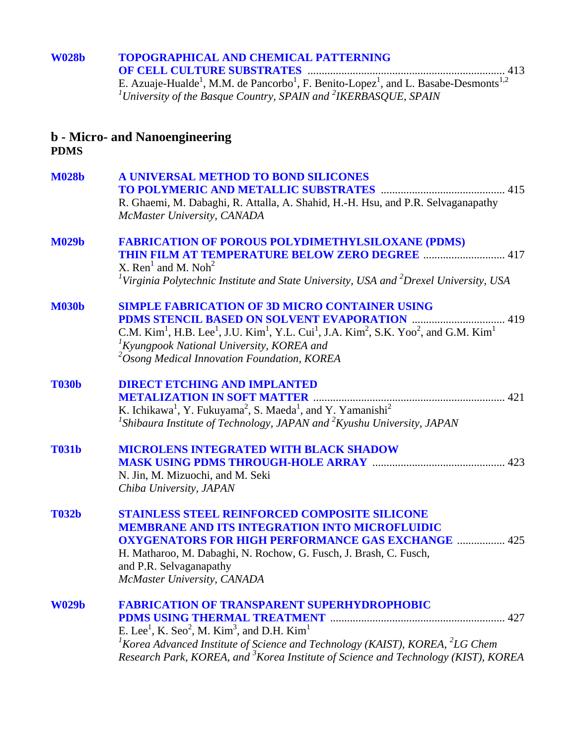**W028b** **TOPOGRAPHICAL AND CHEMICAL PATTERNING OF CELL CULTURE SUBSTRATES** ..................................................................... 413
E. Azuaje-Hualde[1], M.M. de Pancorbo[1], F. Benito-Lopez[1], and L. Basabe-Desmonts[1,2]
*[1]University of the Basque Country, SPAIN and [2]IKERBASQUE, SPAIN*

## b - Micro- and Nanoengineering

### PDMS

**M028b** **A UNIVERSAL METHOD TO BOND SILICONES TO POLYMERIC AND METALLIC SUBSTRATES** ........................................... 415
R. Ghaemi, M. Dabaghi, R. Attalla, A. Shahid, H.-H. Hsu, and P.R. Selvaganapathy
*McMaster University, CANADA*

**M029b** **FABRICATION OF POROUS POLYDIMETHYLSILOXANE (PDMS) THIN FILM AT TEMPERATURE BELOW ZERO DEGREE** ............................ 417
X. Ren[1] and M. Noh[2]
*[1]Virginia Polytechnic Institute and State University, USA and [2]Drexel University, USA*

**M030b** **SIMPLE FABRICATION OF 3D MICRO CONTAINER USING PDMS STENCIL BASED ON SOLVENT EVAPORATION** ................................ 419
C.M. Kim[1], H.B. Lee[1], J.U. Kim[1], Y.L. Cui[1], J.A. Kim[2], S.K. Yoo[2], and G.M. Kim[1]
*[1]Kyungpook National University, KOREA and*
*[2]Osong Medical Innovation Foundation, KOREA*

**T030b** **DIRECT ETCHING AND IMPLANTED METALIZATION IN SOFT MATTER** ................................................................... 421
K. Ichikawa[1], Y. Fukuyama[2], S. Maeda[1], and Y. Yamanishi[2]
*[1]Shibaura Institute of Technology, JAPAN and [2]Kyushu University, JAPAN*

**T031b** **MICROLENS INTEGRATED WITH BLACK SHADOW MASK USING PDMS THROUGH-HOLE ARRAY** .............................................. 423
N. Jin, M. Mizuochi, and M. Seki
*Chiba University, JAPAN*

**T032b** **STAINLESS STEEL REINFORCED COMPOSITE SILICONE MEMBRANE AND ITS INTEGRATION INTO MICROFLUIDIC OXYGENATORS FOR HIGH PERFORMANCE GAS EXCHANGE** ................. 425
H. Matharoo, M. Dabaghi, N. Rochow, G. Fusch, J. Brash, C. Fusch, and P.R. Selvaganapathy
*McMaster University, CANADA*

**W029b** **FABRICATION OF TRANSPARENT SUPERHYDROPHOBIC PDMS USING THERMAL TREATMENT** ............................................................. 427
E. Lee[1], K. Seo[2], M. Kim[3], and D.H. Kim[1]
*[1]Korea Advanced Institute of Science and Technology (KAIST), KOREA, [2]LG Chem Research Park, KOREA, and [3]Korea Institute of Science and Technology (KIST), KOREA*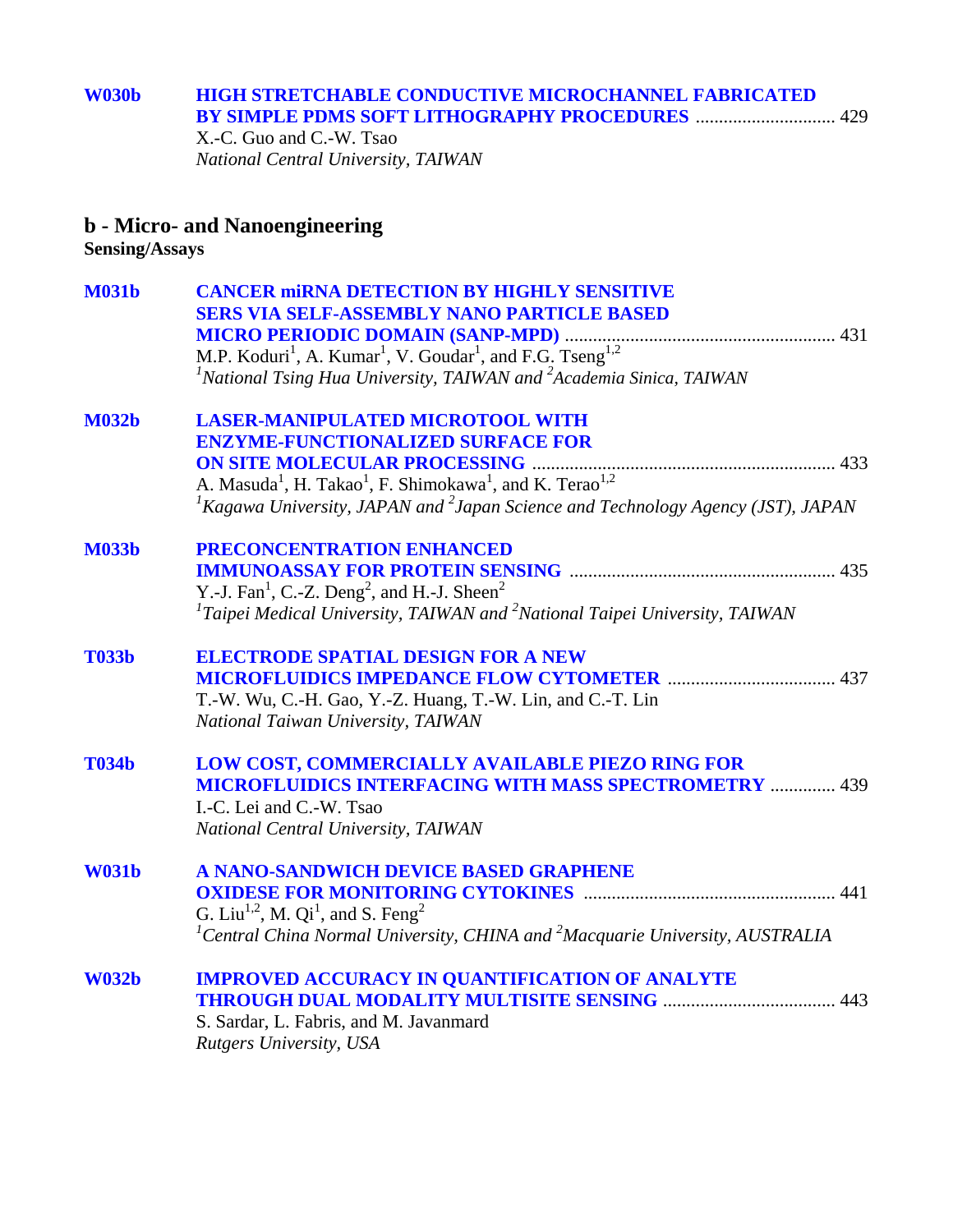**W030b** **HIGH STRETCHABLE CONDUCTIVE MICROCHANNEL FABRICATED BY SIMPLE PDMS SOFT LITHOGRAPHY PROCEDURES** .............................. 429
X.-C. Guo and C.-W. Tsao
*National Central University, TAIWAN*

## b - Micro- and Nanoengineering

### Sensing/Assays

**M031b** **CANCER miRNA DETECTION BY HIGHLY SENSITIVE SERS VIA SELF-ASSEMBLY NANO PARTICLE BASED MICRO PERIODIC DOMAIN (SANP-MPD)** .......................................................... 431
M.P. Koduri[1], A. Kumar[1], V. Goudar[1], and F.G. Tseng[1,2]
*[1]National Tsing Hua University, TAIWAN and [2]Academia Sinica, TAIWAN*

**M032b** **LASER-MANIPULATED MICROTOOL WITH ENZYME-FUNCTIONALIZED SURFACE FOR ON SITE MOLECULAR PROCESSING** ................................................................ 433
A. Masuda[1], H. Takao[1], F. Shimokawa[1], and K. Terao[1,2]
*[1]Kagawa University, JAPAN and [2]Japan Science and Technology Agency (JST), JAPAN*

**M033b** **PRECONCENTRATION ENHANCED IMMUNOASSAY FOR PROTEIN SENSING** ........................................................ 435
Y.-J. Fan[1], C.-Z. Deng[2], and H.-J. Sheen[2]
*[1]Taipei Medical University, TAIWAN and [2]National Taipei University, TAIWAN*

**T033b** **ELECTRODE SPATIAL DESIGN FOR A NEW MICROFLUIDICS IMPEDANCE FLOW CYTOMETER** ................................... 437
T.-W. Wu, C.-H. Gao, Y.-Z. Huang, T.-W. Lin, and C.-T. Lin
*National Taiwan University, TAIWAN*

**T034b** **LOW COST, COMMERCIALLY AVAILABLE PIEZO RING FOR MICROFLUIDICS INTERFACING WITH MASS SPECTROMETRY** .............. 439
I.-C. Lei and C.-W. Tsao
*National Central University, TAIWAN*

**W031b** **A NANO-SANDWICH DEVICE BASED GRAPHENE OXIDESE FOR MONITORING CYTOKINES** ..................................................... 441
G. Liu[1,2], M. Qi[1], and S. Feng[2]
*[1]Central China Normal University, CHINA and [2]Macquarie University, AUSTRALIA*

**W032b** **IMPROVED ACCURACY IN QUANTIFICATION OF ANALYTE THROUGH DUAL MODALITY MULTISITE SENSING** .................................... 443
S. Sardar, L. Fabris, and M. Javanmard
*Rutgers University, USA*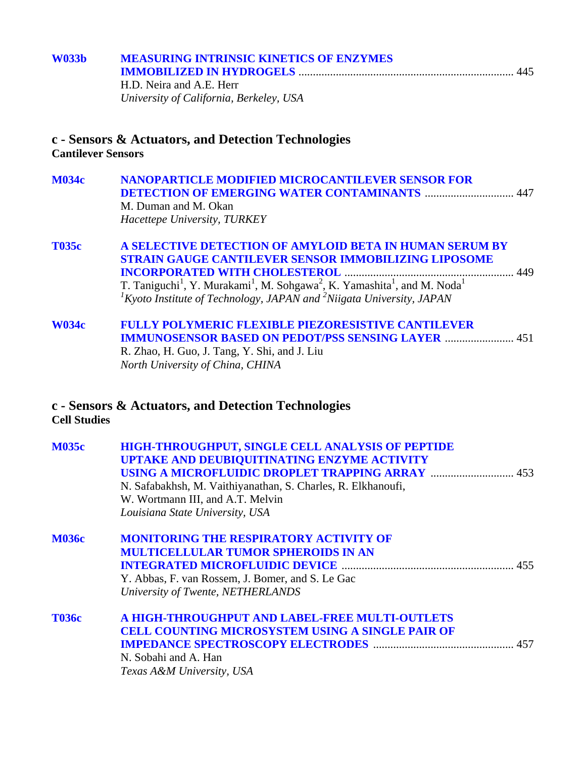**W033b** **MEASURING INTRINSIC KINETICS OF ENZYMES IMMOBILIZED IN HYDROGELS** .......... 445
H.D. Neira and A.E. Herr
*University of California, Berkeley, USA*

## c - Sensors & Actuators, and Detection Technologies
### Cantilever Sensors

**M034c** **NANOPARTICLE MODIFIED MICROCANTILEVER SENSOR FOR DETECTION OF EMERGING WATER CONTAMINANTS** .......... 447
M. Duman and M. Okan
*Hacettepe University, TURKEY*

**T035c** **A SELECTIVE DETECTION OF AMYLOID BETA IN HUMAN SERUM BY STRAIN GAUGE CANTILEVER SENSOR IMMOBILIZING LIPOSOME INCORPORATED WITH CHOLESTEROL** .......... 449
T. Taniguchi[1], Y. Murakami[1], M. Sohgawa[2], K. Yamashita[1], and M. Noda[1]
*[1]Kyoto Institute of Technology, JAPAN and [2]Niigata University, JAPAN*

**W034c** **FULLY POLYMERIC FLEXIBLE PIEZORESISTIVE CANTILEVER IMMUNOSENSOR BASED ON PEDOT/PSS SENSING LAYER** .......... 451
R. Zhao, H. Guo, J. Tang, Y. Shi, and J. Liu
*North University of China, CHINA*

## c - Sensors & Actuators, and Detection Technologies
### Cell Studies

**M035c** **HIGH-THROUGHPUT, SINGLE CELL ANALYSIS OF PEPTIDE UPTAKE AND DEUBIQUITINATING ENZYME ACTIVITY USING A MICROFLUIDIC DROPLET TRAPPING ARRAY** .......... 453
N. Safabakhsh, M. Vaithiyanathan, S. Charles, R. Elkhanoufi, W. Wortmann III, and A.T. Melvin
*Louisiana State University, USA*

**M036c** **MONITORING THE RESPIRATORY ACTIVITY OF MULTICELLULAR TUMOR SPHEROIDS IN AN INTEGRATED MICROFLUIDIC DEVICE** .......... 455
Y. Abbas, F. van Rossem, J. Bomer, and S. Le Gac
*University of Twente, NETHERLANDS*

**T036c** **A HIGH-THROUGHPUT AND LABEL-FREE MULTI-OUTLETS CELL COUNTING MICROSYSTEM USING A SINGLE PAIR OF IMPEDANCE SPECTROSCOPY ELECTRODES** .......... 457
N. Sobahi and A. Han
*Texas A&M University, USA*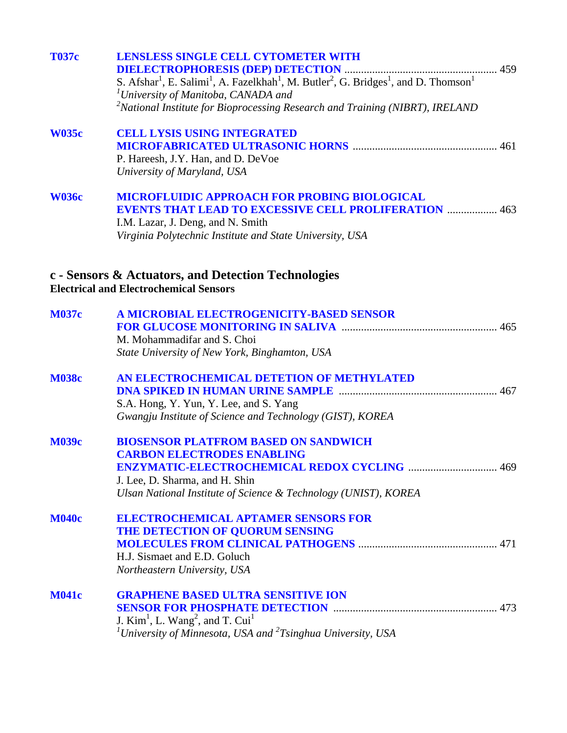**T037c** **LENSLESS SINGLE CELL CYTOMETER WITH DIELECTROPHORESIS (DEP) DETECTION** ........ 459
S. Afshar[1], E. Salimi[1], A. Fazelkhah[1], M. Butler[2], G. Bridges[1], and D. Thomson[1]
*[1]University of Manitoba, CANADA and*
*[2]National Institute for Bioprocessing Research and Training (NIBRT), IRELAND*

**W035c** **CELL LYSIS USING INTEGRATED MICROFABRICATED ULTRASONIC HORNS** ........ 461
P. Hareesh, J.Y. Han, and D. DeVoe
*University of Maryland, USA*

**W036c** **MICROFLUIDIC APPROACH FOR PROBING BIOLOGICAL EVENTS THAT LEAD TO EXCESSIVE CELL PROLIFERATION** ........ 463
I.M. Lazar, J. Deng, and N. Smith
*Virginia Polytechnic Institute and State University, USA*

## c - Sensors & Actuators, and Detection Technologies

### Electrical and Electrochemical Sensors

**M037c** **A MICROBIAL ELECTROGENICITY-BASED SENSOR FOR GLUCOSE MONITORING IN SALIVA** ........ 465
M. Mohammadifar and S. Choi
*State University of New York, Binghamton, USA*

**M038c** **AN ELECTROCHEMICAL DETETION OF METHYLATED DNA SPIKED IN HUMAN URINE SAMPLE** ........ 467
S.A. Hong, Y. Yun, Y. Lee, and S. Yang
*Gwangju Institute of Science and Technology (GIST), KOREA*

**M039c** **BIOSENSOR PLATFROM BASED ON SANDWICH CARBON ELECTRODES ENABLING ENZYMATIC-ELECTROCHEMICAL REDOX CYCLING** ........ 469
J. Lee, D. Sharma, and H. Shin
*Ulsan National Institute of Science & Technology (UNIST), KOREA*

**M040c** **ELECTROCHEMICAL APTAMER SENSORS FOR THE DETECTION OF QUORUM SENSING MOLECULES FROM CLINICAL PATHOGENS** ........ 471
H.J. Sismaet and E.D. Goluch
*Northeastern University, USA*

**M041c** **GRAPHENE BASED ULTRA SENSITIVE ION SENSOR FOR PHOSPHATE DETECTION** ........ 473
J. Kim[1], L. Wang[2], and T. Cui[1]
*[1]University of Minnesota, USA and [2]Tsinghua University, USA*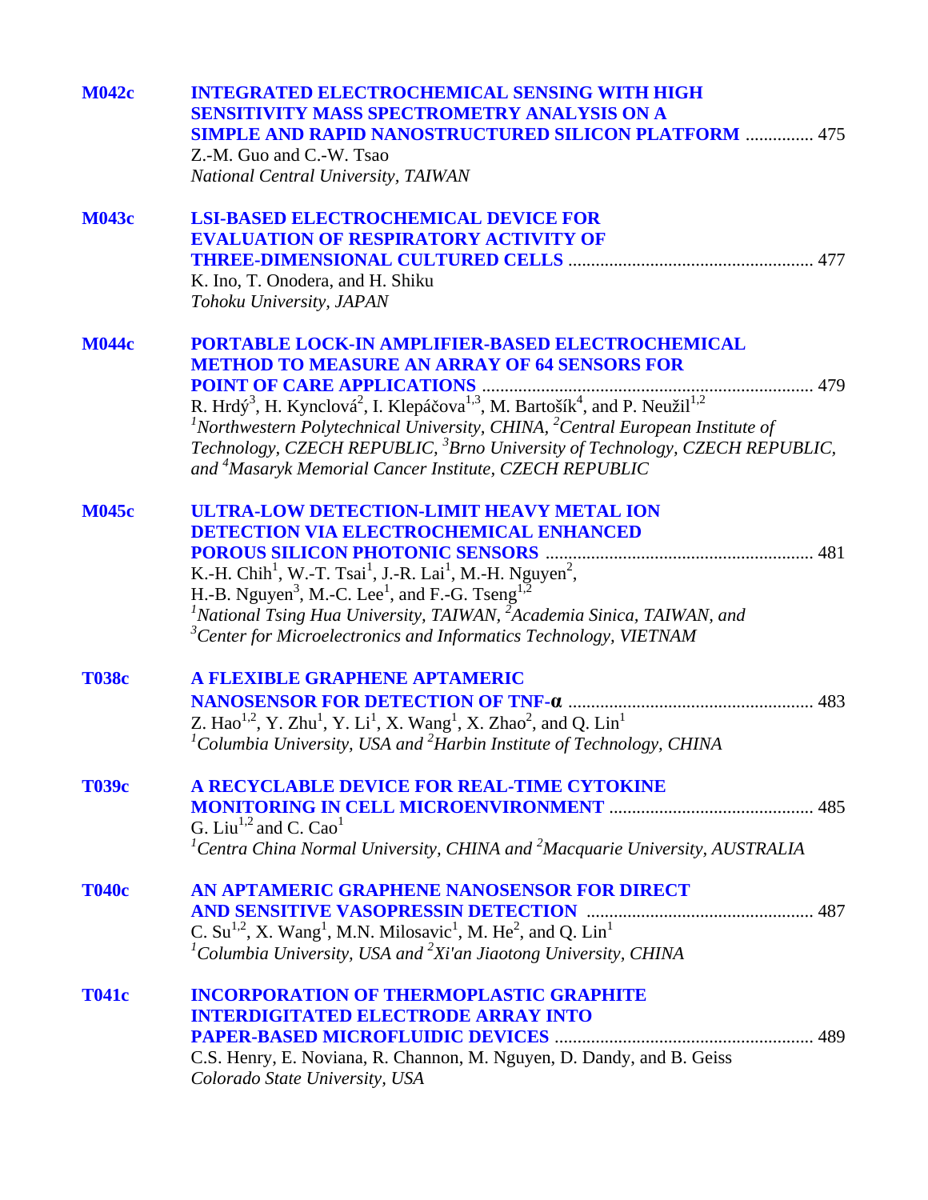**M042c** **INTEGRATED ELECTROCHEMICAL SENSING WITH HIGH SENSITIVITY MASS SPECTROMETRY ANALYSIS ON A SIMPLE AND RAPID NANOSTRUCTURED SILICON PLATFORM** ............... 475
Z.-M. Guo and C.-W. Tsao
*National Central University, TAIWAN*

**M043c** **LSI-BASED ELECTROCHEMICAL DEVICE FOR EVALUATION OF RESPIRATORY ACTIVITY OF THREE-DIMENSIONAL CULTURED CELLS** ...................................................... 477
K. Ino, T. Onodera, and H. Shiku
*Tohoku University, JAPAN*

**M044c** **PORTABLE LOCK-IN AMPLIFIER-BASED ELECTROCHEMICAL METHOD TO MEASURE AN ARRAY OF 64 SENSORS FOR POINT OF CARE APPLICATIONS** ......................................................................... 479
R. Hrdý[3], H. Kynclová[2], I. Klepáčova[1,3], M. Bartošík[4], and P. Neužil[1,2]
*[1]Northwestern Polytechnical University, CHINA, [2]Central European Institute of Technology, CZECH REPUBLIC, [3]Brno University of Technology, CZECH REPUBLIC, and [4]Masaryk Memorial Cancer Institute, CZECH REPUBLIC*

**M045c** **ULTRA-LOW DETECTION-LIMIT HEAVY METAL ION DETECTION VIA ELECTROCHEMICAL ENHANCED POROUS SILICON PHOTONIC SENSORS** ........................................................... 481
K.-H. Chih[1], W.-T. Tsai[1], J.-R. Lai[1], M.-H. Nguyen[2], H.-B. Nguyen[3], M.-C. Lee[1], and F.-G. Tseng[1,2]
*[1]National Tsing Hua University, TAIWAN, [2]Academia Sinica, TAIWAN, and [3]Center for Microelectronics and Informatics Technology, VIETNAM*

**T038c** **A FLEXIBLE GRAPHENE APTAMERIC NANOSENSOR FOR DETECTION OF TNF-α** ...................................................... 483
Z. Hao[1,2], Y. Zhu[1], Y. Li[1], X. Wang[1], X. Zhao[2], and Q. Lin[1]
*[1]Columbia University, USA and [2]Harbin Institute of Technology, CHINA*

**T039c** **A RECYCLABLE DEVICE FOR REAL-TIME CYTOKINE MONITORING IN CELL MICROENVIRONMENT** ............................................ 485
G. Liu[1,2] and C. Cao[1]
*[1]Centra China Normal University, CHINA and [2]Macquarie University, AUSTRALIA*

**T040c** **AN APTAMERIC GRAPHENE NANOSENSOR FOR DIRECT AND SENSITIVE VASOPRESSIN DETECTION** ................................................. 487
C. Su[1,2], X. Wang[1], M.N. Milosavic[1], M. He[2], and Q. Lin[1]
*[1]Columbia University, USA and [2]Xi'an Jiaotong University, CHINA*

**T041c** **INCORPORATION OF THERMOPLASTIC GRAPHITE INTERDIGITATED ELECTRODE ARRAY INTO PAPER-BASED MICROFLUIDIC DEVICES** ......................................................... 489
C.S. Henry, E. Noviana, R. Channon, M. Nguyen, D. Dandy, and B. Geiss
*Colorado State University, USA*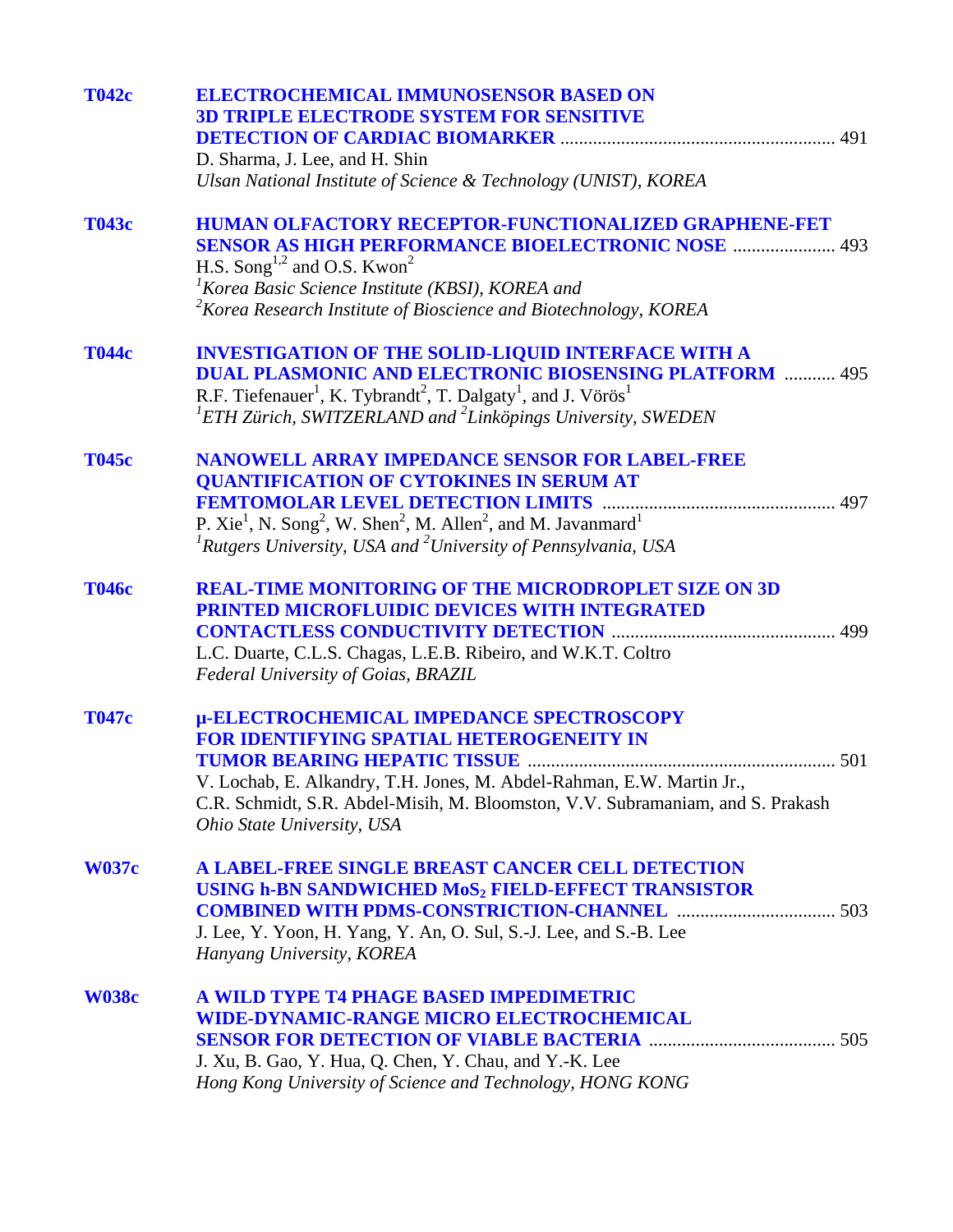**T042c** **ELECTROCHEMICAL IMMUNOSENSOR BASED ON 3D TRIPLE ELECTRODE SYSTEM FOR SENSITIVE DETECTION OF CARDIAC BIOMARKER** .......... 491
D. Sharma, J. Lee, and H. Shin
*Ulsan National Institute of Science & Technology (UNIST), KOREA*

**T043c** **HUMAN OLFACTORY RECEPTOR-FUNCTIONALIZED GRAPHENE-FET SENSOR AS HIGH PERFORMANCE BIOELECTRONIC NOSE** .......... 493
H.S. Song[1,2] and O.S. Kwon[2]
*[1]Korea Basic Science Institute (KBSI), KOREA and*
*[2]Korea Research Institute of Bioscience and Biotechnology, KOREA*

**T044c** **INVESTIGATION OF THE SOLID-LIQUID INTERFACE WITH A DUAL PLASMONIC AND ELECTRONIC BIOSENSING PLATFORM** .......... 495
R.F. Tiefenauer[1], K. Tybrandt[2], T. Dalgaty[1], and J. Vörös[1]
*[1]ETH Zürich, SWITZERLAND and [2]Linköpings University, SWEDEN*

**T045c** **NANOWELL ARRAY IMPEDANCE SENSOR FOR LABEL-FREE QUANTIFICATION OF CYTOKINES IN SERUM AT FEMTOMOLAR LEVEL DETECTION LIMITS** .......... 497
P. Xie[1], N. Song[2], W. Shen[2], M. Allen[2], and M. Javanmard[1]
*[1]Rutgers University, USA and [2]University of Pennsylvania, USA*

**T046c** **REAL-TIME MONITORING OF THE MICRODROPLET SIZE ON 3D PRINTED MICROFLUIDIC DEVICES WITH INTEGRATED CONTACTLESS CONDUCTIVITY DETECTION** .......... 499
L.C. Duarte, C.L.S. Chagas, L.E.B. Ribeiro, and W.K.T. Coltro
*Federal University of Goias, BRAZIL*

**T047c** **μ-ELECTROCHEMICAL IMPEDANCE SPECTROSCOPY FOR IDENTIFYING SPATIAL HETEROGENEITY IN TUMOR BEARING HEPATIC TISSUE** .......... 501
V. Lochab, E. Alkandry, T.H. Jones, M. Abdel-Rahman, E.W. Martin Jr., C.R. Schmidt, S.R. Abdel-Misih, M. Bloomston, V.V. Subramaniam, and S. Prakash
*Ohio State University, USA*

**W037c** **A LABEL-FREE SINGLE BREAST CANCER CELL DETECTION USING h-BN SANDWICHED $MoS_2$ FIELD-EFFECT TRANSISTOR COMBINED WITH PDMS-CONSTRICTION-CHANNEL** .......... 503
J. Lee, Y. Yoon, H. Yang, Y. An, O. Sul, S.-J. Lee, and S.-B. Lee
*Hanyang University, KOREA*

**W038c** **A WILD TYPE T4 PHAGE BASED IMPEDIMETRIC WIDE-DYNAMIC-RANGE MICRO ELECTROCHEMICAL SENSOR FOR DETECTION OF VIABLE BACTERIA** .......... 505
J. Xu, B. Gao, Y. Hua, Q. Chen, Y. Chau, and Y.-K. Lee
*Hong Kong University of Science and Technology, HONG KONG*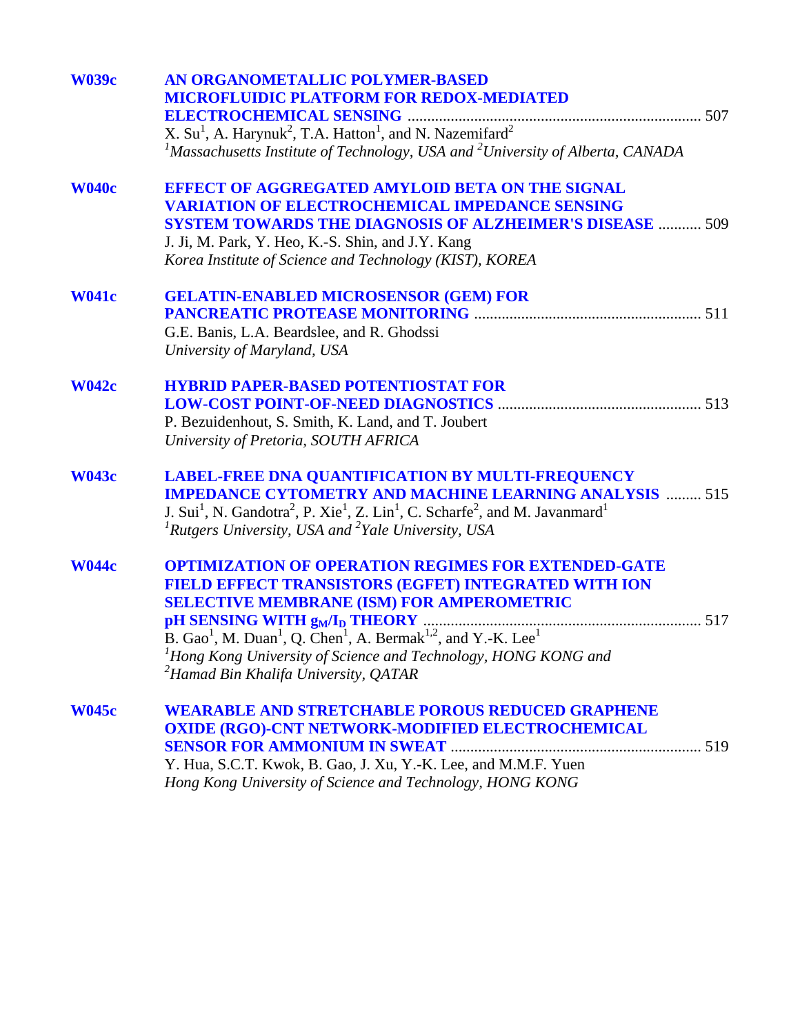**W039c** **AN ORGANOMETALLIC POLYMER-BASED MICROFLUIDIC PLATFORM FOR REDOX-MEDIATED ELECTROCHEMICAL SENSING** ........................................................................ 507
X. Su[1], A. Harynuk[2], T.A. Hatton[1], and N. Nazemifard[2]
*[1]Massachusetts Institute of Technology, USA and [2]University of Alberta, CANADA*

**W040c** **EFFECT OF AGGREGATED AMYLOID BETA ON THE SIGNAL VARIATION OF ELECTROCHEMICAL IMPEDANCE SENSING SYSTEM TOWARDS THE DIAGNOSIS OF ALZHEIMER'S DISEASE** ........... 509
J. Ji, M. Park, Y. Heo, K.-S. Shin, and J.Y. Kang
*Korea Institute of Science and Technology (KIST), KOREA*

**W041c** **GELATIN-ENABLED MICROSENSOR (GEM) FOR PANCREATIC PROTEASE MONITORING** ........................................................ 511
G.E. Banis, L.A. Beardslee, and R. Ghodssi
*University of Maryland, USA*

**W042c** **HYBRID PAPER-BASED POTENTIOSTAT FOR LOW-COST POINT-OF-NEED DIAGNOSTICS** .................................................... 513
P. Bezuidenhout, S. Smith, K. Land, and T. Joubert
*University of Pretoria, SOUTH AFRICA*

**W043c** **LABEL-FREE DNA QUANTIFICATION BY MULTI-FREQUENCY IMPEDANCE CYTOMETRY AND MACHINE LEARNING ANALYSIS** ......... 515
J. Sui[1], N. Gandotra[2], P. Xie[1], Z. Lin[1], C. Scharfe[2], and M. Javanmard[1]
*[1]Rutgers University, USA and [2]Yale University, USA*

**W044c** **OPTIMIZATION OF OPERATION REGIMES FOR EXTENDED-GATE FIELD EFFECT TRANSISTORS (EGFET) INTEGRATED WITH ION SELECTIVE MEMBRANE (ISM) FOR AMPEROMETRIC pH SENSING WITH $g_M/I_D$ THEORY** ...................................................................... 517
B. Gao[1], M. Duan[1], Q. Chen[1], A. Bermak[1,2], and Y.-K. Lee[1]
*[1]Hong Kong University of Science and Technology, HONG KONG and [2]Hamad Bin Khalifa University, QATAR*

**W045c** **WEARABLE AND STRETCHABLE POROUS REDUCED GRAPHENE OXIDE (RGO)-CNT NETWORK-MODIFIED ELECTROCHEMICAL SENSOR FOR AMMONIUM IN SWEAT** ............................................................... 519
Y. Hua, S.C.T. Kwok, B. Gao, J. Xu, Y.-K. Lee, and M.M.F. Yuen
*Hong Kong University of Science and Technology, HONG KONG*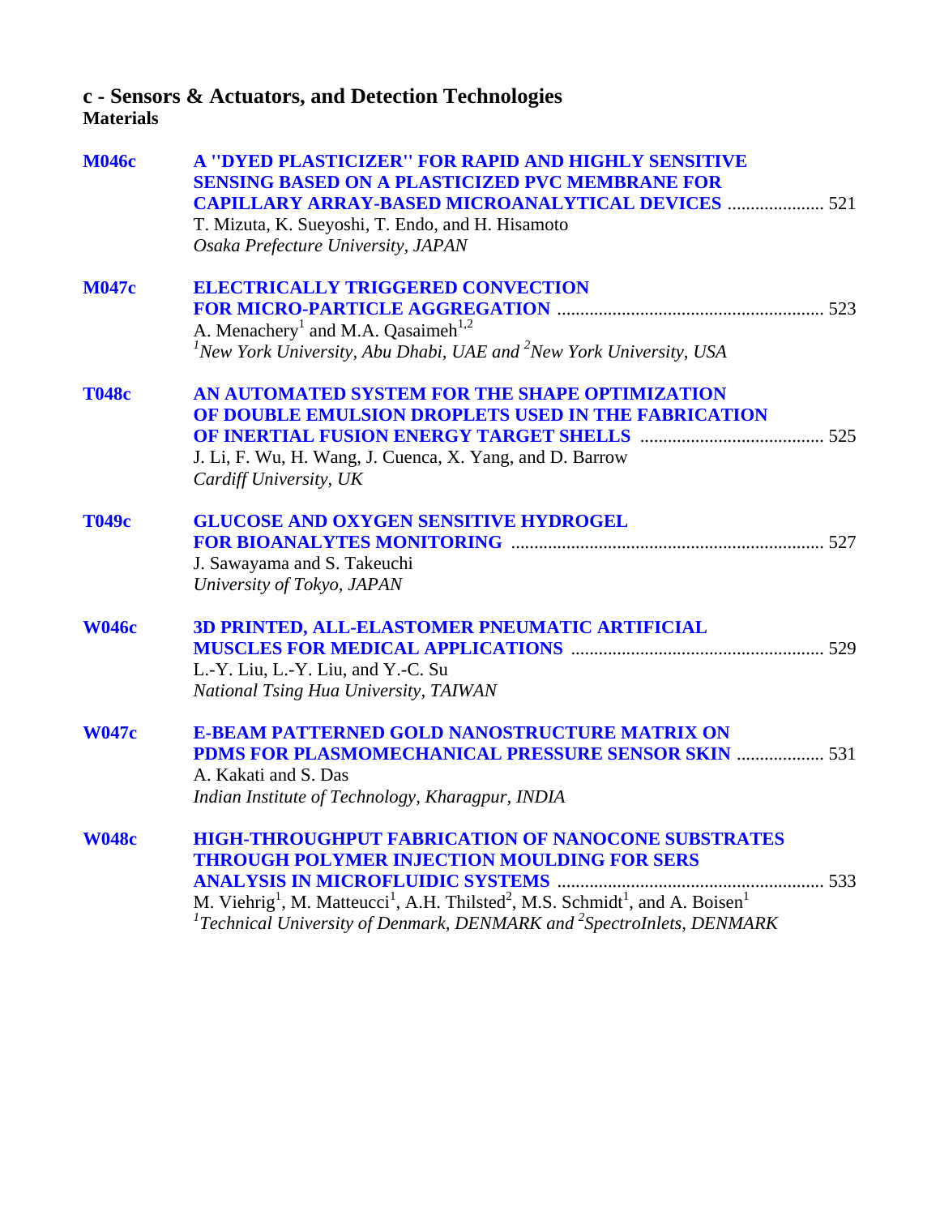## c - Sensors & Actuators, and Detection Technologies

### Materials

**M046c** **A "DYED PLASTICIZER" FOR RAPID AND HIGHLY SENSITIVE SENSING BASED ON A PLASTICIZED PVC MEMBRANE FOR CAPILLARY ARRAY-BASED MICROANALYTICAL DEVICES** ..................... 521
T. Mizuta, K. Sueyoshi, T. Endo, and H. Hisamoto
*Osaka Prefecture University, JAPAN*

**M047c** **ELECTRICALLY TRIGGERED CONVECTION FOR MICRO-PARTICLE AGGREGATION** ......................................................... 523
A. Menachery[1] and M.A. Qasaimeh[1,2]
*[1]New York University, Abu Dhabi, UAE and [2]New York University, USA*

**T048c** **AN AUTOMATED SYSTEM FOR THE SHAPE OPTIMIZATION OF DOUBLE EMULSION DROPLETS USED IN THE FABRICATION OF INERTIAL FUSION ENERGY TARGET SHELLS** ........................................ 525
J. Li, F. Wu, H. Wang, J. Cuenca, X. Yang, and D. Barrow
*Cardiff University, UK*

**T049c** **GLUCOSE AND OXYGEN SENSITIVE HYDROGEL FOR BIOANALYTES MONITORING** ................................................................... 527
J. Sawayama and S. Takeuchi
*University of Tokyo, JAPAN*

**W046c** **3D PRINTED, ALL-ELASTOMER PNEUMATIC ARTIFICIAL MUSCLES FOR MEDICAL APPLICATIONS** ...................................................... 529
L.-Y. Liu, L.-Y. Liu, and Y.-C. Su
*National Tsing Hua University, TAIWAN*

**W047c** **E-BEAM PATTERNED GOLD NANOSTRUCTURE MATRIX ON PDMS FOR PLASMOMECHANICAL PRESSURE SENSOR SKIN** ................... 531
A. Kakati and S. Das
*Indian Institute of Technology, Kharagpur, INDIA*

**W048c** **HIGH-THROUGHPUT FABRICATION OF NANOCONE SUBSTRATES THROUGH POLYMER INJECTION MOULDING FOR SERS ANALYSIS IN MICROFLUIDIC SYSTEMS** ......................................................... 533
M. Viehrig[1], M. Matteucci[1], A.H. Thilsted[2], M.S. Schmidt[1], and A. Boisen[1]
*[1]Technical University of Denmark, DENMARK and [2]SpectroInlets, DENMARK*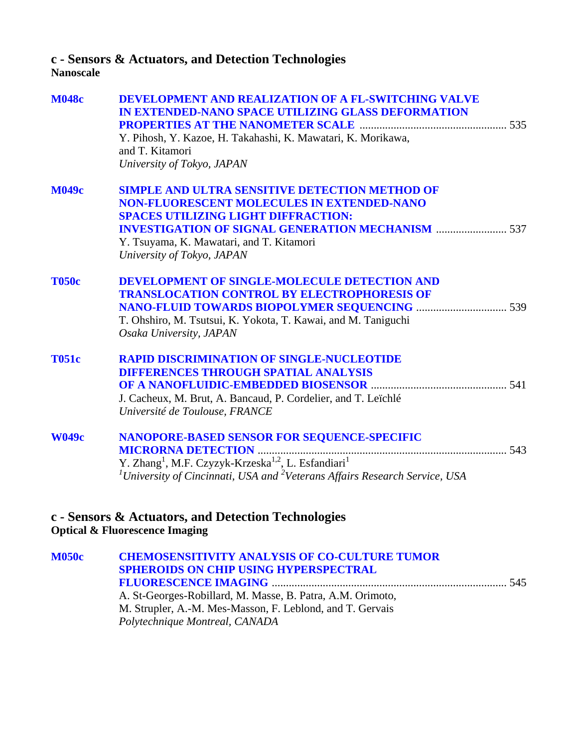## c - Sensors & Actuators, and Detection Technologies

### Nanoscale

**M048c** **DEVELOPMENT AND REALIZATION OF A FL-SWITCHING VALVE IN EXTENDED-NANO SPACE UTILIZING GLASS DEFORMATION PROPERTIES AT THE NANOMETER SCALE** .................................................... 535
Y. Pihosh, Y. Kazoe, H. Takahashi, K. Mawatari, K. Morikawa, and T. Kitamori
*University of Tokyo, JAPAN*

**M049c** **SIMPLE AND ULTRA SENSITIVE DETECTION METHOD OF NON-FLUORESCENT MOLECULES IN EXTENDED-NANO SPACES UTILIZING LIGHT DIFFRACTION: INVESTIGATION OF SIGNAL GENERATION MECHANISM** ......................... 537
Y. Tsuyama, K. Mawatari, and T. Kitamori
*University of Tokyo, JAPAN*

**T050c** **DEVELOPMENT OF SINGLE-MOLECULE DETECTION AND TRANSLOCATION CONTROL BY ELECTROPHORESIS OF NANO-FLUID TOWARDS BIOPOLYMER SEQUENCING** ................................ 539
T. Ohshiro, M. Tsutsui, K. Yokota, T. Kawai, and M. Taniguchi
*Osaka University, JAPAN*

**T051c** **RAPID DISCRIMINATION OF SINGLE-NUCLEOTIDE DIFFERENCES THROUGH SPATIAL ANALYSIS OF A NANOFLUIDIC-EMBEDDED BIOSENSOR** ................................................ 541
J. Cacheux, M. Brut, A. Bancaud, P. Cordelier, and T. Leïchlé
*Université de Toulouse, FRANCE*

**W049c** **NANOPORE-BASED SENSOR FOR SEQUENCE-SPECIFIC MICRORNA DETECTION** .......................................................................................... 543
Y. Zhang[1], M.F. Czyzyk-Krzeska[1,2], L. Esfandiari[1]
*[1]University of Cincinnati, USA and [2]Veterans Affairs Research Service, USA*

## c - Sensors & Actuators, and Detection Technologies

### Optical & Fluorescence Imaging

**M050c** **CHEMOSENSITIVITY ANALYSIS OF CO-CULTURE TUMOR SPHEROIDS ON CHIP USING HYPERSPECTRAL FLUORESCENCE IMAGING** .................................................................................... 545
A. St-Georges-Robillard, M. Masse, B. Patra, A.M. Orimoto, M. Strupler, A.-M. Mes-Masson, F. Leblond, and T. Gervais
*Polytechnique Montreal, CANADA*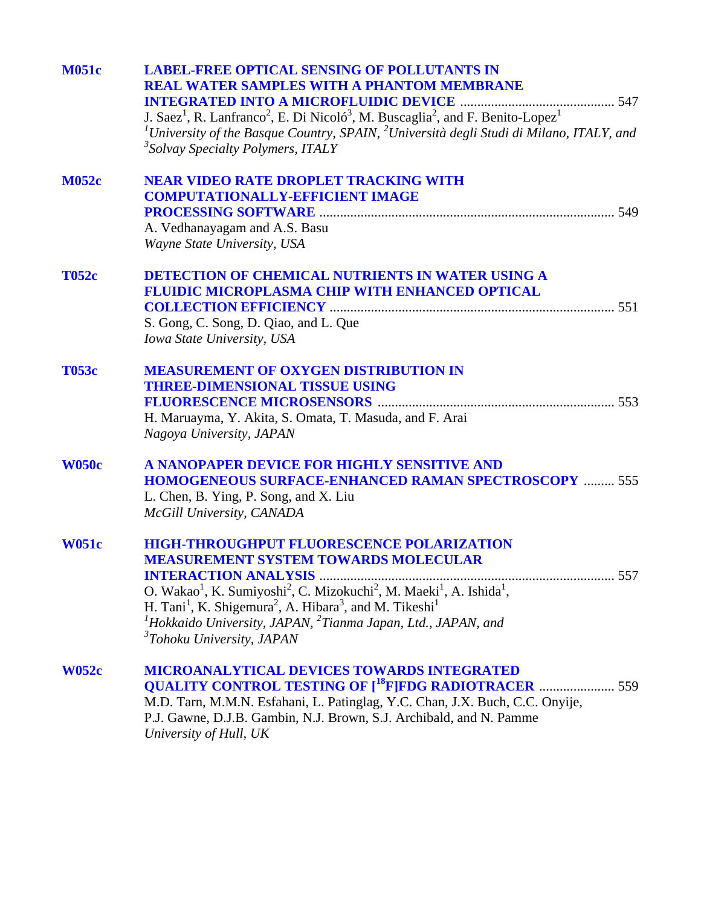**M051c** **LABEL-FREE OPTICAL SENSING OF POLLUTANTS IN REAL WATER SAMPLES WITH A PHANTOM MEMBRANE INTEGRATED INTO A MICROFLUIDIC DEVICE** ............................................ 547
J. Saez[1], R. Lanfranco[2], E. Di Nicoló[3], M. Buscaglia[2], and F. Benito-Lopez[1]
*[1]University of the Basque Country, SPAIN, [2]Università degli Studi di Milano, ITALY, and [3]Solvay Specialty Polymers, ITALY*

**M052c** **NEAR VIDEO RATE DROPLET TRACKING WITH COMPUTATIONALLY-EFFICIENT IMAGE PROCESSING SOFTWARE** ..................................................................................... 549
A. Vedhanayagam and A.S. Basu
*Wayne State University, USA*

**T052c** **DETECTION OF CHEMICAL NUTRIENTS IN WATER USING A FLUIDIC MICROPLASMA CHIP WITH ENHANCED OPTICAL COLLECTION EFFICIENCY** .................................................................................. 551
S. Gong, C. Song, D. Qiao, and L. Que
*Iowa State University, USA*

**T053c** **MEASUREMENT OF OXYGEN DISTRIBUTION IN THREE-DIMENSIONAL TISSUE USING FLUORESCENCE MICROSENSORS** .................................................................... 553
H. Maruayma, Y. Akita, S. Omata, T. Masuda, and F. Arai
*Nagoya University, JAPAN*

**W050c** **A NANOPAPER DEVICE FOR HIGHLY SENSITIVE AND HOMOGENEOUS SURFACE-ENHANCED RAMAN SPECTROSCOPY** ......... 555
L. Chen, B. Ying, P. Song, and X. Liu
*McGill University, CANADA*

**W051c** **HIGH-THROUGHPUT FLUORESCENCE POLARIZATION MEASUREMENT SYSTEM TOWARDS MOLECULAR INTERACTION ANALYSIS** ..................................................................................... 557
O. Wakao[1], K. Sumiyoshi[2], C. Mizokuchi[2], M. Maeki[1], A. Ishida[1], H. Tani[1], K. Shigemura[2], A. Hibara[3], and M. Tikeshi[1]
*[1]Hokkaido University, JAPAN, [2]Tianma Japan, Ltd., JAPAN, and [3]Tohoku University, JAPAN*

**W052c** **MICROANALYTICAL DEVICES TOWARDS INTEGRATED QUALITY CONTROL TESTING OF [$^{18}$F]FDG RADIOTRACER** ...................... 559
M.D. Tarn, M.M.N. Esfahani, L. Patinglag, Y.C. Chan, J.X. Buch, C.C. Onyije, P.J. Gawne, D.J.B. Gambin, N.J. Brown, S.J. Archibald, and N. Pamme
*University of Hull, UK*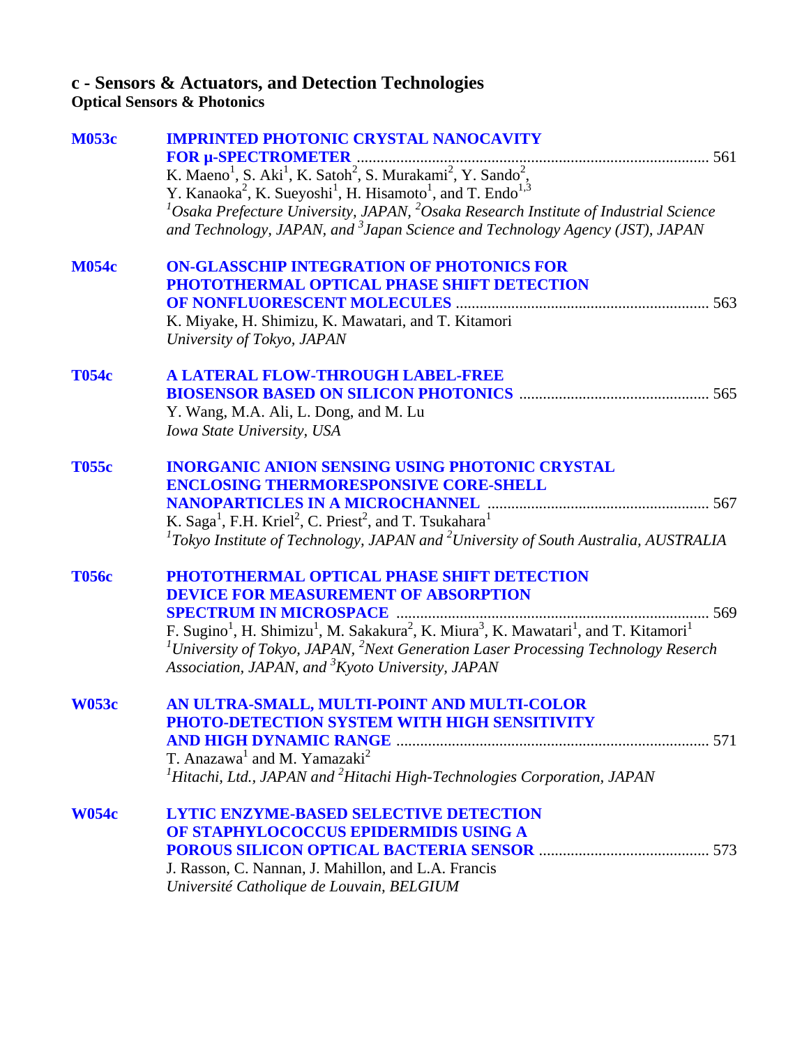## c - Sensors & Actuators, and Detection Technologies

### Optical Sensors & Photonics

**M053c** **IMPRINTED PHOTONIC CRYSTAL NANOCAVITY FOR μ-SPECTROMETER** ........ 561
K. Maeno[1], S. Aki[1], K. Satoh[2], S. Murakami[2], Y. Sando[2], Y. Kanaoka[2], K. Sueyoshi[1], H. Hisamoto[1], and T. Endo[1,3]
*[1]Osaka Prefecture University, JAPAN, [2]Osaka Research Institute of Industrial Science and Technology, JAPAN, and [3]Japan Science and Technology Agency (JST), JAPAN*

**M054c** **ON-GLASSCHIP INTEGRATION OF PHOTONICS FOR PHOTOTHERMAL OPTICAL PHASE SHIFT DETECTION OF NONFLUORESCENT MOLECULES** ........ 563
K. Miyake, H. Shimizu, K. Mawatari, and T. Kitamori
*University of Tokyo, JAPAN*

**T054c** **A LATERAL FLOW-THROUGH LABEL-FREE BIOSENSOR BASED ON SILICON PHOTONICS** ........ 565
Y. Wang, M.A. Ali, L. Dong, and M. Lu
*Iowa State University, USA*

**T055c** **INORGANIC ANION SENSING USING PHOTONIC CRYSTAL ENCLOSING THERMORESPONSIVE CORE-SHELL NANOPARTICLES IN A MICROCHANNEL** ........ 567
K. Saga[1], F.H. Kriel[2], C. Priest[2], and T. Tsukahara[1]
*[1]Tokyo Institute of Technology, JAPAN and [2]University of South Australia, AUSTRALIA*

**T056c** **PHOTOTHERMAL OPTICAL PHASE SHIFT DETECTION DEVICE FOR MEASUREMENT OF ABSORPTION SPECTRUM IN MICROSPACE** ........ 569
F. Sugino[1], H. Shimizu[1], M. Sakakura[2], K. Miura[3], K. Mawatari[1], and T. Kitamori[1]
*[1]University of Tokyo, JAPAN, [2]Next Generation Laser Processing Technology Reserch Association, JAPAN, and [3]Kyoto University, JAPAN*

**W053c** **AN ULTRA-SMALL, MULTI-POINT AND MULTI-COLOR PHOTO-DETECTION SYSTEM WITH HIGH SENSITIVITY AND HIGH DYNAMIC RANGE** ........ 571
T. Anazawa[1] and M. Yamazaki[2]
*[1]Hitachi, Ltd., JAPAN and [2]Hitachi High-Technologies Corporation, JAPAN*

**W054c** **LYTIC ENZYME-BASED SELECTIVE DETECTION OF STAPHYLOCOCCUS EPIDERMIDIS USING A POROUS SILICON OPTICAL BACTERIA SENSOR** ........ 573
J. Rasson, C. Nannan, J. Mahillon, and L.A. Francis
*Université Catholique de Louvain, BELGIUM*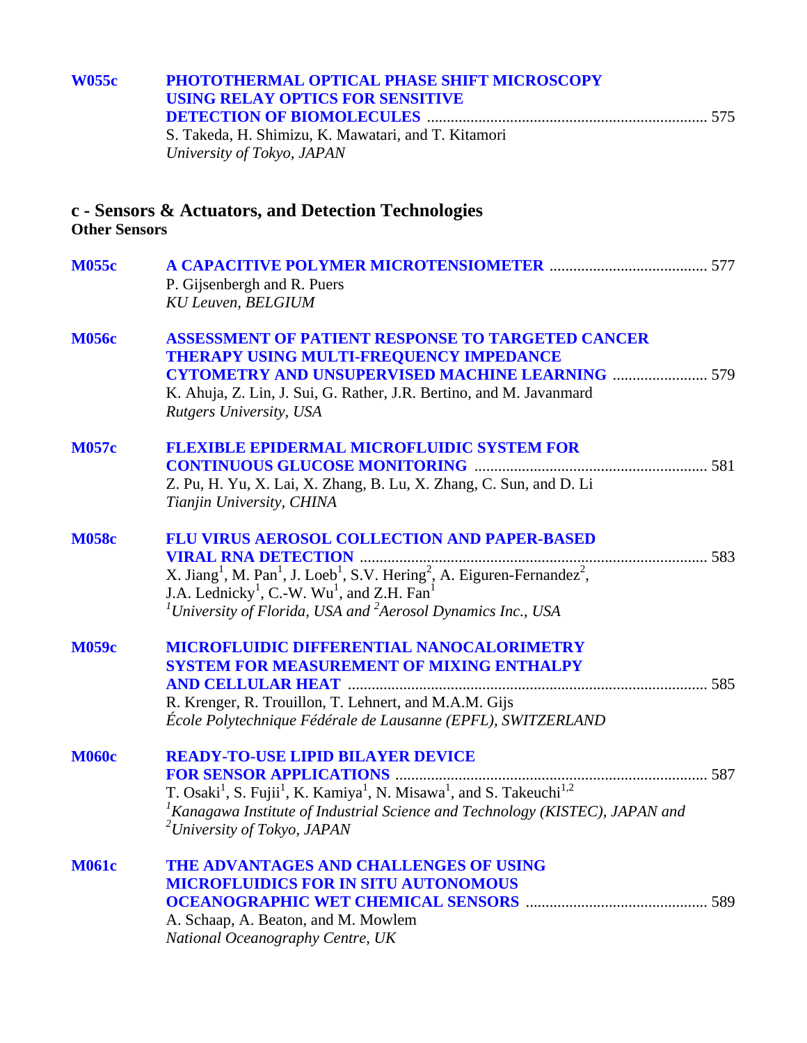**W055c** **PHOTOTHERMAL OPTICAL PHASE SHIFT MICROSCOPY USING RELAY OPTICS FOR SENSITIVE DETECTION OF BIOMOLECULES** ....... 575
S. Takeda, H. Shimizu, K. Mawatari, and T. Kitamori
*University of Tokyo, JAPAN*

## c - Sensors & Actuators, and Detection Technologies

### Other Sensors

**M055c** **A CAPACITIVE POLYMER MICROTENSIOMETER** ....... 577
P. Gijsenbergh and R. Puers
*KU Leuven, BELGIUM*

**M056c** **ASSESSMENT OF PATIENT RESPONSE TO TARGETED CANCER THERAPY USING MULTI-FREQUENCY IMPEDANCE CYTOMETRY AND UNSUPERVISED MACHINE LEARNING** ....... 579
K. Ahuja, Z. Lin, J. Sui, G. Rather, J.R. Bertino, and M. Javanmard
*Rutgers University, USA*

**M057c** **FLEXIBLE EPIDERMAL MICROFLUIDIC SYSTEM FOR CONTINUOUS GLUCOSE MONITORING** ....... 581
Z. Pu, H. Yu, X. Lai, X. Zhang, B. Lu, X. Zhang, C. Sun, and D. Li
*Tianjin University, CHINA*

**M058c** **FLU VIRUS AEROSOL COLLECTION AND PAPER-BASED VIRAL RNA DETECTION** ....... 583
X. Jiang[1], M. Pan[1], J. Loeb[1], S.V. Hering[2], A. Eiguren-Fernandez[2], J.A. Lednicky[1], C.-W. Wu[1], and Z.H. Fan[1]
*[1]University of Florida, USA and [2]Aerosol Dynamics Inc., USA*

**M059c** **MICROFLUIDIC DIFFERENTIAL NANOCALORIMETRY SYSTEM FOR MEASUREMENT OF MIXING ENTHALPY AND CELLULAR HEAT** ....... 585
R. Krenger, R. Trouillon, T. Lehnert, and M.A.M. Gijs
*École Polytechnique Fédérale de Lausanne (EPFL), SWITZERLAND*

**M060c** **READY-TO-USE LIPID BILAYER DEVICE FOR SENSOR APPLICATIONS** ....... 587
T. Osaki[1], S. Fujii[1], K. Kamiya[1], N. Misawa[1], and S. Takeuchi[1,2]
*[1]Kanagawa Institute of Industrial Science and Technology (KISTEC), JAPAN and [2]University of Tokyo, JAPAN*

**M061c** **THE ADVANTAGES AND CHALLENGES OF USING MICROFLUIDICS FOR IN SITU AUTONOMOUS OCEANOGRAPHIC WET CHEMICAL SENSORS** ....... 589
A. Schaap, A. Beaton, and M. Mowlem
*National Oceanography Centre, UK*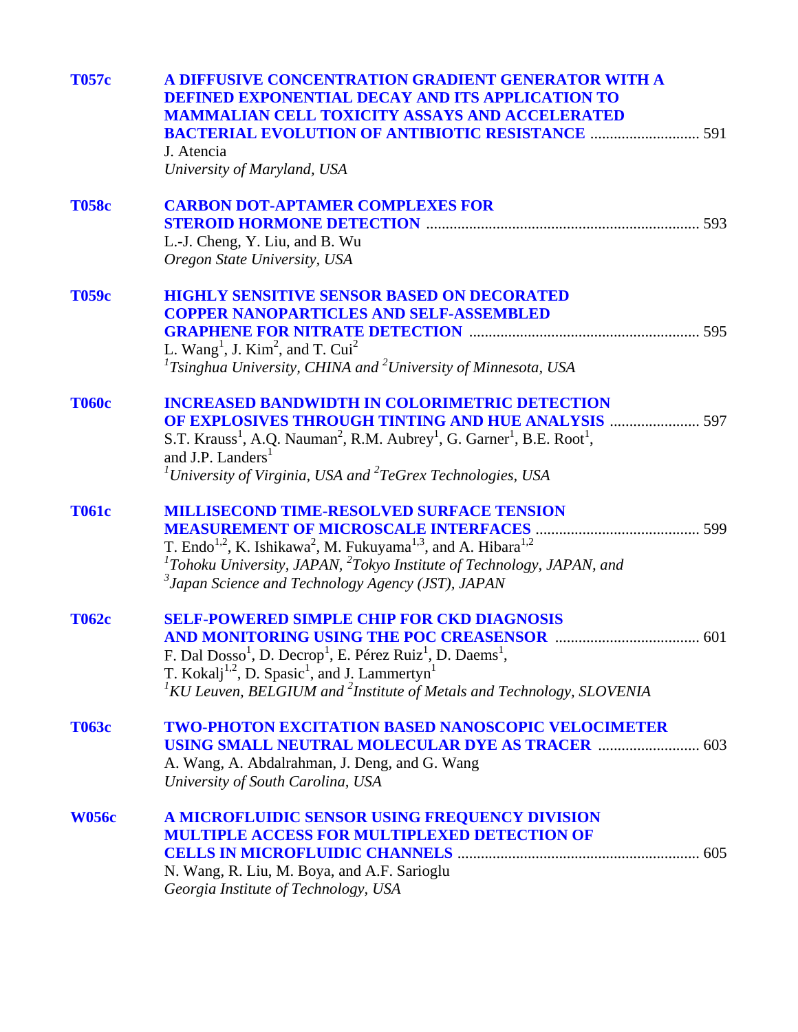**T057c** **A DIFFUSIVE CONCENTRATION GRADIENT GENERATOR WITH A DEFINED EXPONENTIAL DECAY AND ITS APPLICATION TO MAMMALIAN CELL TOXICITY ASSAYS AND ACCELERATED BACTERIAL EVOLUTION OF ANTIBIOTIC RESISTANCE** ............................ 591
J. Atencia
*University of Maryland, USA*

**T058c** **CARBON DOT-APTAMER COMPLEXES FOR STEROID HORMONE DETECTION** ..................................................................... 593
L.-J. Cheng, Y. Liu, and B. Wu
*Oregon State University, USA*

**T059c** **HIGHLY SENSITIVE SENSOR BASED ON DECORATED COPPER NANOPARTICLES AND SELF-ASSEMBLED GRAPHENE FOR NITRATE DETECTION** .......................................................... 595
L. Wang[1], J. Kim[2], and T. Cui[2]
*[1]Tsinghua University, CHINA and [2]University of Minnesota, USA*

**T060c** **INCREASED BANDWIDTH IN COLORIMETRIC DETECTION OF EXPLOSIVES THROUGH TINTING AND HUE ANALYSIS** ....................... 597
S.T. Krauss[1], A.Q. Nauman[2], R.M. Aubrey[1], G. Garner[1], B.E. Root[1], and J.P. Landers[1]
*[1]University of Virginia, USA and [2]TeGrex Technologies, USA*

**T061c** **MILLISECOND TIME-RESOLVED SURFACE TENSION MEASUREMENT OF MICROSCALE INTERFACES** .......................................... 599
T. Endo[1,2], K. Ishikawa[2], M. Fukuyama[1,3], and A. Hibara[1,2]
*[1]Tohoku University, JAPAN, [2]Tokyo Institute of Technology, JAPAN, and [3]Japan Science and Technology Agency (JST), JAPAN*

**T062c** **SELF-POWERED SIMPLE CHIP FOR CKD DIAGNOSIS AND MONITORING USING THE POC CREASENSOR** .................................... 601
F. Dal Dosso[1], D. Decrop[1], E. Pérez Ruiz[1], D. Daems[1], T. Kokalj[1,2], D. Spasic[1], and J. Lammertyn[1]
*[1]KU Leuven, BELGIUM and [2]Institute of Metals and Technology, SLOVENIA*

**T063c** **TWO-PHOTON EXCITATION BASED NANOSCOPIC VELOCIMETER USING SMALL NEUTRAL MOLECULAR DYE AS TRACER** ......................... 603
A. Wang, A. Abdalrahman, J. Deng, and G. Wang
*University of South Carolina, USA*

**W056c** **A MICROFLUIDIC SENSOR USING FREQUENCY DIVISION MULTIPLE ACCESS FOR MULTIPLEXED DETECTION OF CELLS IN MICROFLUIDIC CHANNELS** ............................................................. 605
N. Wang, R. Liu, M. Boya, and A.F. Sarioglu
*Georgia Institute of Technology, USA*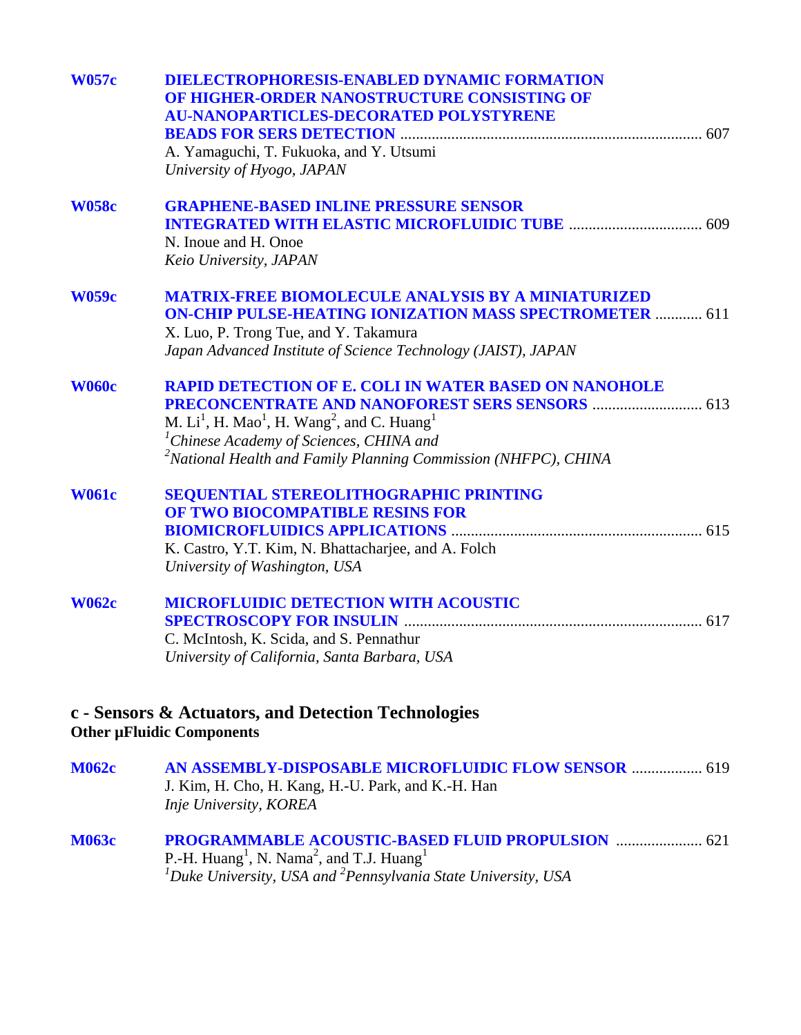**W057c** **DIELECTROPHORESIS-ENABLED DYNAMIC FORMATION OF HIGHER-ORDER NANOSTRUCTURE CONSISTING OF AU-NANOPARTICLES-DECORATED POLYSTYRENE BEADS FOR SERS DETECTION** ........ 607
A. Yamaguchi, T. Fukuoka, and Y. Utsumi
*University of Hyogo, JAPAN*

**W058c** **GRAPHENE-BASED INLINE PRESSURE SENSOR INTEGRATED WITH ELASTIC MICROFLUIDIC TUBE** ........ 609
N. Inoue and H. Onoe
*Keio University, JAPAN*

**W059c** **MATRIX-FREE BIOMOLECULE ANALYSIS BY A MINIATURIZED ON-CHIP PULSE-HEATING IONIZATION MASS SPECTROMETER** ........ 611
X. Luo, P. Trong Tue, and Y. Takamura
*Japan Advanced Institute of Science Technology (JAIST), JAPAN*

**W060c** **RAPID DETECTION OF E. COLI IN WATER BASED ON NANOHOLE PRECONCENTRATE AND NANOFOREST SERS SENSORS** ........ 613
M. Li[1], H. Mao[1], H. Wang[2], and C. Huang[1]
[1]*Chinese Academy of Sciences, CHINA and*
[2]*National Health and Family Planning Commission (NHFPC), CHINA*

**W061c** **SEQUENTIAL STEREOLITHOGRAPHIC PRINTING OF TWO BIOCOMPATIBLE RESINS FOR BIOMICROFLUIDICS APPLICATIONS** ........ 615
K. Castro, Y.T. Kim, N. Bhattacharjee, and A. Folch
*University of Washington, USA*

**W062c** **MICROFLUIDIC DETECTION WITH ACOUSTIC SPECTROSCOPY FOR INSULIN** ........ 617
C. McIntosh, K. Scida, and S. Pennathur
*University of California, Santa Barbara, USA*

## c - Sensors & Actuators, and Detection Technologies

### Other µFluidic Components

**M062c** **AN ASSEMBLY-DISPOSABLE MICROFLUIDIC FLOW SENSOR** ........ 619
J. Kim, H. Cho, H. Kang, H.-U. Park, and K.-H. Han
*Inje University, KOREA*

**M063c** **PROGRAMMABLE ACOUSTIC-BASED FLUID PROPULSION** ........ 621
P.-H. Huang[1], N. Nama[2], and T.J. Huang[1]
[1]*Duke University, USA and* [2]*Pennsylvania State University, USA*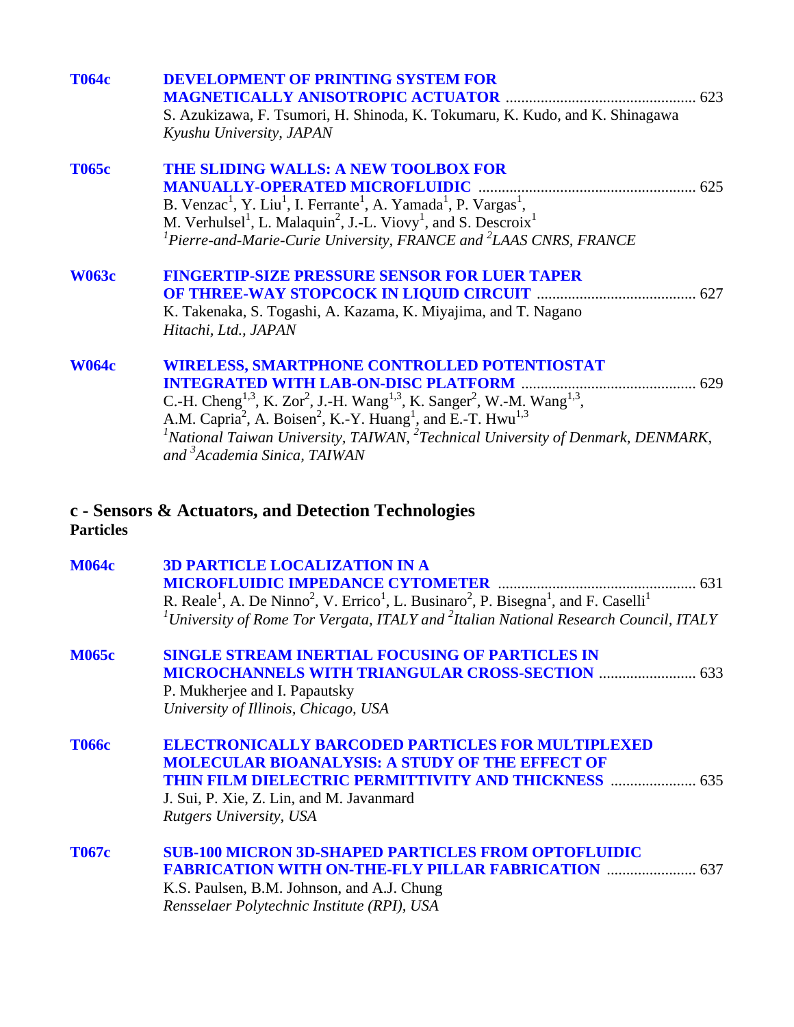**T064c** **DEVELOPMENT OF PRINTING SYSTEM FOR MAGNETICALLY ANISOTROPIC ACTUATOR** ........................................ 623
S. Azukizawa, F. Tsumori, H. Shinoda, K. Tokumaru, K. Kudo, and K. Shinagawa
*Kyushu University, JAPAN*

**T065c** **THE SLIDING WALLS: A NEW TOOLBOX FOR MANUALLY-OPERATED MICROFLUIDIC** ........................................ 625
B. Venzac[1], Y. Liu[1], I. Ferrante[1], A. Yamada[1], P. Vargas[1], M. Verhulsel[1], L. Malaquin[2], J.-L. Viovy[1], and S. Descroix[1]
*[1]Pierre-and-Marie-Curie University, FRANCE and [2]LAAS CNRS, FRANCE*

**W063c** **FINGERTIP-SIZE PRESSURE SENSOR FOR LUER TAPER OF THREE-WAY STOPCOCK IN LIQUID CIRCUIT** ........................................ 627
K. Takenaka, S. Togashi, A. Kazama, K. Miyajima, and T. Nagano
*Hitachi, Ltd., JAPAN*

**W064c** **WIRELESS, SMARTPHONE CONTROLLED POTENTIOSTAT INTEGRATED WITH LAB-ON-DISC PLATFORM** ........................................ 629
C.-H. Cheng[1,3], K. Zor[2], J.-H. Wang[1,3], K. Sanger[2], W.-M. Wang[1,3], A.M. Capria[2], A. Boisen[2], K.-Y. Huang[1], and E.-T. Hwu[1,3]
*[1]National Taiwan University, TAIWAN, [2]Technical University of Denmark, DENMARK, and [3]Academia Sinica, TAIWAN*

## c - Sensors & Actuators, and Detection Technologies

### Particles

**M064c** **3D PARTICLE LOCALIZATION IN A MICROFLUIDIC IMPEDANCE CYTOMETER** ........................................ 631
R. Reale[1], A. De Ninno[2], V. Errico[1], L. Businaro[2], P. Bisegna[1], and F. Caselli[1]
*[1]University of Rome Tor Vergata, ITALY and [2]Italian National Research Council, ITALY*

**M065c** **SINGLE STREAM INERTIAL FOCUSING OF PARTICLES IN MICROCHANNELS WITH TRIANGULAR CROSS-SECTION** ........................................ 633
P. Mukherjee and I. Papautsky
*University of Illinois, Chicago, USA*

**T066c** **ELECTRONICALLY BARCODED PARTICLES FOR MULTIPLEXED MOLECULAR BIOANALYSIS: A STUDY OF THE EFFECT OF THIN FILM DIELECTRIC PERMITTIVITY AND THICKNESS** ........................................ 635
J. Sui, P. Xie, Z. Lin, and M. Javanmard
*Rutgers University, USA*

**T067c** **SUB-100 MICRON 3D-SHAPED PARTICLES FROM OPTOFLUIDIC FABRICATION WITH ON-THE-FLY PILLAR FABRICATION** ........................................ 637
K.S. Paulsen, B.M. Johnson, and A.J. Chung
*Rensselaer Polytechnic Institute (RPI), USA*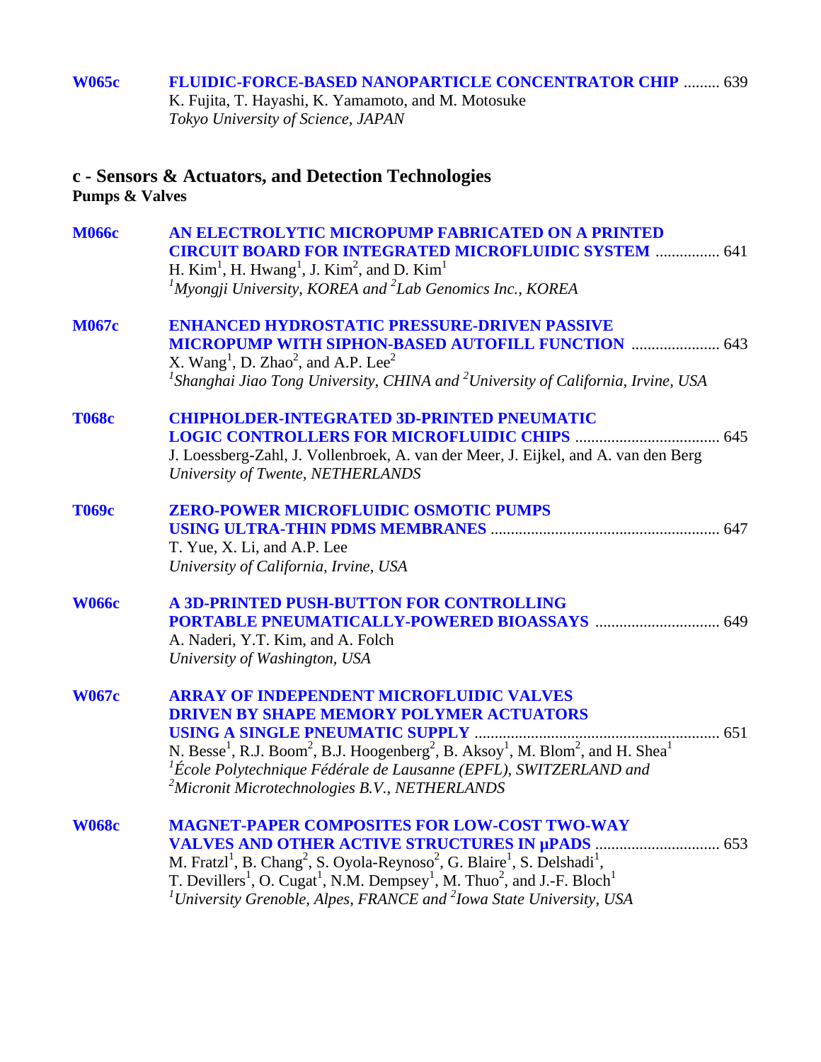**W065c** **FLUIDIC-FORCE-BASED NANOPARTICLE CONCENTRATOR CHIP** ......... 639
K. Fujita, T. Hayashi, K. Yamamoto, and M. Motosuke
*Tokyo University of Science, JAPAN*

## c - Sensors & Actuators, and Detection Technologies

### Pumps & Valves

**M066c** **AN ELECTROLYTIC MICROPUMP FABRICATED ON A PRINTED CIRCUIT BOARD FOR INTEGRATED MICROFLUIDIC SYSTEM** ................ 641
H. Kim[1], H. Hwang[1], J. Kim[2], and D. Kim[1]
*[1]Myongji University, KOREA and [2]Lab Genomics Inc., KOREA*

**M067c** **ENHANCED HYDROSTATIC PRESSURE-DRIVEN PASSIVE MICROPUMP WITH SIPHON-BASED AUTOFILL FUNCTION** ...................... 643
X. Wang[1], D. Zhao[2], and A.P. Lee[2]
*[1]Shanghai Jiao Tong University, CHINA and [2]University of California, Irvine, USA*

**T068c** **CHIPHOLDER-INTEGRATED 3D-PRINTED PNEUMATIC LOGIC CONTROLLERS FOR MICROFLUIDIC CHIPS** .................................... 645
J. Loessberg-Zahl, J. Vollenbroek, A. van der Meer, J. Eijkel, and A. van den Berg
*University of Twente, NETHERLANDS*

**T069c** **ZERO-POWER MICROFLUIDIC OSMOTIC PUMPS USING ULTRA-THIN PDMS MEMBRANES** ........................................................ 647
T. Yue, X. Li, and A.P. Lee
*University of California, Irvine, USA*

**W066c** **A 3D-PRINTED PUSH-BUTTON FOR CONTROLLING PORTABLE PNEUMATICALLY-POWERED BIOASSAYS** .............................. 649
A. Naderi, Y.T. Kim, and A. Folch
*University of Washington, USA*

**W067c** **ARRAY OF INDEPENDENT MICROFLUIDIC VALVES DRIVEN BY SHAPE MEMORY POLYMER ACTUATORS USING A SINGLE PNEUMATIC SUPPLY** ............................................................ 651
N. Besse[1], R.J. Boom[2], B.J. Hoogenberg[2], B. Aksoy[1], M. Blom[2], and H. Shea[1]
*[1]École Polytechnique Fédérale de Lausanne (EPFL), SWITZERLAND and [2]Micronit Microtechnologies B.V., NETHERLANDS*

**W068c** **MAGNET-PAPER COMPOSITES FOR LOW-COST TWO-WAY VALVES AND OTHER ACTIVE STRUCTURES IN µPADS** .............................. 653
M. Fratzl[1], B. Chang[2], S. Oyola-Reynoso[2], G. Blaire[1], S. Delshadi[1], T. Devillers[1], O. Cugat[1], N.M. Dempsey[1], M. Thuo[2], and J.-F. Bloch[1]
*[1]University Grenoble, Alpes, FRANCE and [2]Iowa State University, USA*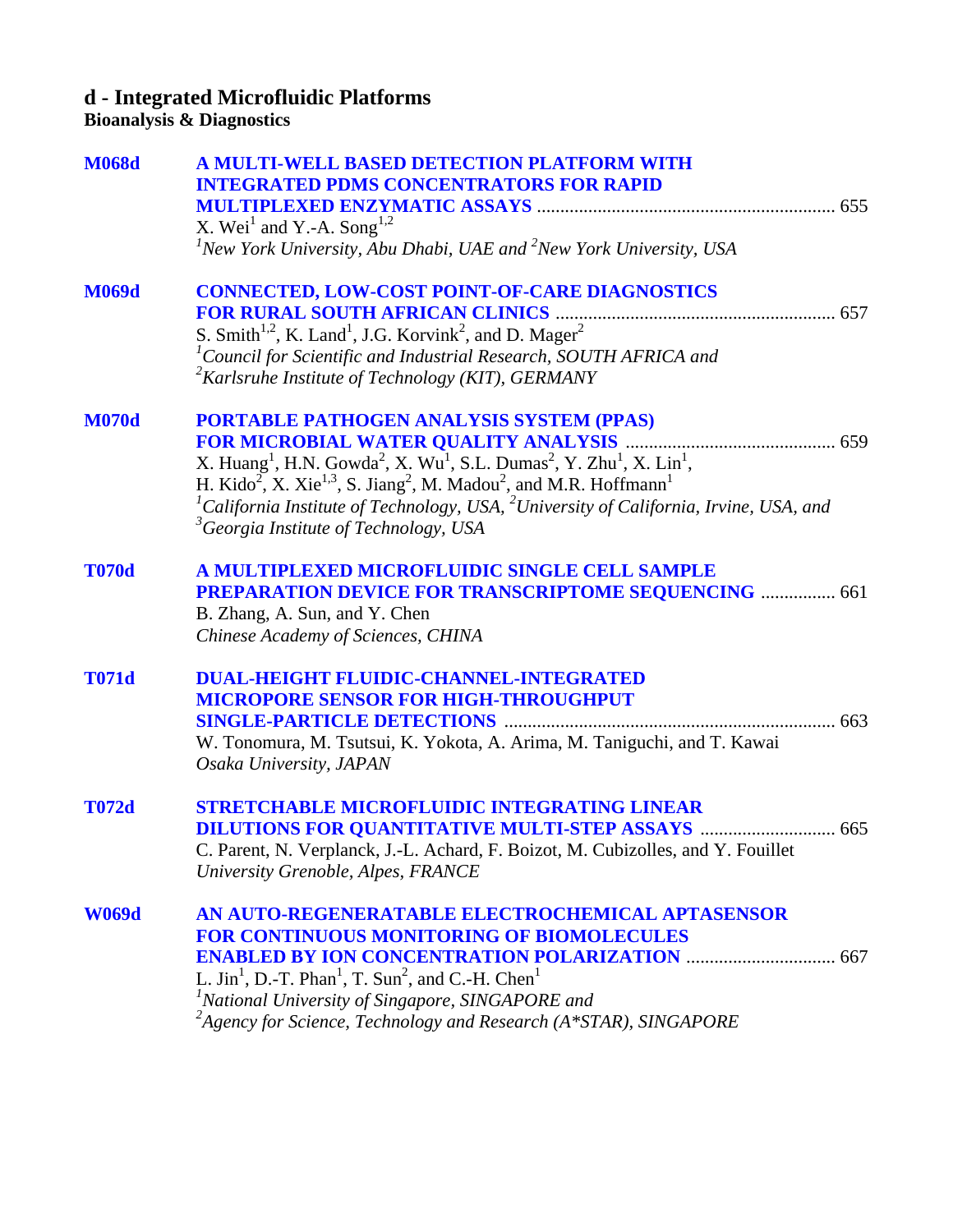## d - Integrated Microfluidic Platforms

### Bioanalysis & Diagnostics

**M068d** **A MULTI-WELL BASED DETECTION PLATFORM WITH INTEGRATED PDMS CONCENTRATORS FOR RAPID MULTIPLEXED ENZYMATIC ASSAYS** ............................................................ 655
X. Wei[1] and Y.-A. Song[1,2]
*[1]New York University, Abu Dhabi, UAE and [2]New York University, USA*

**M069d** **CONNECTED, LOW-COST POINT-OF-CARE DIAGNOSTICS FOR RURAL SOUTH AFRICAN CLINICS** ............................................................ 657
S. Smith[1,2], K. Land[1], J.G. Korvink[2], and D. Mager[2]
*[1]Council for Scientific and Industrial Research, SOUTH AFRICA and*
*[2]Karlsruhe Institute of Technology (KIT), GERMANY*

**M070d** **PORTABLE PATHOGEN ANALYSIS SYSTEM (PPAS) FOR MICROBIAL WATER QUALITY ANALYSIS** ............................................ 659
X. Huang[1], H.N. Gowda[2], X. Wu[1], S.L. Dumas[2], Y. Zhu[1], X. Lin[1], H. Kido[2], X. Xie[1,3], S. Jiang[2], M. Madou[2], and M.R. Hoffmann[1]
*[1]California Institute of Technology, USA, [2]University of California, Irvine, USA, and*
*[3]Georgia Institute of Technology, USA*

**T070d** **A MULTIPLEXED MICROFLUIDIC SINGLE CELL SAMPLE PREPARATION DEVICE FOR TRANSCRIPTOME SEQUENCING** ................ 661
B. Zhang, A. Sun, and Y. Chen
*Chinese Academy of Sciences, CHINA*

**T071d** **DUAL-HEIGHT FLUIDIC-CHANNEL-INTEGRATED MICROPORE SENSOR FOR HIGH-THROUGHPUT SINGLE-PARTICLE DETECTIONS** ...................................................................... 663
W. Tonomura, M. Tsutsui, K. Yokota, A. Arima, M. Taniguchi, and T. Kawai
*Osaka University, JAPAN*

**T072d** **STRETCHABLE MICROFLUIDIC INTEGRATING LINEAR DILUTIONS FOR QUANTITATIVE MULTI-STEP ASSAYS** ............................ 665
C. Parent, N. Verplanck, J.-L. Achard, F. Boizot, M. Cubizolles, and Y. Fouillet
*University Grenoble, Alpes, FRANCE*

**W069d** **AN AUTO-REGENERATABLE ELECTROCHEMICAL APTASENSOR FOR CONTINUOUS MONITORING OF BIOMOLECULES ENABLED BY ION CONCENTRATION POLARIZATION** ............................... 667
L. Jin[1], D.-T. Phan[1], T. Sun[2], and C.-H. Chen[1]
*[1]National University of Singapore, SINGAPORE and*
*[2]Agency for Science, Technology and Research (A*STAR), SINGAPORE*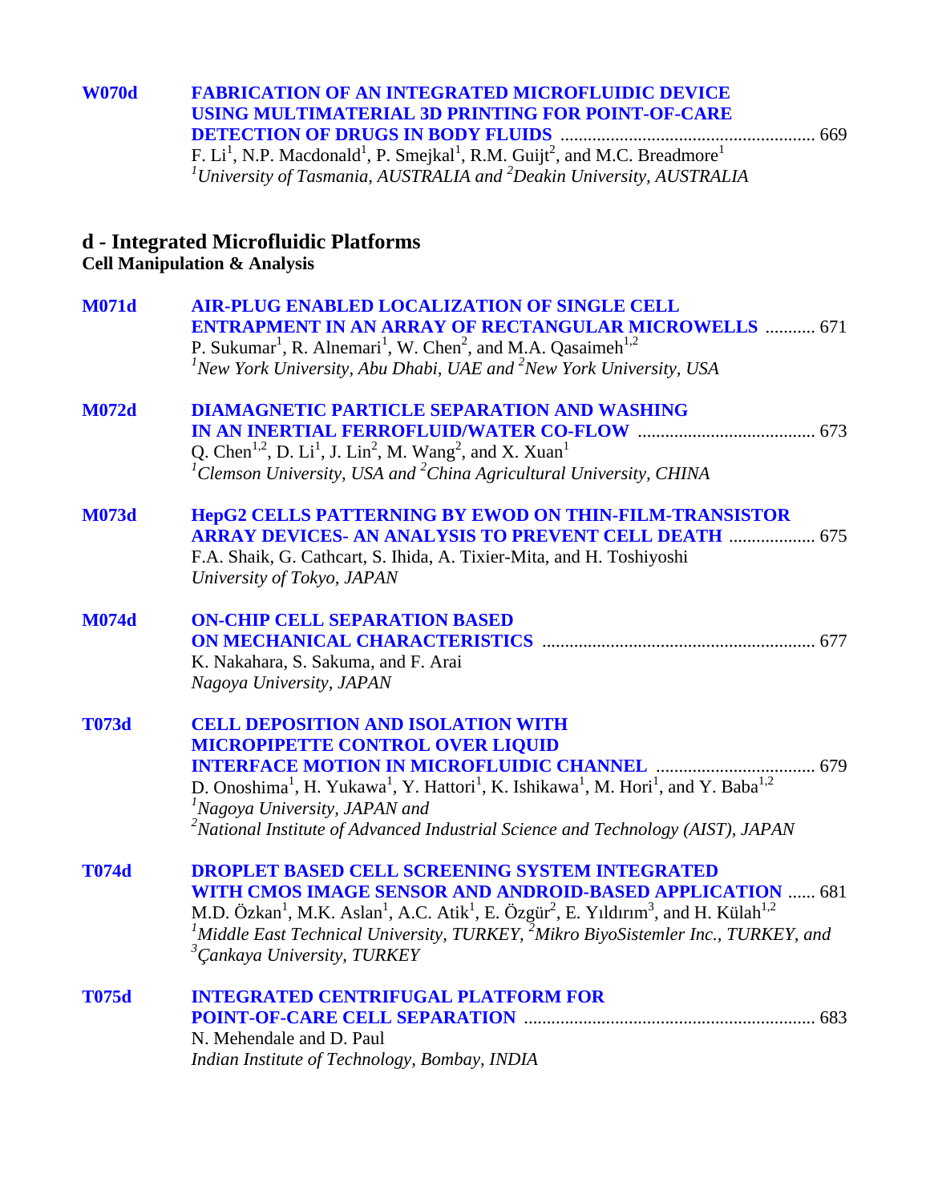**W070d** **FABRICATION OF AN INTEGRATED MICROFLUIDIC DEVICE USING MULTIMATERIAL 3D PRINTING FOR POINT-OF-CARE DETECTION OF DRUGS IN BODY FLUIDS** ........ 669
F. Li[1], N.P. Macdonald[1], P. Smejkal[1], R.M. Guijt[2], and M.C. Breadmore[1]
*[1]University of Tasmania, AUSTRALIA and [2]Deakin University, AUSTRALIA*

## d - Integrated Microfluidic Platforms

### Cell Manipulation & Analysis

**M071d** **AIR-PLUG ENABLED LOCALIZATION OF SINGLE CELL ENTRAPMENT IN AN ARRAY OF RECTANGULAR MICROWELLS** ........... 671
P. Sukumar[1], R. Alnemari[1], W. Chen[2], and M.A. Qasaimeh[1,2]
*[1]New York University, Abu Dhabi, UAE and [2]New York University, USA*

**M072d** **DIAMAGNETIC PARTICLE SEPARATION AND WASHING IN AN INERTIAL FERROFLUID/WATER CO-FLOW** ........ 673
Q. Chen[1,2], D. Li[1], J. Lin[2], M. Wang[2], and X. Xuan[1]
*[1]Clemson University, USA and [2]China Agricultural University, CHINA*

**M073d** **HepG2 CELLS PATTERNING BY EWOD ON THIN-FILM-TRANSISTOR ARRAY DEVICES- AN ANALYSIS TO PREVENT CELL DEATH** .................. 675
F.A. Shaik, G. Cathcart, S. Ihida, A. Tixier-Mita, and H. Toshiyoshi
*University of Tokyo, JAPAN*

**M074d** **ON-CHIP CELL SEPARATION BASED ON MECHANICAL CHARACTERISTICS** ........ 677
K. Nakahara, S. Sakuma, and F. Arai
*Nagoya University, JAPAN*

**T073d** **CELL DEPOSITION AND ISOLATION WITH MICROPIPETTE CONTROL OVER LIQUID INTERFACE MOTION IN MICROFLUIDIC CHANNEL** ........ 679
D. Onoshima[1], H. Yukawa[1], Y. Hattori[1], K. Ishikawa[1], M. Hori[1], and Y. Baba[1,2]
*[1]Nagoya University, JAPAN and*
*[2]National Institute of Advanced Industrial Science and Technology (AIST), JAPAN*

**T074d** **DROPLET BASED CELL SCREENING SYSTEM INTEGRATED WITH CMOS IMAGE SENSOR AND ANDROID-BASED APPLICATION** ...... 681
M.D. Özkan[1], M.K. Aslan[1], A.C. Atik[1], E. Özgür[2], E. Yıldırım[3], and H. Külah[1,2]
*[1]Middle East Technical University, TURKEY, [2]Mikro BiyoSistemler Inc., TURKEY, and [3]Çankaya University, TURKEY*

**T075d** **INTEGRATED CENTRIFUGAL PLATFORM FOR POINT-OF-CARE CELL SEPARATION** ........ 683
N. Mehendale and D. Paul
*Indian Institute of Technology, Bombay, INDIA*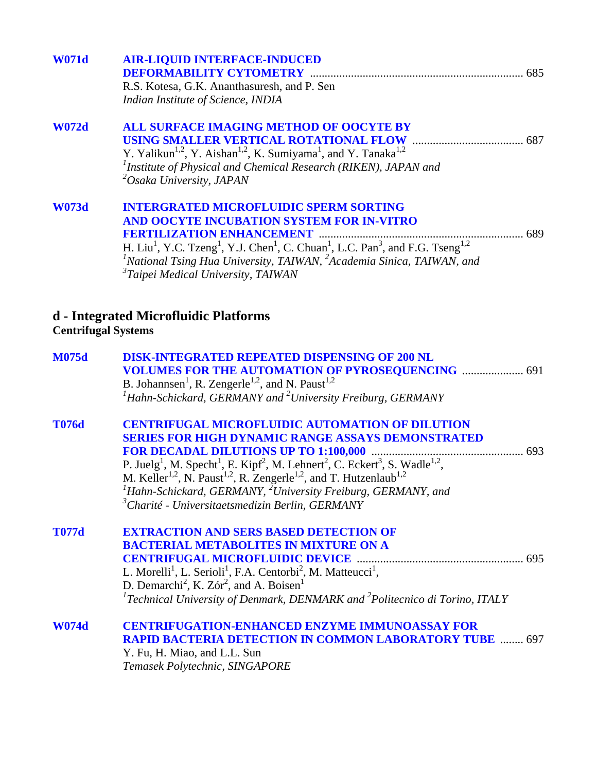**W071d** **AIR-LIQUID INTERFACE-INDUCED DEFORMABILITY CYTOMETRY** ........................................................................ 685
R.S. Kotesa, G.K. Ananthasuresh, and P. Sen
*Indian Institute of Science, INDIA*

**W072d** **ALL SURFACE IMAGING METHOD OF OOCYTE BY USING SMALLER VERTICAL ROTATIONAL FLOW** ...................................... 687
Y. Yalikun[1,2], Y. Aishan[1,2], K. Sumiyama[1], and Y. Tanaka[1,2]
*[1]Institute of Physical and Chemical Research (RIKEN), JAPAN and [2]Osaka University, JAPAN*

**W073d** **INTERGRATED MICROFLUIDIC SPERM SORTING AND OOCYTE INCUBATION SYSTEM FOR IN-VITRO FERTILIZATION ENHANCEMENT** ..................................................................... 689
H. Liu[1], Y.C. Tzeng[1], Y.J. Chen[1], C. Chuan[1], L.C. Pan[3], and F.G. Tseng[1,2]
*[1]National Tsing Hua University, TAIWAN, [2]Academia Sinica, TAIWAN, and [3]Taipei Medical University, TAIWAN*

## d - Integrated Microfluidic Platforms

### Centrifugal Systems

**M075d** **DISK-INTEGRATED REPEATED DISPENSING OF 200 NL VOLUMES FOR THE AUTOMATION OF PYROSEQUENCING** ..................... 691
B. Johannsen[1], R. Zengerle[1,2], and N. Paust[1,2]
*[1]Hahn-Schickard, GERMANY and [2]University Freiburg, GERMANY*

**T076d** **CENTRIFUGAL MICROFLUIDIC AUTOMATION OF DILUTION SERIES FOR HIGH DYNAMIC RANGE ASSAYS DEMONSTRATED FOR DECADAL DILUTIONS UP TO 1:100,000** .................................................... 693
P. Juelg[1], M. Specht[1], E. Kipf[2], M. Lehnert[2], C. Eckert[3], S. Wadle[1,2], M. Keller[1,2], N. Paust[1,2], R. Zengerle[1,2], and T. Hutzenlaub[1,2]
*[1]Hahn-Schickard, GERMANY, [2]University Freiburg, GERMANY, and [3]Charité - Universitaetsmedizin Berlin, GERMANY*

**T077d** **EXTRACTION AND SERS BASED DETECTION OF BACTERIAL METABOLITES IN MIXTURE ON A CENTRIFUGAL MICROFLUIDIC DEVICE** ......................................................... 695
L. Morelli[1], L. Serioli[1], F.A. Centorbi[2], M. Matteucci[1], D. Demarchi[2], K. Zór[2], and A. Boisen[1]
*[1]Technical University of Denmark, DENMARK and [2]Politecnico di Torino, ITALY*

**W074d** **CENTRIFUGATION-ENHANCED ENZYME IMMUNOASSAY FOR RAPID BACTERIA DETECTION IN COMMON LABORATORY TUBE** ........ 697
Y. Fu, H. Miao, and L.L. Sun
*Temasek Polytechnic, SINGAPORE*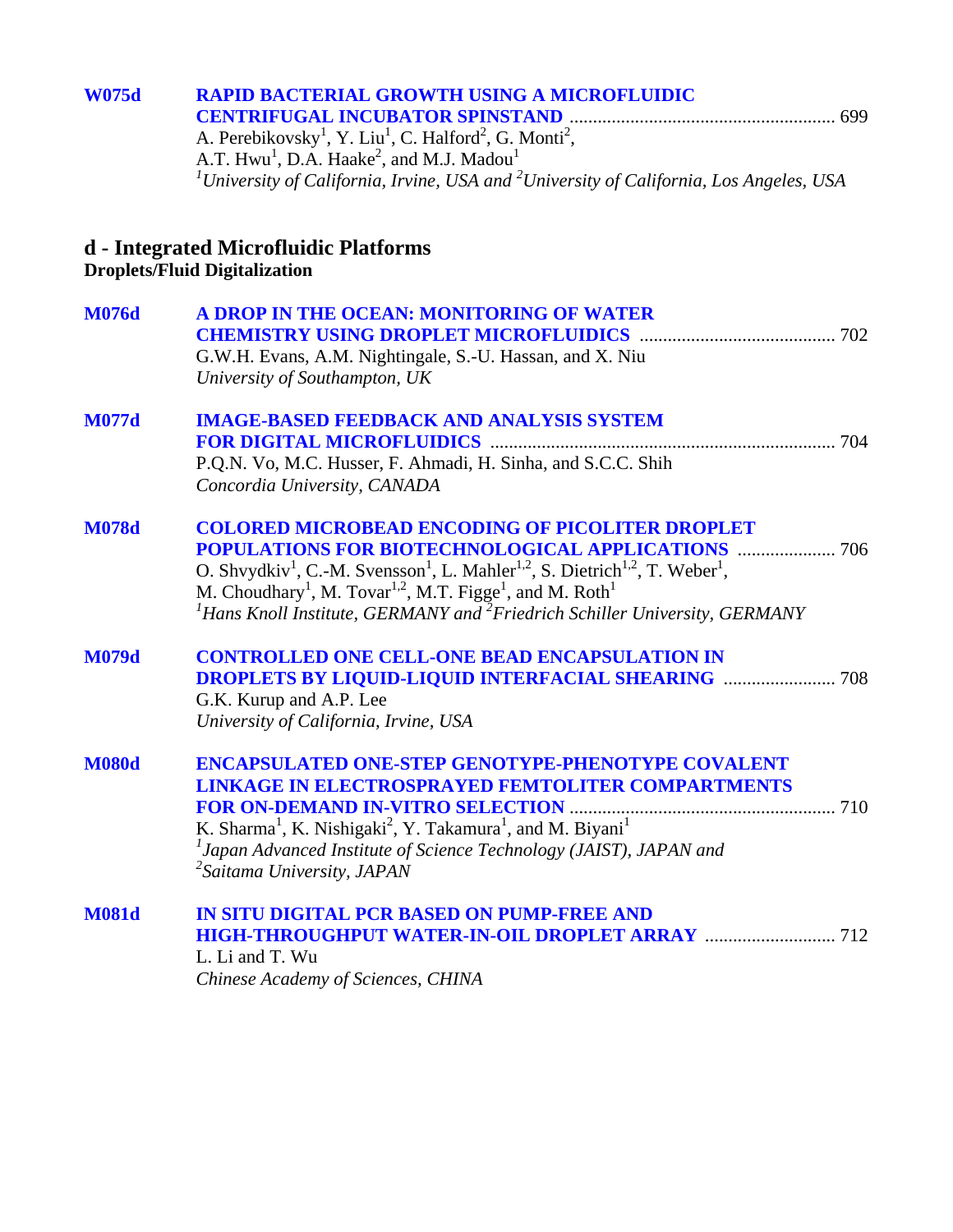**W075d** **RAPID BACTERIAL GROWTH USING A MICROFLUIDIC CENTRIFUGAL INCUBATOR SPINSTAND** ........................................................ 699
A. Perebikovsky[1], Y. Liu[1], C. Halford[2], G. Monti[2], A.T. Hwu[1], D.A. Haake[2], and M.J. Madou[1]
*[1]University of California, Irvine, USA and [2]University of California, Los Angeles, USA*

## d - Integrated Microfluidic Platforms

### Droplets/Fluid Digitalization

**M076d** **A DROP IN THE OCEAN: MONITORING OF WATER CHEMISTRY USING DROPLET MICROFLUIDICS** .......................................... 702
G.W.H. Evans, A.M. Nightingale, S.-U. Hassan, and X. Niu
*University of Southampton, UK*

**M077d** **IMAGE-BASED FEEDBACK AND ANALYSIS SYSTEM FOR DIGITAL MICROFLUIDICS** ......................................................................... 704
P.Q.N. Vo, M.C. Husser, F. Ahmadi, H. Sinha, and S.C.C. Shih
*Concordia University, CANADA*

**M078d** **COLORED MICROBEAD ENCODING OF PICOLITER DROPLET POPULATIONS FOR BIOTECHNOLOGICAL APPLICATIONS** ..................... 706
O. Shvydkiv[1], C.-M. Svensson[1], L. Mahler[1,2], S. Dietrich[1,2], T. Weber[1], M. Choudhary[1], M. Tovar[1,2], M.T. Figge[1], and M. Roth[1]
*[1]Hans Knoll Institute, GERMANY and [2]Friedrich Schiller University, GERMANY*

**M079d** **CONTROLLED ONE CELL-ONE BEAD ENCAPSULATION IN DROPLETS BY LIQUID-LIQUID INTERFACIAL SHEARING** ........................ 708
G.K. Kurup and A.P. Lee
*University of California, Irvine, USA*

**M080d** **ENCAPSULATED ONE-STEP GENOTYPE-PHENOTYPE COVALENT LINKAGE IN ELECTROSPRAYED FEMTOLITER COMPARTMENTS FOR ON-DEMAND IN-VITRO SELECTION** ......................................................... 710
K. Sharma[1], K. Nishigaki[2], Y. Takamura[1], and M. Biyani[1]
*[1]Japan Advanced Institute of Science Technology (JAIST), JAPAN and [2]Saitama University, JAPAN*

**M081d** **IN SITU DIGITAL PCR BASED ON PUMP-FREE AND HIGH-THROUGHPUT WATER-IN-OIL DROPLET ARRAY** ........................... 712
L. Li and T. Wu
*Chinese Academy of Sciences, CHINA*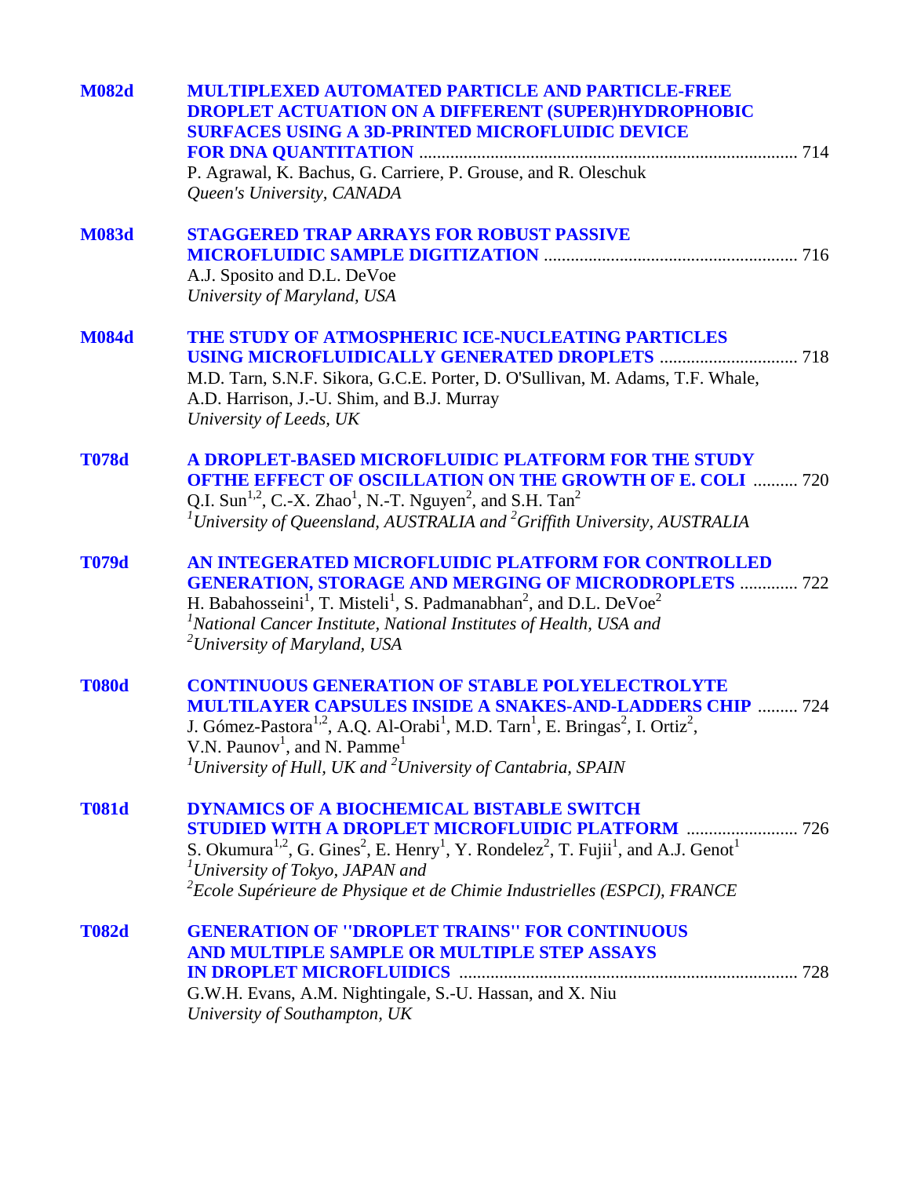**M082d** **MULTIPLEXED AUTOMATED PARTICLE AND PARTICLE-FREE DROPLET ACTUATION ON A DIFFERENT (SUPER)HYDROPHOBIC SURFACES USING A 3D-PRINTED MICROFLUIDIC DEVICE FOR DNA QUANTITATION** ..................... 714
P. Agrawal, K. Bachus, G. Carriere, P. Grouse, and R. Oleschuk
*Queen's University, CANADA*

**M083d** **STAGGERED TRAP ARRAYS FOR ROBUST PASSIVE MICROFLUIDIC SAMPLE DIGITIZATION** ..................... 716
A.J. Sposito and D.L. DeVoe
*University of Maryland, USA*

**M084d** **THE STUDY OF ATMOSPHERIC ICE-NUCLEATING PARTICLES USING MICROFLUIDICALLY GENERATED DROPLETS** ..................... 718
M.D. Tarn, S.N.F. Sikora, G.C.E. Porter, D. O'Sullivan, M. Adams, T.F. Whale, A.D. Harrison, J.-U. Shim, and B.J. Murray
*University of Leeds, UK*

**T078d** **A DROPLET-BASED MICROFLUIDIC PLATFORM FOR THE STUDY OFTHE EFFECT OF OSCILLATION ON THE GROWTH OF E. COLI** ..................... 720
Q.I. Sun[1,2], C.-X. Zhao[1], N.-T. Nguyen[2], and S.H. Tan[2]
*[1]University of Queensland, AUSTRALIA and [2]Griffith University, AUSTRALIA*

**T079d** **AN INTEGERATED MICROFLUIDIC PLATFORM FOR CONTROLLED GENERATION, STORAGE AND MERGING OF MICRODROPLETS** ..................... 722
H. Babahosseini[1], T. Misteli[1], S. Padmanabhan[2], and D.L. DeVoe[2]
*[1]National Cancer Institute, National Institutes of Health, USA and*
*[2]University of Maryland, USA*

**T080d** **CONTINUOUS GENERATION OF STABLE POLYELECTROLYTE MULTILAYER CAPSULES INSIDE A SNAKES-AND-LADDERS CHIP** ..................... 724
J. Gómez-Pastora[1,2], A.Q. Al-Orabi[1], M.D. Tarn[1], E. Bringas[2], I. Ortiz[2], V.N. Paunov[1], and N. Pamme[1]
*[1]University of Hull, UK and [2]University of Cantabria, SPAIN*

**T081d** **DYNAMICS OF A BIOCHEMICAL BISTABLE SWITCH STUDIED WITH A DROPLET MICROFLUIDIC PLATFORM** ..................... 726
S. Okumura[1,2], G. Gines[2], E. Henry[1], Y. Rondelez[2], T. Fujii[1], and A.J. Genot[1]
*[1]University of Tokyo, JAPAN and*
*[2]Ecole Supérieure de Physique et de Chimie Industrielles (ESPCI), FRANCE*

**T082d** **GENERATION OF "DROPLET TRAINS" FOR CONTINUOUS AND MULTIPLE SAMPLE OR MULTIPLE STEP ASSAYS IN DROPLET MICROFLUIDICS** ..................... 728
G.W.H. Evans, A.M. Nightingale, S.-U. Hassan, and X. Niu
*University of Southampton, UK*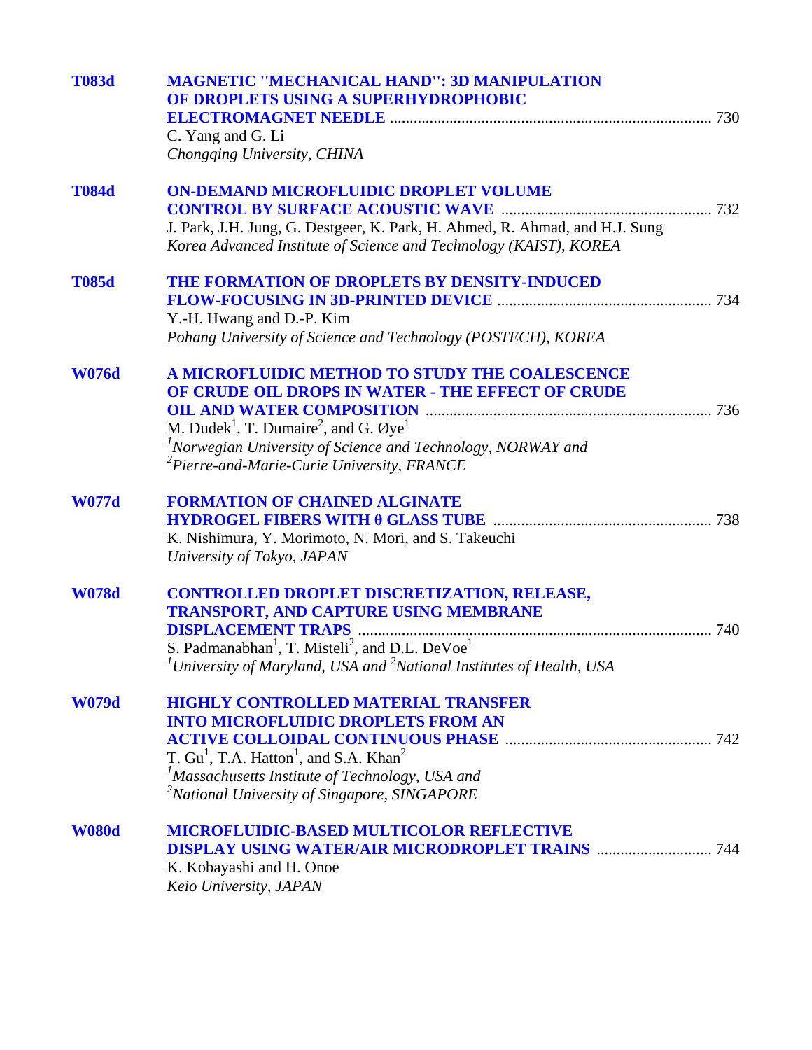**T083d** **MAGNETIC "MECHANICAL HAND": 3D MANIPULATION OF DROPLETS USING A SUPERHYDROPHOBIC ELECTROMAGNET NEEDLE** ................................................................ 730
C. Yang and G. Li
*Chongqing University, CHINA*

**T084d** **ON-DEMAND MICROFLUIDIC DROPLET VOLUME CONTROL BY SURFACE ACOUSTIC WAVE** ................................................................ 732
J. Park, J.H. Jung, G. Destgeer, K. Park, H. Ahmed, R. Ahmad, and H.J. Sung
*Korea Advanced Institute of Science and Technology (KAIST), KOREA*

**T085d** **THE FORMATION OF DROPLETS BY DENSITY-INDUCED FLOW-FOCUSING IN 3D-PRINTED DEVICE** ................................................................ 734
Y.-H. Hwang and D.-P. Kim
*Pohang University of Science and Technology (POSTECH), KOREA*

**W076d** **A MICROFLUIDIC METHOD TO STUDY THE COALESCENCE OF CRUDE OIL DROPS IN WATER - THE EFFECT OF CRUDE OIL AND WATER COMPOSITION** ................................................................ 736
M. Dudek[1], T. Dumaire[2], and G. Øye[1]
[1]*Norwegian University of Science and Technology, NORWAY and*
[2]*Pierre-and-Marie-Curie University, FRANCE*

**W077d** **FORMATION OF CHAINED ALGINATE HYDROGEL FIBERS WITH θ GLASS TUBE** ................................................................ 738
K. Nishimura, Y. Morimoto, N. Mori, and S. Takeuchi
*University of Tokyo, JAPAN*

**W078d** **CONTROLLED DROPLET DISCRETIZATION, RELEASE, TRANSPORT, AND CAPTURE USING MEMBRANE DISPLACEMENT TRAPS** ................................................................ 740
S. Padmanabhan[1], T. Misteli[2], and D.L. DeVoe[1]
[1]*University of Maryland, USA and* [2]*National Institutes of Health, USA*

**W079d** **HIGHLY CONTROLLED MATERIAL TRANSFER INTO MICROFLUIDIC DROPLETS FROM AN ACTIVE COLLOIDAL CONTINUOUS PHASE** ................................................................ 742
T. Gu[1], T.A. Hatton[1], and S.A. Khan[2]
[1]*Massachusetts Institute of Technology, USA and*
[2]*National University of Singapore, SINGAPORE*

**W080d** **MICROFLUIDIC-BASED MULTICOLOR REFLECTIVE DISPLAY USING WATER/AIR MICRODROPLET TRAINS** ................................................................ 744
K. Kobayashi and H. Onoe
*Keio University, JAPAN*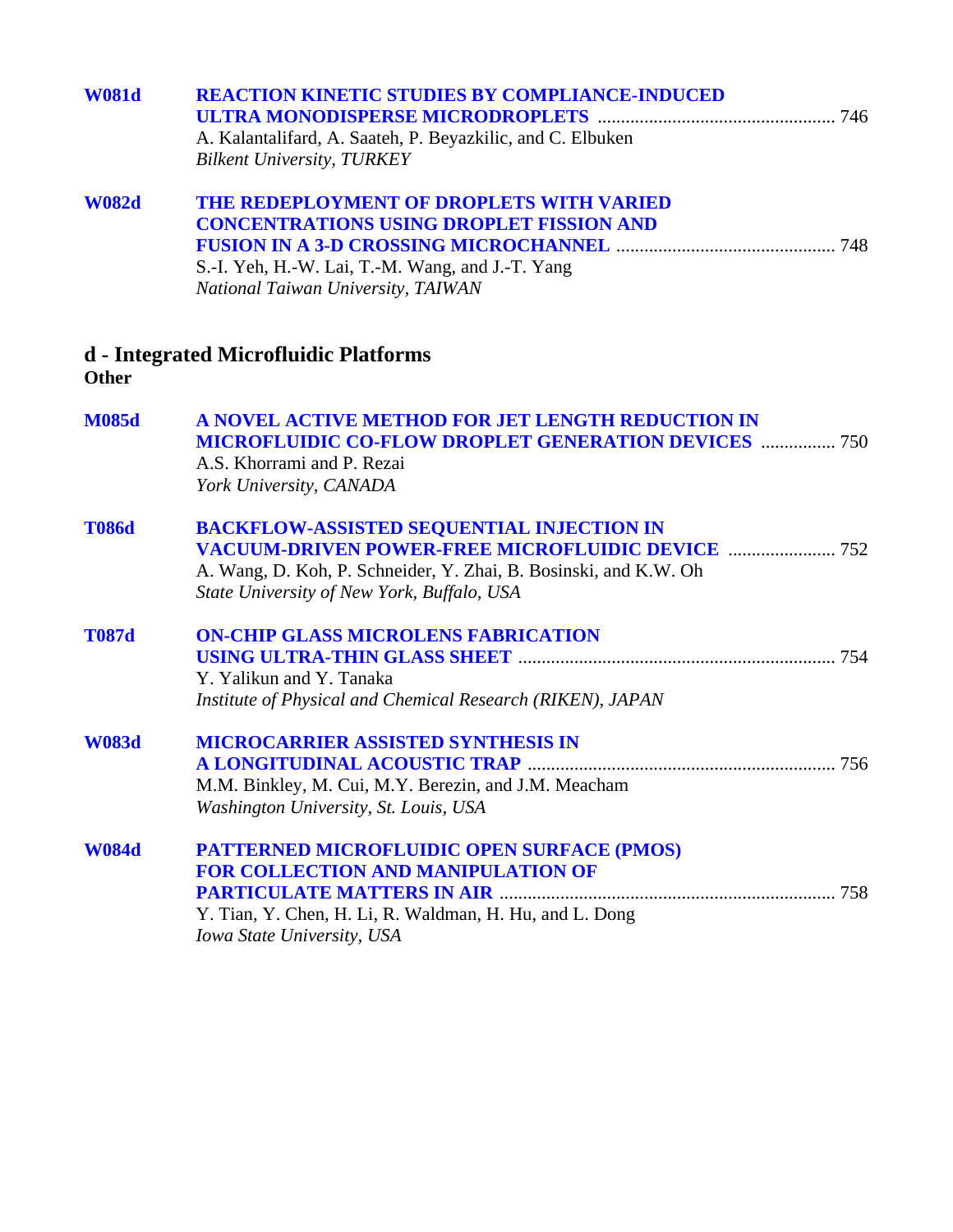**W081d** **REACTION KINETIC STUDIES BY COMPLIANCE-INDUCED ULTRA MONODISPERSE MICRODROPLETS** .................................................. 746
A. Kalantalifard, A. Saateh, P. Beyazkilic, and C. Elbuken
*Bilkent University, TURKEY*

**W082d** **THE REDEPLOYMENT OF DROPLETS WITH VARIED CONCENTRATIONS USING DROPLET FISSION AND FUSION IN A 3-D CROSSING MICROCHANNEL** .............................................. 748
S.-I. Yeh, H.-W. Lai, T.-M. Wang, and J.-T. Yang
*National Taiwan University, TAIWAN*

## d - Integrated Microfluidic Platforms

**Other**

**M085d** **A NOVEL ACTIVE METHOD FOR JET LENGTH REDUCTION IN MICROFLUIDIC CO-FLOW DROPLET GENERATION DEVICES** ................ 750
A.S. Khorrami and P. Rezai
*York University, CANADA*

**T086d** **BACKFLOW-ASSISTED SEQUENTIAL INJECTION IN VACUUM-DRIVEN POWER-FREE MICROFLUIDIC DEVICE** ....................... 752
A. Wang, D. Koh, P. Schneider, Y. Zhai, B. Bosinski, and K.W. Oh
*State University of New York, Buffalo, USA*

**T087d** **ON-CHIP GLASS MICROLENS FABRICATION USING ULTRA-THIN GLASS SHEET** .................................................................. 754
Y. Yalikun and Y. Tanaka
*Institute of Physical and Chemical Research (RIKEN), JAPAN*

**W083d** **MICROCARRIER ASSISTED SYNTHESIS IN A LONGITUDINAL ACOUSTIC TRAP** ................................................................. 756
M.M. Binkley, M. Cui, M.Y. Berezin, and J.M. Meacham
*Washington University, St. Louis, USA*

**W084d** **PATTERNED MICROFLUIDIC OPEN SURFACE (PMOS) FOR COLLECTION AND MANIPULATION OF PARTICULATE MATTERS IN AIR** ....................................................................... 758
Y. Tian, Y. Chen, H. Li, R. Waldman, H. Hu, and L. Dong
*Iowa State University, USA*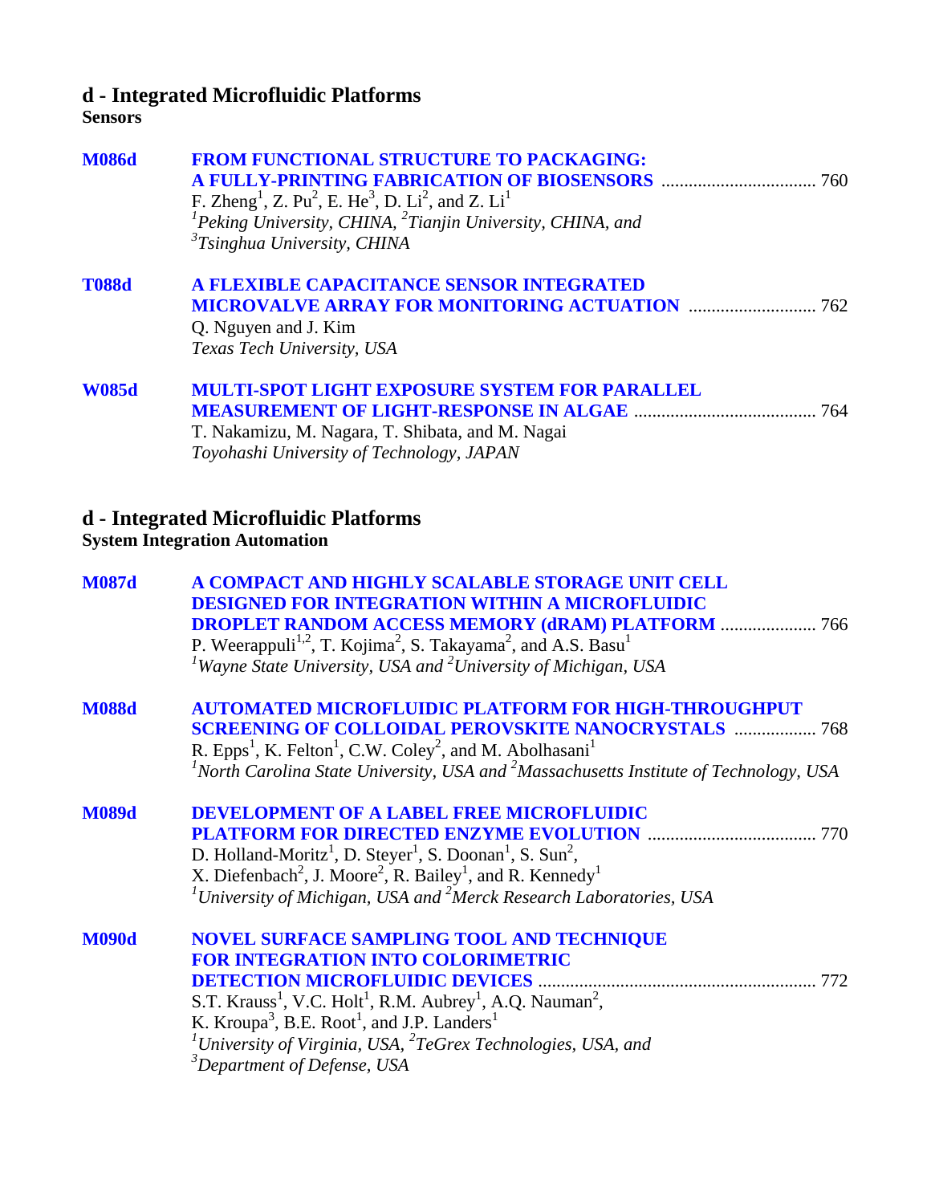## d - Integrated Microfluidic Platforms

**Sensors**

**M086d** **FROM FUNCTIONAL STRUCTURE TO PACKAGING: A FULLY-PRINTING FABRICATION OF BIOSENSORS** .................................. 760
F. Zheng[1], Z. Pu[2], E. He[3], D. Li[2], and Z. Li[1]
*[1]Peking University, CHINA, [2]Tianjin University, CHINA, and [3]Tsinghua University, CHINA*

**T088d** **A FLEXIBLE CAPACITANCE SENSOR INTEGRATED MICROVALVE ARRAY FOR MONITORING ACTUATION** ............................ 762
Q. Nguyen and J. Kim
*Texas Tech University, USA*

**W085d** **MULTI-SPOT LIGHT EXPOSURE SYSTEM FOR PARALLEL MEASUREMENT OF LIGHT-RESPONSE IN ALGAE** ......................................... 764
T. Nakamizu, M. Nagara, T. Shibata, and M. Nagai
*Toyohashi University of Technology, JAPAN*

## d - Integrated Microfluidic Platforms

**System Integration Automation**

**M087d** **A COMPACT AND HIGHLY SCALABLE STORAGE UNIT CELL DESIGNED FOR INTEGRATION WITHIN A MICROFLUIDIC DROPLET RANDOM ACCESS MEMORY (dRAM) PLATFORM** ..................... 766
P. Weerappuli[1,2], T. Kojima[2], S. Takayama[2], and A.S. Basu[1]
*[1]Wayne State University, USA and [2]University of Michigan, USA*

**M088d** **AUTOMATED MICROFLUIDIC PLATFORM FOR HIGH-THROUGHPUT SCREENING OF COLLOIDAL PEROVSKITE NANOCRYSTALS** .................. 768
R. Epps[1], K. Felton[1], C.W. Coley[2], and M. Abolhasani[1]
*[1]North Carolina State University, USA and [2]Massachusetts Institute of Technology, USA*

**M089d** **DEVELOPMENT OF A LABEL FREE MICROFLUIDIC PLATFORM FOR DIRECTED ENZYME EVOLUTION** ..................................... 770
D. Holland-Moritz[1], D. Steyer[1], S. Doonan[1], S. Sun[2], X. Diefenbach[2], J. Moore[2], R. Bailey[1], and R. Kennedy[1]
*[1]University of Michigan, USA and [2]Merck Research Laboratories, USA*

**M090d** **NOVEL SURFACE SAMPLING TOOL AND TECHNIQUE FOR INTEGRATION INTO COLORIMETRIC DETECTION MICROFLUIDIC DEVICES** ............................................................. 772
S.T. Krauss[1], V.C. Holt[1], R.M. Aubrey[1], A.Q. Nauman[2], K. Kroupa[3], B.E. Root[1], and J.P. Landers[1]
*[1]University of Virginia, USA, [2]TeGrex Technologies, USA, and [3]Department of Defense, USA*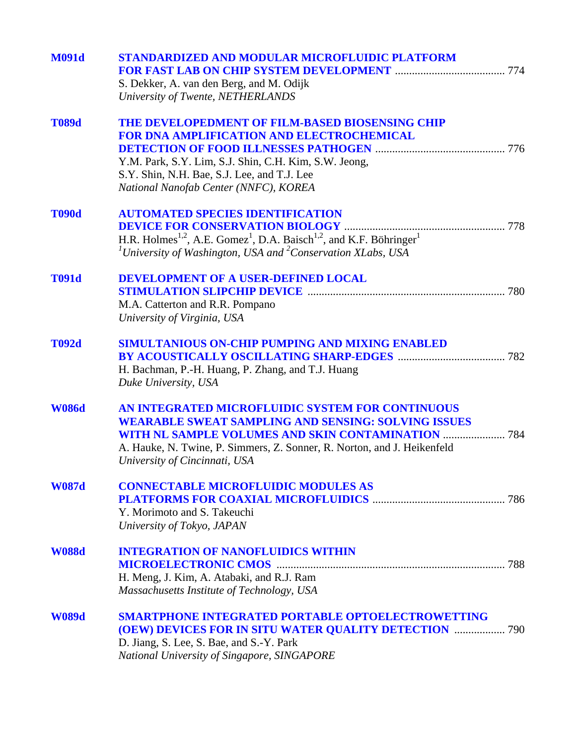**M091d** **STANDARDIZED AND MODULAR MICROFLUIDIC PLATFORM FOR FAST LAB ON CHIP SYSTEM DEVELOPMENT** ....................................... 774
S. Dekker, A. van den Berg, and M. Odijk
*University of Twente, NETHERLANDS*

**T089d** **THE DEVELOPEDMENT OF FILM-BASED BIOSENSING CHIP FOR DNA AMPLIFICATION AND ELECTROCHEMICAL DETECTION OF FOOD ILLNESSES PATHOGEN** .............................................. 776
Y.M. Park, S.Y. Lim, S.J. Shin, C.H. Kim, S.W. Jeong, S.Y. Shin, N.H. Bae, S.J. Lee, and T.J. Lee
*National Nanofab Center (NNFC), KOREA*

**T090d** **AUTOMATED SPECIES IDENTIFICATION DEVICE FOR CONSERVATION BIOLOGY** ......................................................... 778
H.R. Holmes[1,2], A.E. Gomez[1], D.A. Baisch[1,2], and K.F. Böhringer[1]
*[1]University of Washington, USA and [2]Conservation XLabs, USA*

**T091d** **DEVELOPMENT OF A USER-DEFINED LOCAL STIMULATION SLIPCHIP DEVICE** ..................................................................... 780
M.A. Catterton and R.R. Pompano
*University of Virginia, USA*

**T092d** **SIMULTANIOUS ON-CHIP PUMPING AND MIXING ENABLED BY ACOUSTICALLY OSCILLATING SHARP-EDGES** ...................................... 782
H. Bachman, P.-H. Huang, P. Zhang, and T.J. Huang
*Duke University, USA*

**W086d** **AN INTEGRATED MICROFLUIDIC SYSTEM FOR CONTINUOUS WEARABLE SWEAT SAMPLING AND SENSING: SOLVING ISSUES WITH NL SAMPLE VOLUMES AND SKIN CONTAMINATION** ...................... 784
A. Hauke, N. Twine, P. Simmers, Z. Sonner, R. Norton, and J. Heikenfeld
*University of Cincinnati, USA*

**W087d** **CONNECTABLE MICROFLUIDIC MODULES AS PLATFORMS FOR COAXIAL MICROFLUIDICS** ............................................... 786
Y. Morimoto and S. Takeuchi
*University of Tokyo, JAPAN*

**W088d** **INTEGRATION OF NANOFLUIDICS WITHIN MICROELECTRONIC CMOS** ................................................................................ 788
H. Meng, J. Kim, A. Atabaki, and R.J. Ram
*Massachusetts Institute of Technology, USA*

**W089d** **SMARTPHONE INTEGRATED PORTABLE OPTOELECTROWETTING (OEW) DEVICES FOR IN SITU WATER QUALITY DETECTION** .................. 790
D. Jiang, S. Lee, S. Bae, and S.-Y. Park
*National University of Singapore, SINGAPORE*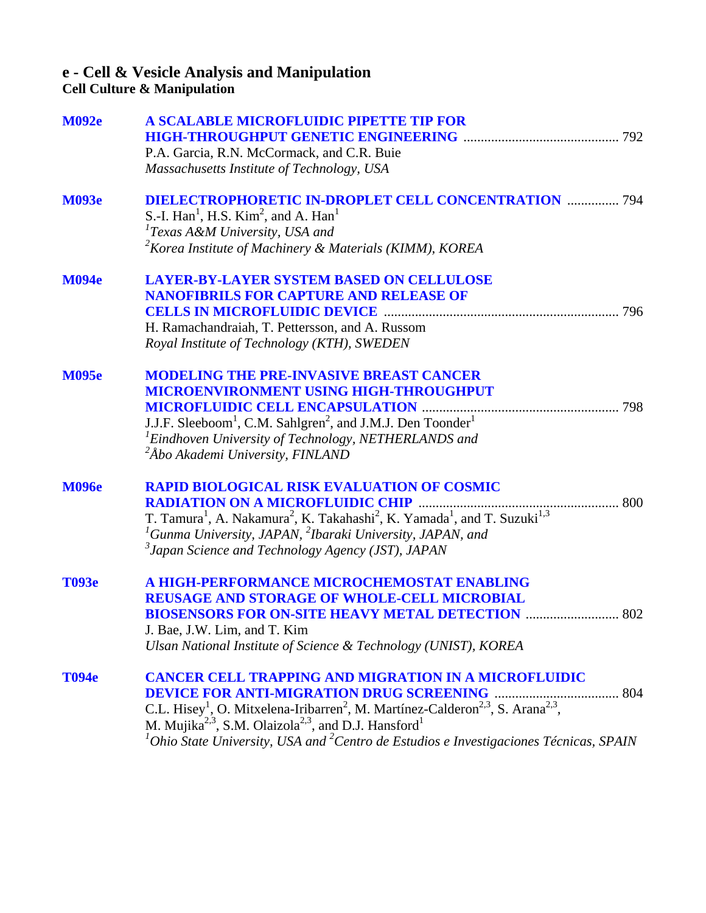## e - Cell & Vesicle Analysis and Manipulation

### Cell Culture & Manipulation

**M092e** **A SCALABLE MICROFLUIDIC PIPETTE TIP FOR HIGH-THROUGHPUT GENETIC ENGINEERING** ............................................ 792
P.A. Garcia, R.N. McCormack, and C.R. Buie
*Massachusetts Institute of Technology, USA*

**M093e** **DIELECTROPHORETIC IN-DROPLET CELL CONCENTRATION** ............... 794
S.-I. Han[1], H.S. Kim[2], and A. Han[1]
*[1]Texas A&M University, USA and*
*[2]Korea Institute of Machinery & Materials (KIMM), KOREA*

**M094e** **LAYER-BY-LAYER SYSTEM BASED ON CELLULOSE NANOFIBRILS FOR CAPTURE AND RELEASE OF CELLS IN MICROFLUIDIC DEVICE** .................................................................... 796
H. Ramachandraiah, T. Pettersson, and A. Russom
*Royal Institute of Technology (KTH), SWEDEN*

**M095e** **MODELING THE PRE-INVASIVE BREAST CANCER MICROENVIRONMENT USING HIGH-THROUGHPUT MICROFLUIDIC CELL ENCAPSULATION** ......................................................... 798
J.J.F. Sleeboom[1], C.M. Sahlgren[2], and J.M.J. Den Toonder[1]
*[1]Eindhoven University of Technology, NETHERLANDS and*
*[2]Åbo Akademi University, FINLAND*

**M096e** **RAPID BIOLOGICAL RISK EVALUATION OF COSMIC RADIATION ON A MICROFLUIDIC CHIP** ......................................................... 800
T. Tamura[1], A. Nakamura[2], K. Takahashi[2], K. Yamada[1], and T. Suzuki[1,3]
*[1]Gunma University, JAPAN, [2]Ibaraki University, JAPAN, and*
*[3]Japan Science and Technology Agency (JST), JAPAN*

**T093e** **A HIGH-PERFORMANCE MICROCHEMOSTAT ENABLING REUSAGE AND STORAGE OF WHOLE-CELL MICROBIAL BIOSENSORS FOR ON-SITE HEAVY METAL DETECTION** ........................... 802
J. Bae, J.W. Lim, and T. Kim
*Ulsan National Institute of Science & Technology (UNIST), KOREA*

**T094e** **CANCER CELL TRAPPING AND MIGRATION IN A MICROFLUIDIC DEVICE FOR ANTI-MIGRATION DRUG SCREENING** .................................... 804
C.L. Hisey[1], O. Mitxelena-Iribarren[2], M. Martínez-Calderon[2,3], S. Arana[2,3], M. Mujika[2,3], S.M. Olaizola[2,3], and D.J. Hansford[1]
*[1]Ohio State University, USA and [2]Centro de Estudios e Investigaciones Técnicas, SPAIN*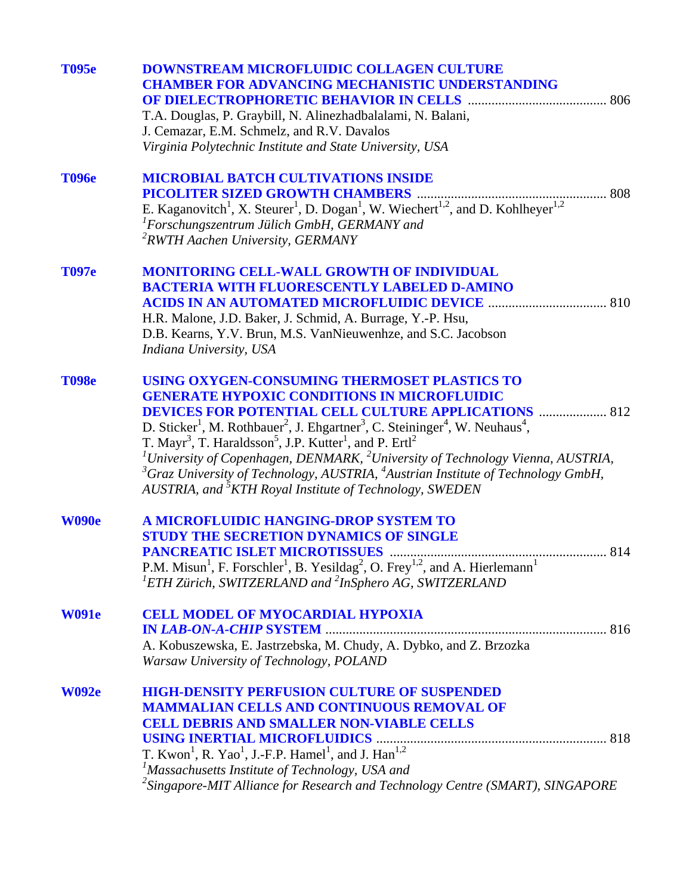**T095e** **DOWNSTREAM MICROFLUIDIC COLLAGEN CULTURE CHAMBER FOR ADVANCING MECHANISTIC UNDERSTANDING OF DIELECTROPHORETIC BEHAVIOR IN CELLS** ........................................ 806

T.A. Douglas, P. Graybill, N. Alinezhadbalalami, N. Balani, J. Cemazar, E.M. Schmelz, and R.V. Davalos

*Virginia Polytechnic Institute and State University, USA*

**T096e** **MICROBIAL BATCH CULTIVATIONS INSIDE PICOLITER SIZED GROWTH CHAMBERS** ........................................ 808

E. Kaganovitch[1], X. Steurer[1], D. Dogan[1], W. Wiechert[1,2], and D. Kohlheyer[1,2]

*[1]Forschungszentrum Jülich GmbH, GERMANY and*
*[2]RWTH Aachen University, GERMANY*

**T097e** **MONITORING CELL-WALL GROWTH OF INDIVIDUAL BACTERIA WITH FLUORESCENTLY LABELED D-AMINO ACIDS IN AN AUTOMATED MICROFLUIDIC DEVICE** ........................................ 810

H.R. Malone, J.D. Baker, J. Schmid, A. Burrage, Y.-P. Hsu, D.B. Kearns, Y.V. Brun, M.S. VanNieuwenhze, and S.C. Jacobson

*Indiana University, USA*

**T098e** **USING OXYGEN-CONSUMING THERMOSET PLASTICS TO GENERATE HYPOXIC CONDITIONS IN MICROFLUIDIC DEVICES FOR POTENTIAL CELL CULTURE APPLICATIONS** ........................................ 812

D. Sticker[1], M. Rothbauer[2], J. Ehgartner[3], C. Steininger[4], W. Neuhaus[4], T. Mayr[3], T. Haraldsson[5], J.P. Kutter[1], and P. Ertl[2]

*[1]University of Copenhagen, DENMARK, [2]University of Technology Vienna, AUSTRIA, [3]Graz University of Technology, AUSTRIA, [4]Austrian Institute of Technology GmbH, AUSTRIA, and [5]KTH Royal Institute of Technology, SWEDEN*

**W090e** **A MICROFLUIDIC HANGING-DROP SYSTEM TO STUDY THE SECRETION DYNAMICS OF SINGLE PANCREATIC ISLET MICROTISSUES** ........................................ 814

P.M. Misun[1], F. Forschler[1], B. Yesildag[2], O. Frey[1,2], and A. Hierlemann[1]

*[1]ETH Zürich, SWITZERLAND and [2]InSphero AG, SWITZERLAND*

**W091e** **CELL MODEL OF MYOCARDIAL HYPOXIA IN *LAB-ON-A-CHIP* SYSTEM** ........................................ 816

A. Kobuszewska, E. Jastrzebska, M. Chudy, A. Dybko, and Z. Brzozka

*Warsaw University of Technology, POLAND*

**W092e** **HIGH-DENSITY PERFUSION CULTURE OF SUSPENDED MAMMALIAN CELLS AND CONTINUOUS REMOVAL OF CELL DEBRIS AND SMALLER NON-VIABLE CELLS USING INERTIAL MICROFLUIDICS** ........................................ 818

T. Kwon[1], R. Yao[1], J.-F.P. Hamel[1], and J. Han[1,2]

*[1]Massachusetts Institute of Technology, USA and*
*[2]Singapore-MIT Alliance for Research and Technology Centre (SMART), SINGAPORE*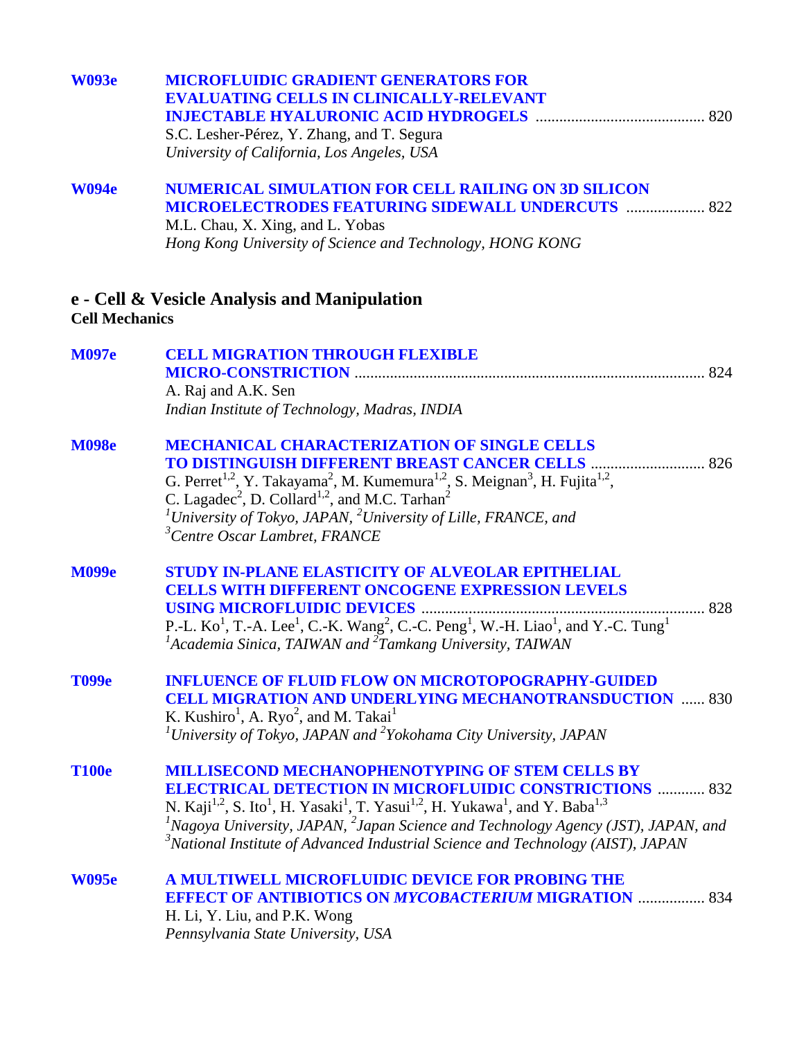**W093e** **MICROFLUIDIC GRADIENT GENERATORS FOR EVALUATING CELLS IN CLINICALLY-RELEVANT INJECTABLE HYALURONIC ACID HYDROGELS** .......................................... 820
S.C. Lesher-Pérez, Y. Zhang, and T. Segura
*University of California, Los Angeles, USA*

**W094e** **NUMERICAL SIMULATION FOR CELL RAILING ON 3D SILICON MICROELECTRODES FEATURING SIDEWALL UNDERCUTS** .................... 822
M.L. Chau, X. Xing, and L. Yobas
*Hong Kong University of Science and Technology, HONG KONG*

## e - Cell & Vesicle Analysis and Manipulation

### Cell Mechanics

**M097e** **CELL MIGRATION THROUGH FLEXIBLE MICRO-CONSTRICTION** ........................................................................................ 824
A. Raj and A.K. Sen
*Indian Institute of Technology, Madras, INDIA*

**M098e** **MECHANICAL CHARACTERIZATION OF SINGLE CELLS TO DISTINGUISH DIFFERENT BREAST CANCER CELLS** ............................ 826
G. Perret[1,2], Y. Takayama[2], M. Kumemura[1,2], S. Meignan[3], H. Fujita[1,2], C. Lagadec[2], D. Collard[1,2], and M.C. Tarhan[2]
*[1]University of Tokyo, JAPAN, [2]University of Lille, FRANCE, and [3]Centre Oscar Lambret, FRANCE*

**M099e** **STUDY IN-PLANE ELASTICITY OF ALVEOLAR EPITHELIAL CELLS WITH DIFFERENT ONCOGENE EXPRESSION LEVELS USING MICROFLUIDIC DEVICES** ....................................................................... 828
P.-L. Ko[1], T.-A. Lee[1], C.-K. Wang[2], C.-C. Peng[1], W.-H. Liao[1], and Y.-C. Tung[1]
*[1]Academia Sinica, TAIWAN and [2]Tamkang University, TAIWAN*

**T099e** **INFLUENCE OF FLUID FLOW ON MICROTOPOGRAPHY-GUIDED CELL MIGRATION AND UNDERLYING MECHANOTRANSDUCTION** ...... 830
K. Kushiro[1], A. Ryo[2], and M. Takai[1]
*[1]University of Tokyo, JAPAN and [2]Yokohama City University, JAPAN*

**T100e** **MILLISECOND MECHANOPHENOTYPING OF STEM CELLS BY ELECTRICAL DETECTION IN MICROFLUIDIC CONSTRICTIONS** ............ 832
N. Kaji[1,2], S. Ito[1], H. Yasaki[1], T. Yasui[1,2], H. Yukawa[1], and Y. Baba[1,3]
*[1]Nagoya University, JAPAN, [2]Japan Science and Technology Agency (JST), JAPAN, and [3]National Institute of Advanced Industrial Science and Technology (AIST), JAPAN*

**W095e** **A MULTIWELL MICROFLUIDIC DEVICE FOR PROBING THE EFFECT OF ANTIBIOTICS ON *MYCOBACTERIUM* MIGRATION** ................. 834
H. Li, Y. Liu, and P.K. Wong
*Pennsylvania State University, USA*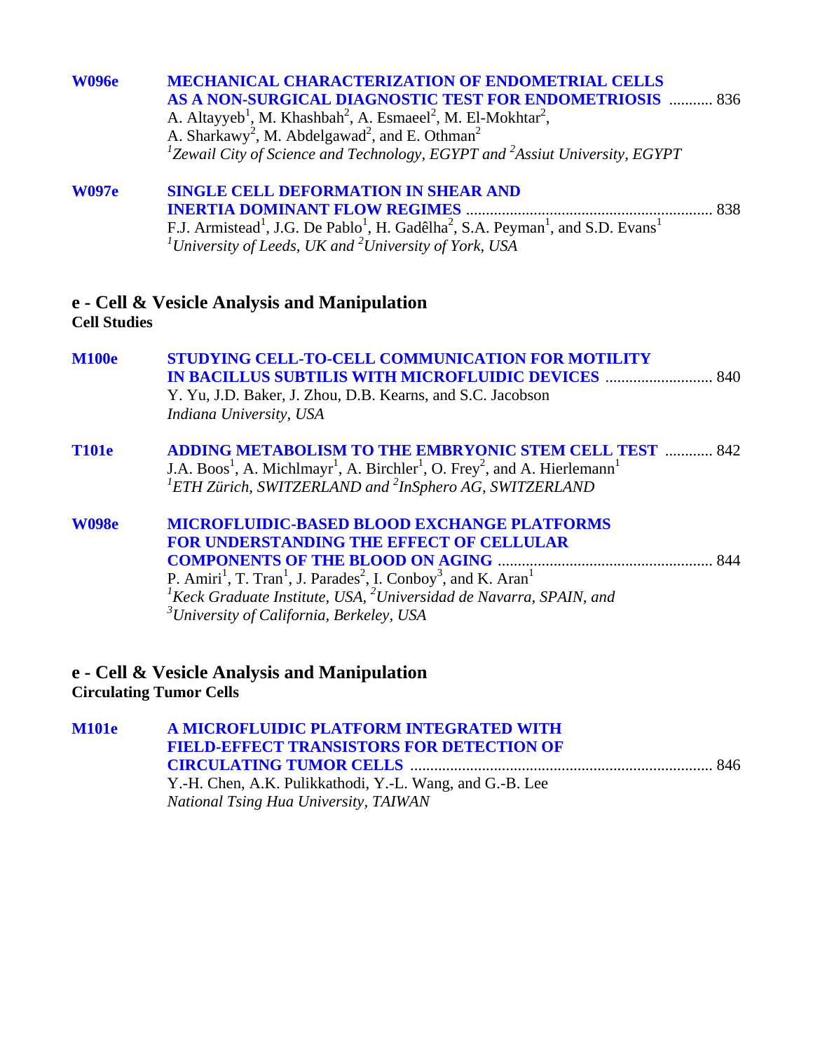**W096e** **MECHANICAL CHARACTERIZATION OF ENDOMETRIAL CELLS AS A NON-SURGICAL DIAGNOSTIC TEST FOR ENDOMETRIOSIS** ........... 836
A. Altayyeb[1], M. Khashbah[2], A. Esmaeel[2], M. El-Mokhtar[2], A. Sharkawy[2], M. Abdelgawad[2], and E. Othman[2]
*[1]Zewail City of Science and Technology, EGYPT and [2]Assiut University, EGYPT*

**W097e** **SINGLE CELL DEFORMATION IN SHEAR AND INERTIA DOMINANT FLOW REGIMES** ............................................................. 838
F.J. Armistead[1], J.G. De Pablo[1], H. Gadêlha[2], S.A. Peyman[1], and S.D. Evans[1]
*[1]University of Leeds, UK and [2]University of York, USA*

## e - Cell & Vesicle Analysis and Manipulation
**Cell Studies**

**M100e** **STUDYING CELL-TO-CELL COMMUNICATION FOR MOTILITY IN BACILLUS SUBTILIS WITH MICROFLUIDIC DEVICES** ........................... 840
Y. Yu, J.D. Baker, J. Zhou, D.B. Kearns, and S.C. Jacobson
*Indiana University, USA*

**T101e** **ADDING METABOLISM TO THE EMBRYONIC STEM CELL TEST** ............ 842
J.A. Boos[1], A. Michlmayr[1], A. Birchler[1], O. Frey[2], and A. Hierlemann[1]
*[1]ETH Zürich, SWITZERLAND and [2]InSphero AG, SWITZERLAND*

**W098e** **MICROFLUIDIC-BASED BLOOD EXCHANGE PLATFORMS FOR UNDERSTANDING THE EFFECT OF CELLULAR COMPONENTS OF THE BLOOD ON AGING** ..................................................... 844
P. Amiri[1], T. Tran[1], J. Parades[2], I. Conboy[3], and K. Aran[1]
*[1]Keck Graduate Institute, USA, [2]Universidad de Navarra, SPAIN, and [3]University of California, Berkeley, USA*

## e - Cell & Vesicle Analysis and Manipulation
**Circulating Tumor Cells**

**M101e** **A MICROFLUIDIC PLATFORM INTEGRATED WITH FIELD-EFFECT TRANSISTORS FOR DETECTION OF CIRCULATING TUMOR CELLS** ........................................................................... 846
Y.-H. Chen, A.K. Pulikkathodi, Y.-L. Wang, and G.-B. Lee
*National Tsing Hua University, TAIWAN*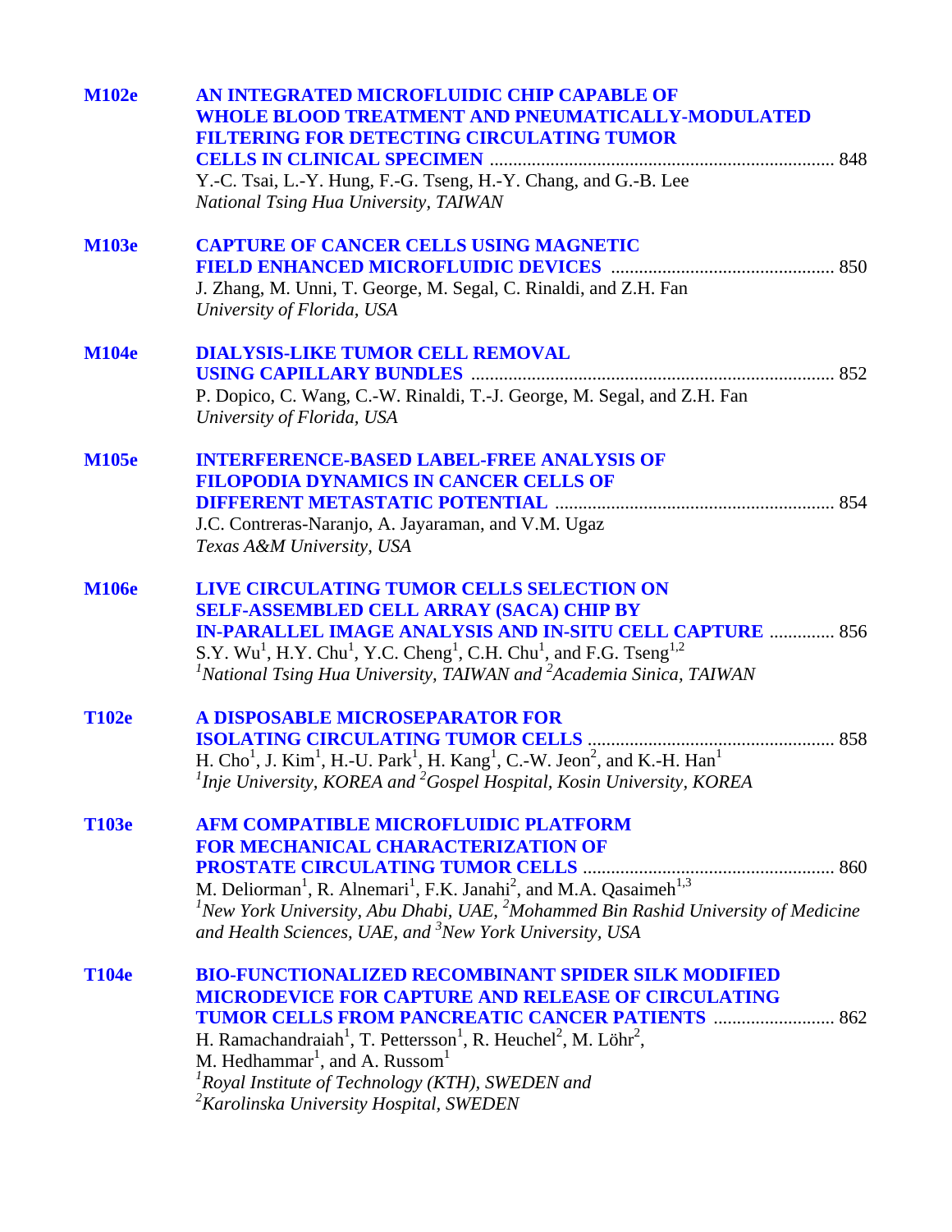**M102e** **AN INTEGRATED MICROFLUIDIC CHIP CAPABLE OF WHOLE BLOOD TREATMENT AND PNEUMATICALLY-MODULATED FILTERING FOR DETECTING CIRCULATING TUMOR CELLS IN CLINICAL SPECIMEN** ........................................................................ 848
Y.-C. Tsai, L.-Y. Hung, F.-G. Tseng, H.-Y. Chang, and G.-B. Lee
*National Tsing Hua University, TAIWAN*

**M103e** **CAPTURE OF CANCER CELLS USING MAGNETIC FIELD ENHANCED MICROFLUIDIC DEVICES** ............................................... 850
J. Zhang, M. Unni, T. George, M. Segal, C. Rinaldi, and Z.H. Fan
*University of Florida, USA*

**M104e** **DIALYSIS-LIKE TUMOR CELL REMOVAL USING CAPILLARY BUNDLES** ............................................................................ 852
P. Dopico, C. Wang, C.-W. Rinaldi, T.-J. George, M. Segal, and Z.H. Fan
*University of Florida, USA*

**M105e** **INTERFERENCE-BASED LABEL-FREE ANALYSIS OF FILOPODIA DYNAMICS IN CANCER CELLS OF DIFFERENT METASTATIC POTENTIAL** ........................................................... 854
J.C. Contreras-Naranjo, A. Jayaraman, and V.M. Ugaz
*Texas A&M University, USA*

**M106e** **LIVE CIRCULATING TUMOR CELLS SELECTION ON SELF-ASSEMBLED CELL ARRAY (SACA) CHIP BY IN-PARALLEL IMAGE ANALYSIS AND IN-SITU CELL CAPTURE** .............. 856
S.Y. Wu[1], H.Y. Chu[1], Y.C. Cheng[1], C.H. Chu[1], and F.G. Tseng[1,2]
*[1]National Tsing Hua University, TAIWAN and [2]Academia Sinica, TAIWAN*

**T102e** **A DISPOSABLE MICROSEPARATOR FOR ISOLATING CIRCULATING TUMOR CELLS** .................................................... 858
H. Cho[1], J. Kim[1], H.-U. Park[1], H. Kang[1], C.-W. Jeon[2], and K.-H. Han[1]
*[1]Inje University, KOREA and [2]Gospel Hospital, Kosin University, KOREA*

**T103e** **AFM COMPATIBLE MICROFLUIDIC PLATFORM FOR MECHANICAL CHARACTERIZATION OF PROSTATE CIRCULATING TUMOR CELLS** ..................................................... 860
M. Deliorman[1], R. Alnemari[1], F.K. Janahi[2], and M.A. Qasaimeh[1,3]
*[1]New York University, Abu Dhabi, UAE, [2]Mohammed Bin Rashid University of Medicine and Health Sciences, UAE, and [3]New York University, USA*

**T104e** **BIO-FUNCTIONALIZED RECOMBINANT SPIDER SILK MODIFIED MICRODEVICE FOR CAPTURE AND RELEASE OF CIRCULATING TUMOR CELLS FROM PANCREATIC CANCER PATIENTS** .......................... 862
H. Ramachandraiah[1], T. Pettersson[1], R. Heuchel[2], M. Löhr[2], M. Hedhammar[1], and A. Russom[1]
*[1]Royal Institute of Technology (KTH), SWEDEN and*
*[2]Karolinska University Hospital, SWEDEN*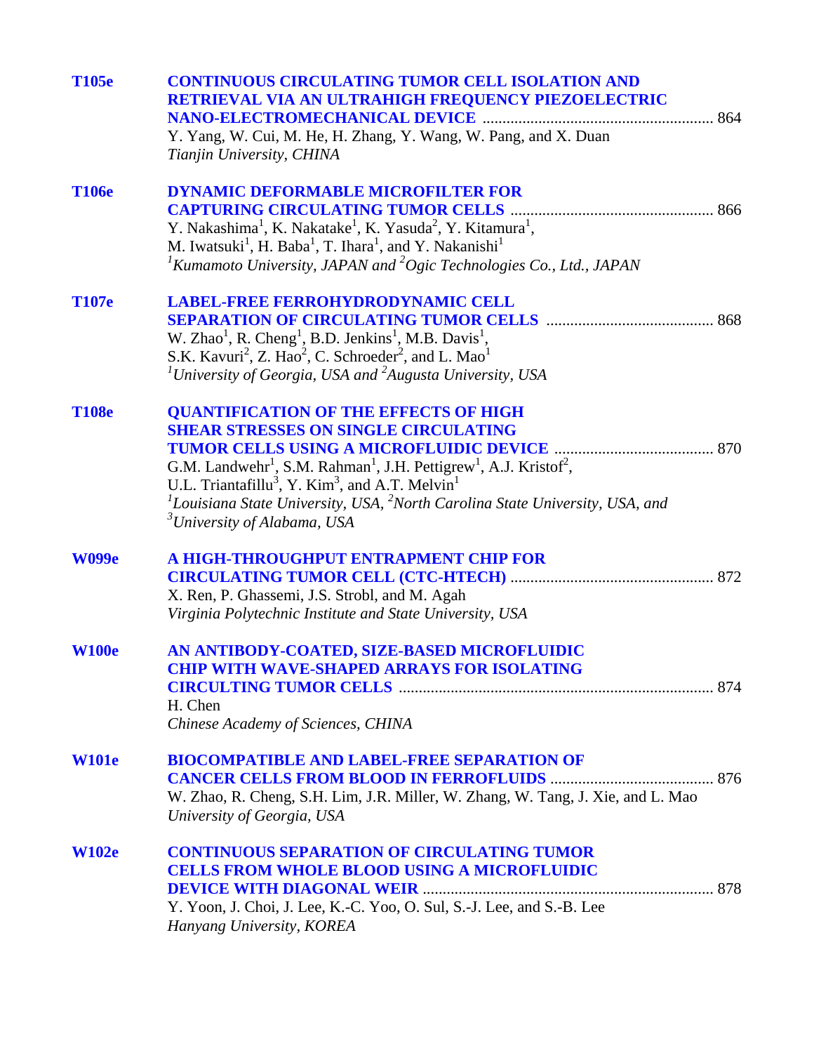**T105e** **CONTINUOUS CIRCULATING TUMOR CELL ISOLATION AND RETRIEVAL VIA AN ULTRAHIGH FREQUENCY PIEZOELECTRIC NANO-ELECTROMECHANICAL DEVICE** ........................................................ 864
Y. Yang, W. Cui, M. He, H. Zhang, Y. Wang, W. Pang, and X. Duan
*Tianjin University, CHINA*

**T106e** **DYNAMIC DEFORMABLE MICROFILTER FOR CAPTURING CIRCULATING TUMOR CELLS** ................................................. 866
Y. Nakashima[1], K. Nakatake[1], K. Yasuda[2], Y. Kitamura[1], M. Iwatsuki[1], H. Baba[1], T. Ihara[1], and Y. Nakanishi[1]
*[1]Kumamoto University, JAPAN and [2]Ogic Technologies Co., Ltd., JAPAN*

**T107e** **LABEL-FREE FERROHYDRODYNAMIC CELL SEPARATION OF CIRCULATING TUMOR CELLS** ......................................... 868
W. Zhao[1], R. Cheng[1], B.D. Jenkins[1], M.B. Davis[1], S.K. Kavuri[2], Z. Hao[2], C. Schroeder[2], and L. Mao[1]
*[1]University of Georgia, USA and [2]Augusta University, USA*

**T108e** **QUANTIFICATION OF THE EFFECTS OF HIGH SHEAR STRESSES ON SINGLE CIRCULATING TUMOR CELLS USING A MICROFLUIDIC DEVICE** ....................................... 870
G.M. Landwehr[1], S.M. Rahman[1], J.H. Pettigrew[1], A.J. Kristof[2], U.L. Triantafillu[3], Y. Kim[3], and A.T. Melvin[1]
*[1]Louisiana State University, USA, [2]North Carolina State University, USA, and [3]University of Alabama, USA*

**W099e** **A HIGH-THROUGHPUT ENTRAPMENT CHIP FOR CIRCULATING TUMOR CELL (CTC-HTECH)** ................................................. 872
X. Ren, P. Ghassemi, J.S. Strobl, and M. Agah
*Virginia Polytechnic Institute and State University, USA*

**W100e** **AN ANTIBODY-COATED, SIZE-BASED MICROFLUIDIC CHIP WITH WAVE-SHAPED ARRAYS FOR ISOLATING CIRCULTING TUMOR CELLS** ............................................................................ 874
H. Chen
*Chinese Academy of Sciences, CHINA*

**W101e** **BIOCOMPATIBLE AND LABEL-FREE SEPARATION OF CANCER CELLS FROM BLOOD IN FERROFLUIDS** ........................................ 876
W. Zhao, R. Cheng, S.H. Lim, J.R. Miller, W. Zhang, W. Tang, J. Xie, and L. Mao
*University of Georgia, USA*

**W102e** **CONTINUOUS SEPARATION OF CIRCULATING TUMOR CELLS FROM WHOLE BLOOD USING A MICROFLUIDIC DEVICE WITH DIAGONAL WEIR** ....................................................................... 878
Y. Yoon, J. Choi, J. Lee, K.-C. Yoo, O. Sul, S.-J. Lee, and S.-B. Lee
*Hanyang University, KOREA*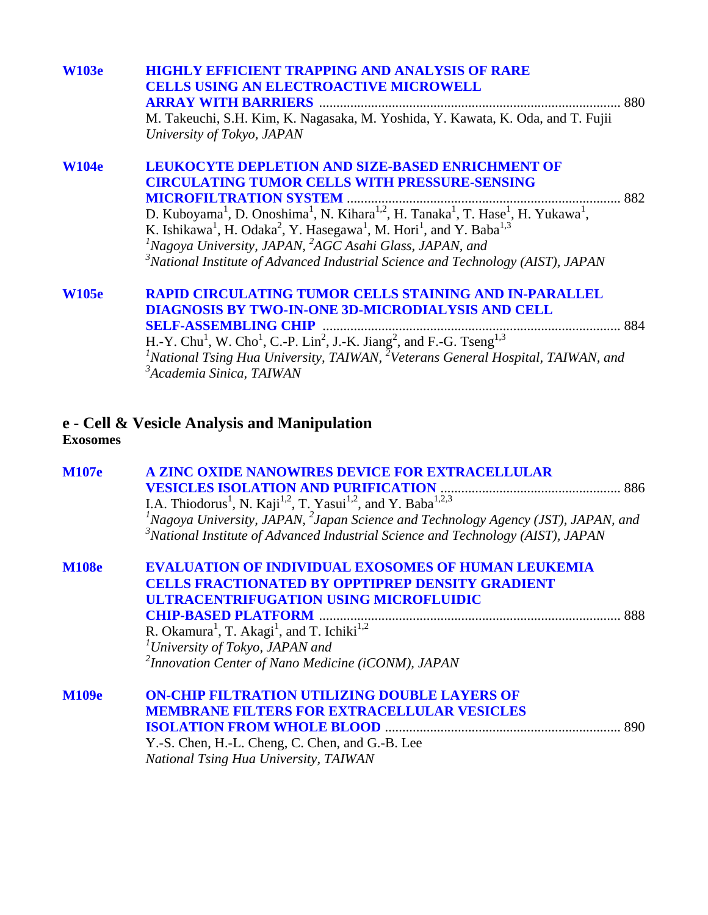**W103e** **HIGHLY EFFICIENT TRAPPING AND ANALYSIS OF RARE CELLS USING AN ELECTROACTIVE MICROWELL ARRAY WITH BARRIERS** ........ 880
M. Takeuchi, S.H. Kim, K. Nagasaka, M. Yoshida, Y. Kawata, K. Oda, and T. Fujii
*University of Tokyo, JAPAN*

**W104e** **LEUKOCYTE DEPLETION AND SIZE-BASED ENRICHMENT OF CIRCULATING TUMOR CELLS WITH PRESSURE-SENSING MICROFILTRATION SYSTEM** ........ 882
D. Kuboyama[1], D. Onoshima[1], N. Kihara[1,2], H. Tanaka[1], T. Hase[1], H. Yukawa[1], K. Ishikawa[1], H. Odaka[2], Y. Hasegawa[1], M. Hori[1], and Y. Baba[1,3]
[1]*Nagoya University, JAPAN,* [2]*AGC Asahi Glass, JAPAN, and*
[3]*National Institute of Advanced Industrial Science and Technology (AIST), JAPAN*

**W105e** **RAPID CIRCULATING TUMOR CELLS STAINING AND IN-PARALLEL DIAGNOSIS BY TWO-IN-ONE 3D-MICRODIALYSIS AND CELL SELF-ASSEMBLING CHIP** ........ 884
H.-Y. Chu[1], W. Cho[1], C.-P. Lin[2], J.-K. Jiang[2], and F.-G. Tseng[1,3]
[1]*National Tsing Hua University, TAIWAN,* [2]*Veterans General Hospital, TAIWAN, and*
[3]*Academia Sinica, TAIWAN*

## e - Cell & Vesicle Analysis and Manipulation

**Exosomes**

**M107e** **A ZINC OXIDE NANOWIRES DEVICE FOR EXTRACELLULAR VESICLES ISOLATION AND PURIFICATION** ........ 886
I.A. Thiodorus[1], N. Kaji[1,2], T. Yasui[1,2], and Y. Baba[1,2,3]
[1]*Nagoya University, JAPAN,* [2]*Japan Science and Technology Agency (JST), JAPAN, and*
[3]*National Institute of Advanced Industrial Science and Technology (AIST), JAPAN*

**M108e** **EVALUATION OF INDIVIDUAL EXOSOMES OF HUMAN LEUKEMIA CELLS FRACTIONATED BY OPPTIPREP DENSITY GRADIENT ULTRACENTRIFUGATION USING MICROFLUIDIC CHIP-BASED PLATFORM** ........ 888
R. Okamura[1], T. Akagi[1], and T. Ichiki[1,2]
[1]*University of Tokyo, JAPAN and*
[2]*Innovation Center of Nano Medicine (iCONM), JAPAN*

**M109e** **ON-CHIP FILTRATION UTILIZING DOUBLE LAYERS OF MEMBRANE FILTERS FOR EXTRACELLULAR VESICLES ISOLATION FROM WHOLE BLOOD** ........ 890
Y.-S. Chen, H.-L. Cheng, C. Chen, and G.-B. Lee
*National Tsing Hua University, TAIWAN*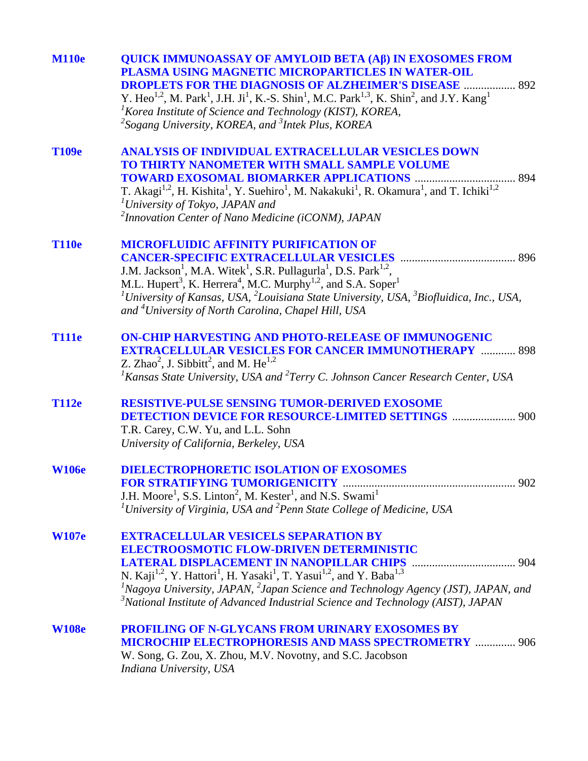**M110e** **QUICK IMMUNOASSAY OF AMYLOID BETA (Aβ) IN EXOSOMES FROM PLASMA USING MAGNETIC MICROPARTICLES IN WATER-OIL DROPLETS FOR THE DIAGNOSIS OF ALZHEIMER'S DISEASE** .................. 892

Y. Heo[1,2], M. Park[1], J.H. Ji[1], K.-S. Shin[1], M.C. Park[1,3], K. Shin[2], and J.Y. Kang[1]

*[1]Korea Institute of Science and Technology (KIST), KOREA,*
*[2]Sogang University, KOREA, and [3]Intek Plus, KOREA*

**T109e** **ANALYSIS OF INDIVIDUAL EXTRACELLULAR VESICLES DOWN TO THIRTY NANOMETER WITH SMALL SAMPLE VOLUME TOWARD EXOSOMAL BIOMARKER APPLICATIONS** .................................. 894

T. Akagi[1,2], H. Kishita[1], Y. Suehiro[1], M. Nakakuki[1], R. Okamura[1], and T. Ichiki[1,2]

*[1]University of Tokyo, JAPAN and*
*[2]Innovation Center of Nano Medicine (iCONM), JAPAN*

**T110e** **MICROFLUIDIC AFFINITY PURIFICATION OF CANCER-SPECIFIC EXTRACELLULAR VESICLES** ....................................... 896

J.M. Jackson[1], M.A. Witek[1], S.R. Pullagurla[1], D.S. Park[1,2], M.L. Hupert[3], K. Herrera[4], M.C. Murphy[1,2], and S.A. Soper[1]

*[1]University of Kansas, USA, [2]Louisiana State University, USA, [3]Biofluidica, Inc., USA, and [4]University of North Carolina, Chapel Hill, USA*

**T111e** **ON-CHIP HARVESTING AND PHOTO-RELEASE OF IMMUNOGENIC EXTRACELLULAR VESICLES FOR CANCER IMMUNOTHERAPY** ............ 898

Z. Zhao[2], J. Sibbitt[2], and M. He[1,2]

*[1]Kansas State University, USA and [2]Terry C. Johnson Cancer Research Center, USA*

**T112e** **RESISTIVE-PULSE SENSING TUMOR-DERIVED EXOSOME DETECTION DEVICE FOR RESOURCE-LIMITED SETTINGS** ...................... 900

T.R. Carey, C.W. Yu, and L.L. Sohn

*University of California, Berkeley, USA*

**W106e** **DIELECTROPHORETIC ISOLATION OF EXOSOMES FOR STRATIFYING TUMORIGENICITY** ........................................................... 902

J.H. Moore[1], S.S. Linton[2], M. Kester[1], and N.S. Swami[1]

*[1]University of Virginia, USA and [2]Penn State College of Medicine, USA*

**W107e** **EXTRACELLULAR VESICELS SEPARATION BY ELECTROOSMOTIC FLOW-DRIVEN DETERMINISTIC LATERAL DISPLACEMENT IN NANOPILLAR CHIPS** ................................... 904

N. Kaji[1,2], Y. Hattori[1], H. Yasaki[1], T. Yasui[1,2], and Y. Baba[1,3]

*[1]Nagoya University, JAPAN, [2]Japan Science and Technology Agency (JST), JAPAN, and [3]National Institute of Advanced Industrial Science and Technology (AIST), JAPAN*

**W108e** **PROFILING OF N-GLYCANS FROM URINARY EXOSOMES BY MICROCHIP ELECTROPHORESIS AND MASS SPECTROMETRY** ............. 906

W. Song, G. Zou, X. Zhou, M.V. Novotny, and S.C. Jacobson

*Indiana University, USA*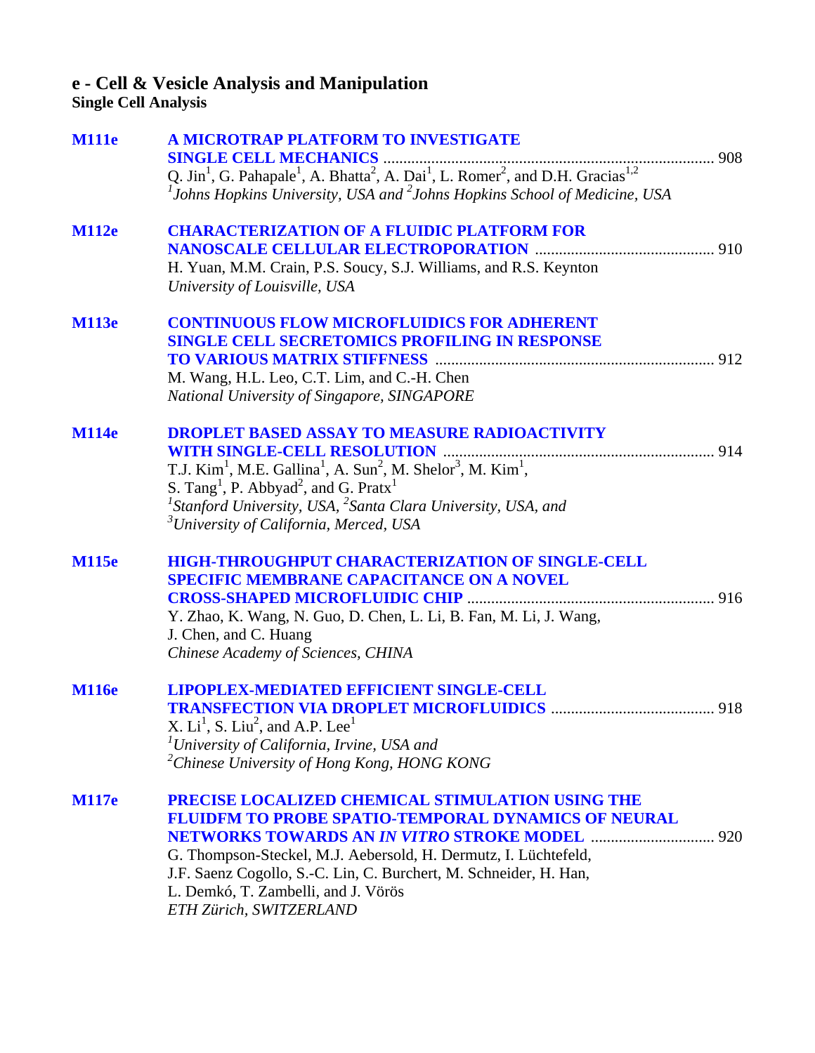## e - Cell & Vesicle Analysis and Manipulation

### Single Cell Analysis

**M111e** **A MICROTRAP PLATFORM TO INVESTIGATE SINGLE CELL MECHANICS** ........ 908
Q. Jin[1], G. Pahapale[1], A. Bhatta[2], A. Dai[1], L. Romer[2], and D.H. Gracias[1,2]
*[1]Johns Hopkins University, USA and [2]Johns Hopkins School of Medicine, USA*

**M112e** **CHARACTERIZATION OF A FLUIDIC PLATFORM FOR NANOSCALE CELLULAR ELECTROPORATION** ........ 910
H. Yuan, M.M. Crain, P.S. Soucy, S.J. Williams, and R.S. Keynton
*University of Louisville, USA*

**M113e** **CONTINUOUS FLOW MICROFLUIDICS FOR ADHERENT SINGLE CELL SECRETOMICS PROFILING IN RESPONSE TO VARIOUS MATRIX STIFFNESS** ........ 912
M. Wang, H.L. Leo, C.T. Lim, and C.-H. Chen
*National University of Singapore, SINGAPORE*

**M114e** **DROPLET BASED ASSAY TO MEASURE RADIOACTIVITY WITH SINGLE-CELL RESOLUTION** ........ 914
T.J. Kim[1], M.E. Gallina[1], A. Sun[2], M. Shelor[3], M. Kim[1], S. Tang[1], P. Abbyad[2], and G. Pratx[1]
*[1]Stanford University, USA, [2]Santa Clara University, USA, and [3]University of California, Merced, USA*

**M115e** **HIGH-THROUGHPUT CHARACTERIZATION OF SINGLE-CELL SPECIFIC MEMBRANE CAPACITANCE ON A NOVEL CROSS-SHAPED MICROFLUIDIC CHIP** ........ 916
Y. Zhao, K. Wang, N. Guo, D. Chen, L. Li, B. Fan, M. Li, J. Wang, J. Chen, and C. Huang
*Chinese Academy of Sciences, CHINA*

**M116e** **LIPOPLEX-MEDIATED EFFICIENT SINGLE-CELL TRANSFECTION VIA DROPLET MICROFLUIDICS** ........ 918
X. Li[1], S. Liu[2], and A.P. Lee[1]
*[1]University of California, Irvine, USA and [2]Chinese University of Hong Kong, HONG KONG*

**M117e** **PRECISE LOCALIZED CHEMICAL STIMULATION USING THE FLUIDFM TO PROBE SPATIO-TEMPORAL DYNAMICS OF NEURAL NETWORKS TOWARDS AN *IN VITRO* STROKE MODEL** ........ 920
G. Thompson-Steckel, M.J. Aebersold, H. Dermutz, I. Lüchtefeld, J.F. Saenz Cogollo, S.-C. Lin, C. Burchert, M. Schneider, H. Han, L. Demkó, T. Zambelli, and J. Vörös
*ETH Zürich, SWITZERLAND*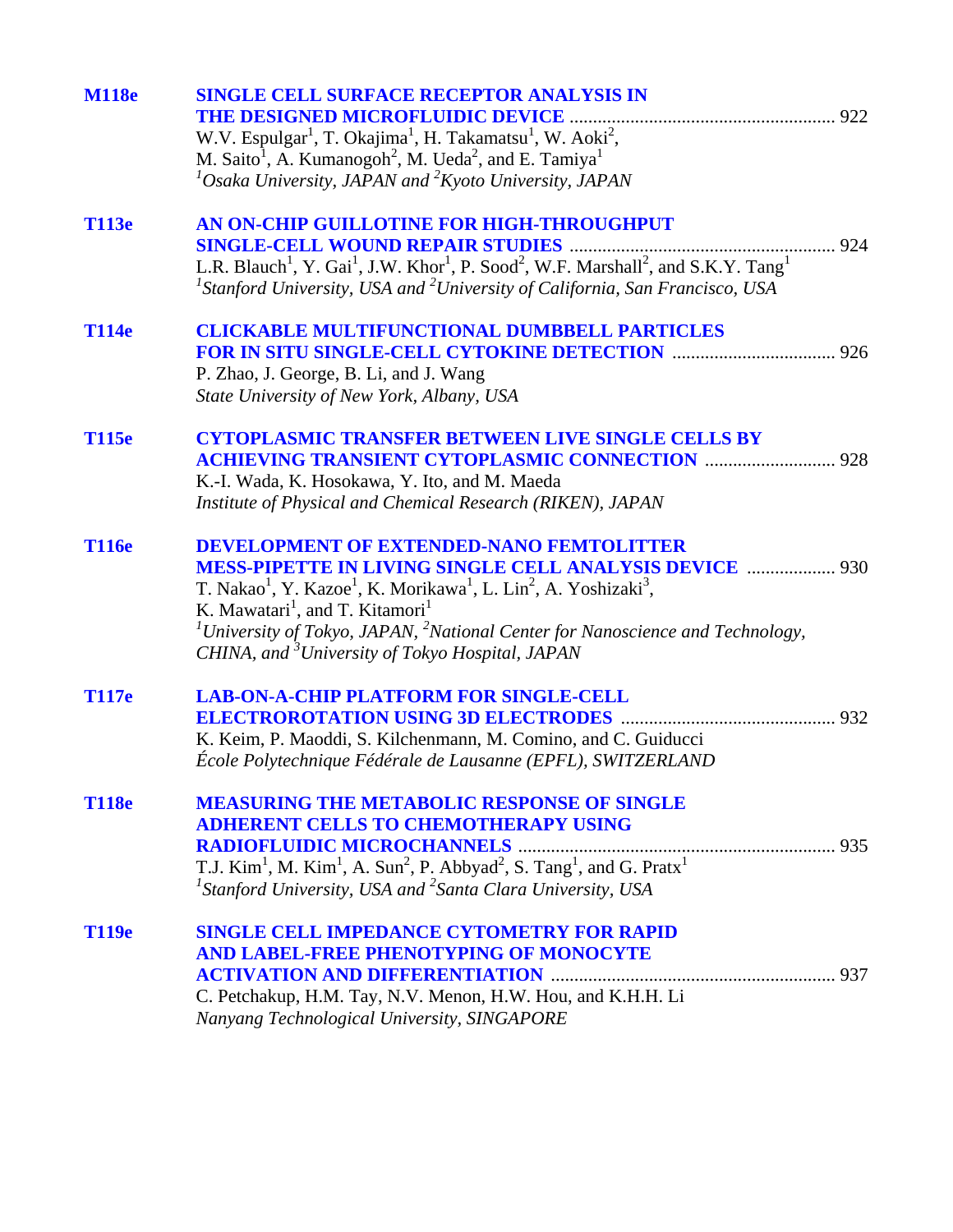**M118e** **SINGLE CELL SURFACE RECEPTOR ANALYSIS IN THE DESIGNED MICROFLUIDIC DEVICE** ........................................................ 922
W.V. Espulgar[1], T. Okajima[1], H. Takamatsu[1], W. Aoki[2], M. Saito[1], A. Kumanogoh[2], M. Ueda[2], and E. Tamiya[1]
*[1]Osaka University, JAPAN and [2]Kyoto University, JAPAN*

**T113e** **AN ON-CHIP GUILLOTINE FOR HIGH-THROUGHPUT SINGLE-CELL WOUND REPAIR STUDIES** ........................................................ 924
L.R. Blauch[1], Y. Gai[1], J.W. Khor[1], P. Sood[2], W.F. Marshall[2], and S.K.Y. Tang[1]
*[1]Stanford University, USA and [2]University of California, San Francisco, USA*

**T114e** **CLICKABLE MULTIFUNCTIONAL DUMBBELL PARTICLES FOR IN SITU SINGLE-CELL CYTOKINE DETECTION** .................................. 926
P. Zhao, J. George, B. Li, and J. Wang
*State University of New York, Albany, USA*

**T115e** **CYTOPLASMIC TRANSFER BETWEEN LIVE SINGLE CELLS BY ACHIEVING TRANSIENT CYTOPLASMIC CONNECTION** ........................... 928
K.-I. Wada, K. Hosokawa, Y. Ito, and M. Maeda
*Institute of Physical and Chemical Research (RIKEN), JAPAN*

**T116e** **DEVELOPMENT OF EXTENDED-NANO FEMTOLITTER MESS-PIPETTE IN LIVING SINGLE CELL ANALYSIS DEVICE** ................... 930
T. Nakao[1], Y. Kazoe[1], K. Morikawa[1], L. Lin[2], A. Yoshizaki[3], K. Mawatari[1], and T. Kitamori[1]
*[1]University of Tokyo, JAPAN, [2]National Center for Nanoscience and Technology, CHINA, and [3]University of Tokyo Hospital, JAPAN*

**T117e** **LAB-ON-A-CHIP PLATFORM FOR SINGLE-CELL ELECTROROTATION USING 3D ELECTRODES** ............................................. 932
K. Keim, P. Maoddi, S. Kilchenmann, M. Comino, and C. Guiducci
*École Polytechnique Fédérale de Lausanne (EPFL), SWITZERLAND*

**T118e** **MEASURING THE METABOLIC RESPONSE OF SINGLE ADHERENT CELLS TO CHEMOTHERAPY USING RADIOFLUIDIC MICROCHANNELS** .................................................................... 935
T.J. Kim[1], M. Kim[1], A. Sun[2], P. Abbyad[2], S. Tang[1], and G. Pratx[1]
*[1]Stanford University, USA and [2]Santa Clara University, USA*

**T119e** **SINGLE CELL IMPEDANCE CYTOMETRY FOR RAPID AND LABEL-FREE PHENOTYPING OF MONOCYTE ACTIVATION AND DIFFERENTIATION** ............................................................ 937
C. Petchakup, H.M. Tay, N.V. Menon, H.W. Hou, and K.H.H. Li
*Nanyang Technological University, SINGAPORE*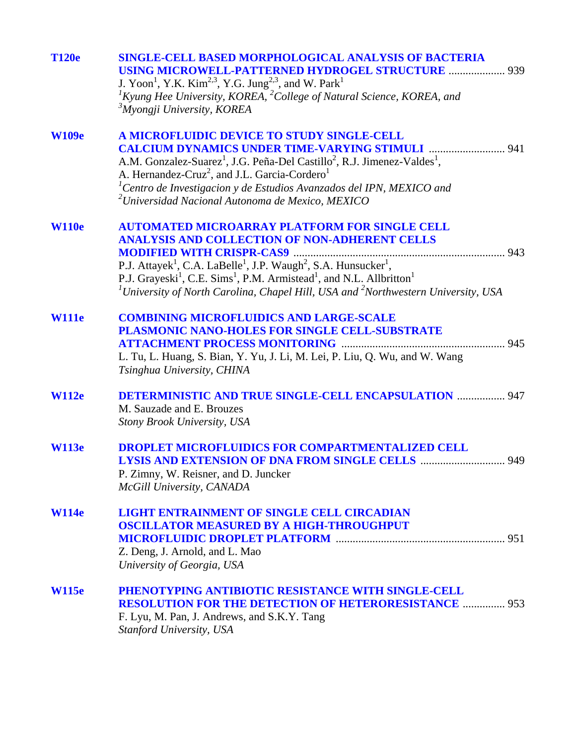**T120e** **SINGLE-CELL BASED MORPHOLOGICAL ANALYSIS OF BACTERIA USING MICROWELL-PATTERNED HYDROGEL STRUCTURE** .................... 939
J. Yoon[1], Y.K. Kim[2,3], Y.G. Jung[2,3], and W. Park[1]
*[1]Kyung Hee University, KOREA, [2]College of Natural Science, KOREA, and [3]Myongji University, KOREA*

**W109e** **A MICROFLUIDIC DEVICE TO STUDY SINGLE-CELL CALCIUM DYNAMICS UNDER TIME-VARYING STIMULI** ........................... 941
A.M. Gonzalez-Suarez[1], J.G. Peña-Del Castillo[2], R.J. Jimenez-Valdes[1], A. Hernandez-Cruz[2], and J.L. Garcia-Cordero[1]
*[1]Centro de Investigacion y de Estudios Avanzados del IPN, MEXICO and [2]Universidad Nacional Autonoma de Mexico, MEXICO*

**W110e** **AUTOMATED MICROARRAY PLATFORM FOR SINGLE CELL ANALYSIS AND COLLECTION OF NON-ADHERENT CELLS MODIFIED WITH CRISPR-CAS9** ........................................................................... 943
P.J. Attayek[1], C.A. LaBelle[1], J.P. Waugh[2], S.A. Hunsucker[1], P.J. Grayeski[1], C.E. Sims[1], P.M. Armistead[1], and N.L. Allbritton[1]
*[1]University of North Carolina, Chapel Hill, USA and [2]Northwestern University, USA*

**W111e** **COMBINING MICROFLUIDICS AND LARGE-SCALE PLASMONIC NANO-HOLES FOR SINGLE CELL-SUBSTRATE ATTACHMENT PROCESS MONITORING** ......................................................... 945
L. Tu, L. Huang, S. Bian, Y. Yu, J. Li, M. Lei, P. Liu, Q. Wu, and W. Wang
*Tsinghua University, CHINA*

**W112e** **DETERMINISTIC AND TRUE SINGLE-CELL ENCAPSULATION** ................. 947
M. Sauzade and E. Brouzes
*Stony Brook University, USA*

**W113e** **DROPLET MICROFLUIDICS FOR COMPARTMENTALIZED CELL LYSIS AND EXTENSION OF DNA FROM SINGLE CELLS** ............................. 949
P. Zimny, W. Reisner, and D. Juncker
*McGill University, CANADA*

**W114e** **LIGHT ENTRAINMENT OF SINGLE CELL CIRCADIAN OSCILLATOR MEASURED BY A HIGH-THROUGHPUT MICROFLUIDIC DROPLET PLATFORM** ........................................................... 951
Z. Deng, J. Arnold, and L. Mao
*University of Georgia, USA*

**W115e** **PHENOTYPING ANTIBIOTIC RESISTANCE WITH SINGLE-CELL RESOLUTION FOR THE DETECTION OF HETERORESISTANCE** ............... 953
F. Lyu, M. Pan, J. Andrews, and S.K.Y. Tang
*Stanford University, USA*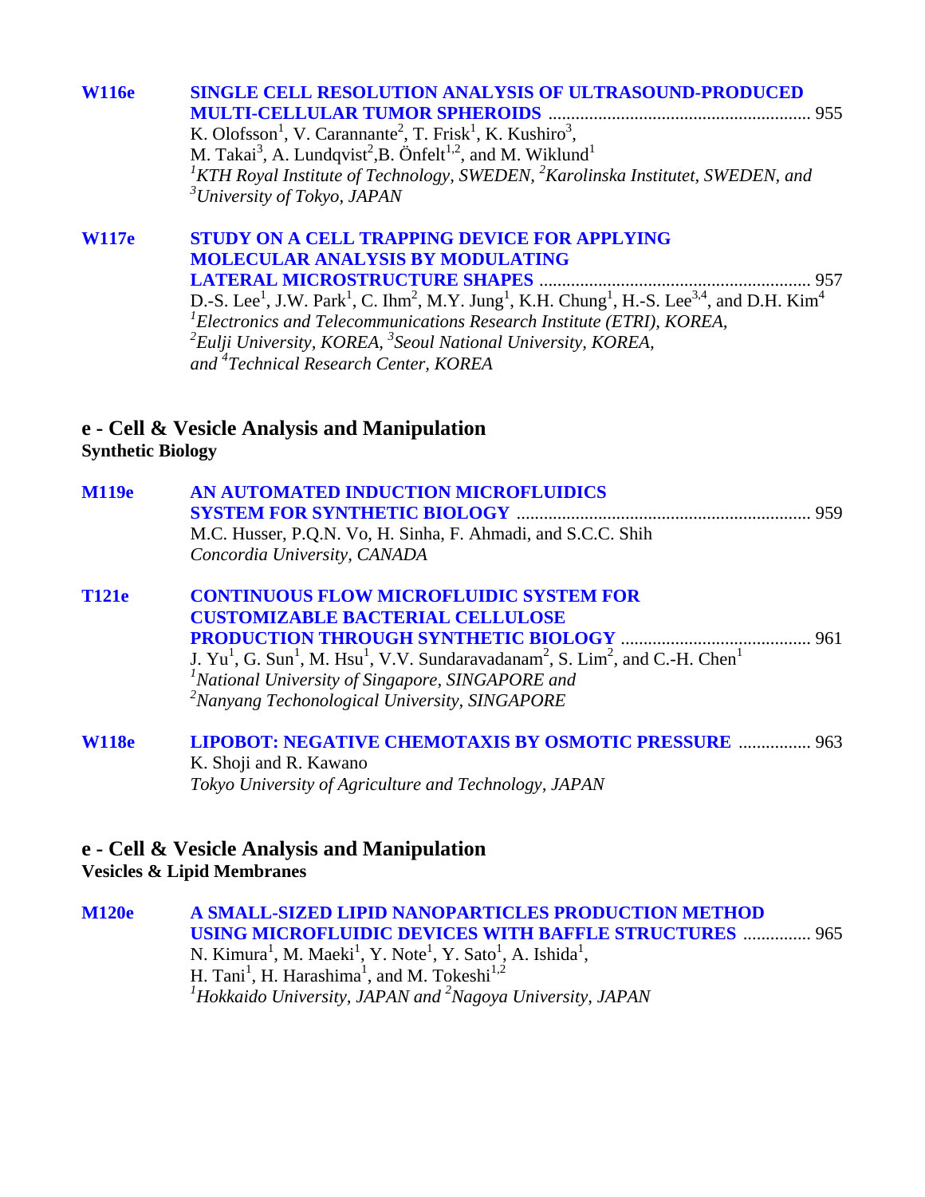**W116e** **SINGLE CELL RESOLUTION ANALYSIS OF ULTRASOUND-PRODUCED MULTI-CELLULAR TUMOR SPHEROIDS** ........................................................ 955
K. Olofsson[1], V. Carannante[2], T. Frisk[1], K. Kushiro[3], M. Takai[3], A. Lundqvist[2],B. Önfelt[1,2], and M. Wiklund[1]
*[1]KTH Royal Institute of Technology, SWEDEN, [2]Karolinska Institutet, SWEDEN, and [3]University of Tokyo, JAPAN*

**W117e** **STUDY ON A CELL TRAPPING DEVICE FOR APPLYING MOLECULAR ANALYSIS BY MODULATING LATERAL MICROSTRUCTURE SHAPES** ........................................................ 957
D.-S. Lee[1], J.W. Park[1], C. Ihm[2], M.Y. Jung[1], K.H. Chung[1], H.-S. Lee[3,4], and D.H. Kim[4]
*[1]Electronics and Telecommunications Research Institute (ETRI), KOREA, [2]Eulji University, KOREA, [3]Seoul National University, KOREA, and [4]Technical Research Center, KOREA*

## e - Cell & Vesicle Analysis and Manipulation
### Synthetic Biology

**M119e** **AN AUTOMATED INDUCTION MICROFLUIDICS SYSTEM FOR SYNTHETIC BIOLOGY** ................................................................ 959
M.C. Husser, P.Q.N. Vo, H. Sinha, F. Ahmadi, and S.C.C. Shih
*Concordia University, CANADA*

**T121e** **CONTINUOUS FLOW MICROFLUIDIC SYSTEM FOR CUSTOMIZABLE BACTERIAL CELLULOSE PRODUCTION THROUGH SYNTHETIC BIOLOGY** ......................................... 961
J. Yu[1], G. Sun[1], M. Hsu[1], V.V. Sundaravadanam[2], S. Lim[2], and C.-H. Chen[1]
*[1]National University of Singapore, SINGAPORE and [2]Nanyang Techonological University, SINGAPORE*

**W118e** **LIPOBOT: NEGATIVE CHEMOTAXIS BY OSMOTIC PRESSURE** ................ 963
K. Shoji and R. Kawano
*Tokyo University of Agriculture and Technology, JAPAN*

## e - Cell & Vesicle Analysis and Manipulation
### Vesicles & Lipid Membranes

**M120e** **A SMALL-SIZED LIPID NANOPARTICLES PRODUCTION METHOD USING MICROFLUIDIC DEVICES WITH BAFFLE STRUCTURES** ............... 965
N. Kimura[1], M. Maeki[1], Y. Note[1], Y. Sato[1], A. Ishida[1], H. Tani[1], H. Harashima[1], and M. Tokeshi[1,2]
*[1]Hokkaido University, JAPAN and [2]Nagoya University, JAPAN*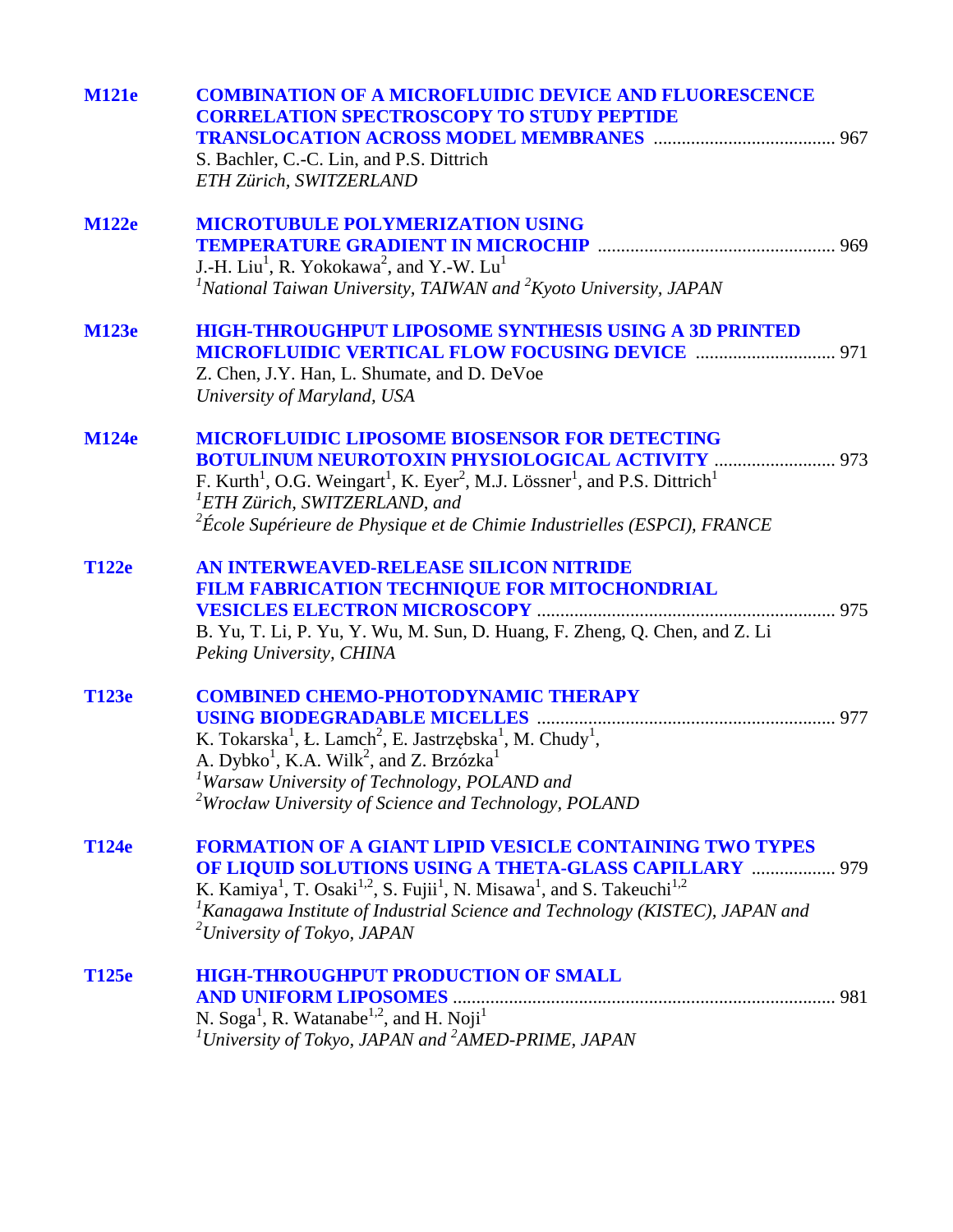**M121e** **COMBINATION OF A MICROFLUIDIC DEVICE AND FLUORESCENCE CORRELATION SPECTROSCOPY TO STUDY PEPTIDE TRANSLOCATION ACROSS MODEL MEMBRANES** ....................................... 967
S. Bachler, C.-C. Lin, and P.S. Dittrich
*ETH Zürich, SWITZERLAND*

**M122e** **MICROTUBULE POLYMERIZATION USING TEMPERATURE GRADIENT IN MICROCHIP** .................................................. 969
J.-H. Liu[1], R. Yokokawa[2], and Y.-W. Lu[1]
*[1]National Taiwan University, TAIWAN and [2]Kyoto University, JAPAN*

**M123e** **HIGH-THROUGHPUT LIPOSOME SYNTHESIS USING A 3D PRINTED MICROFLUIDIC VERTICAL FLOW FOCUSING DEVICE** ............................. 971
Z. Chen, J.Y. Han, L. Shumate, and D. DeVoe
*University of Maryland, USA*

**M124e** **MICROFLUIDIC LIPOSOME BIOSENSOR FOR DETECTING BOTULINUM NEUROTOXIN PHYSIOLOGICAL ACTIVITY** .......................... 973
F. Kurth[1], O.G. Weingart[1], K. Eyer[2], M.J. Lössner[1], and P.S. Dittrich[1]
*[1]ETH Zürich, SWITZERLAND, and*
*[2]École Supérieure de Physique et de Chimie Industrielles (ESPCI), FRANCE*

**T122e** **AN INTERWEAVED-RELEASE SILICON NITRIDE FILM FABRICATION TECHNIQUE FOR MITOCHONDRIAL VESICLES ELECTRON MICROSCOPY** ............................................................... 975
B. Yu, T. Li, P. Yu, Y. Wu, M. Sun, D. Huang, F. Zheng, Q. Chen, and Z. Li
*Peking University, CHINA*

**T123e** **COMBINED CHEMO-PHOTODYNAMIC THERAPY USING BIODEGRADABLE MICELLES** ............................................................... 977
K. Tokarska[1], Ł. Lamch[2], E. Jastrzębska[1], M. Chudy[1], A. Dybko[1], K.A. Wilk[2], and Z. Brzózka[1]
*[1]Warsaw University of Technology, POLAND and*
*[2]Wrocław University of Science and Technology, POLAND*

**T124e** **FORMATION OF A GIANT LIPID VESICLE CONTAINING TWO TYPES OF LIQUID SOLUTIONS USING A THETA-GLASS CAPILLARY** .................. 979
K. Kamiya[1], T. Osaki[1,2], S. Fujii[1], N. Misawa[1], and S. Takeuchi[1,2]
*[1]Kanagawa Institute of Industrial Science and Technology (KISTEC), JAPAN and*
*[2]University of Tokyo, JAPAN*

**T125e** **HIGH-THROUGHPUT PRODUCTION OF SMALL AND UNIFORM LIPOSOMES** ................................................................................. 981
N. Soga[1], R. Watanabe[1,2], and H. Noji[1]
*[1]University of Tokyo, JAPAN and [2]AMED-PRIME, JAPAN*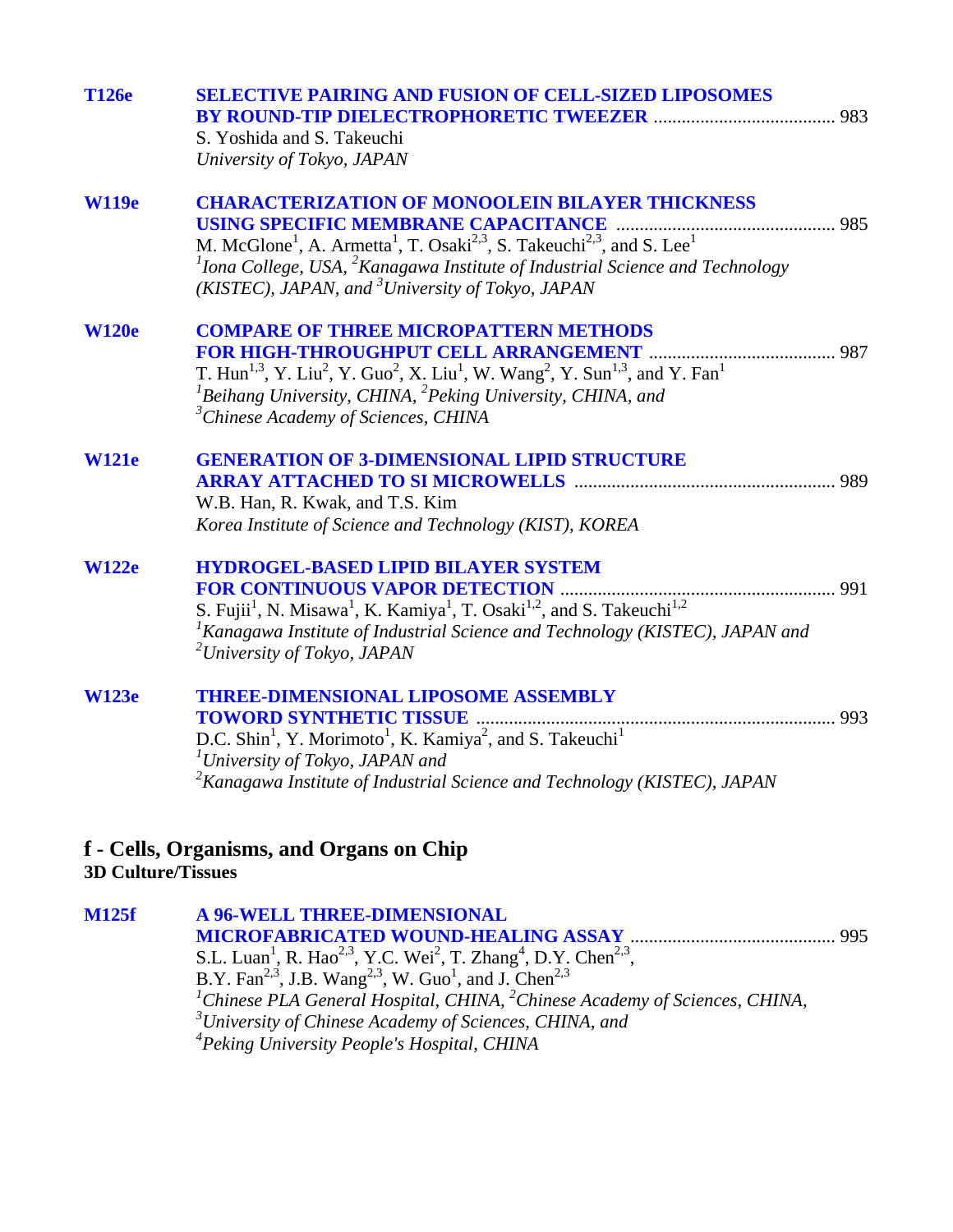**T126e** **SELECTIVE PAIRING AND FUSION OF CELL-SIZED LIPOSOMES BY ROUND-TIP DIELECTROPHORETIC TWEEZER** ....................................... 983
S. Yoshida and S. Takeuchi
*University of Tokyo, JAPAN*

**W119e** **CHARACTERIZATION OF MONOOLEIN BILAYER THICKNESS USING SPECIFIC MEMBRANE CAPACITANCE** ............................................... 985
M. McGlone[1], A. Armetta[1], T. Osaki[2,3], S. Takeuchi[2,3], and S. Lee[1]
*[1]Iona College, USA, [2]Kanagawa Institute of Industrial Science and Technology (KISTEC), JAPAN, and [3]University of Tokyo, JAPAN*

**W120e** **COMPARE OF THREE MICROPATTERN METHODS FOR HIGH-THROUGHPUT CELL ARRANGEMENT** ........................................ 987
T. Hun[1,3], Y. Liu[2], Y. Guo[2], X. Liu[1], W. Wang[2], Y. Sun[1,3], and Y. Fan[1]
*[1]Beihang University, CHINA, [2]Peking University, CHINA, and [3]Chinese Academy of Sciences, CHINA*

**W121e** **GENERATION OF 3-DIMENSIONAL LIPID STRUCTURE ARRAY ATTACHED TO SI MICROWELLS** ....................................................... 989
W.B. Han, R. Kwak, and T.S. Kim
*Korea Institute of Science and Technology (KIST), KOREA*

**W122e** **HYDROGEL-BASED LIPID BILAYER SYSTEM FOR CONTINUOUS VAPOR DETECTION** ........................................................... 991
S. Fujii[1], N. Misawa[1], K. Kamiya[1], T. Osaki[1,2], and S. Takeuchi[1,2]
*[1]Kanagawa Institute of Industrial Science and Technology (KISTEC), JAPAN and [2]University of Tokyo, JAPAN*

**W123e** **THREE-DIMENSIONAL LIPOSOME ASSEMBLY TOWORD SYNTHETIC TISSUE** ............................................................................. 993
D.C. Shin[1], Y. Morimoto[1], K. Kamiya[2], and S. Takeuchi[1]
*[1]University of Tokyo, JAPAN and [2]Kanagawa Institute of Industrial Science and Technology (KISTEC), JAPAN*

## f - Cells, Organisms, and Organs on Chip

### 3D Culture/Tissues

**M125f** **A 96-WELL THREE-DIMENSIONAL MICROFABRICATED WOUND-HEALING ASSAY** ............................................ 995
S.L. Luan[1], R. Hao[2,3], Y.C. Wei[2], T. Zhang[4], D.Y. Chen[2,3], B.Y. Fan[2,3], J.B. Wang[2,3], W. Guo[1], and J. Chen[2,3]
*[1]Chinese PLA General Hospital, CHINA, [2]Chinese Academy of Sciences, CHINA, [3]University of Chinese Academy of Sciences, CHINA, and [4]Peking University People's Hospital, CHINA*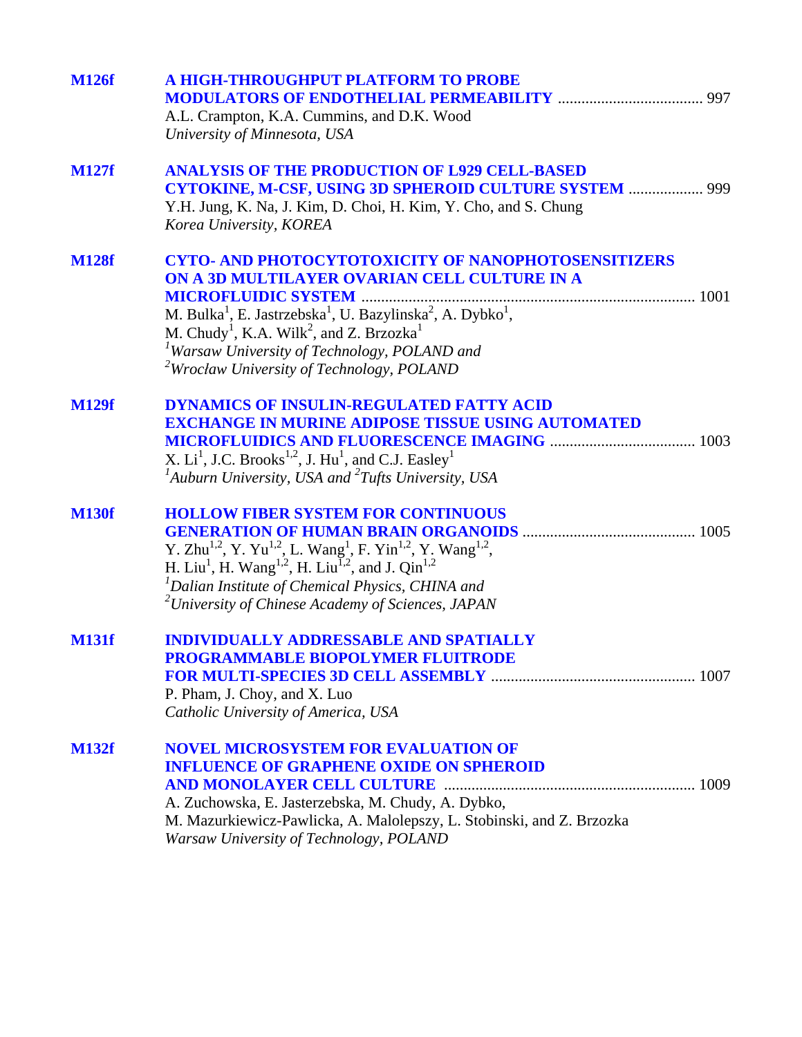**M126f** **A HIGH-THROUGHPUT PLATFORM TO PROBE MODULATORS OF ENDOTHELIAL PERMEABILITY** .................................... 997
A.L. Crampton, K.A. Cummins, and D.K. Wood
*University of Minnesota, USA*

**M127f** **ANALYSIS OF THE PRODUCTION OF L929 CELL-BASED CYTOKINE, M-CSF, USING 3D SPHEROID CULTURE SYSTEM** .................. 999
Y.H. Jung, K. Na, J. Kim, D. Choi, H. Kim, Y. Cho, and S. Chung
*Korea University, KOREA*

**M128f** **CYTO- AND PHOTOCYTOTOXICITY OF NANOPHOTOSENSITIZERS ON A 3D MULTILAYER OVARIAN CELL CULTURE IN A MICROFLUIDIC SYSTEM** .................................................................................... 1001
M. Bulka[1], E. Jastrzebska[1], U. Bazylinska[2], A. Dybko[1], M. Chudy[1], K.A. Wilk[2], and Z. Brzozka[1]
*[1]Warsaw University of Technology, POLAND and*
*[2]Wrocław University of Technology, POLAND*

**M129f** **DYNAMICS OF INSULIN-REGULATED FATTY ACID EXCHANGE IN MURINE ADIPOSE TISSUE USING AUTOMATED MICROFLUIDICS AND FLUORESCENCE IMAGING** ..................................... 1003
X. Li[1], J.C. Brooks[1,2], J. Hu[1], and C.J. Easley[1]
*[1]Auburn University, USA and [2]Tufts University, USA*

**M130f** **HOLLOW FIBER SYSTEM FOR CONTINUOUS GENERATION OF HUMAN BRAIN ORGANOIDS** ........................................... 1005
Y. Zhu[1,2], Y. Yu[1,2], L. Wang[1], F. Yin[1,2], Y. Wang[1,2], H. Liu[1], H. Wang[1,2], H. Liu[1,2], and J. Qin[1,2]
*[1]Dalian Institute of Chemical Physics, CHINA and*
*[2]University of Chinese Academy of Sciences, JAPAN*

**M131f** **INDIVIDUALLY ADDRESSABLE AND SPATIALLY PROGRAMMABLE BIOPOLYMER FLUITRODE FOR MULTI-SPECIES 3D CELL ASSEMBLY** ................................................... 1007
P. Pham, J. Choy, and X. Luo
*Catholic University of America, USA*

**M132f** **NOVEL MICROSYSTEM FOR EVALUATION OF INFLUENCE OF GRAPHENE OXIDE ON SPHEROID AND MONOLAYER CELL CULTURE** .............................................................. 1009
A. Zuchowska, E. Jasterzebska, M. Chudy, A. Dybko, M. Mazurkiewicz-Pawlicka, A. Malolepszy, L. Stobinski, and Z. Brzozka
*Warsaw University of Technology, POLAND*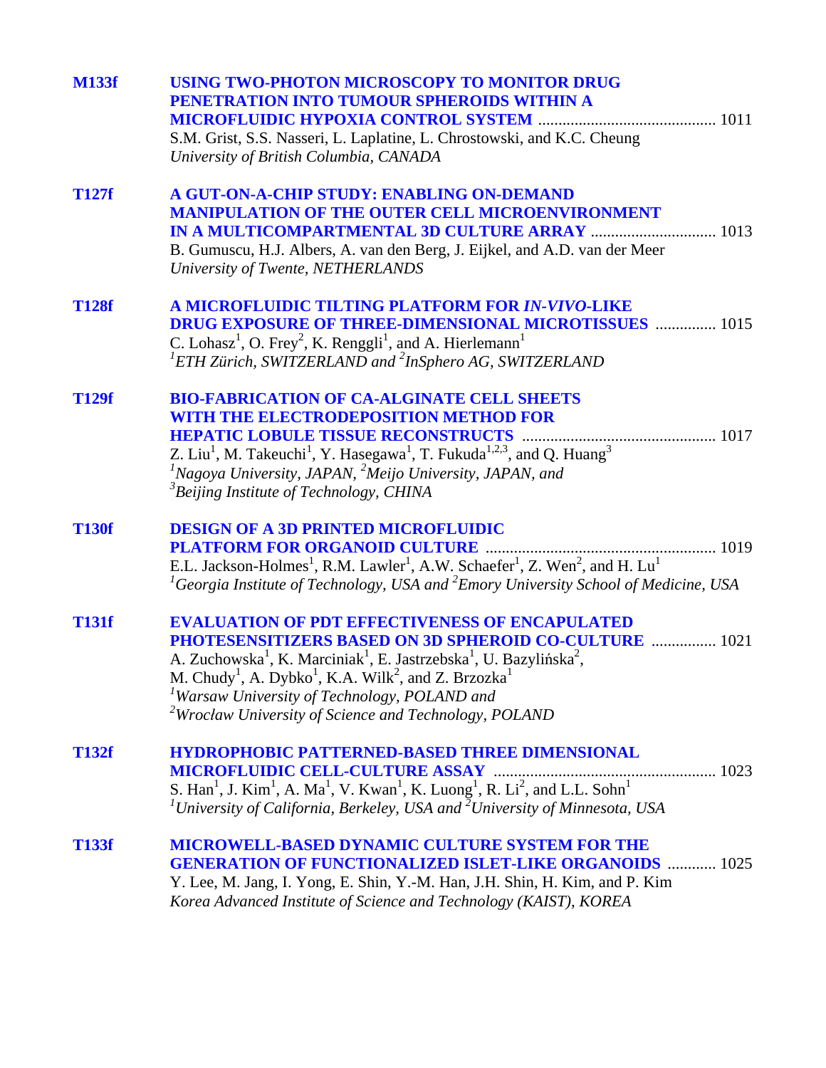**M133f** **USING TWO-PHOTON MICROSCOPY TO MONITOR DRUG PENETRATION INTO TUMOUR SPHEROIDS WITHIN A MICROFLUIDIC HYPOXIA CONTROL SYSTEM** ............................................ 1011
S.M. Grist, S.S. Nasseri, L. Laplatine, L. Chrostowski, and K.C. Cheung
*University of British Columbia, CANADA*

**T127f** **A GUT-ON-A-CHIP STUDY: ENABLING ON-DEMAND MANIPULATION OF THE OUTER CELL MICROENVIRONMENT IN A MULTICOMPARTMENTAL 3D CULTURE ARRAY** .............................. 1013
B. Gumuscu, H.J. Albers, A. van den Berg, J. Eijkel, and A.D. van der Meer
*University of Twente, NETHERLANDS*

**T128f** **A MICROFLUIDIC TILTING PLATFORM FOR *IN-VIVO*-LIKE DRUG EXPOSURE OF THREE-DIMENSIONAL MICROTISSUES** ............... 1015
C. Lohasz[1], O. Frey[2], K. Renggli[1], and A. Hierlemann[1]
*[1]ETH Zürich, SWITZERLAND and [2]InSphero AG, SWITZERLAND*

**T129f** **BIO-FABRICATION OF CA-ALGINATE CELL SHEETS WITH THE ELECTRODEPOSITION METHOD FOR HEPATIC LOBULE TISSUE RECONSTRUCTS** ................................................ 1017
Z. Liu[1], M. Takeuchi[1], Y. Hasegawa[1], T. Fukuda[1,2,3], and Q. Huang[3]
*[1]Nagoya University, JAPAN, [2]Meijo University, JAPAN, and*
*[3]Beijing Institute of Technology, CHINA*

**T130f** **DESIGN OF A 3D PRINTED MICROFLUIDIC PLATFORM FOR ORGANOID CULTURE** ......................................................... 1019
E.L. Jackson-Holmes[1], R.M. Lawler[1], A.W. Schaefer[1], Z. Wen[2], and H. Lu[1]
*[1]Georgia Institute of Technology, USA and [2]Emory University School of Medicine, USA*

**T131f** **EVALUATION OF PDT EFFECTIVENESS OF ENCAPULATED PHOTESENSITIZERS BASED ON 3D SPHEROID CO-CULTURE** ................ 1021
A. Zuchowska[1], K. Marciniak[1], E. Jastrzebska[1], U. Bazylińska[2],
M. Chudy[1], A. Dybko[1], K.A. Wilk[2], and Z. Brzozka[1]
*[1]Warsaw University of Technology, POLAND and*
*[2]Wrocław University of Science and Technology, POLAND*

**T132f** **HYDROPHOBIC PATTERNED-BASED THREE DIMENSIONAL MICROFLUIDIC CELL-CULTURE ASSAY** ...................................................... 1023
S. Han[1], J. Kim[1], A. Ma[1], V. Kwan[1], K. Luong[1], R. Li[2], and L.L. Sohn[1]
*[1]University of California, Berkeley, USA and [2]University of Minnesota, USA*

**T133f** **MICROWELL-BASED DYNAMIC CULTURE SYSTEM FOR THE GENERATION OF FUNCTIONALIZED ISLET-LIKE ORGANOIDS** ............ 1025
Y. Lee, M. Jang, I. Yong, E. Shin, Y.-M. Han, J.H. Shin, H. Kim, and P. Kim
*Korea Advanced Institute of Science and Technology (KAIST), KOREA*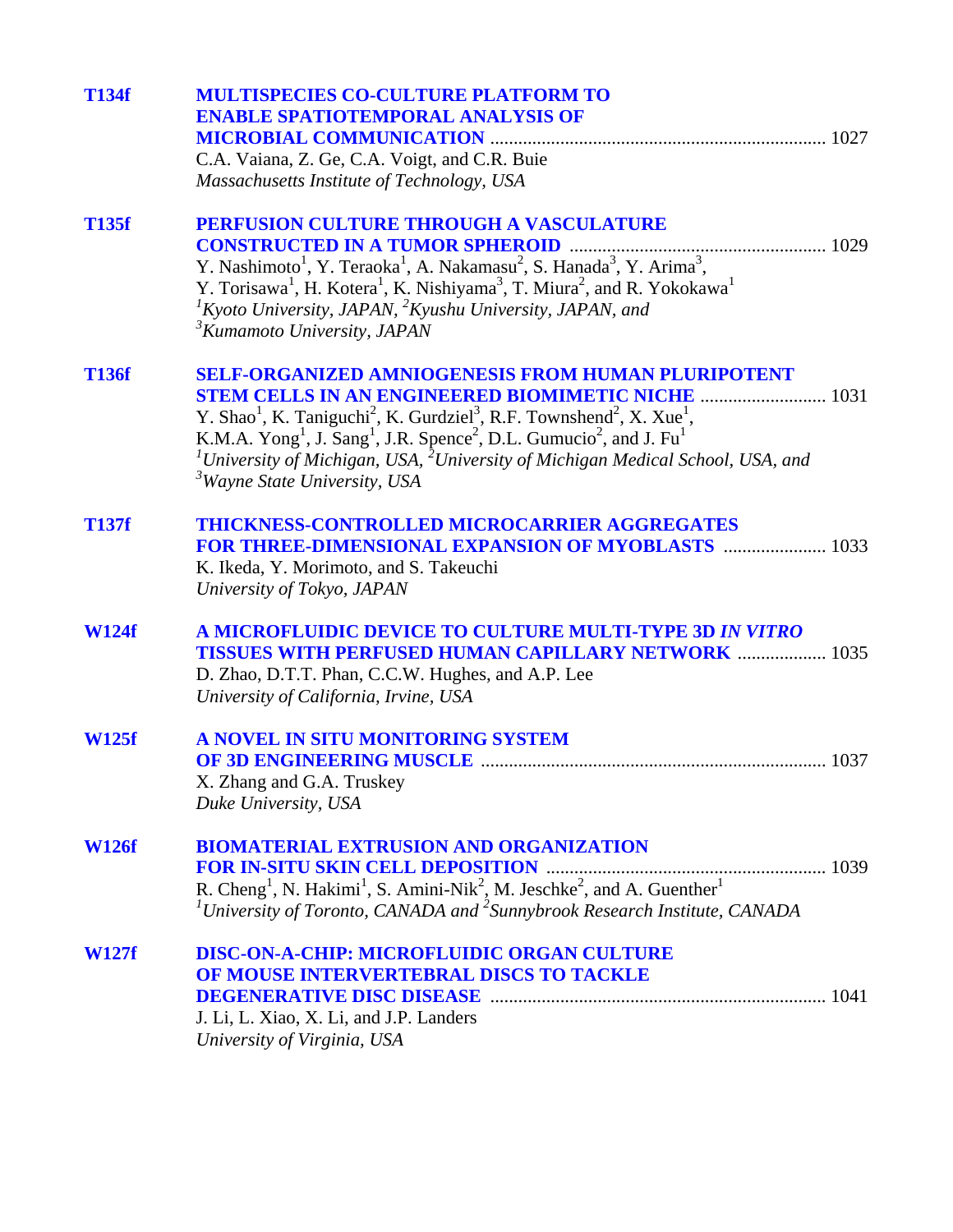**T134f** **MULTISPECIES CO-CULTURE PLATFORM TO ENABLE SPATIOTEMPORAL ANALYSIS OF MICROBIAL COMMUNICATION** ........................................................................ 1027
C.A. Vaiana, Z. Ge, C.A. Voigt, and C.R. Buie
*Massachusetts Institute of Technology, USA*

**T135f** **PERFUSION CULTURE THROUGH A VASCULATURE CONSTRUCTED IN A TUMOR SPHEROID** ...................................................... 1029
Y. Nashimoto[1], Y. Teraoka[1], A. Nakamasu[2], S. Hanada[3], Y. Arima[3], Y. Torisawa[1], H. Kotera[1], K. Nishiyama[3], T. Miura[2], and R. Yokokawa[1]
*[1]Kyoto University, JAPAN, [2]Kyushu University, JAPAN, and [3]Kumamoto University, JAPAN*

**T136f** **SELF-ORGANIZED AMNIOGENESIS FROM HUMAN PLURIPOTENT STEM CELLS IN AN ENGINEERED BIOMIMETIC NICHE** ........................... 1031
Y. Shao[1], K. Taniguchi[2], K. Gurdziel[3], R.F. Townshend[2], X. Xue[1], K.M.A. Yong[1], J. Sang[1], J.R. Spence[2], D.L. Gumucio[2], and J. Fu[1]
*[1]University of Michigan, USA, [2]University of Michigan Medical School, USA, and [3]Wayne State University, USA*

**T137f** **THICKNESS-CONTROLLED MICROCARRIER AGGREGATES FOR THREE-DIMENSIONAL EXPANSION OF MYOBLASTS** ...................... 1033
K. Ikeda, Y. Morimoto, and S. Takeuchi
*University of Tokyo, JAPAN*

**W124f** **A MICROFLUIDIC DEVICE TO CULTURE MULTI-TYPE 3D *IN VITRO* TISSUES WITH PERFUSED HUMAN CAPILLARY NETWORK** ................... 1035
D. Zhao, D.T.T. Phan, C.C.W. Hughes, and A.P. Lee
*University of California, Irvine, USA*

**W125f** **A NOVEL IN SITU MONITORING SYSTEM OF 3D ENGINEERING MUSCLE** ......................................................................... 1037
X. Zhang and G.A. Truskey
*Duke University, USA*

**W126f** **BIOMATERIAL EXTRUSION AND ORGANIZATION FOR IN-SITU SKIN CELL DEPOSITION** ........................................................... 1039
R. Cheng[1], N. Hakimi[1], S. Amini-Nik[2], M. Jeschke[2], and A. Guenther[1]
*[1]University of Toronto, CANADA and [2]Sunnybrook Research Institute, CANADA*

**W127f** **DISC-ON-A-CHIP: MICROFLUIDIC ORGAN CULTURE OF MOUSE INTERVERTEBRAL DISCS TO TACKLE DEGENERATIVE DISC DISEASE** ....................................................................... 1041
J. Li, L. Xiao, X. Li, and J.P. Landers
*University of Virginia, USA*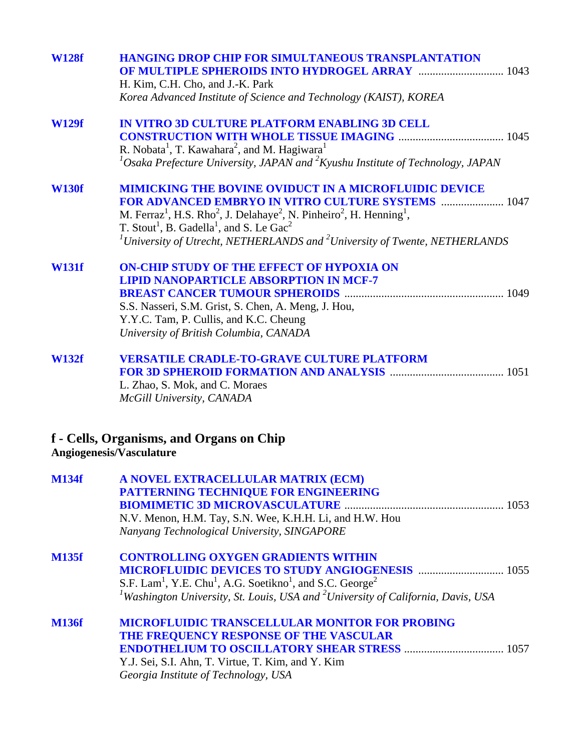**W128f** **HANGING DROP CHIP FOR SIMULTANEOUS TRANSPLANTATION OF MULTIPLE SPHEROIDS INTO HYDROGEL ARRAY** .............................. 1043
H. Kim, C.H. Cho, and J.-K. Park
*Korea Advanced Institute of Science and Technology (KAIST), KOREA*

**W129f** **IN VITRO 3D CULTURE PLATFORM ENABLING 3D CELL CONSTRUCTION WITH WHOLE TISSUE IMAGING** ..................................... 1045
R. Nobata[1], T. Kawahara[2], and M. Hagiwara[1]
*[1]Osaka Prefecture University, JAPAN and [2]Kyushu Institute of Technology, JAPAN*

**W130f** **MIMICKING THE BOVINE OVIDUCT IN A MICROFLUIDIC DEVICE FOR ADVANCED EMBRYO IN VITRO CULTURE SYSTEMS** ...................... 1047
M. Ferraz[1], H.S. Rho[2], J. Delahaye[2], N. Pinheiro[2], H. Henning[1], T. Stout[1], B. Gadella[1], and S. Le Gac[2]
*[1]University of Utrecht, NETHERLANDS and [2]University of Twente, NETHERLANDS*

**W131f** **ON-CHIP STUDY OF THE EFFECT OF HYPOXIA ON LIPID NANOPARTICLE ABSORPTION IN MCF-7 BREAST CANCER TUMOUR SPHEROIDS** ....................................................... 1049
S.S. Nasseri, S.M. Grist, S. Chen, A. Meng, J. Hou, Y.Y.C. Tam, P. Cullis, and K.C. Cheung
*University of British Columbia, CANADA*

**W132f** **VERSATILE CRADLE-TO-GRAVE CULTURE PLATFORM FOR 3D SPHEROID FORMATION AND ANALYSIS** ........................................ 1051
L. Zhao, S. Mok, and C. Moraes
*McGill University, CANADA*

## f - Cells, Organisms, and Organs on Chip

### Angiogenesis/Vasculature

**M134f** **A NOVEL EXTRACELLULAR MATRIX (ECM) PATTERNING TECHNIQUE FOR ENGINEERING BIOMIMETIC 3D MICROVASCULATURE** ....................................................... 1053
N.V. Menon, H.M. Tay, S.N. Wee, K.H.H. Li, and H.W. Hou
*Nanyang Technological University, SINGAPORE*

**M135f** **CONTROLLING OXYGEN GRADIENTS WITHIN MICROFLUIDIC DEVICES TO STUDY ANGIOGENESIS** ............................. 1055
S.F. Lam[1], Y.E. Chu[1], A.G. Soetikno[1], and S.C. George[2]
*[1]Washington University, St. Louis, USA and [2]University of California, Davis, USA*

**M136f** **MICROFLUIDIC TRANSCELLULAR MONITOR FOR PROBING THE FREQUENCY RESPONSE OF THE VASCULAR ENDOTHELIUM TO OSCILLATORY SHEAR STRESS** ................................... 1057
Y.J. Sei, S.I. Ahn, T. Virtue, T. Kim, and Y. Kim
*Georgia Institute of Technology, USA*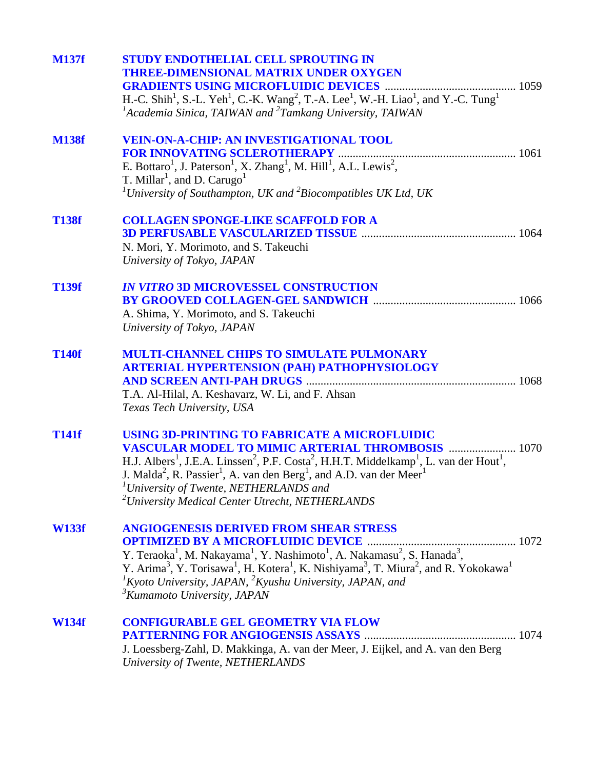**M137f** **STUDY ENDOTHELIAL CELL SPROUTING IN THREE-DIMENSIONAL MATRIX UNDER OXYGEN GRADIENTS USING MICROFLUIDIC DEVICES** ............................................ 1059
H.-C. Shih[1], S.-L. Yeh[1], C.-K. Wang[2], T.-A. Lee[1], W.-H. Liao[1], and Y.-C. Tung[1]
*[1]Academia Sinica, TAIWAN and [2]Tamkang University, TAIWAN*

**M138f** **VEIN-ON-A-CHIP: AN INVESTIGATIONAL TOOL FOR INNOVATING SCLEROTHERAPY** ............................................................ 1061
E. Bottaro[1], J. Paterson[1], X. Zhang[1], M. Hill[1], A.L. Lewis[2], T. Millar[1], and D. Carugo[1]
*[1]University of Southampton, UK and [2]Biocompatibles UK Ltd, UK*

**T138f** **COLLAGEN SPONGE-LIKE SCAFFOLD FOR A 3D PERFUSABLE VASCULARIZED TISSUE** .................................................... 1064
N. Mori, Y. Morimoto, and S. Takeuchi
*University of Tokyo, JAPAN*

**T139f** ***IN VITRO* 3D MICROVESSEL CONSTRUCTION BY GROOVED COLLAGEN-GEL SANDWICH** ................................................ 1066
A. Shima, Y. Morimoto, and S. Takeuchi
*University of Tokyo, JAPAN*

**T140f** **MULTI-CHANNEL CHIPS TO SIMULATE PULMONARY ARTERIAL HYPERTENSION (PAH) PATHOPHYSIOLOGY AND SCREEN ANTI-PAH DRUGS** ....................................................................... 1068
T.A. Al-Hilal, A. Keshavarz, W. Li, and F. Ahsan
*Texas Tech University, USA*

**T141f** **USING 3D-PRINTING TO FABRICATE A MICROFLUIDIC VASCULAR MODEL TO MIMIC ARTERIAL THROMBOSIS** ....................... 1070
H.J. Albers[1], J.E.A. Linssen[2], P.F. Costa[2], H.H.T. Middelkamp[1], L. van der Hout[1], J. Malda[2], R. Passier[1], A. van den Berg[1], and A.D. van der Meer[1]
*[1]University of Twente, NETHERLANDS and*
*[2]University Medical Center Utrecht, NETHERLANDS*

**W133f** **ANGIOGENESIS DERIVED FROM SHEAR STRESS OPTIMIZED BY A MICROFLUIDIC DEVICE** .................................................. 1072
Y. Teraoka[1], M. Nakayama[1], Y. Nashimoto[1], A. Nakamasu[2], S. Hanada[3], Y. Arima[3], Y. Torisawa[1], H. Kotera[1], K. Nishiyama[3], T. Miura[2], and R. Yokokawa[1]
*[1]Kyoto University, JAPAN, [2]Kyushu University, JAPAN, and*
*[3]Kumamoto University, JAPAN*

**W134f** **CONFIGURABLE GEL GEOMETRY VIA FLOW PATTERNING FOR ANGIOGENSIS ASSAYS** ................................................... 1074
J. Loessberg-Zahl, D. Makkinga, A. van der Meer, J. Eijkel, and A. van den Berg
*University of Twente, NETHERLANDS*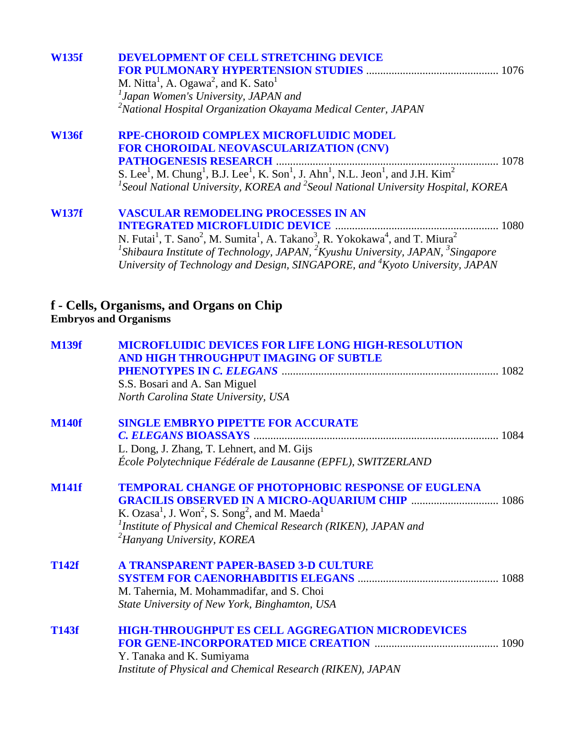**W135f** **DEVELOPMENT OF CELL STRETCHING DEVICE FOR PULMONARY HYPERTENSION STUDIES** ............................................. 1076
M. Nitta[1], A. Ogawa[2], and K. Sato[1]
*[1]Japan Women's University, JAPAN and*
*[2]National Hospital Organization Okayama Medical Center, JAPAN*

**W136f** **RPE-CHOROID COMPLEX MICROFLUIDIC MODEL FOR CHOROIDAL NEOVASCULARIZATION (CNV) PATHOGENESIS RESEARCH** ............................................................................ 1078
S. Lee[1], M. Chung[1], B.J. Lee[1], K. Son[1], J. Ahn[1], N.L. Jeon[1], and J.H. Kim[2]
*[1]Seoul National University, KOREA and [2]Seoul National University Hospital, KOREA*

**W137f** **VASCULAR REMODELING PROCESSES IN AN INTEGRATED MICROFLUIDIC DEVICE** ......................................................... 1080
N. Futai[1], T. Sano[2], M. Sumita[1], A. Takano[3], R. Yokokawa[4], and T. Miura[2]
*[1]Shibaura Institute of Technology, JAPAN, [2]Kyushu University, JAPAN, [3]Singapore University of Technology and Design, SINGAPORE, and [4]Kyoto University, JAPAN*

## f - Cells, Organisms, and Organs on Chip
### Embryos and Organisms

**M139f** **MICROFLUIDIC DEVICES FOR LIFE LONG HIGH-RESOLUTION AND HIGH THROUGHPUT IMAGING OF SUBTLE PHENOTYPES IN *C. ELEGANS*** ............................................................................ 1082
S.S. Bosari and A. San Miguel
*North Carolina State University, USA*

**M140f** **SINGLE EMBRYO PIPETTE FOR ACCURATE *C. ELEGANS* BIOASSAYS** ..................................................................................... 1084
L. Dong, J. Zhang, T. Lehnert, and M. Gijs
*École Polytechnique Fédérale de Lausanne (EPFL), SWITZERLAND*

**M141f** **TEMPORAL CHANGE OF PHOTOPHOBIC RESPONSE OF EUGLENA GRACILIS OBSERVED IN A MICRO-AQUARIUM CHIP** .............................. 1086
K. Ozasa[1], J. Won[2], S. Song[2], and M. Maeda[1]
*[1]Institute of Physical and Chemical Research (RIKEN), JAPAN and*
*[2]Hanyang University, KOREA*

**T142f** **A TRANSPARENT PAPER-BASED 3-D CULTURE SYSTEM FOR CAENORHABDITIS ELEGANS** ................................................. 1088
M. Tahernia, M. Mohammadifar, and S. Choi
*State University of New York, Binghamton, USA*

**T143f** **HIGH-THROUGHPUT ES CELL AGGREGATION MICRODEVICES FOR GENE-INCORPORATED MICE CREATION** ........................................... 1090
Y. Tanaka and K. Sumiyama
*Institute of Physical and Chemical Research (RIKEN), JAPAN*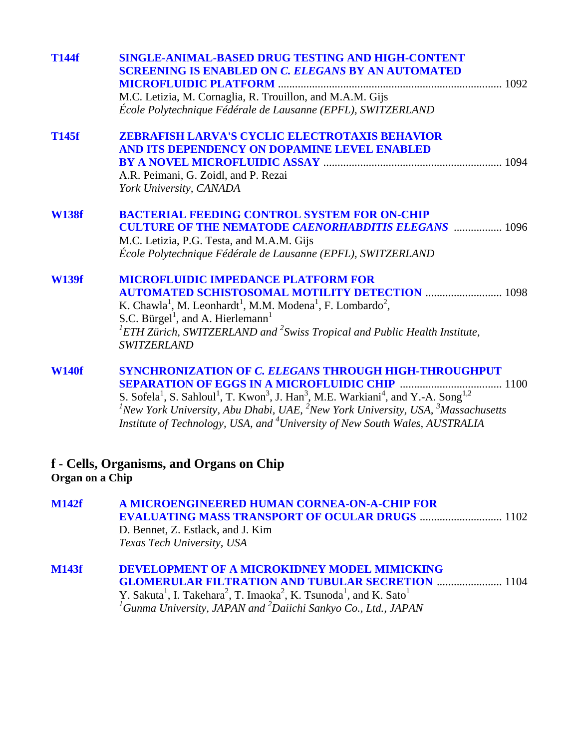**T144f** **SINGLE-ANIMAL-BASED DRUG TESTING AND HIGH-CONTENT SCREENING IS ENABLED ON *C. ELEGANS* BY AN AUTOMATED MICROFLUIDIC PLATFORM** ............ 1092
M.C. Letizia, M. Cornaglia, R. Trouillon, and M.A.M. Gijs
*École Polytechnique Fédérale de Lausanne (EPFL), SWITZERLAND*

**T145f** **ZEBRAFISH LARVA'S CYCLIC ELECTROTAXIS BEHAVIOR AND ITS DEPENDENCY ON DOPAMINE LEVEL ENABLED BY A NOVEL MICROFLUIDIC ASSAY** ............ 1094
A.R. Peimani, G. Zoidl, and P. Rezai
*York University, CANADA*

**W138f** **BACTERIAL FEEDING CONTROL SYSTEM FOR ON-CHIP CULTURE OF THE NEMATODE *CAENORHABDITIS ELEGANS*** ............ 1096
M.C. Letizia, P.G. Testa, and M.A.M. Gijs
*École Polytechnique Fédérale de Lausanne (EPFL), SWITZERLAND*

**W139f** **MICROFLUIDIC IMPEDANCE PLATFORM FOR AUTOMATED SCHISTOSOMAL MOTILITY DETECTION** ............ 1098
K. Chawla[1], M. Leonhardt[1], M.M. Modena[1], F. Lombardo[2], S.C. Bürgel[1], and A. Hierlemann[1]
*[1]ETH Zürich, SWITZERLAND and [2]Swiss Tropical and Public Health Institute, SWITZERLAND*

**W140f** **SYNCHRONIZATION OF *C. ELEGANS* THROUGH HIGH-THROUGHPUT SEPARATION OF EGGS IN A MICROFLUIDIC CHIP** ............ 1100
S. Sofela[1], S. Sahloul[1], T. Kwon[3], J. Han[3], M.E. Warkiani[4], and Y.-A. Song[1,2]
*[1]New York University, Abu Dhabi, UAE, [2]New York University, USA, [3]Massachusetts Institute of Technology, USA, and [4]University of New South Wales, AUSTRALIA*

## f - Cells, Organisms, and Organs on Chip
### Organ on a Chip

**M142f** **A MICROENGINEERED HUMAN CORNEA-ON-A-CHIP FOR EVALUATING MASS TRANSPORT OF OCULAR DRUGS** ............ 1102
D. Bennet, Z. Estlack, and J. Kim
*Texas Tech University, USA*

**M143f** **DEVELOPMENT OF A MICROKIDNEY MODEL MIMICKING GLOMERULAR FILTRATION AND TUBULAR SECRETION** ............ 1104
Y. Sakuta[1], I. Takehara[2], T. Imaoka[2], K. Tsunoda[1], and K. Sato[1]
*[1]Gunma University, JAPAN and [2]Daiichi Sankyo Co., Ltd., JAPAN*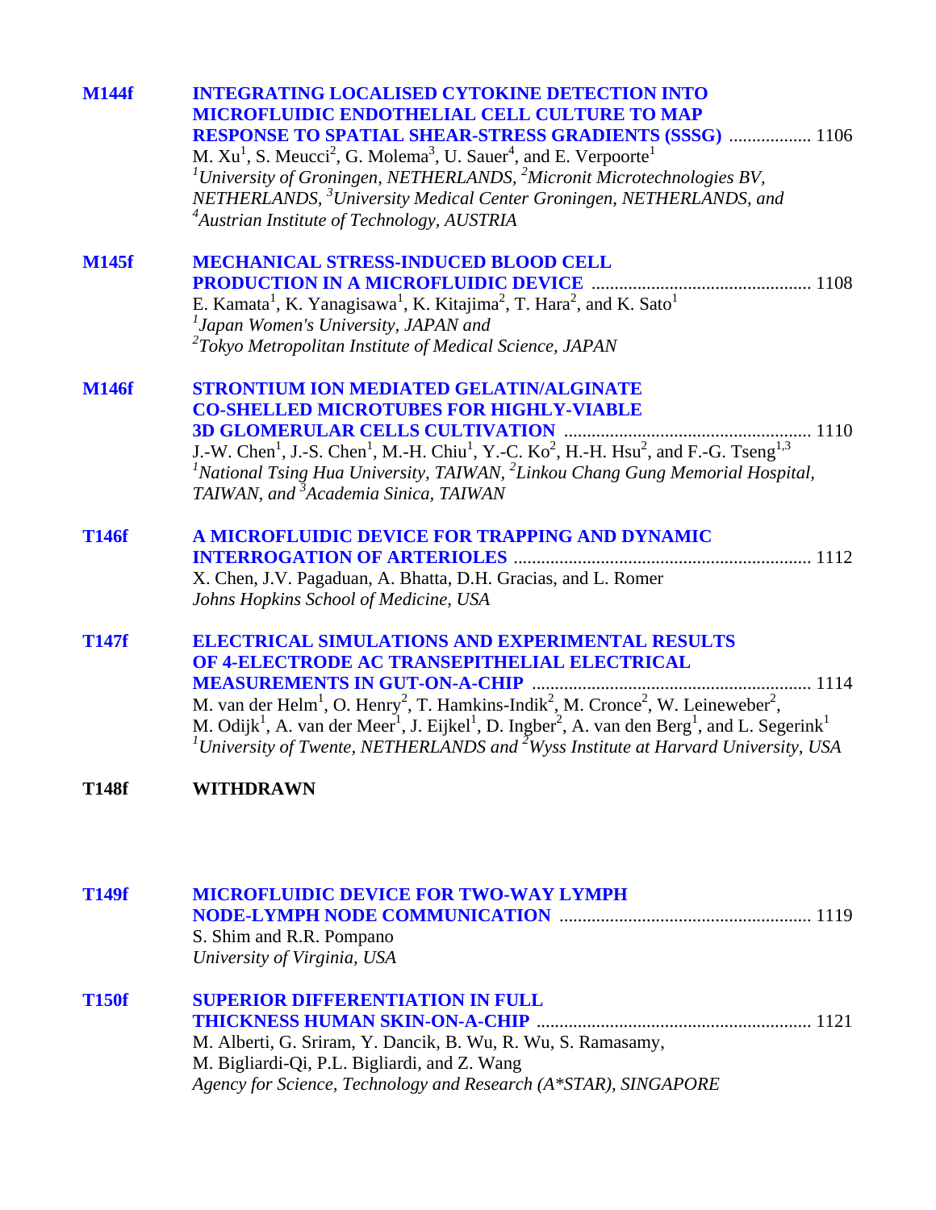**M144f** **INTEGRATING LOCALISED CYTOKINE DETECTION INTO MICROFLUIDIC ENDOTHELIAL CELL CULTURE TO MAP RESPONSE TO SPATIAL SHEAR-STRESS GRADIENTS (SSSG)** .................. 1106
M. Xu[1], S. Meucci[2], G. Molema[3], U. Sauer[4], and E. Verpoorte[1]
*[1]University of Groningen, NETHERLANDS, [2]Micronit Microtechnologies BV, NETHERLANDS, [3]University Medical Center Groningen, NETHERLANDS, and [4]Austrian Institute of Technology, AUSTRIA*

**M145f** **MECHANICAL STRESS-INDUCED BLOOD CELL PRODUCTION IN A MICROFLUIDIC DEVICE** ............................................... 1108
E. Kamata[1], K. Yanagisawa[1], K. Kitajima[2], T. Hara[2], and K. Sato[1]
*[1]Japan Women's University, JAPAN and*
*[2]Tokyo Metropolitan Institute of Medical Science, JAPAN*

**M146f** **STRONTIUM ION MEDIATED GELATIN/ALGINATE CO-SHELLED MICROTUBES FOR HIGHLY-VIABLE 3D GLOMERULAR CELLS CULTIVATION** ..................................................... 1110
J.-W. Chen[1], J.-S. Chen[1], M.-H. Chiu[1], Y.-C. Ko[2], H.-H. Hsu[2], and F.-G. Tseng[1,3]
*[1]National Tsing Hua University, TAIWAN, [2]Linkou Chang Gung Memorial Hospital, TAIWAN, and [3]Academia Sinica, TAIWAN*

**T146f** **A MICROFLUIDIC DEVICE FOR TRAPPING AND DYNAMIC INTERROGATION OF ARTERIOLES** ................................................................ 1112
X. Chen, J.V. Pagaduan, A. Bhatta, D.H. Gracias, and L. Romer
*Johns Hopkins School of Medicine, USA*

**T147f** **ELECTRICAL SIMULATIONS AND EXPERIMENTAL RESULTS OF 4-ELECTRODE AC TRANSEPITHELIAL ELECTRICAL MEASUREMENTS IN GUT-ON-A-CHIP** ............................................................ 1114
M. van der Helm[1], O. Henry[2], T. Hamkins-Indik[2], M. Cronce[2], W. Leineweber[2], M. Odijk[1], A. van der Meer[1], J. Eijkel[1], D. Ingber[2], A. van den Berg[1], and L. Segerink[1]
*[1]University of Twente, NETHERLANDS and [2]Wyss Institute at Harvard University, USA*

**T148f** **WITHDRAWN**

**T149f** **MICROFLUIDIC DEVICE FOR TWO-WAY LYMPH NODE-LYMPH NODE COMMUNICATION** ...................................................... 1119
S. Shim and R.R. Pompano
*University of Virginia, USA*

**T150f** **SUPERIOR DIFFERENTIATION IN FULL THICKNESS HUMAN SKIN-ON-A-CHIP** ........................................................... 1121
M. Alberti, G. Sriram, Y. Dancik, B. Wu, R. Wu, S. Ramasamy, M. Bigliardi-Qi, P.L. Bigliardi, and Z. Wang
*Agency for Science, Technology and Research (A*STAR), SINGAPORE*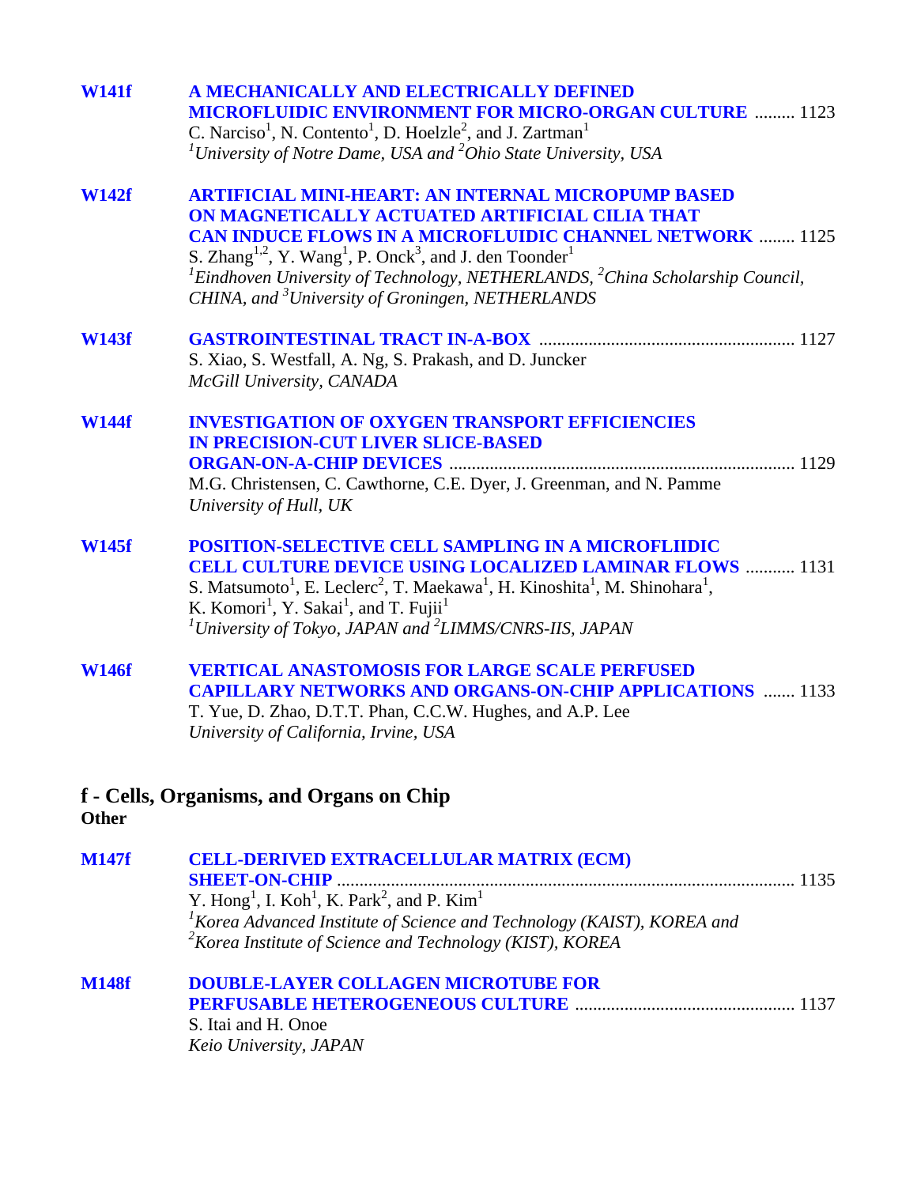**W141f** **A MECHANICALLY AND ELECTRICALLY DEFINED MICROFLUIDIC ENVIRONMENT FOR MICRO-ORGAN CULTURE** ......... 1123
C. Narciso[1], N. Contento[1], D. Hoelzle[2], and J. Zartman[1]
*[1]University of Notre Dame, USA and [2]Ohio State University, USA*

**W142f** **ARTIFICIAL MINI-HEART: AN INTERNAL MICROPUMP BASED ON MAGNETICALLY ACTUATED ARTIFICIAL CILIA THAT CAN INDUCE FLOWS IN A MICROFLUIDIC CHANNEL NETWORK** ........ 1125
S. Zhang[1,2], Y. Wang[1], P. Onck[3], and J. den Toonder[1]
*[1]Eindhoven University of Technology, NETHERLANDS, [2]China Scholarship Council, CHINA, and [3]University of Groningen, NETHERLANDS*

**W143f** **GASTROINTESTINAL TRACT IN-A-BOX** ........................................................ 1127
S. Xiao, S. Westfall, A. Ng, S. Prakash, and D. Juncker
*McGill University, CANADA*

**W144f** **INVESTIGATION OF OXYGEN TRANSPORT EFFICIENCIES IN PRECISION-CUT LIVER SLICE-BASED ORGAN-ON-A-CHIP DEVICES** ........................................................................... 1129
M.G. Christensen, C. Cawthorne, C.E. Dyer, J. Greenman, and N. Pamme
*University of Hull, UK*

**W145f** **POSITION-SELECTIVE CELL SAMPLING IN A MICROFLIIDIC CELL CULTURE DEVICE USING LOCALIZED LAMINAR FLOWS** ........... 1131
S. Matsumoto[1], E. Leclerc[2], T. Maekawa[1], H. Kinoshita[1], M. Shinohara[1], K. Komori[1], Y. Sakai[1], and T. Fujii[1]
*[1]University of Tokyo, JAPAN and [2]LIMMS/CNRS-IIS, JAPAN*

**W146f** **VERTICAL ANASTOMOSIS FOR LARGE SCALE PERFUSED CAPILLARY NETWORKS AND ORGANS-ON-CHIP APPLICATIONS** ....... 1133
T. Yue, D. Zhao, D.T.T. Phan, C.C.W. Hughes, and A.P. Lee
*University of California, Irvine, USA*

## f - Cells, Organisms, and Organs on Chip
**Other**

**M147f** **CELL-DERIVED EXTRACELLULAR MATRIX (ECM) SHEET-ON-CHIP** ..................................................................................................... 1135
Y. Hong[1], I. Koh[1], K. Park[2], and P. Kim[1]
*[1]Korea Advanced Institute of Science and Technology (KAIST), KOREA and [2]Korea Institute of Science and Technology (KIST), KOREA*

**M148f** **DOUBLE-LAYER COLLAGEN MICROTUBE FOR PERFUSABLE HETEROGENEOUS CULTURE** ................................................ 1137
S. Itai and H. Onoe
*Keio University, JAPAN*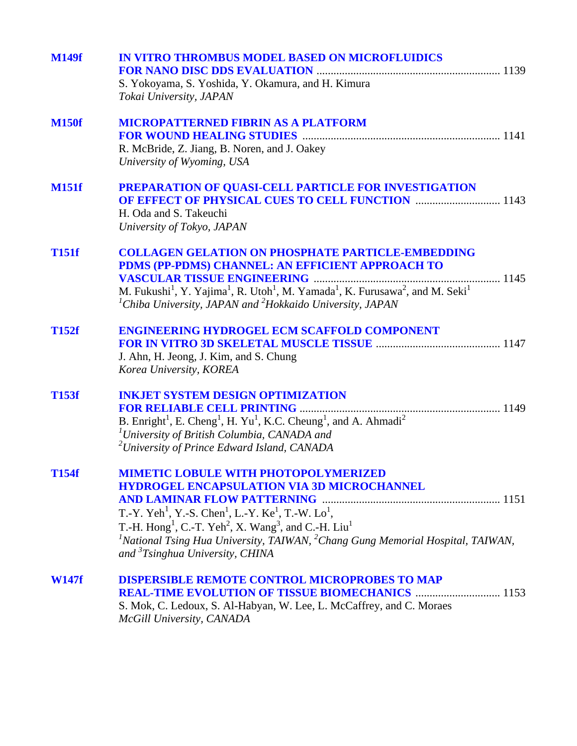**M149f** **IN VITRO THROMBUS MODEL BASED ON MICROFLUIDICS FOR NANO DISC DDS EVALUATION** ................................................................ 1139
S. Yokoyama, S. Yoshida, Y. Okamura, and H. Kimura
*Tokai University, JAPAN*

**M150f** **MICROPATTERNED FIBRIN AS A PLATFORM FOR WOUND HEALING STUDIES** ..................................................................... 1141
R. McBride, Z. Jiang, B. Noren, and J. Oakey
*University of Wyoming, USA*

**M151f** **PREPARATION OF QUASI-CELL PARTICLE FOR INVESTIGATION OF EFFECT OF PHYSICAL CUES TO CELL FUNCTION** ............................. 1143
H. Oda and S. Takeuchi
*University of Tokyo, JAPAN*

**T151f** **COLLAGEN GELATION ON PHOSPHATE PARTICLE-EMBEDDING PDMS (PP-PDMS) CHANNEL: AN EFFICIENT APPROACH TO VASCULAR TISSUE ENGINEERING** ................................................................. 1145
M. Fukushi[1], Y. Yajima[1], R. Utoh[1], M. Yamada[1], K. Furusawa[2], and M. Seki[1]
*[1]Chiba University, JAPAN and [2]Hokkaido University, JAPAN*

**T152f** **ENGINEERING HYDROGEL ECM SCAFFOLD COMPONENT FOR IN VITRO 3D SKELETAL MUSCLE TISSUE** ........................................... 1147
J. Ahn, H. Jeong, J. Kim, and S. Chung
*Korea University, KOREA*

**T153f** **INKJET SYSTEM DESIGN OPTIMIZATION FOR RELIABLE CELL PRINTING** ...................................................................... 1149
B. Enright[1], E. Cheng[1], H. Yu[1], K.C. Cheung[1], and A. Ahmadi[2]
*[1]University of British Columbia, CANADA and*
*[2]University of Prince Edward Island, CANADA*

**T154f** **MIMETIC LOBULE WITH PHOTOPOLYMERIZED HYDROGEL ENCAPSULATION VIA 3D MICROCHANNEL AND LAMINAR FLOW PATTERNING** .............................................................. 1151
T.-Y. Yeh[1], Y.-S. Chen[1], L.-Y. Ke[1], T.-W. Lo[1],
T.-H. Hong[1], C.-T. Yeh[2], X. Wang[3], and C.-H. Liu[1]
*[1]National Tsing Hua University, TAIWAN, [2]Chang Gung Memorial Hospital, TAIWAN, and [3]Tsinghua University, CHINA*

**W147f** **DISPERSIBLE REMOTE CONTROL MICROPROBES TO MAP REAL-TIME EVOLUTION OF TISSUE BIOMECHANICS** ............................. 1153
S. Mok, C. Ledoux, S. Al-Habyan, W. Lee, L. McCaffrey, and C. Moraes
*McGill University, CANADA*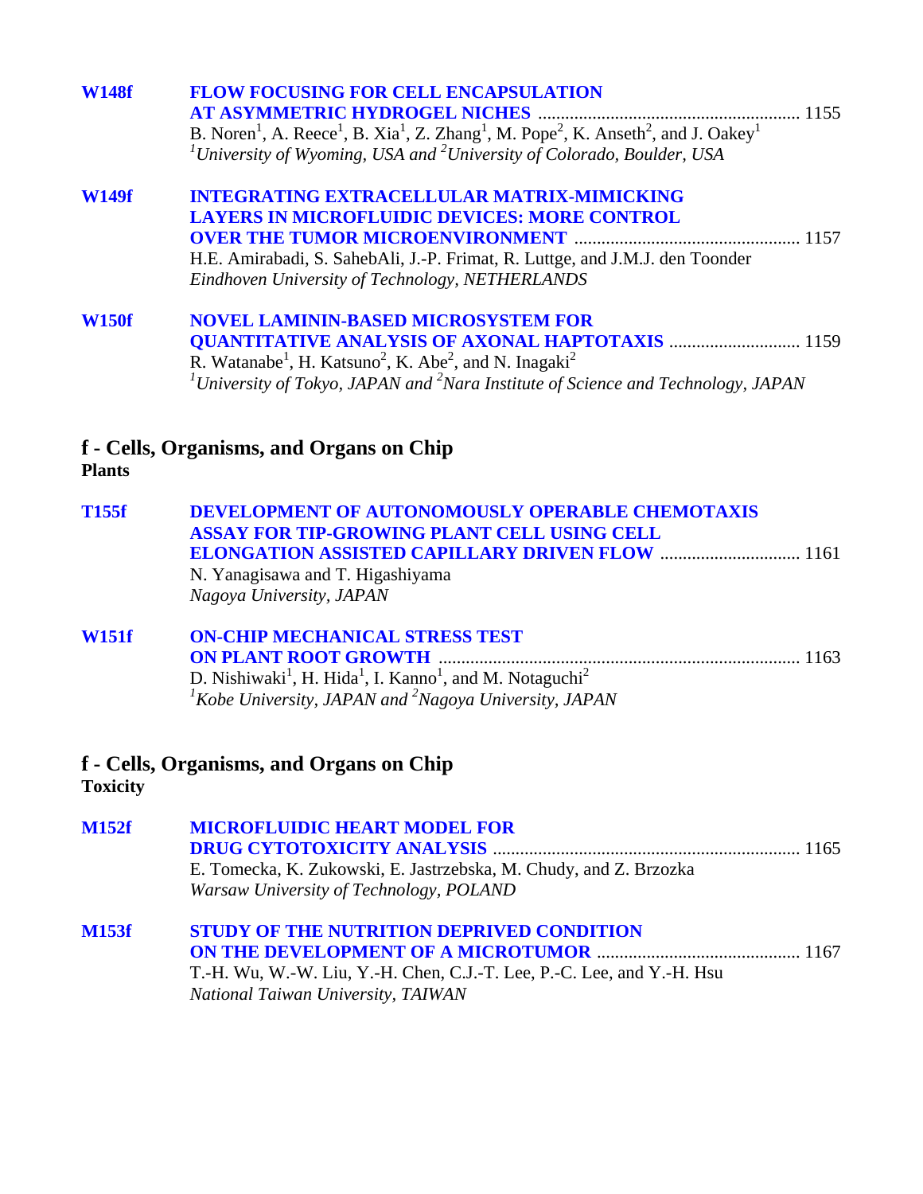**W148f** **FLOW FOCUSING FOR CELL ENCAPSULATION AT ASYMMETRIC HYDROGEL NICHES** ........................................................ 1155
B. Noren[1], A. Reece[1], B. Xia[1], Z. Zhang[1], M. Pope[2], K. Anseth[2], and J. Oakey[1]
*[1]University of Wyoming, USA and [2]University of Colorado, Boulder, USA*

**W149f** **INTEGRATING EXTRACELLULAR MATRIX-MIMICKING LAYERS IN MICROFLUIDIC DEVICES: MORE CONTROL OVER THE TUMOR MICROENVIRONMENT** ................................................. 1157
H.E. Amirabadi, S. SahebAli, J.-P. Frimat, R. Luttge, and J.M.J. den Toonder
*Eindhoven University of Technology, NETHERLANDS*

**W150f** **NOVEL LAMININ-BASED MICROSYSTEM FOR QUANTITATIVE ANALYSIS OF AXONAL HAPTOTAXIS** ............................ 1159
R. Watanabe[1], H. Katsuno[2], K. Abe[2], and N. Inagaki[2]
*[1]University of Tokyo, JAPAN and [2]Nara Institute of Science and Technology, JAPAN*

## f - Cells, Organisms, and Organs on Chip
**Plants**

**T155f** **DEVELOPMENT OF AUTONOMOUSLY OPERABLE CHEMOTAXIS ASSAY FOR TIP-GROWING PLANT CELL USING CELL ELONGATION ASSISTED CAPILLARY DRIVEN FLOW** .............................. 1161
N. Yanagisawa and T. Higashiyama
*Nagoya University, JAPAN*

**W151f** **ON-CHIP MECHANICAL STRESS TEST ON PLANT ROOT GROWTH** ............................................................................... 1163
D. Nishiwaki[1], H. Hida[1], I. Kanno[1], and M. Notaguchi[2]
*[1]Kobe University, JAPAN and [2]Nagoya University, JAPAN*

## f - Cells, Organisms, and Organs on Chip
**Toxicity**

**M152f** **MICROFLUIDIC HEART MODEL FOR DRUG CYTOTOXICITY ANALYSIS** ................................................................... 1165
E. Tomecka, K. Zukowski, E. Jastrzebska, M. Chudy, and Z. Brzozka
*Warsaw University of Technology, POLAND*

**M153f** **STUDY OF THE NUTRITION DEPRIVED CONDITION ON THE DEVELOPMENT OF A MICROTUMOR** ............................................ 1167
T.-H. Wu, W.-W. Liu, Y.-H. Chen, C.J.-T. Lee, P.-C. Lee, and Y.-H. Hsu
*National Taiwan University, TAIWAN*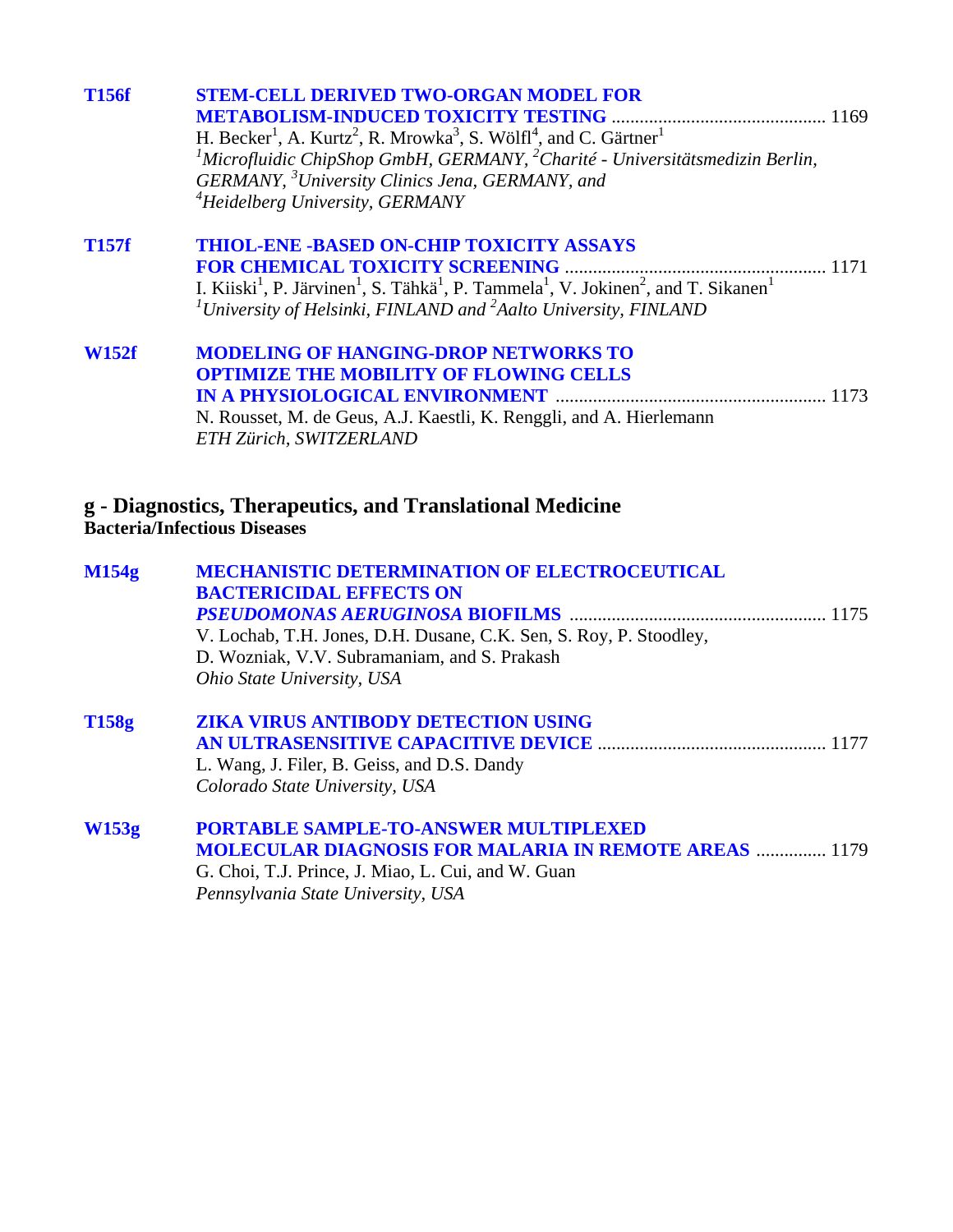**T156f** **STEM-CELL DERIVED TWO-ORGAN MODEL FOR METABOLISM-INDUCED TOXICITY TESTING** ............................................ 1169
H. Becker[1], A. Kurtz[2], R. Mrowka[3], S. Wölfl[4], and C. Gärtner[1]
*[1]Microfluidic ChipShop GmbH, GERMANY, [2]Charité - Universitätsmedizin Berlin, GERMANY, [3]University Clinics Jena, GERMANY, and [4]Heidelberg University, GERMANY*

**T157f** **THIOL-ENE -BASED ON-CHIP TOXICITY ASSAYS FOR CHEMICAL TOXICITY SCREENING** ....................................................... 1171
I. Kiiski[1], P. Järvinen[1], S. Tähkä[1], P. Tammela[1], V. Jokinen[2], and T. Sikanen[1]
*[1]University of Helsinki, FINLAND and [2]Aalto University, FINLAND*

**W152f** **MODELING OF HANGING-DROP NETWORKS TO OPTIMIZE THE MOBILITY OF FLOWING CELLS IN A PHYSIOLOGICAL ENVIRONMENT** ......................................................... 1173
N. Rousset, M. de Geus, A.J. Kaestli, K. Renggli, and A. Hierlemann
*ETH Zürich, SWITZERLAND*

## g - Diagnostics, Therapeutics, and Translational Medicine

### Bacteria/Infectious Diseases

**M154g** **MECHANISTIC DETERMINATION OF ELECTROCEUTICAL BACTERICIDAL EFFECTS ON *PSEUDOMONAS AERUGINOSA* BIOFILMS** ...................................................... 1175
V. Lochab, T.H. Jones, D.H. Dusane, C.K. Sen, S. Roy, P. Stoodley, D. Wozniak, V.V. Subramaniam, and S. Prakash
*Ohio State University, USA*

**T158g** **ZIKA VIRUS ANTIBODY DETECTION USING AN ULTRASENSITIVE CAPACITIVE DEVICE** ................................................ 1177
L. Wang, J. Filer, B. Geiss, and D.S. Dandy
*Colorado State University, USA*

**W153g** **PORTABLE SAMPLE-TO-ANSWER MULTIPLEXED MOLECULAR DIAGNOSIS FOR MALARIA IN REMOTE AREAS** ............... 1179
G. Choi, T.J. Prince, J. Miao, L. Cui, and W. Guan
*Pennsylvania State University, USA*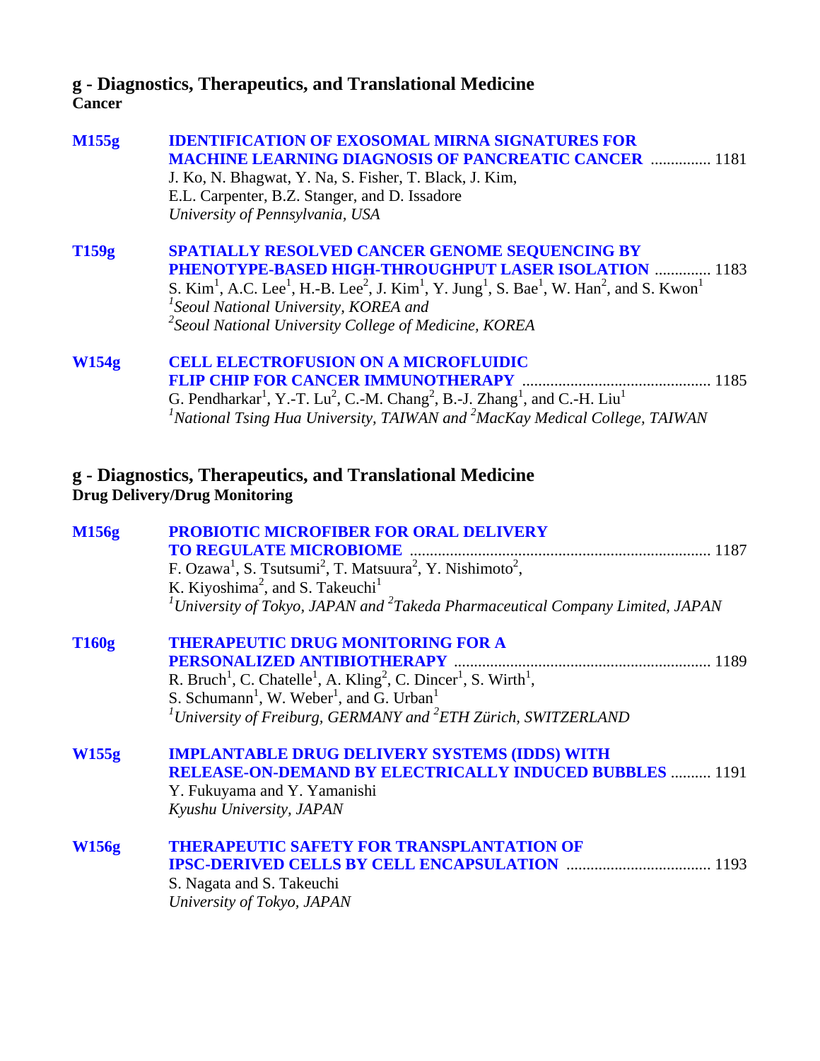## g - Diagnostics, Therapeutics, and Translational Medicine
**Cancer**

**M155g** **IDENTIFICATION OF EXOSOMAL MIRNA SIGNATURES FOR MACHINE LEARNING DIAGNOSIS OF PANCREATIC CANCER** ............... 1181
J. Ko, N. Bhagwat, Y. Na, S. Fisher, T. Black, J. Kim, E.L. Carpenter, B.Z. Stanger, and D. Issadore
*University of Pennsylvania, USA*

**T159g** **SPATIALLY RESOLVED CANCER GENOME SEQUENCING BY PHENOTYPE-BASED HIGH-THROUGHPUT LASER ISOLATION** .............. 1183
S. Kim[1], A.C. Lee[1], H.-B. Lee[2], J. Kim[1], Y. Jung[1], S. Bae[1], W. Han[2], and S. Kwon[1]
*[1]Seoul National University, KOREA and*
*[2]Seoul National University College of Medicine, KOREA*

**W154g** **CELL ELECTROFUSION ON A MICROFLUIDIC FLIP CHIP FOR CANCER IMMUNOTHERAPY** ............................................... 1185
G. Pendharkar[1], Y.-T. Lu[2], C.-M. Chang[2], B.-J. Zhang[1], and C.-H. Liu[1]
*[1]National Tsing Hua University, TAIWAN and [2]MacKay Medical College, TAIWAN*

## g - Diagnostics, Therapeutics, and Translational Medicine
**Drug Delivery/Drug Monitoring**

**M156g** **PROBIOTIC MICROFIBER FOR ORAL DELIVERY TO REGULATE MICROBIOME** .......................................................................... 1187
F. Ozawa[1], S. Tsutsumi[2], T. Matsuura[2], Y. Nishimoto[2], K. Kiyoshima[2], and S. Takeuchi[1]
*[1]University of Tokyo, JAPAN and [2]Takeda Pharmaceutical Company Limited, JAPAN*

**T160g** **THERAPEUTIC DRUG MONITORING FOR A PERSONALIZED ANTIBIOTHERAPY** ................................................................ 1189
R. Bruch[1], C. Chatelle[1], A. Kling[2], C. Dincer[1], S. Wirth[1], S. Schumann[1], W. Weber[1], and G. Urban[1]
*[1]University of Freiburg, GERMANY and [2]ETH Zürich, SWITZERLAND*

**W155g** **IMPLANTABLE DRUG DELIVERY SYSTEMS (IDDS) WITH RELEASE-ON-DEMAND BY ELECTRICALLY INDUCED BUBBLES** .......... 1191
Y. Fukuyama and Y. Yamanishi
*Kyushu University, JAPAN*

**W156g** **THERAPEUTIC SAFETY FOR TRANSPLANTATION OF IPSC-DERIVED CELLS BY CELL ENCAPSULATION** ................................... 1193
S. Nagata and S. Takeuchi
*University of Tokyo, JAPAN*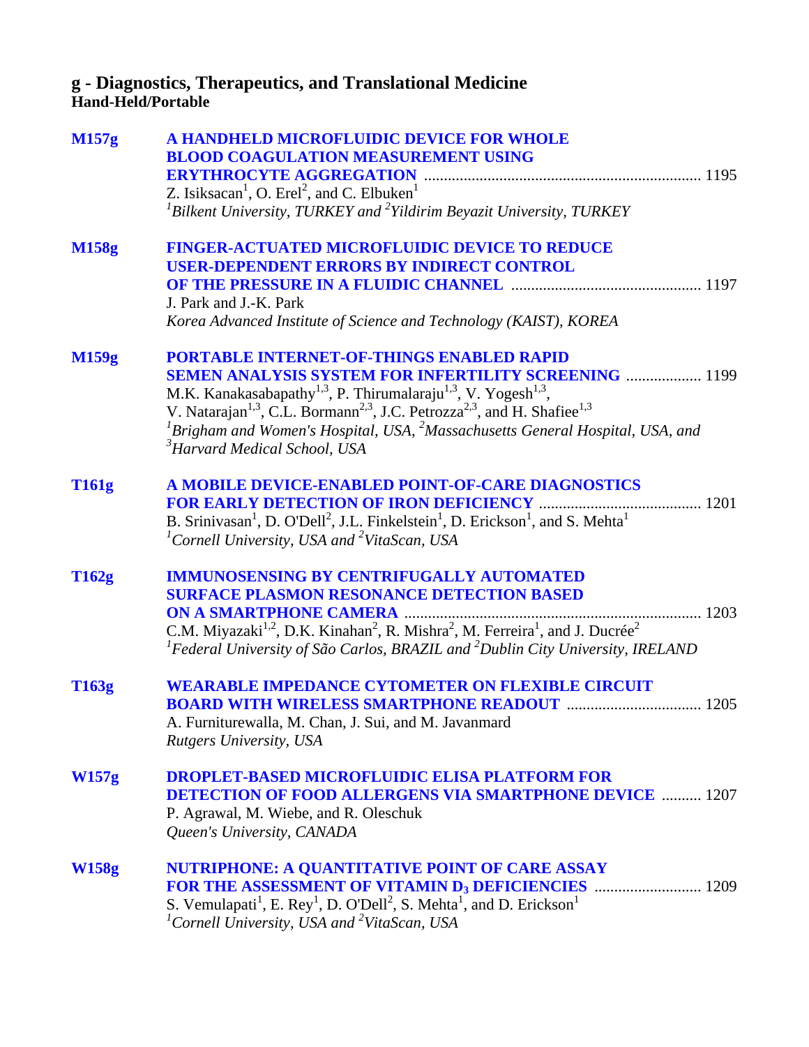## g - Diagnostics, Therapeutics, and Translational Medicine
### Hand-Held/Portable

**M157g** **A HANDHELD MICROFLUIDIC DEVICE FOR WHOLE BLOOD COAGULATION MEASUREMENT USING ERYTHROCYTE AGGREGATION** ........ 1195
Z. Isiksacan[1], O. Erel[2], and C. Elbuken[1]
*[1]Bilkent University, TURKEY and [2]Yildirim Beyazit University, TURKEY*

**M158g** **FINGER-ACTUATED MICROFLUIDIC DEVICE TO REDUCE USER-DEPENDENT ERRORS BY INDIRECT CONTROL OF THE PRESSURE IN A FLUIDIC CHANNEL** ........ 1197
J. Park and J.-K. Park
*Korea Advanced Institute of Science and Technology (KAIST), KOREA*

**M159g** **PORTABLE INTERNET-OF-THINGS ENABLED RAPID SEMEN ANALYSIS SYSTEM FOR INFERTILITY SCREENING** ........ 1199
M.K. Kanakasabapathy[1,3], P. Thirumalaraju[1,3], V. Yogesh[1,3], V. Natarajan[1,3], C.L. Bormann[2,3], J.C. Petrozza[2,3], and H. Shafiee[1,3]
*[1]Brigham and Women's Hospital, USA, [2]Massachusetts General Hospital, USA, and [3]Harvard Medical School, USA*

**T161g** **A MOBILE DEVICE-ENABLED POINT-OF-CARE DIAGNOSTICS FOR EARLY DETECTION OF IRON DEFICIENCY** ........ 1201
B. Srinivasan[1], D. O'Dell[2], J.L. Finkelstein[1], D. Erickson[1], and S. Mehta[1]
*[1]Cornell University, USA and [2]VitaScan, USA*

**T162g** **IMMUNOSENSING BY CENTRIFUGALLY AUTOMATED SURFACE PLASMON RESONANCE DETECTION BASED ON A SMARTPHONE CAMERA** ........ 1203
C.M. Miyazaki[1,2], D.K. Kinahan[2], R. Mishra[2], M. Ferreira[1], and J. Ducrée[2]
*[1]Federal University of São Carlos, BRAZIL and [2]Dublin City University, IRELAND*

**T163g** **WEARABLE IMPEDANCE CYTOMETER ON FLEXIBLE CIRCUIT BOARD WITH WIRELESS SMARTPHONE READOUT** ........ 1205
A. Furniturewalla, M. Chan, J. Sui, and M. Javanmard
*Rutgers University, USA*

**W157g** **DROPLET-BASED MICROFLUIDIC ELISA PLATFORM FOR DETECTION OF FOOD ALLERGENS VIA SMARTPHONE DEVICE** ........ 1207
P. Agrawal, M. Wiebe, and R. Oleschuk
*Queen's University, CANADA*

**W158g** **NUTRIPHONE: A QUANTITATIVE POINT OF CARE ASSAY FOR THE ASSESSMENT OF VITAMIN $D_3$ DEFICIENCIES** ........ 1209
S. Vemulapati[1], E. Rey[1], D. O'Dell[2], S. Mehta[1], and D. Erickson[1]
*[1]Cornell University, USA and [2]VitaScan, USA*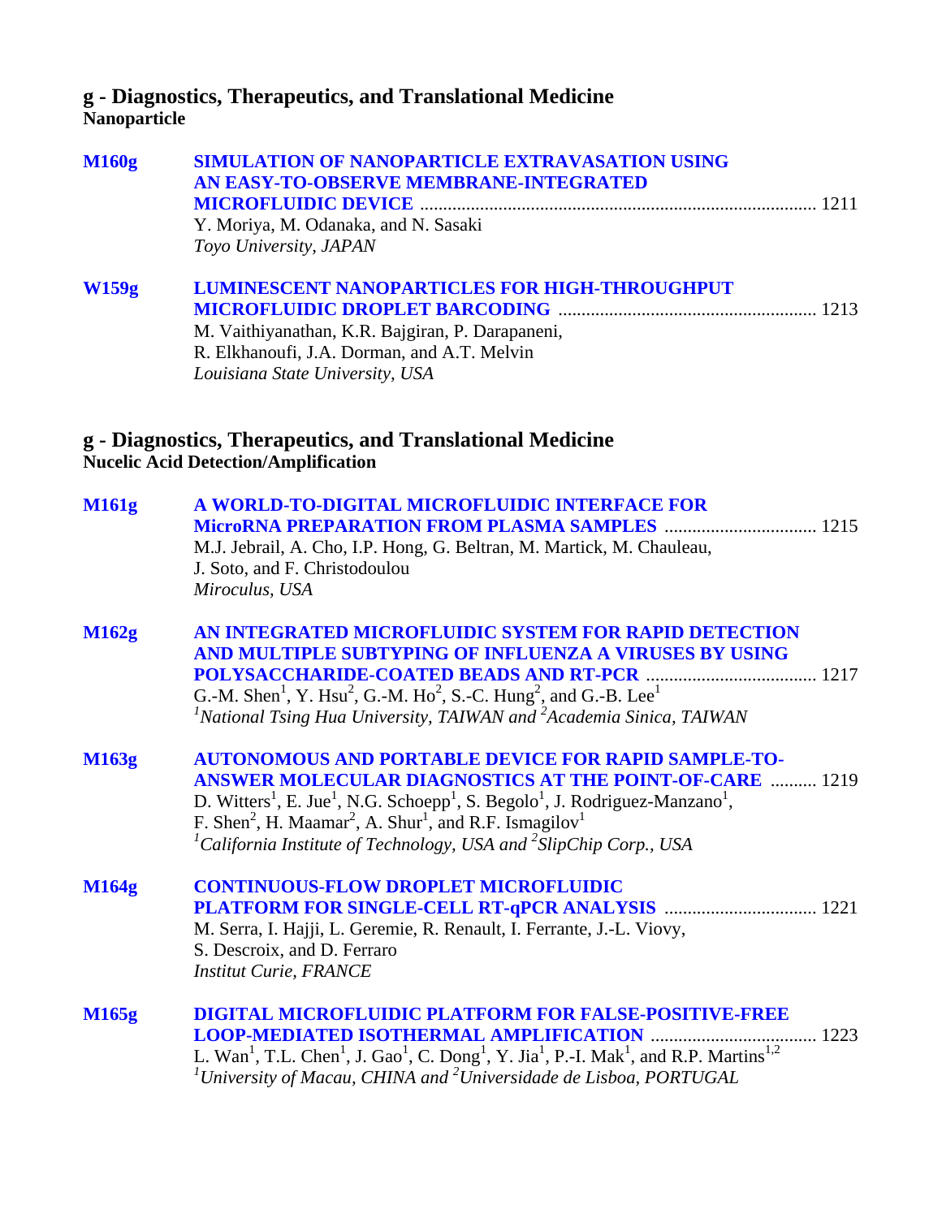## g - Diagnostics, Therapeutics, and Translational Medicine
### Nanoparticle

**M160g** **SIMULATION OF NANOPARTICLE EXTRAVASATION USING AN EASY-TO-OBSERVE MEMBRANE-INTEGRATED MICROFLUIDIC DEVICE** ..................... 1211
Y. Moriya, M. Odanaka, and N. Sasaki
*Toyo University, JAPAN*

**W159g** **LUMINESCENT NANOPARTICLES FOR HIGH-THROUGHPUT MICROFLUIDIC DROPLET BARCODING** ..................... 1213
M. Vaithiyanathan, K.R. Bajgiran, P. Darapaneni, R. Elkhanoufi, J.A. Dorman, and A.T. Melvin
*Louisiana State University, USA*

## g - Diagnostics, Therapeutics, and Translational Medicine
### Nucelic Acid Detection/Amplification

**M161g** **A WORLD-TO-DIGITAL MICROFLUIDIC INTERFACE FOR MicroRNA PREPARATION FROM PLASMA SAMPLES** ..................... 1215
M.J. Jebrail, A. Cho, I.P. Hong, G. Beltran, M. Martick, M. Chauleau, J. Soto, and F. Christodoulou
*Miroculus, USA*

**M162g** **AN INTEGRATED MICROFLUIDIC SYSTEM FOR RAPID DETECTION AND MULTIPLE SUBTYPING OF INFLUENZA A VIRUSES BY USING POLYSACCHARIDE-COATED BEADS AND RT-PCR** ..................... 1217
G.-M. Shen[1], Y. Hsu[2], G.-M. Ho[2], S.-C. Hung[2], and G.-B. Lee[1]
*[1]National Tsing Hua University, TAIWAN and [2]Academia Sinica, TAIWAN*

**M163g** **AUTONOMOUS AND PORTABLE DEVICE FOR RAPID SAMPLE-TO-ANSWER MOLECULAR DIAGNOSTICS AT THE POINT-OF-CARE** .......... 1219
D. Witters[1], E. Jue[1], N.G. Schoepp[1], S. Begolo[1], J. Rodriguez-Manzano[1], F. Shen[2], H. Maamar[2], A. Shur[1], and R.F. Ismagilov[1]
*[1]California Institute of Technology, USA and [2]SlipChip Corp., USA*

**M164g** **CONTINUOUS-FLOW DROPLET MICROFLUIDIC PLATFORM FOR SINGLE-CELL RT-qPCR ANALYSIS** ..................... 1221
M. Serra, I. Hajji, L. Geremie, R. Renault, I. Ferrante, J.-L. Viovy, S. Descroix, and D. Ferraro
*Institut Curie, FRANCE*

**M165g** **DIGITAL MICROFLUIDIC PLATFORM FOR FALSE-POSITIVE-FREE LOOP-MEDIATED ISOTHERMAL AMPLIFICATION** ..................... 1223
L. Wan[1], T.L. Chen[1], J. Gao[1], C. Dong[1], Y. Jia[1], P.-I. Mak[1], and R.P. Martins[1,2]
*[1]University of Macau, CHINA and [2]Universidade de Lisboa, PORTUGAL*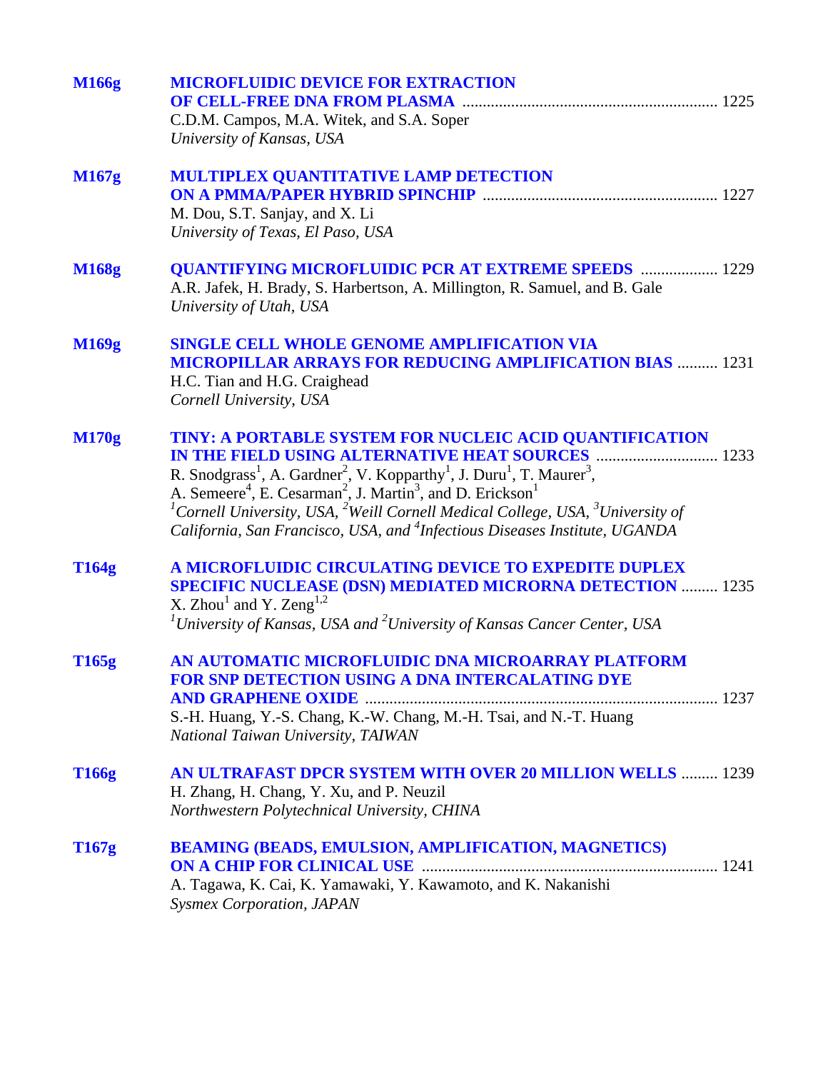**M166g** **MICROFLUIDIC DEVICE FOR EXTRACTION OF CELL-FREE DNA FROM PLASMA** ........ 1225
C.D.M. Campos, M.A. Witek, and S.A. Soper
*University of Kansas, USA*

**M167g** **MULTIPLEX QUANTITATIVE LAMP DETECTION ON A PMMA/PAPER HYBRID SPINCHIP** ........ 1227
M. Dou, S.T. Sanjay, and X. Li
*University of Texas, El Paso, USA*

**M168g** **QUANTIFYING MICROFLUIDIC PCR AT EXTREME SPEEDS** ........ 1229
A.R. Jafek, H. Brady, S. Harbertson, A. Millington, R. Samuel, and B. Gale
*University of Utah, USA*

**M169g** **SINGLE CELL WHOLE GENOME AMPLIFICATION VIA MICROPILLAR ARRAYS FOR REDUCING AMPLIFICATION BIAS** ........ 1231
H.C. Tian and H.G. Craighead
*Cornell University, USA*

**M170g** **TINY: A PORTABLE SYSTEM FOR NUCLEIC ACID QUANTIFICATION IN THE FIELD USING ALTERNATIVE HEAT SOURCES** ........ 1233
R. Snodgrass[1], A. Gardner[2], V. Kopparthy[1], J. Duru[1], T. Maurer[3], A. Semeere[4], E. Cesarman[2], J. Martin[3], and D. Erickson[1]
*[1]Cornell University, USA, [2]Weill Cornell Medical College, USA, [3]University of California, San Francisco, USA, and [4]Infectious Diseases Institute, UGANDA*

**T164g** **A MICROFLUIDIC CIRCULATING DEVICE TO EXPEDITE DUPLEX SPECIFIC NUCLEASE (DSN) MEDIATED MICRORNA DETECTION** ........ 1235
X. Zhou[1] and Y. Zeng[1,2]
*[1]University of Kansas, USA and [2]University of Kansas Cancer Center, USA*

**T165g** **AN AUTOMATIC MICROFLUIDIC DNA MICROARRAY PLATFORM FOR SNP DETECTION USING A DNA INTERCALATING DYE AND GRAPHENE OXIDE** ........ 1237
S.-H. Huang, Y.-S. Chang, K.-W. Chang, M.-H. Tsai, and N.-T. Huang
*National Taiwan University, TAIWAN*

**T166g** **AN ULTRAFAST DPCR SYSTEM WITH OVER 20 MILLION WELLS** ........ 1239
H. Zhang, H. Chang, Y. Xu, and P. Neuzil
*Northwestern Polytechnical University, CHINA*

**T167g** **BEAMING (BEADS, EMULSION, AMPLIFICATION, MAGNETICS) ON A CHIP FOR CLINICAL USE** ........ 1241
A. Tagawa, K. Cai, K. Yamawaki, Y. Kawamoto, and K. Nakanishi
*Sysmex Corporation, JAPAN*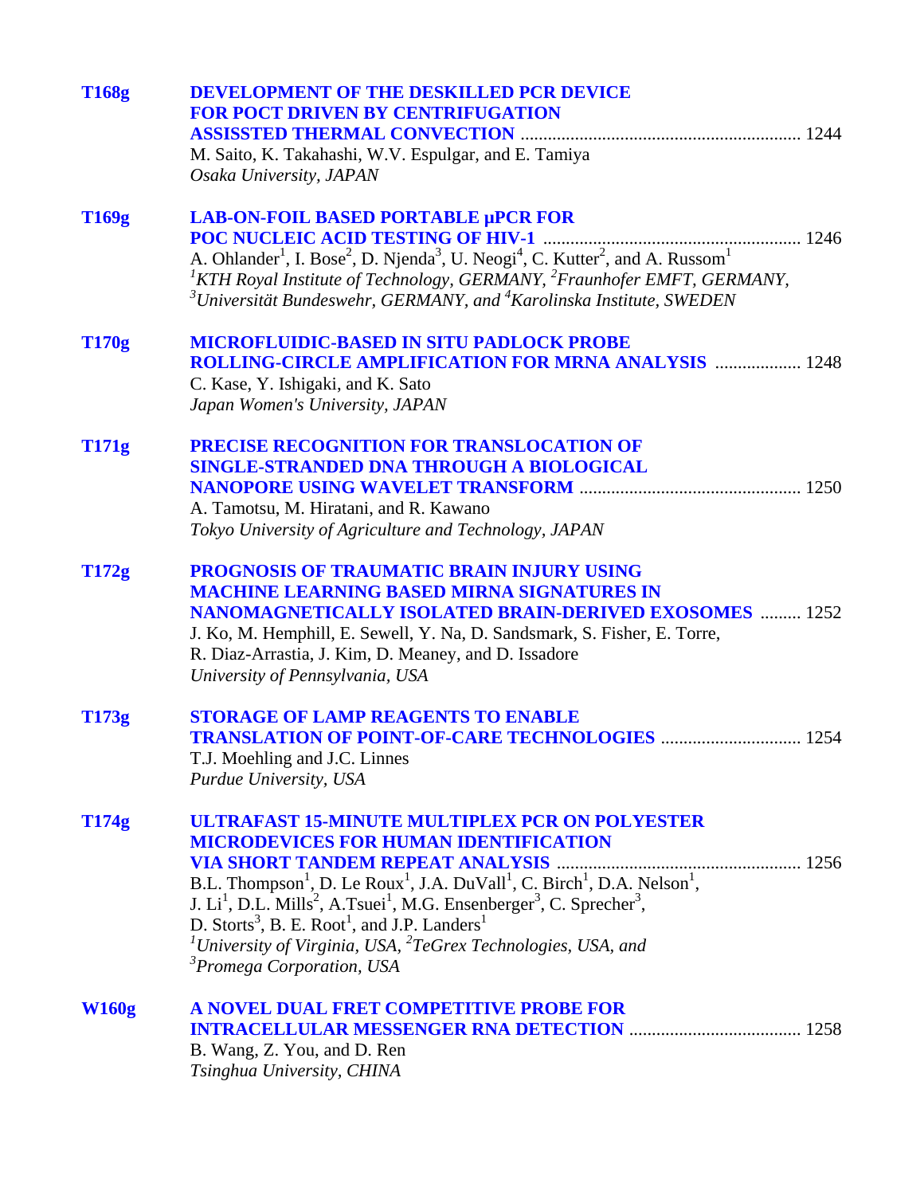**T168g** **DEVELOPMENT OF THE DESKILLED PCR DEVICE FOR POCT DRIVEN BY CENTRIFUGATION ASSISSTED THERMAL CONVECTION** ............................................................ 1244
M. Saito, K. Takahashi, W.V. Espulgar, and E. Tamiya
*Osaka University, JAPAN*

**T169g** **LAB-ON-FOIL BASED PORTABLE µPCR FOR POC NUCLEIC ACID TESTING OF HIV-1** ........................................................ 1246
A. Ohlander[1], I. Bose[2], D. Njenda[3], U. Neogi[4], C. Kutter[2], and A. Russom[1]
*[1]KTH Royal Institute of Technology, GERMANY, [2]Fraunhofer EMFT, GERMANY, [3]Universität Bundeswehr, GERMANY, and [4]Karolinska Institute, SWEDEN*

**T170g** **MICROFLUIDIC-BASED IN SITU PADLOCK PROBE ROLLING-CIRCLE AMPLIFICATION FOR MRNA ANALYSIS** .................. 1248
C. Kase, Y. Ishigaki, and K. Sato
*Japan Women's University, JAPAN*

**T171g** **PRECISE RECOGNITION FOR TRANSLOCATION OF SINGLE-STRANDED DNA THROUGH A BIOLOGICAL NANOPORE USING WAVELET TRANSFORM** ................................................ 1250
A. Tamotsu, M. Hiratani, and R. Kawano
*Tokyo University of Agriculture and Technology, JAPAN*

**T172g** **PROGNOSIS OF TRAUMATIC BRAIN INJURY USING MACHINE LEARNING BASED MIRNA SIGNATURES IN NANOMAGNETICALLY ISOLATED BRAIN-DERIVED EXOSOMES** ......... 1252
J. Ko, M. Hemphill, E. Sewell, Y. Na, D. Sandsmark, S. Fisher, E. Torre, R. Diaz-Arrastia, J. Kim, D. Meaney, and D. Issadore
*University of Pennsylvania, USA*

**T173g** **STORAGE OF LAMP REAGENTS TO ENABLE TRANSLATION OF POINT-OF-CARE TECHNOLOGIES** .............................. 1254
T.J. Moehling and J.C. Linnes
*Purdue University, USA*

**T174g** **ULTRAFAST 15-MINUTE MULTIPLEX PCR ON POLYESTER MICRODEVICES FOR HUMAN IDENTIFICATION VIA SHORT TANDEM REPEAT ANALYSIS** ..................................................... 1256
B.L. Thompson[1], D. Le Roux[1], J.A. DuVall[1], C. Birch[1], D.A. Nelson[1], J. Li[1], D.L. Mills[2], A.Tsuei[1], M.G. Ensenberger[3], C. Sprecher[3], D. Storts[3], B. E. Root[1], and J.P. Landers[1]
*[1]University of Virginia, USA, [2]TeGrex Technologies, USA, and [3]Promega Corporation, USA*

**W160g** **A NOVEL DUAL FRET COMPETITIVE PROBE FOR INTRACELLULAR MESSENGER RNA DETECTION** ..................................... 1258
B. Wang, Z. You, and D. Ren
*Tsinghua University, CHINA*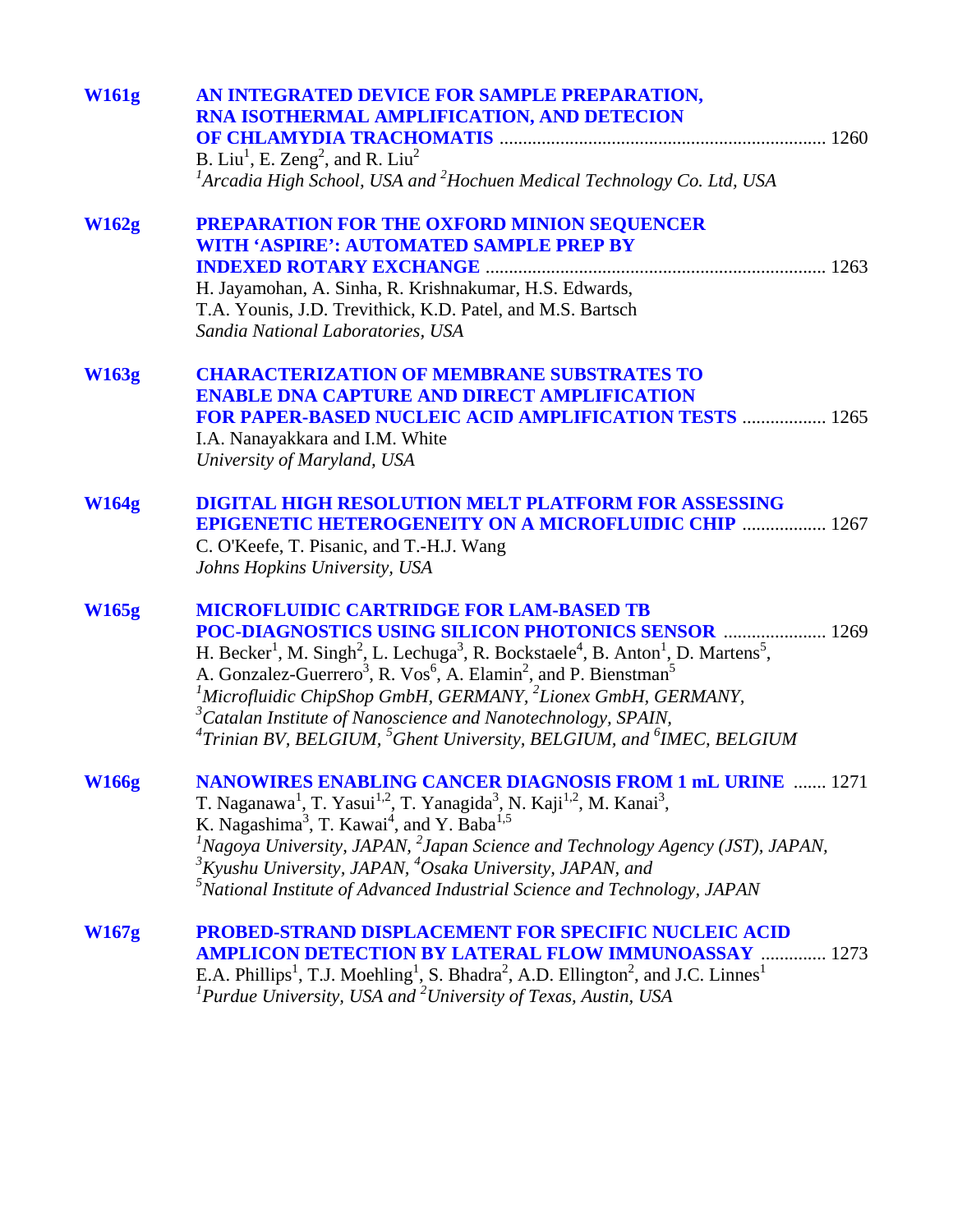**W161g** **AN INTEGRATED DEVICE FOR SAMPLE PREPARATION, RNA ISOTHERMAL AMPLIFICATION, AND DETECION OF CHLAMYDIA TRACHOMATIS** ..... 1260
B. Liu[1], E. Zeng[2], and R. Liu[2]
*[1]Arcadia High School, USA and [2]Hochuen Medical Technology Co. Ltd, USA*

**W162g** **PREPARATION FOR THE OXFORD MINION SEQUENCER WITH 'ASPIRE': AUTOMATED SAMPLE PREP BY INDEXED ROTARY EXCHANGE** ..... 1263
H. Jayamohan, A. Sinha, R. Krishnakumar, H.S. Edwards, T.A. Younis, J.D. Trevithick, K.D. Patel, and M.S. Bartsch
*Sandia National Laboratories, USA*

**W163g** **CHARACTERIZATION OF MEMBRANE SUBSTRATES TO ENABLE DNA CAPTURE AND DIRECT AMPLIFICATION FOR PAPER-BASED NUCLEIC ACID AMPLIFICATION TESTS** ..... 1265
I.A. Nanayakkara and I.M. White
*University of Maryland, USA*

**W164g** **DIGITAL HIGH RESOLUTION MELT PLATFORM FOR ASSESSING EPIGENETIC HETEROGENEITY ON A MICROFLUIDIC CHIP** ..... 1267
C. O'Keefe, T. Pisanic, and T.-H.J. Wang
*Johns Hopkins University, USA*

**W165g** **MICROFLUIDIC CARTRIDGE FOR LAM-BASED TB POC-DIAGNOSTICS USING SILICON PHOTONICS SENSOR** ..... 1269
H. Becker[1], M. Singh[2], L. Lechuga[3], R. Bockstaele[4], B. Anton[1], D. Martens[5], A. Gonzalez-Guerrero[3], R. Vos[6], A. Elamin[2], and P. Bienstman[5]
*[1]Microfluidic ChipShop GmbH, GERMANY, [2]Lionex GmbH, GERMANY, [3]Catalan Institute of Nanoscience and Nanotechnology, SPAIN, [4]Trinian BV, BELGIUM, [5]Ghent University, BELGIUM, and [6]IMEC, BELGIUM*

**W166g** **NANOWIRES ENABLING CANCER DIAGNOSIS FROM 1 mL URINE** ..... 1271
T. Naganawa[1], T. Yasui[1,2], T. Yanagida[3], N. Kaji[1,2], M. Kanai[3], K. Nagashima[3], T. Kawai[4], and Y. Baba[1,5]
*[1]Nagoya University, JAPAN, [2]Japan Science and Technology Agency (JST), JAPAN, [3]Kyushu University, JAPAN, [4]Osaka University, JAPAN, and [5]National Institute of Advanced Industrial Science and Technology, JAPAN*

**W167g** **PROBED-STRAND DISPLACEMENT FOR SPECIFIC NUCLEIC ACID AMPLICON DETECTION BY LATERAL FLOW IMMUNOASSAY** ..... 1273
E.A. Phillips[1], T.J. Moehling[1], S. Bhadra[2], A.D. Ellington[2], and J.C. Linnes[1]
*[1]Purdue University, USA and [2]University of Texas, Austin, USA*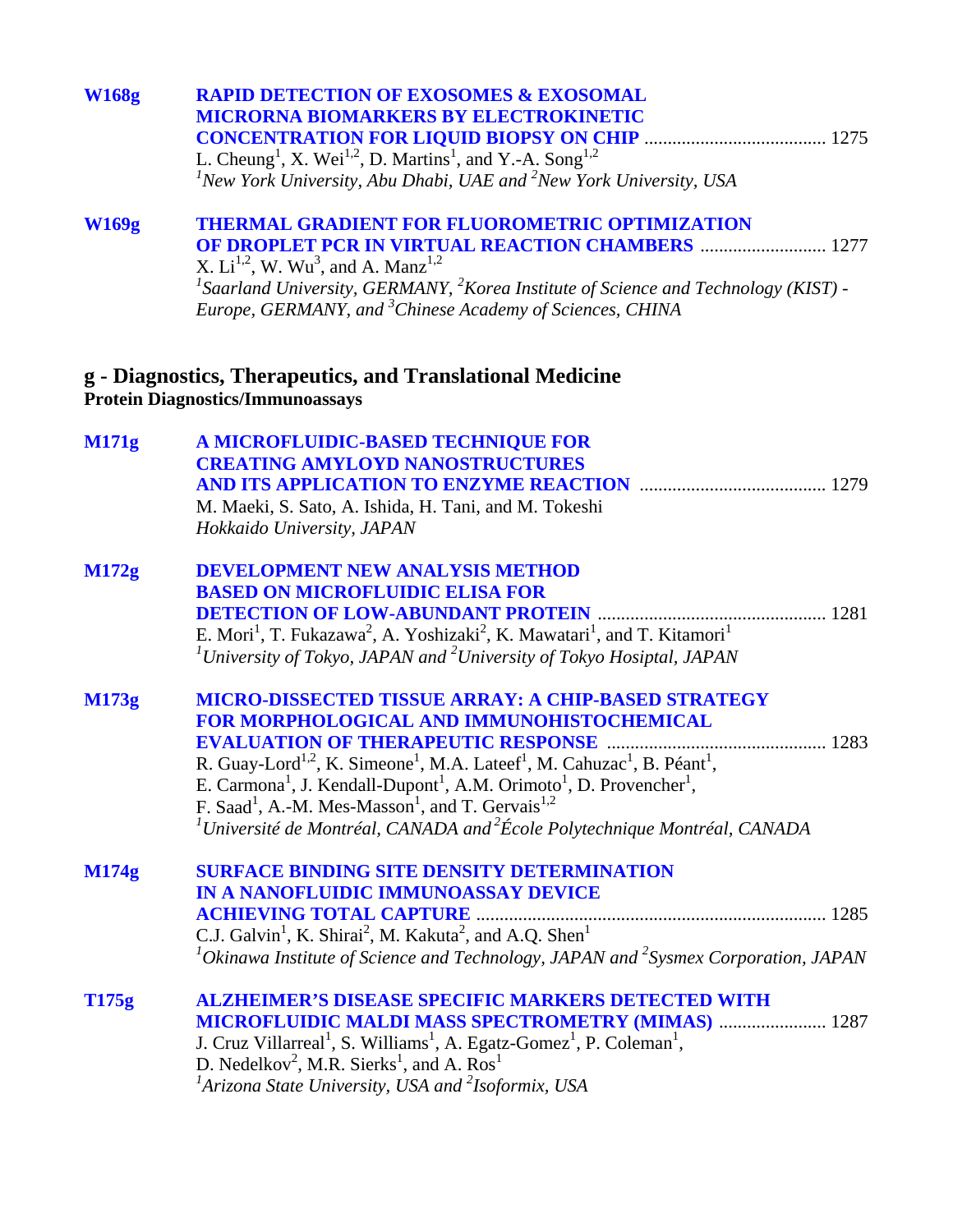**W168g** **RAPID DETECTION OF EXOSOMES & EXOSOMAL MICRORNA BIOMARKERS BY ELECTROKINETIC CONCENTRATION FOR LIQUID BIOPSY ON CHIP** ....................................... 1275
L. Cheung[1], X. Wei[1,2], D. Martins[1], and Y.-A. Song[1,2]
*[1]New York University, Abu Dhabi, UAE and [2]New York University, USA*

**W169g** **THERMAL GRADIENT FOR FLUOROMETRIC OPTIMIZATION OF DROPLET PCR IN VIRTUAL REACTION CHAMBERS** ........................... 1277
X. Li[1,2], W. Wu[3], and A. Manz[1,2]
*[1]Saarland University, GERMANY, [2]Korea Institute of Science and Technology (KIST) - Europe, GERMANY, and [3]Chinese Academy of Sciences, CHINA*

## g - Diagnostics, Therapeutics, and Translational Medicine

### Protein Diagnostics/Immunoassays

**M171g** **A MICROFLUIDIC-BASED TECHNIQUE FOR CREATING AMYLOYD NANOSTRUCTURES AND ITS APPLICATION TO ENZYME REACTION** ........................................ 1279
M. Maeki, S. Sato, A. Ishida, H. Tani, and M. Tokeshi
*Hokkaido University, JAPAN*

**M172g** **DEVELOPMENT NEW ANALYSIS METHOD BASED ON MICROFLUIDIC ELISA FOR DETECTION OF LOW-ABUNDANT PROTEIN** ................................................ 1281
E. Mori[1], T. Fukazawa[2], A. Yoshizaki[2], K. Mawatari[1], and T. Kitamori[1]
*[1]University of Tokyo, JAPAN and [2]University of Tokyo Hosiptal, JAPAN*

**M173g** **MICRO-DISSECTED TISSUE ARRAY: A CHIP-BASED STRATEGY FOR MORPHOLOGICAL AND IMMUNOHISTOCHEMICAL EVALUATION OF THERAPEUTIC RESPONSE** .............................................. 1283
R. Guay-Lord[1,2], K. Simeone[1], M.A. Lateef[1], M. Cahuzac[1], B. Péant[1], E. Carmona[1], J. Kendall-Dupont[1], A.M. Orimoto[1], D. Provencher[1], F. Saad[1], A.-M. Mes-Masson[1], and T. Gervais[1,2]
*[1]Université de Montréal, CANADA and [2]École Polytechnique Montréal, CANADA*

**M174g** **SURFACE BINDING SITE DENSITY DETERMINATION IN A NANOFLUIDIC IMMUNOASSAY DEVICE ACHIEVING TOTAL CAPTURE** .......................................................................... 1285
C.J. Galvin[1], K. Shirai[2], M. Kakuta[2], and A.Q. Shen[1]
*[1]Okinawa Institute of Science and Technology, JAPAN and [2]Sysmex Corporation, JAPAN*

**T175g** **ALZHEIMER'S DISEASE SPECIFIC MARKERS DETECTED WITH MICROFLUIDIC MALDI MASS SPECTROMETRY (MIMAS)** ....................... 1287
J. Cruz Villarreal[1], S. Williams[1], A. Egatz-Gomez[1], P. Coleman[1], D. Nedelkov[2], M.R. Sierks[1], and A. Ros[1]
*[1]Arizona State University, USA and [2]Isoformix, USA*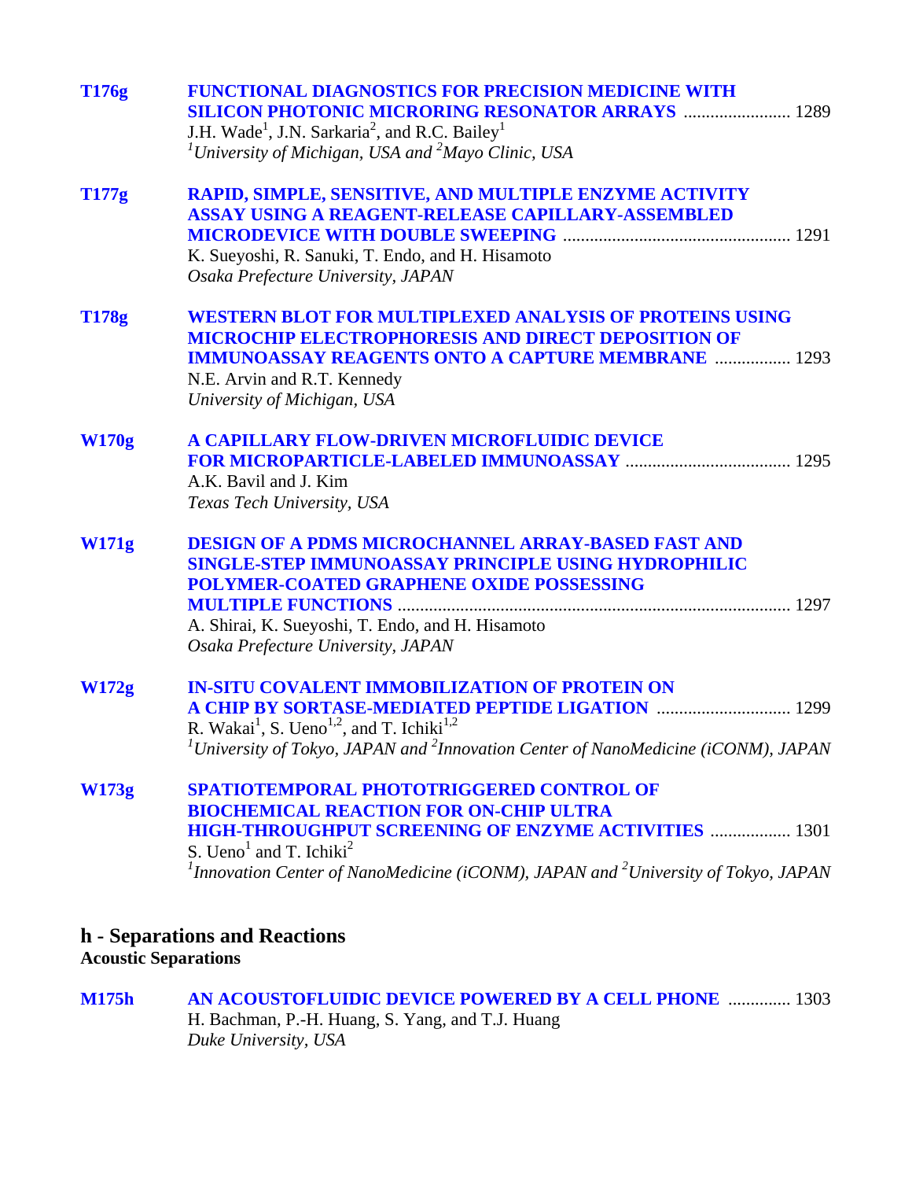**T176g** **FUNCTIONAL DIAGNOSTICS FOR PRECISION MEDICINE WITH SILICON PHOTONIC MICRORING RESONATOR ARRAYS** ........................ 1289
J.H. Wade[1], J.N. Sarkaria[2], and R.C. Bailey[1]
*[1]University of Michigan, USA and [2]Mayo Clinic, USA*

**T177g** **RAPID, SIMPLE, SENSITIVE, AND MULTIPLE ENZYME ACTIVITY ASSAY USING A REAGENT-RELEASE CAPILLARY-ASSEMBLED MICRODEVICE WITH DOUBLE SWEEPING** .................................................. 1291
K. Sueyoshi, R. Sanuki, T. Endo, and H. Hisamoto
*Osaka Prefecture University, JAPAN*

**T178g** **WESTERN BLOT FOR MULTIPLEXED ANALYSIS OF PROTEINS USING MICROCHIP ELECTROPHORESIS AND DIRECT DEPOSITION OF IMMUNOASSAY REAGENTS ONTO A CAPTURE MEMBRANE** ................. 1293
N.E. Arvin and R.T. Kennedy
*University of Michigan, USA*

**W170g** **A CAPILLARY FLOW-DRIVEN MICROFLUIDIC DEVICE FOR MICROPARTICLE-LABELED IMMUNOASSAY** .................................... 1295
A.K. Bavil and J. Kim
*Texas Tech University, USA*

**W171g** **DESIGN OF A PDMS MICROCHANNEL ARRAY-BASED FAST AND SINGLE-STEP IMMUNOASSAY PRINCIPLE USING HYDROPHILIC POLYMER-COATED GRAPHENE OXIDE POSSESSING MULTIPLE FUNCTIONS** ...................................................................................... 1297
A. Shirai, K. Sueyoshi, T. Endo, and H. Hisamoto
*Osaka Prefecture University, JAPAN*

**W172g** **IN-SITU COVALENT IMMOBILIZATION OF PROTEIN ON A CHIP BY SORTASE-MEDIATED PEPTIDE LIGATION** ............................. 1299
R. Wakai[1], S. Ueno[1,2], and T. Ichiki[1,2]
*[1]University of Tokyo, JAPAN and [2]Innovation Center of NanoMedicine (iCONM), JAPAN*

**W173g** **SPATIOTEMPORAL PHOTOTRIGGERED CONTROL OF BIOCHEMICAL REACTION FOR ON-CHIP ULTRA HIGH-THROUGHPUT SCREENING OF ENZYME ACTIVITIES** .................. 1301
S. Ueno[1] and T. Ichiki[2]
*[1]Innovation Center of NanoMedicine (iCONM), JAPAN and [2]University of Tokyo, JAPAN*

## h - Separations and Reactions

**Acoustic Separations**

**M175h** **AN ACOUSTOFLUIDIC DEVICE POWERED BY A CELL PHONE** .............. 1303
H. Bachman, P.-H. Huang, S. Yang, and T.J. Huang
*Duke University, USA*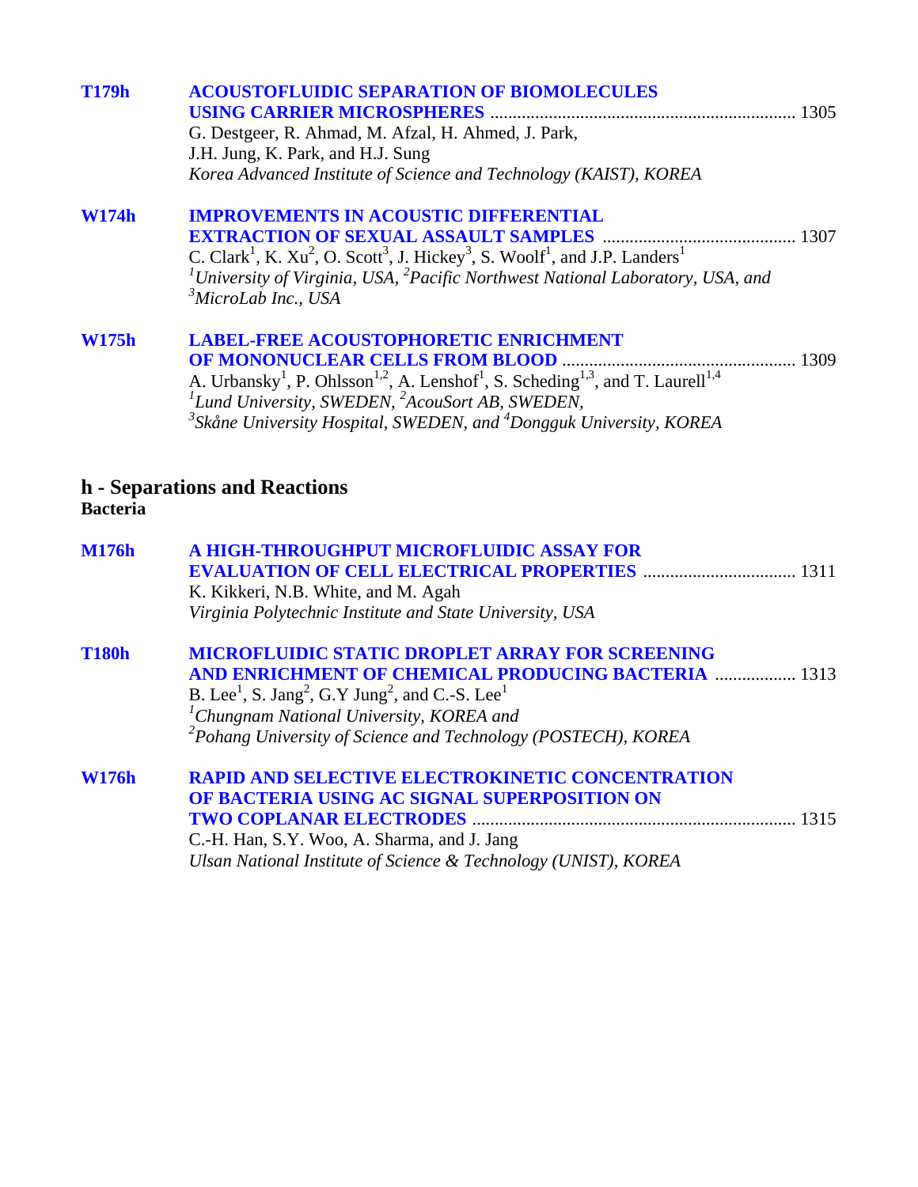**T179h** **ACOUSTOFLUIDIC SEPARATION OF BIOMOLECULES USING CARRIER MICROSPHERES** .................. 1305
G. Destgeer, R. Ahmad, M. Afzal, H. Ahmed, J. Park, J.H. Jung, K. Park, and H.J. Sung
*Korea Advanced Institute of Science and Technology (KAIST), KOREA*

**W174h** **IMPROVEMENTS IN ACOUSTIC DIFFERENTIAL EXTRACTION OF SEXUAL ASSAULT SAMPLES** .................. 1307
C. Clark[1], K. Xu[2], O. Scott[3], J. Hickey[3], S. Woolf[1], and J.P. Landers[1]
*[1]University of Virginia, USA, [2]Pacific Northwest National Laboratory, USA, and [3]MicroLab Inc., USA*

**W175h** **LABEL-FREE ACOUSTOPHORETIC ENRICHMENT OF MONONUCLEAR CELLS FROM BLOOD** .................. 1309
A. Urbansky[1], P. Ohlsson[1,2], A. Lenshof[1], S. Scheding[1,3], and T. Laurell[1,4]
*[1]Lund University, SWEDEN, [2]AcouSort AB, SWEDEN, [3]Skåne University Hospital, SWEDEN, and [4]Dongguk University, KOREA*

## h - Separations and Reactions
**Bacteria**

**M176h** **A HIGH-THROUGHPUT MICROFLUIDIC ASSAY FOR EVALUATION OF CELL ELECTRICAL PROPERTIES** .................. 1311
K. Kikkeri, N.B. White, and M. Agah
*Virginia Polytechnic Institute and State University, USA*

**T180h** **MICROFLUIDIC STATIC DROPLET ARRAY FOR SCREENING AND ENRICHMENT OF CHEMICAL PRODUCING BACTERIA** .................. 1313
B. Lee[1], S. Jang[2], G.Y Jung[2], and C.-S. Lee[1]
*[1]Chungnam National University, KOREA and [2]Pohang University of Science and Technology (POSTECH), KOREA*

**W176h** **RAPID AND SELECTIVE ELECTROKINETIC CONCENTRATION OF BACTERIA USING AC SIGNAL SUPERPOSITION ON TWO COPLANAR ELECTRODES** .................. 1315
C.-H. Han, S.Y. Woo, A. Sharma, and J. Jang
*Ulsan National Institute of Science & Technology (UNIST), KOREA*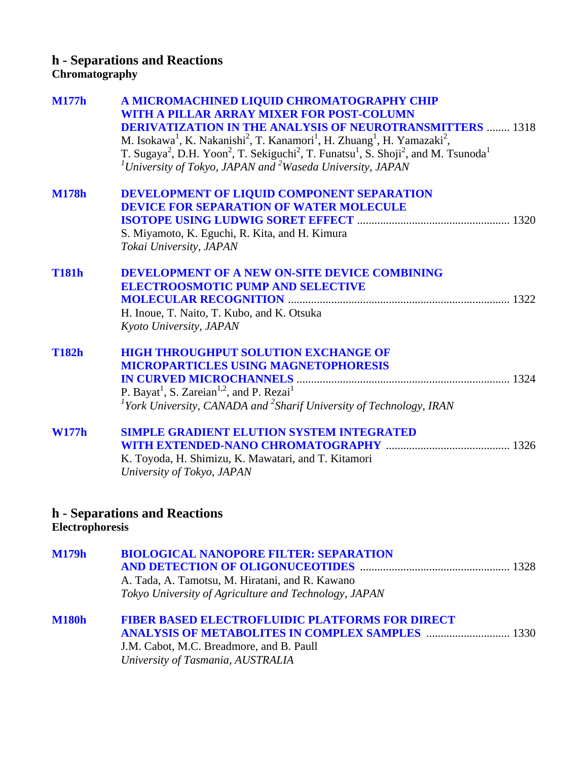## h - Separations and Reactions
**Chromatography**

**M177h** **A MICROMACHINED LIQUID CHROMATOGRAPHY CHIP WITH A PILLAR ARRAY MIXER FOR POST-COLUMN DERIVATIZATION IN THE ANALYSIS OF NEUROTRANSMITTERS** ........ 1318
M. Isokawa[1], K. Nakanishi[2], T. Kanamori[1], H. Zhuang[1], H. Yamazaki[2], T. Sugaya[2], D.H. Yoon[2], T. Sekiguchi[2], T. Funatsu[1], S. Shoji[2], and M. Tsunoda[1]
*[1]University of Tokyo, JAPAN and [2]Waseda University, JAPAN*

**M178h** **DEVELOPMENT OF LIQUID COMPONENT SEPARATION DEVICE FOR SEPARATION OF WATER MOLECULE ISOTOPE USING LUDWIG SORET EFFECT** ........ 1320
S. Miyamoto, K. Eguchi, R. Kita, and H. Kimura
*Tokai University, JAPAN*

**T181h** **DEVELOPMENT OF A NEW ON-SITE DEVICE COMBINING ELECTROOSMOTIC PUMP AND SELECTIVE MOLECULAR RECOGNITION** ........ 1322
H. Inoue, T. Naito, T. Kubo, and K. Otsuka
*Kyoto University, JAPAN*

**T182h** **HIGH THROUGHPUT SOLUTION EXCHANGE OF MICROPARTICLES USING MAGNETOPHORESIS IN CURVED MICROCHANNELS** ........ 1324
P. Bayat[1], S. Zareian[1,2], and P. Rezai[1]
*[1]York University, CANADA and [2]Sharif University of Technology, IRAN*

**W177h** **SIMPLE GRADIENT ELUTION SYSTEM INTEGRATED WITH EXTENDED-NANO CHROMATOGRAPHY** ........ 1326
K. Toyoda, H. Shimizu, K. Mawatari, and T. Kitamori
*University of Tokyo, JAPAN*

## h - Separations and Reactions
**Electrophoresis**

**M179h** **BIOLOGICAL NANOPORE FILTER: SEPARATION AND DETECTION OF OLIGONUCEOTIDES** ........ 1328
A. Tada, A. Tamotsu, M. Hiratani, and R. Kawano
*Tokyo University of Agriculture and Technology, JAPAN*

**M180h** **FIBER BASED ELECTROFLUIDIC PLATFORMS FOR DIRECT ANALYSIS OF METABOLITES IN COMPLEX SAMPLES** ........ 1330
J.M. Cabot, M.C. Breadmore, and B. Paull
*University of Tasmania, AUSTRALIA*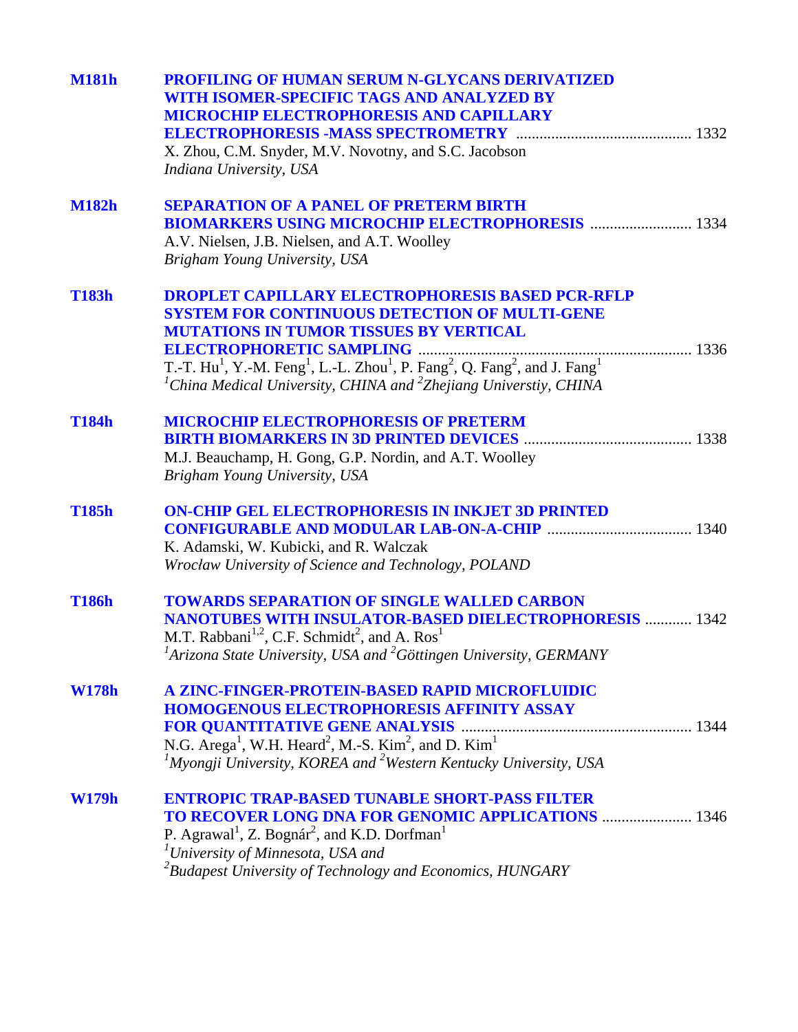**M181h** **PROFILING OF HUMAN SERUM N-GLYCANS DERIVATIZED WITH ISOMER-SPECIFIC TAGS AND ANALYZED BY MICROCHIP ELECTROPHORESIS AND CAPILLARY ELECTROPHORESIS -MASS SPECTROMETRY** ............................................ 1332
X. Zhou, C.M. Snyder, M.V. Novotny, and S.C. Jacobson
*Indiana University, USA*

**M182h** **SEPARATION OF A PANEL OF PRETERM BIRTH BIOMARKERS USING MICROCHIP ELECTROPHORESIS** .......................... 1334
A.V. Nielsen, J.B. Nielsen, and A.T. Woolley
*Brigham Young University, USA*

**T183h** **DROPLET CAPILLARY ELECTROPHORESIS BASED PCR-RFLP SYSTEM FOR CONTINUOUS DETECTION OF MULTI-GENE MUTATIONS IN TUMOR TISSUES BY VERTICAL ELECTROPHORETIC SAMPLING** ..................................................................... 1336
T.-T. Hu[1], Y.-M. Feng[1], L.-L. Zhou[1], P. Fang[2], Q. Fang[2], and J. Fang[1]
[1]*China Medical University, CHINA and* [2]*Zhejiang Universtiy, CHINA*

**T184h** **MICROCHIP ELECTROPHORESIS OF PRETERM BIRTH BIOMARKERS IN 3D PRINTED DEVICES** ........................................... 1338
M.J. Beauchamp, H. Gong, G.P. Nordin, and A.T. Woolley
*Brigham Young University, USA*

**T185h** **ON-CHIP GEL ELECTROPHORESIS IN INKJET 3D PRINTED CONFIGURABLE AND MODULAR LAB-ON-A-CHIP** .................................... 1340
K. Adamski, W. Kubicki, and R. Walczak
*Wrocław University of Science and Technology, POLAND*

**T186h** **TOWARDS SEPARATION OF SINGLE WALLED CARBON NANOTUBES WITH INSULATOR-BASED DIELECTROPHORESIS** ............ 1342
M.T. Rabbani[1,2], C.F. Schmidt[2], and A. Ros[1]
[1]*Arizona State University, USA and* [2]*Göttingen University, GERMANY*

**W178h** **A ZINC-FINGER-PROTEIN-BASED RAPID MICROFLUIDIC HOMOGENOUS ELECTROPHORESIS AFFINITY ASSAY FOR QUANTITATIVE GENE ANALYSIS** .......................................................... 1344
N.G. Arega[1], W.H. Heard[2], M.-S. Kim[2], and D. Kim[1]
[1]*Myongji University, KOREA and* [2]*Western Kentucky University, USA*

**W179h** **ENTROPIC TRAP-BASED TUNABLE SHORT-PASS FILTER TO RECOVER LONG DNA FOR GENOMIC APPLICATIONS** ....................... 1346
P. Agrawal[1], Z. Bognár[2], and K.D. Dorfman[1]
[1]*University of Minnesota, USA and*
[2]*Budapest University of Technology and Economics, HUNGARY*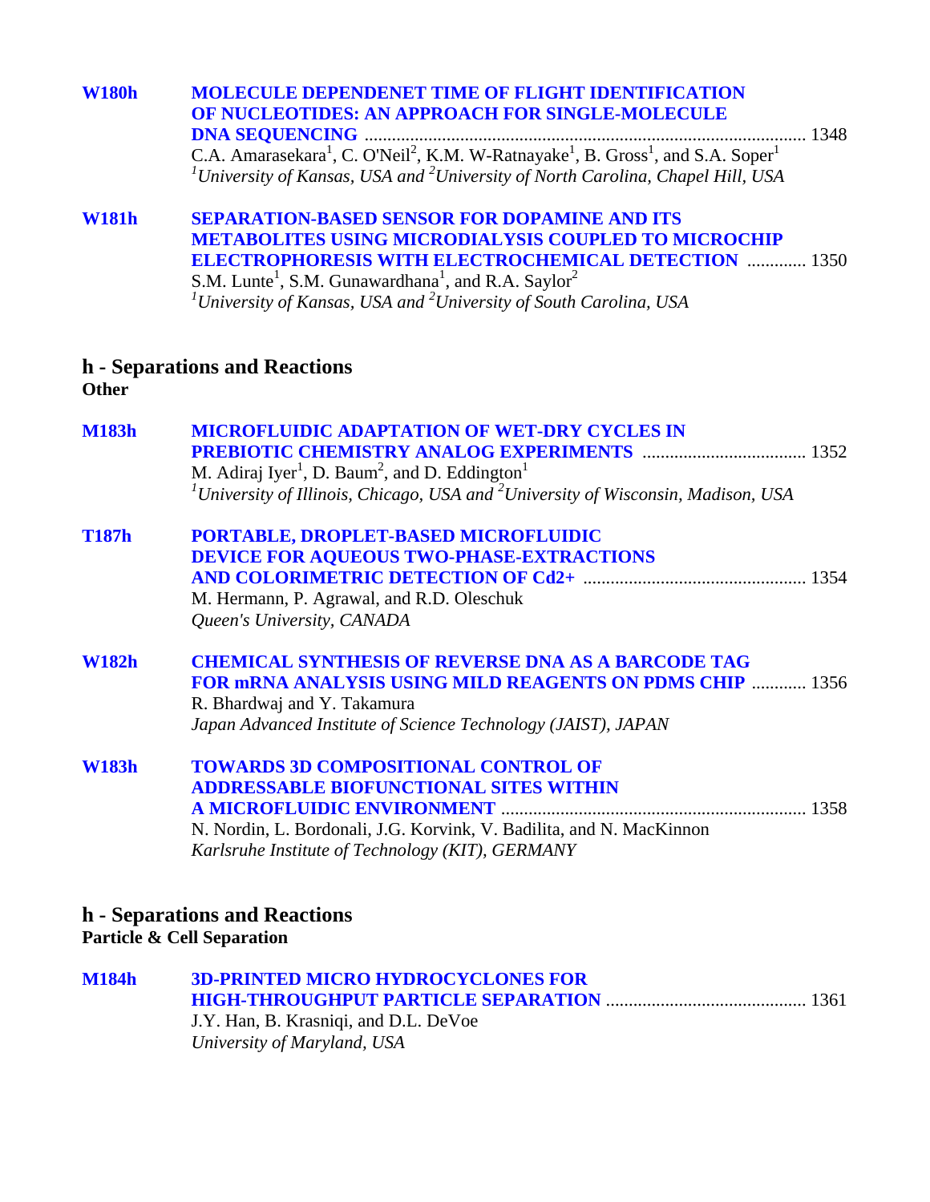**W180h** **MOLECULE DEPENDENET TIME OF FLIGHT IDENTIFICATION OF NUCLEOTIDES: AN APPROACH FOR SINGLE-MOLECULE DNA SEQUENCING** ........ 1348
C.A. Amarasekara[1], C. O'Neil[2], K.M. W-Ratnayake[1], B. Gross[1], and S.A. Soper[1]
*[1]University of Kansas, USA and [2]University of North Carolina, Chapel Hill, USA*

**W181h** **SEPARATION-BASED SENSOR FOR DOPAMINE AND ITS METABOLITES USING MICRODIALYSIS COUPLED TO MICROCHIP ELECTROPHORESIS WITH ELECTROCHEMICAL DETECTION** ........ 1350
S.M. Lunte[1], S.M. Gunawardhana[1], and R.A. Saylor[2]
*[1]University of Kansas, USA and [2]University of South Carolina, USA*

## h - Separations and Reactions
**Other**

**M183h** **MICROFLUIDIC ADAPTATION OF WET-DRY CYCLES IN PREBIOTIC CHEMISTRY ANALOG EXPERIMENTS** ........ 1352
M. Adiraj Iyer[1], D. Baum[2], and D. Eddington[1]
*[1]University of Illinois, Chicago, USA and [2]University of Wisconsin, Madison, USA*

**T187h** **PORTABLE, DROPLET-BASED MICROFLUIDIC DEVICE FOR AQUEOUS TWO-PHASE-EXTRACTIONS AND COLORIMETRIC DETECTION OF Cd2+** ........ 1354
M. Hermann, P. Agrawal, and R.D. Oleschuk
*Queen's University, CANADA*

**W182h** **CHEMICAL SYNTHESIS OF REVERSE DNA AS A BARCODE TAG FOR mRNA ANALYSIS USING MILD REAGENTS ON PDMS CHIP** ........ 1356
R. Bhardwaj and Y. Takamura
*Japan Advanced Institute of Science Technology (JAIST), JAPAN*

**W183h** **TOWARDS 3D COMPOSITIONAL CONTROL OF ADDRESSABLE BIOFUNCTIONAL SITES WITHIN A MICROFLUIDIC ENVIRONMENT** ........ 1358
N. Nordin, L. Bordonali, J.G. Korvink, V. Badilita, and N. MacKinnon
*Karlsruhe Institute of Technology (KIT), GERMANY*

## h - Separations and Reactions
**Particle & Cell Separation**

**M184h** **3D-PRINTED MICRO HYDROCYCLONES FOR HIGH-THROUGHPUT PARTICLE SEPARATION** ........ 1361
J.Y. Han, B. Krasniqi, and D.L. DeVoe
*University of Maryland, USA*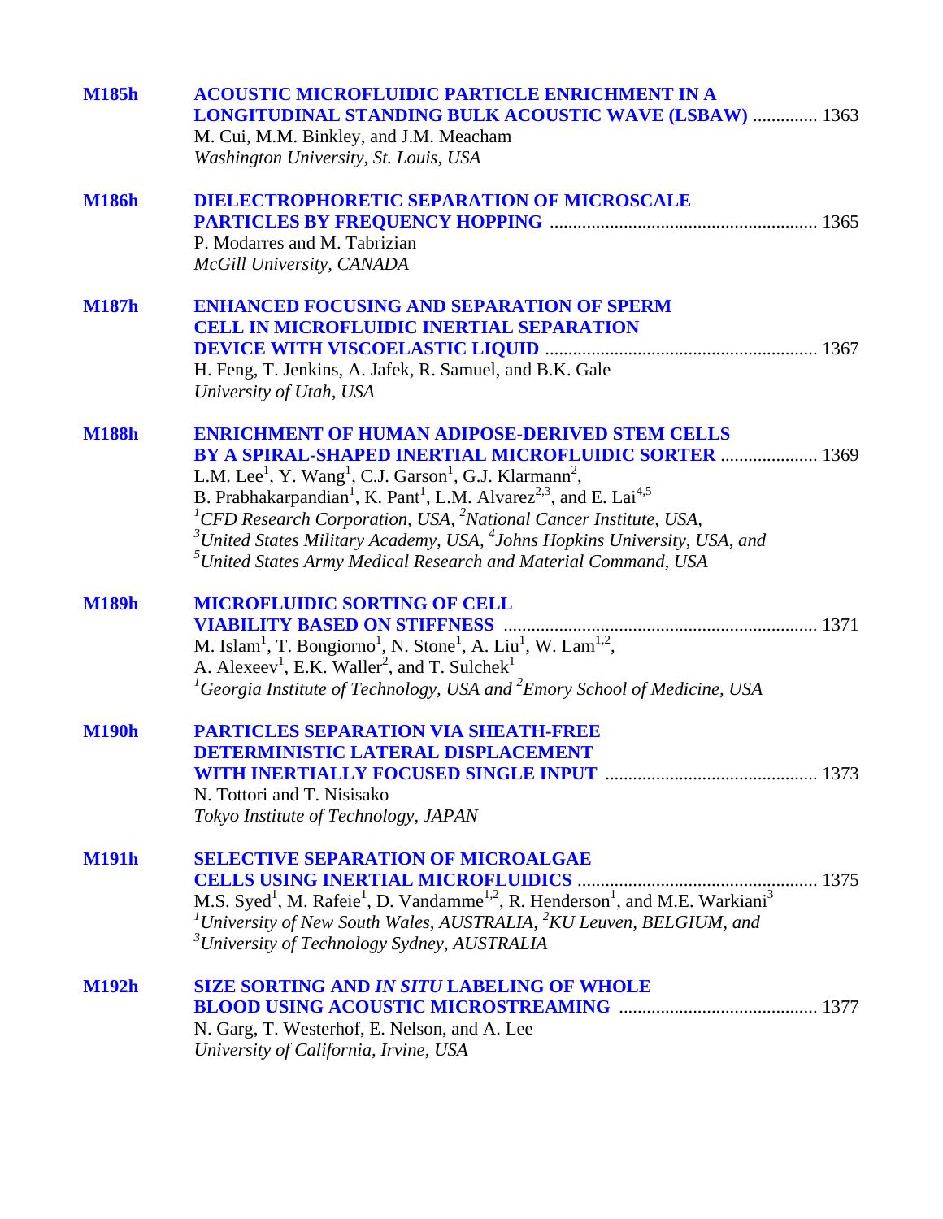**M185h** **ACOUSTIC MICROFLUIDIC PARTICLE ENRICHMENT IN A LONGITUDINAL STANDING BULK ACOUSTIC WAVE (LSBAW)** .............. 1363
M. Cui, M.M. Binkley, and J.M. Meacham
*Washington University, St. Louis, USA*

**M186h** **DIELECTROPHORETIC SEPARATION OF MICROSCALE PARTICLES BY FREQUENCY HOPPING** ........................................................ 1365
P. Modarres and M. Tabrizian
*McGill University, CANADA*

**M187h** **ENHANCED FOCUSING AND SEPARATION OF SPERM CELL IN MICROFLUIDIC INERTIAL SEPARATION DEVICE WITH VISCOELASTIC LIQUID** ........................................................ 1367
H. Feng, T. Jenkins, A. Jafek, R. Samuel, and B.K. Gale
*University of Utah, USA*

**M188h** **ENRICHMENT OF HUMAN ADIPOSE-DERIVED STEM CELLS BY A SPIRAL-SHAPED INERTIAL MICROFLUIDIC SORTER** ..................... 1369
L.M. Lee[1], Y. Wang[1], C.J. Garson[1], G.J. Klarmann[2], B. Prabhakarpandian[1], K. Pant[1], L.M. Alvarez[2,3], and E. Lai[4,5]
*[1]CFD Research Corporation, USA, [2]National Cancer Institute, USA, [3]United States Military Academy, USA, [4]Johns Hopkins University, USA, and [5]United States Army Medical Research and Material Command, USA*

**M189h** **MICROFLUIDIC SORTING OF CELL VIABILITY BASED ON STIFFNESS** ................................................................... 1371
M. Islam[1], T. Bongiorno[1], N. Stone[1], A. Liu[1], W. Lam[1,2], A. Alexeev[1], E.K. Waller[2], and T. Sulchek[1]
*[1]Georgia Institute of Technology, USA and [2]Emory School of Medicine, USA*

**M190h** **PARTICLES SEPARATION VIA SHEATH-FREE DETERMINISTIC LATERAL DISPLACEMENT WITH INERTIALLY FOCUSED SINGLE INPUT** ............................................. 1373
N. Tottori and T. Nisisako
*Tokyo Institute of Technology, JAPAN*

**M191h** **SELECTIVE SEPARATION OF MICROALGAE CELLS USING INERTIAL MICROFLUIDICS** ................................................... 1375
M.S. Syed[1], M. Rafeie[1], D. Vandamme[1,2], R. Henderson[1], and M.E. Warkiani[3]
*[1]University of New South Wales, AUSTRALIA, [2]KU Leuven, BELGIUM, and [3]University of Technology Sydney, AUSTRALIA*

**M192h** **SIZE SORTING AND *IN SITU* LABELING OF WHOLE BLOOD USING ACOUSTIC MICROSTREAMING** ........................................... 1377
N. Garg, T. Westerhof, E. Nelson, and A. Lee
*University of California, Irvine, USA*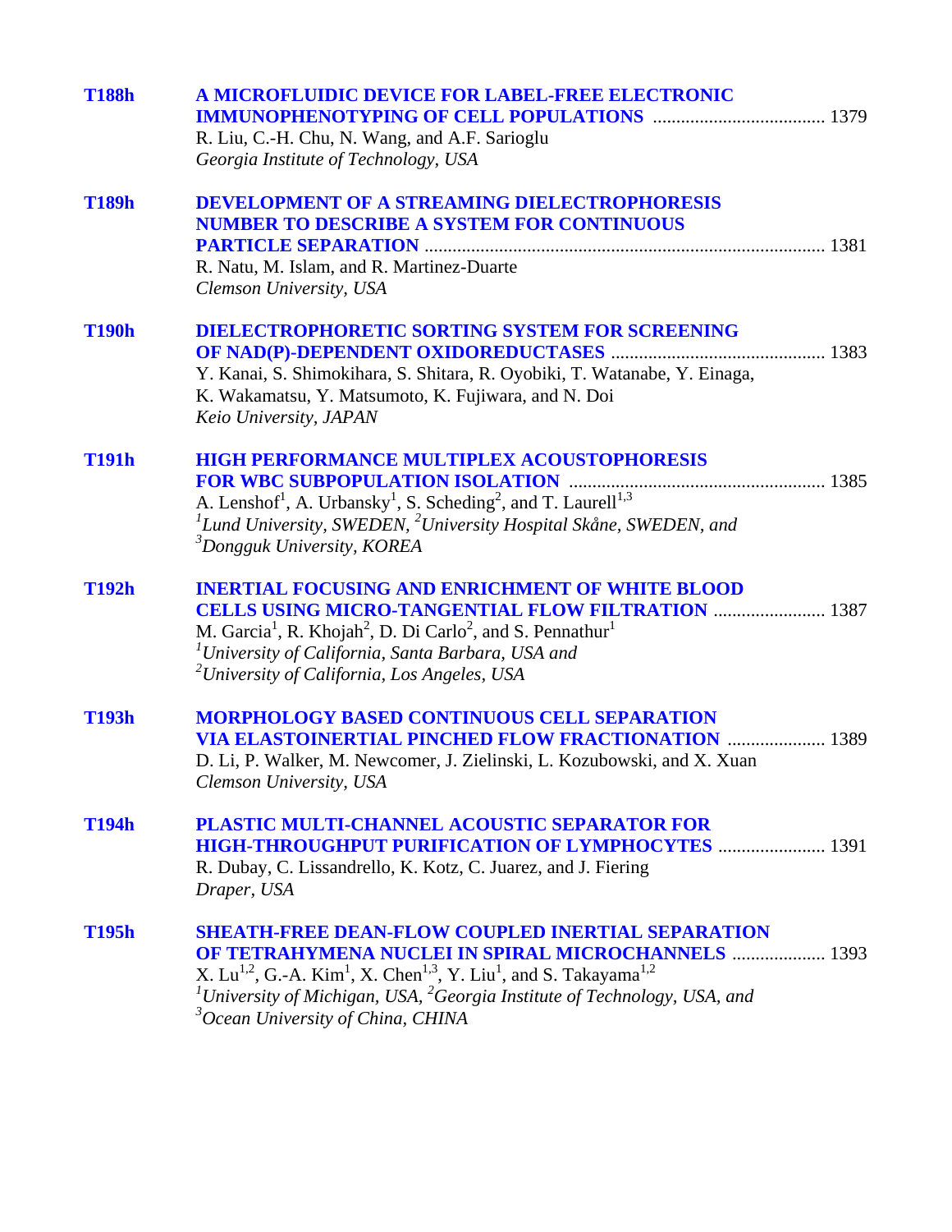**T188h** **A MICROFLUIDIC DEVICE FOR LABEL-FREE ELECTRONIC IMMUNOPHENOTYPING OF CELL POPULATIONS** ..................................... 1379
R. Liu, C.-H. Chu, N. Wang, and A.F. Sarioglu
*Georgia Institute of Technology, USA*

**T189h** **DEVELOPMENT OF A STREAMING DIELECTROPHORESIS NUMBER TO DESCRIBE A SYSTEM FOR CONTINUOUS PARTICLE SEPARATION** ..................................................................................... 1381
R. Natu, M. Islam, and R. Martinez-Duarte
*Clemson University, USA*

**T190h** **DIELECTROPHORETIC SORTING SYSTEM FOR SCREENING OF NAD(P)-DEPENDENT OXIDOREDUCTASES** ............................................. 1383
Y. Kanai, S. Shimokihara, S. Shitara, R. Oyobiki, T. Watanabe, Y. Einaga, K. Wakamatsu, Y. Matsumoto, K. Fujiwara, and N. Doi
*Keio University, JAPAN*

**T191h** **HIGH PERFORMANCE MULTIPLEX ACOUSTOPHORESIS FOR WBC SUBPOPULATION ISOLATION** ...................................................... 1385
A. Lenshof[1], A. Urbansky[1], S. Scheding[2], and T. Laurell[1,3]
*[1]Lund University, SWEDEN, [2]University Hospital Skåne, SWEDEN, and [3]Dongguk University, KOREA*

**T192h** **INERTIAL FOCUSING AND ENRICHMENT OF WHITE BLOOD CELLS USING MICRO-TANGENTIAL FLOW FILTRATION** ........................ 1387
M. Garcia[1], R. Khojah[2], D. Di Carlo[2], and S. Pennathur[1]
*[1]University of California, Santa Barbara, USA and [2]University of California, Los Angeles, USA*

**T193h** **MORPHOLOGY BASED CONTINUOUS CELL SEPARATION VIA ELASTOINERTIAL PINCHED FLOW FRACTIONATION** .................... 1389
D. Li, P. Walker, M. Newcomer, J. Zielinski, L. Kozubowski, and X. Xuan
*Clemson University, USA*

**T194h** **PLASTIC MULTI-CHANNEL ACOUSTIC SEPARATOR FOR HIGH-THROUGHPUT PURIFICATION OF LYMPHOCYTES** ....................... 1391
R. Dubay, C. Lissandrello, K. Kotz, C. Juarez, and J. Fiering
*Draper, USA*

**T195h** **SHEATH-FREE DEAN-FLOW COUPLED INERTIAL SEPARATION OF TETRAHYMENA NUCLEI IN SPIRAL MICROCHANNELS** .................... 1393
X. Lu[1,2], G.-A. Kim[1], X. Chen[1,3], Y. Liu[1], and S. Takayama[1,2]
*[1]University of Michigan, USA, [2]Georgia Institute of Technology, USA, and [3]Ocean University of China, CHINA*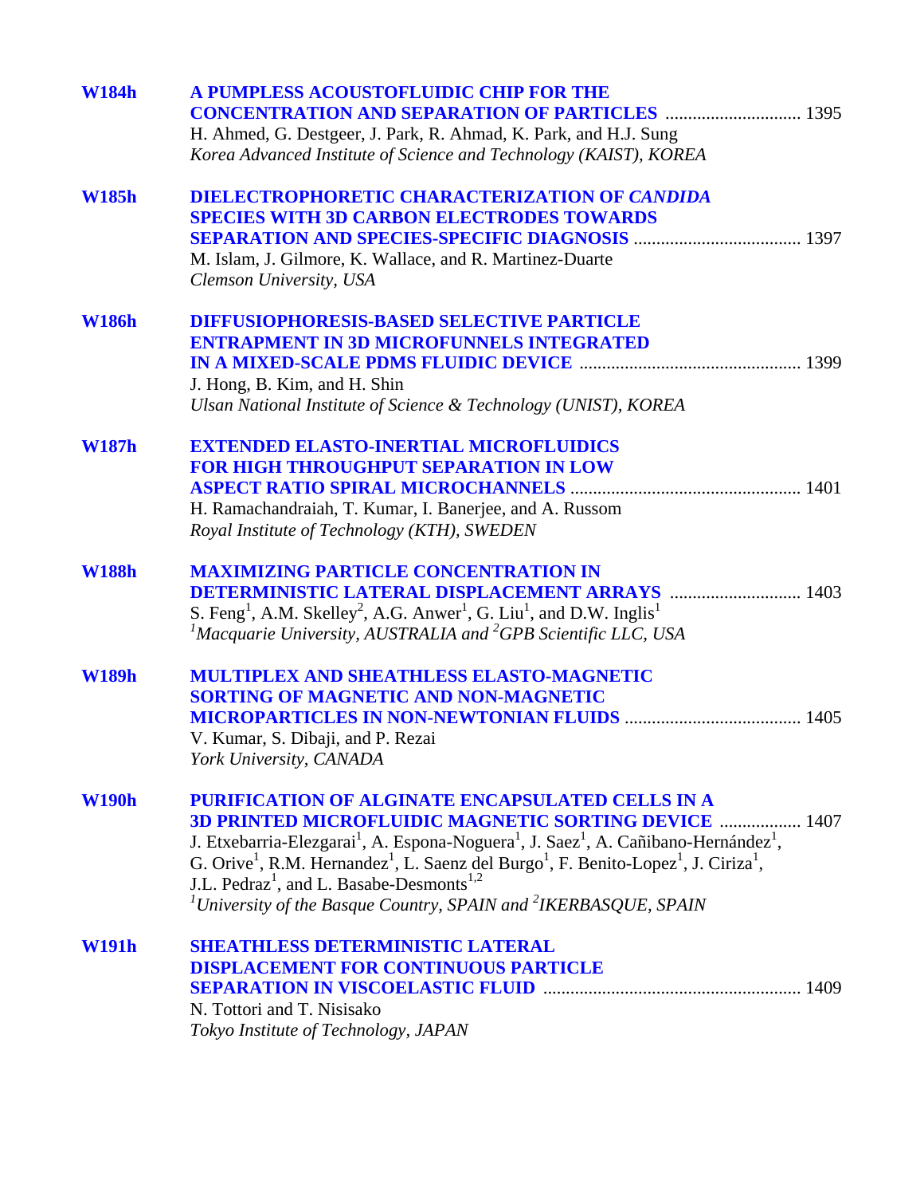**W184h** **A PUMPLESS ACOUSTOFLUIDIC CHIP FOR THE CONCENTRATION AND SEPARATION OF PARTICLES** .............................. 1395
H. Ahmed, G. Destgeer, J. Park, R. Ahmad, K. Park, and H.J. Sung
*Korea Advanced Institute of Science and Technology (KAIST), KOREA*

**W185h** **DIELECTROPHORETIC CHARACTERIZATION OF *CANDIDA* SPECIES WITH 3D CARBON ELECTRODES TOWARDS SEPARATION AND SPECIES-SPECIFIC DIAGNOSIS** ..................................... 1397
M. Islam, J. Gilmore, K. Wallace, and R. Martinez-Duarte
*Clemson University, USA*

**W186h** **DIFFUSIOPHORESIS-BASED SELECTIVE PARTICLE ENTRAPMENT IN 3D MICROFUNNELS INTEGRATED IN A MIXED-SCALE PDMS FLUIDIC DEVICE** ................................................. 1399
J. Hong, B. Kim, and H. Shin
*Ulsan National Institute of Science & Technology (UNIST), KOREA*

**W187h** **EXTENDED ELASTO-INERTIAL MICROFLUIDICS FOR HIGH THROUGHPUT SEPARATION IN LOW ASPECT RATIO SPIRAL MICROCHANNELS** .................................................. 1401
H. Ramachandraiah, T. Kumar, I. Banerjee, and A. Russom
*Royal Institute of Technology (KTH), SWEDEN*

**W188h** **MAXIMIZING PARTICLE CONCENTRATION IN DETERMINISTIC LATERAL DISPLACEMENT ARRAYS** ............................ 1403
S. Feng[1], A.M. Skelley[2], A.G. Anwer[1], G. Liu[1], and D.W. Inglis[1]
*[1]Macquarie University, AUSTRALIA and [2]GPB Scientific LLC, USA*

**W189h** **MULTIPLEX AND SHEATHLESS ELASTO-MAGNETIC SORTING OF MAGNETIC AND NON-MAGNETIC MICROPARTICLES IN NON-NEWTONIAN FLUIDS** ...................................... 1405
V. Kumar, S. Dibaji, and P. Rezai
*York University, CANADA*

**W190h** **PURIFICATION OF ALGINATE ENCAPSULATED CELLS IN A 3D PRINTED MICROFLUIDIC MAGNETIC SORTING DEVICE** .................. 1407
J. Etxebarria-Elezgarai[1], A. Espona-Noguera[1], J. Saez[1], A. Cañibano-Hernández[1], G. Orive[1], R.M. Hernandez[1], L. Saenz del Burgo[1], F. Benito-Lopez[1], J. Ciriza[1], J.L. Pedraz[1], and L. Basabe-Desmonts[1,2]
*[1]University of the Basque Country, SPAIN and [2]IKERBASQUE, SPAIN*

**W191h** **SHEATHLESS DETERMINISTIC LATERAL DISPLACEMENT FOR CONTINUOUS PARTICLE SEPARATION IN VISCOELASTIC FLUID** ........................................................ 1409
N. Tottori and T. Nisisako
*Tokyo Institute of Technology, JAPAN*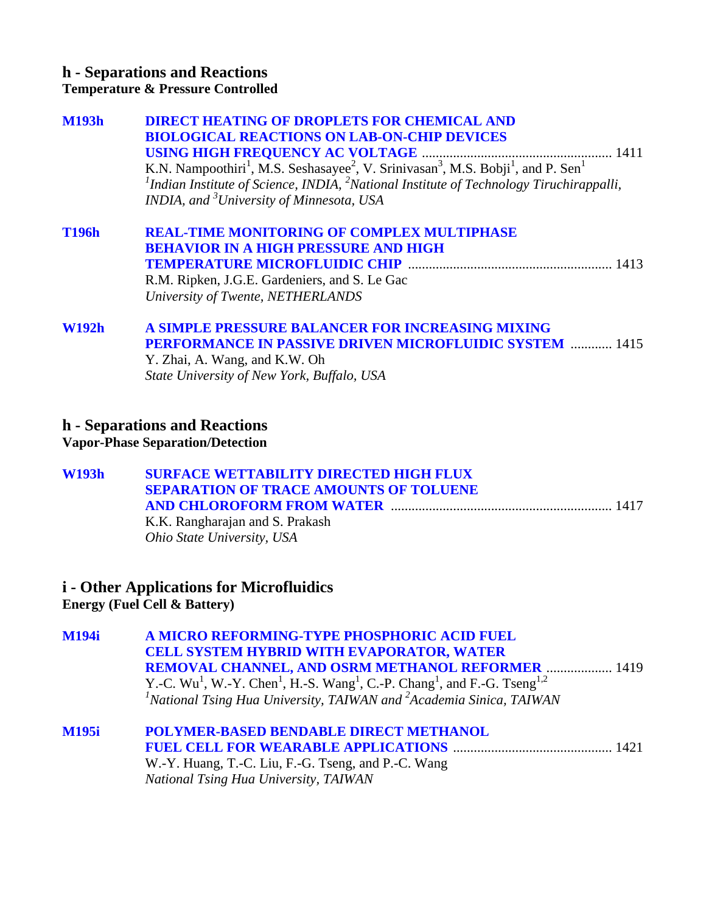## h - Separations and Reactions
**Temperature & Pressure Controlled**

**M193h** **DIRECT HEATING OF DROPLETS FOR CHEMICAL AND BIOLOGICAL REACTIONS ON LAB-ON-CHIP DEVICES USING HIGH FREQUENCY AC VOLTAGE** ....................................................... 1411
K.N. Nampoothiri[1], M.S. Seshasayee[2], V. Srinivasan[3], M.S. Bobji[1], and P. Sen[1]
*[1]Indian Institute of Science, INDIA, [2]National Institute of Technology Tiruchirappalli, INDIA, and [3]University of Minnesota, USA*

**T196h** **REAL-TIME MONITORING OF COMPLEX MULTIPHASE BEHAVIOR IN A HIGH PRESSURE AND HIGH TEMPERATURE MICROFLUIDIC CHIP** .......................................................... 1413
R.M. Ripken, J.G.E. Gardeniers, and S. Le Gac
*University of Twente, NETHERLANDS*

**W192h** **A SIMPLE PRESSURE BALANCER FOR INCREASING MIXING PERFORMANCE IN PASSIVE DRIVEN MICROFLUIDIC SYSTEM** ............ 1415
Y. Zhai, A. Wang, and K.W. Oh
*State University of New York, Buffalo, USA*

## h - Separations and Reactions
**Vapor-Phase Separation/Detection**

**W193h** **SURFACE WETTABILITY DIRECTED HIGH FLUX SEPARATION OF TRACE AMOUNTS OF TOLUENE AND CHLOROFORM FROM WATER** ............................................................... 1417
K.K. Rangharajan and S. Prakash
*Ohio State University, USA*

## i - Other Applications for Microfluidics
**Energy (Fuel Cell & Battery)**

**M194i** **A MICRO REFORMING-TYPE PHOSPHORIC ACID FUEL CELL SYSTEM HYBRID WITH EVAPORATOR, WATER REMOVAL CHANNEL, AND OSRM METHANOL REFORMER** .................. 1419
Y.-C. Wu[1], W.-Y. Chen[1], H.-S. Wang[1], C.-P. Chang[1], and F.-G. Tseng[1,2]
*[1]National Tsing Hua University, TAIWAN and [2]Academia Sinica, TAIWAN*

**M195i** **POLYMER-BASED BENDABLE DIRECT METHANOL FUEL CELL FOR WEARABLE APPLICATIONS** ............................................. 1421
W.-Y. Huang, T.-C. Liu, F.-G. Tseng, and P.-C. Wang
*National Tsing Hua University, TAIWAN*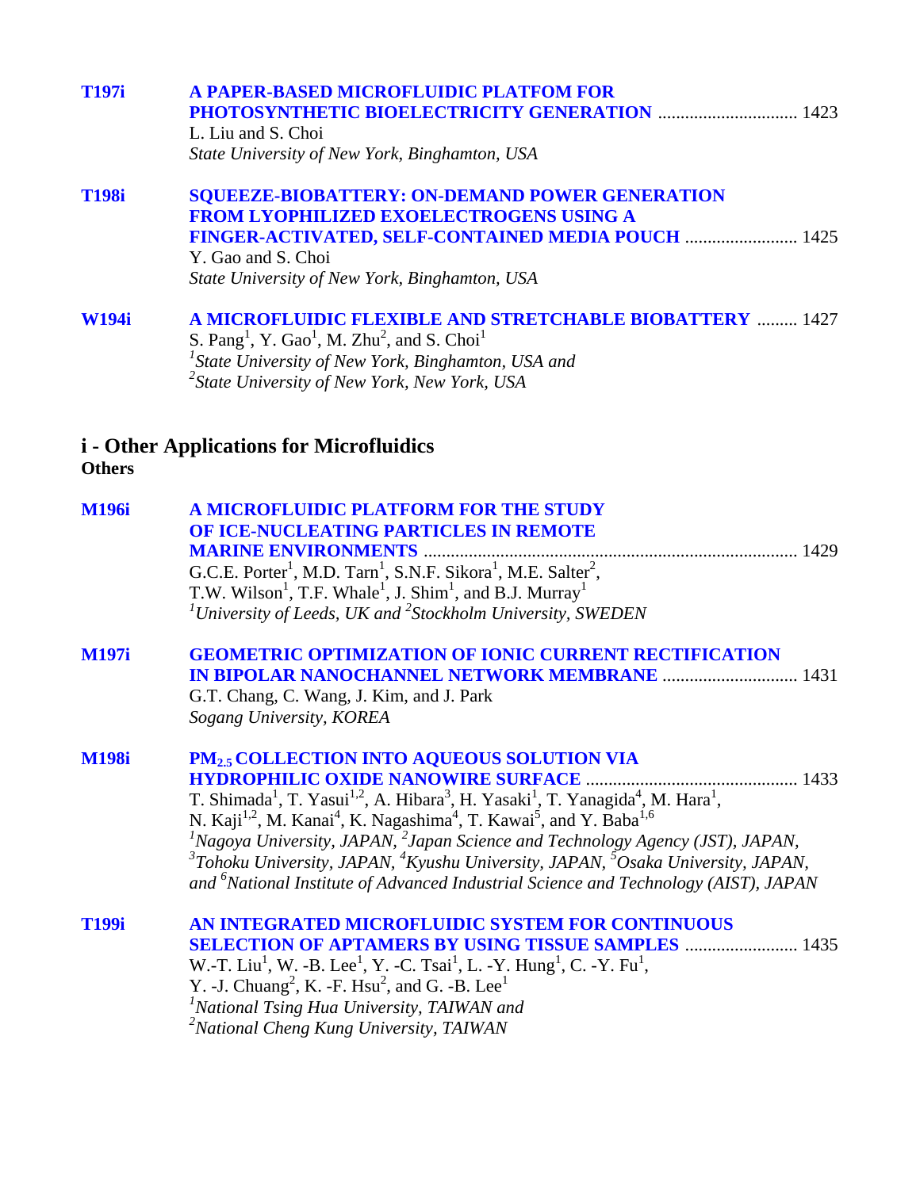**T197i** **A PAPER-BASED MICROFLUIDIC PLATFOM FOR PHOTOSYNTHETIC BIOELECTRICITY GENERATION** ............................... 1423
L. Liu and S. Choi
*State University of New York, Binghamton, USA*

**T198i** **SQUEEZE-BIOBATTERY: ON-DEMAND POWER GENERATION FROM LYOPHILIZED EXOELECTROGENS USING A FINGER-ACTIVATED, SELF-CONTAINED MEDIA POUCH** ......................... 1425
Y. Gao and S. Choi
*State University of New York, Binghamton, USA*

**W194i** **A MICROFLUIDIC FLEXIBLE AND STRETCHABLE BIOBATTERY** ......... 1427
S. Pang[1], Y. Gao[1], M. Zhu[2], and S. Choi[1]
*[1]State University of New York, Binghamton, USA and*
*[2]State University of New York, New York, USA*

## i - Other Applications for Microfluidics

**Others**

**M196i** **A MICROFLUIDIC PLATFORM FOR THE STUDY OF ICE-NUCLEATING PARTICLES IN REMOTE MARINE ENVIRONMENTS** .................................................................................. 1429
G.C.E. Porter[1], M.D. Tarn[1], S.N.F. Sikora[1], M.E. Salter[2], T.W. Wilson[1], T.F. Whale[1], J. Shim[1], and B.J. Murray[1]
*[1]University of Leeds, UK and [2]Stockholm University, SWEDEN*

**M197i** **GEOMETRIC OPTIMIZATION OF IONIC CURRENT RECTIFICATION IN BIPOLAR NANOCHANNEL NETWORK MEMBRANE** ............................. 1431
G.T. Chang, C. Wang, J. Kim, and J. Park
*Sogang University, KOREA*

**M198i** **$PM_{2.5}$ COLLECTION INTO AQUEOUS SOLUTION VIA HYDROPHILIC OXIDE NANOWIRE SURFACE** .............................................. 1433
T. Shimada[1], T. Yasui[1,2], A. Hibara[3], H. Yasaki[1], T. Yanagida[4], M. Hara[1], N. Kaji[1,2], M. Kanai[4], K. Nagashima[4], T. Kawai[5], and Y. Baba[1,6]
*[1]Nagoya University, JAPAN, [2]Japan Science and Technology Agency (JST), JAPAN, [3]Tohoku University, JAPAN, [4]Kyushu University, JAPAN, [5]Osaka University, JAPAN, and [6]National Institute of Advanced Industrial Science and Technology (AIST), JAPAN*

**T199i** **AN INTEGRATED MICROFLUIDIC SYSTEM FOR CONTINUOUS SELECTION OF APTAMERS BY USING TISSUE SAMPLES** ......................... 1435
W.-T. Liu[1], W. -B. Lee[1], Y. -C. Tsai[1], L. -Y. Hung[1], C. -Y. Fu[1], Y. -J. Chuang[2], K. -F. Hsu[2], and G. -B. Lee[1]
*[1]National Tsing Hua University, TAIWAN and*
*[2]National Cheng Kung University, TAIWAN*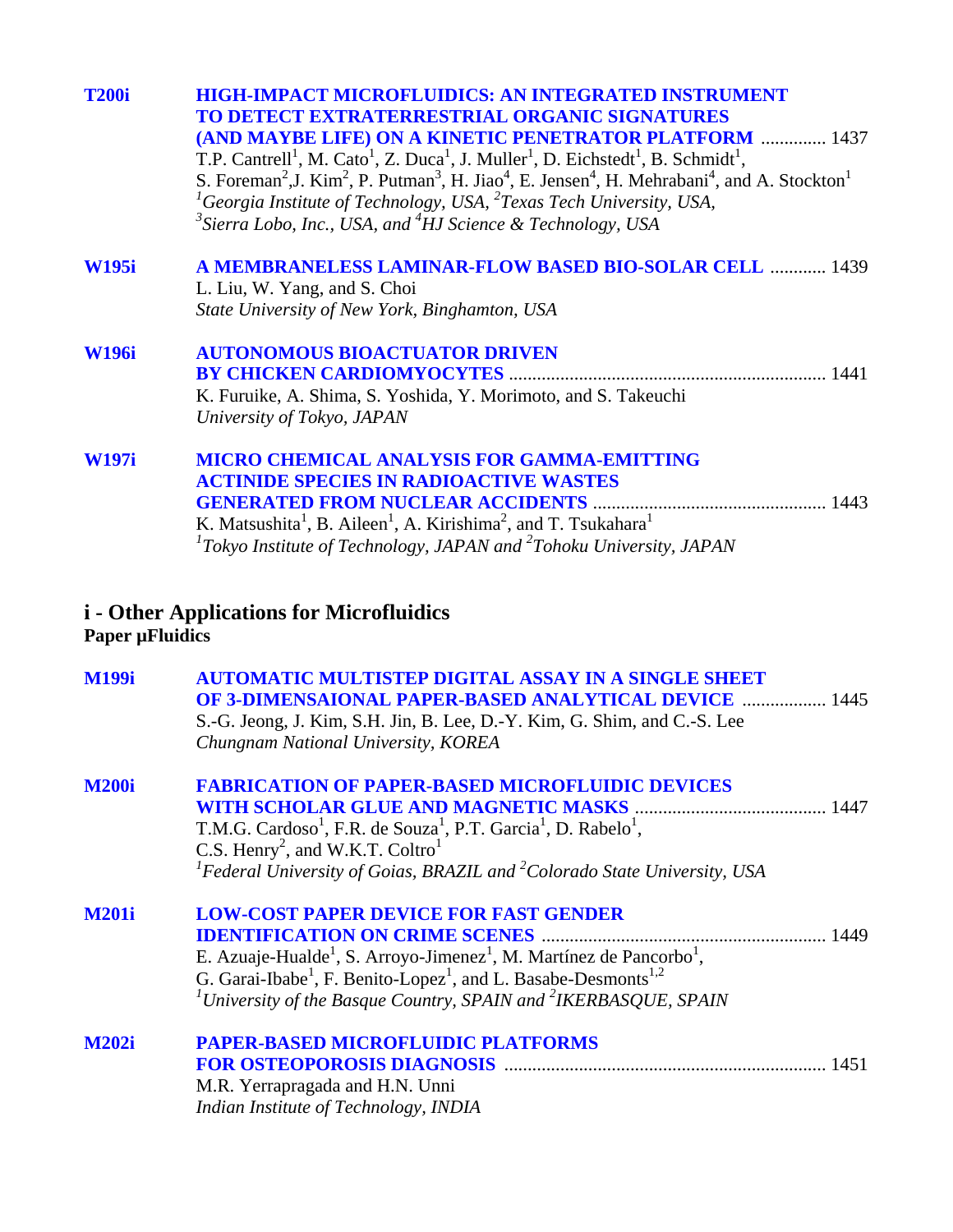**T200i** **HIGH-IMPACT MICROFLUIDICS: AN INTEGRATED INSTRUMENT TO DETECT EXTRATERRESTRIAL ORGANIC SIGNATURES (AND MAYBE LIFE) ON A KINETIC PENETRATOR PLATFORM** .............. 1437
T.P. Cantrell[1], M. Cato[1], Z. Duca[1], J. Muller[1], D. Eichstedt[1], B. Schmidt[1], S. Foreman[2], J. Kim[2], P. Putman[3], H. Jiao[4], E. Jensen[4], H. Mehrabani[4], and A. Stockton[1]
*[1]Georgia Institute of Technology, USA, [2]Texas Tech University, USA, [3]Sierra Lobo, Inc., USA, and [4]HJ Science & Technology, USA*

**W195i** **A MEMBRANELESS LAMINAR-FLOW BASED BIO-SOLAR CELL** ............ 1439
L. Liu, W. Yang, and S. Choi
*State University of New York, Binghamton, USA*

**W196i** **AUTONOMOUS BIOACTUATOR DRIVEN BY CHICKEN CARDIOMYOCYTES** ................................................................... 1441
K. Furuike, A. Shima, S. Yoshida, Y. Morimoto, and S. Takeuchi
*University of Tokyo, JAPAN*

**W197i** **MICRO CHEMICAL ANALYSIS FOR GAMMA-EMITTING ACTINIDE SPECIES IN RADIOACTIVE WASTES GENERATED FROM NUCLEAR ACCIDENTS** ................................................. 1443
K. Matsushita[1], B. Aileen[1], A. Kirishima[2], and T. Tsukahara[1]
*[1]Tokyo Institute of Technology, JAPAN and [2]Tohoku University, JAPAN*

## i - Other Applications for Microfluidics

### Paper µFluidics

**M199i** **AUTOMATIC MULTISTEP DIGITAL ASSAY IN A SINGLE SHEET OF 3-DIMENSAIONAL PAPER-BASED ANALYTICAL DEVICE** .................. 1445
S.-G. Jeong, J. Kim, S.H. Jin, B. Lee, D.-Y. Kim, G. Shim, and C.-S. Lee
*Chungnam National University, KOREA*

**M200i** **FABRICATION OF PAPER-BASED MICROFLUIDIC DEVICES WITH SCHOLAR GLUE AND MAGNETIC MASKS** ......................................... 1447
T.M.G. Cardoso[1], F.R. de Souza[1], P.T. Garcia[1], D. Rabelo[1], C.S. Henry[2], and W.K.T. Coltro[1]
*[1]Federal University of Goias, BRAZIL and [2]Colorado State University, USA*

**M201i** **LOW-COST PAPER DEVICE FOR FAST GENDER IDENTIFICATION ON CRIME SCENES** ............................................................ 1449
E. Azuaje-Hualde[1], S. Arroyo-Jimenez[1], M. Martínez de Pancorbo[1], G. Garai-Ibabe[1], F. Benito-Lopez[1], and L. Basabe-Desmonts[1,2]
*[1]University of the Basque Country, SPAIN and [2]IKERBASQUE, SPAIN*

**M202i** **PAPER-BASED MICROFLUIDIC PLATFORMS FOR OSTEOPOROSIS DIAGNOSIS** ..................................................................... 1451
M.R. Yerrapragada and H.N. Unni
*Indian Institute of Technology, INDIA*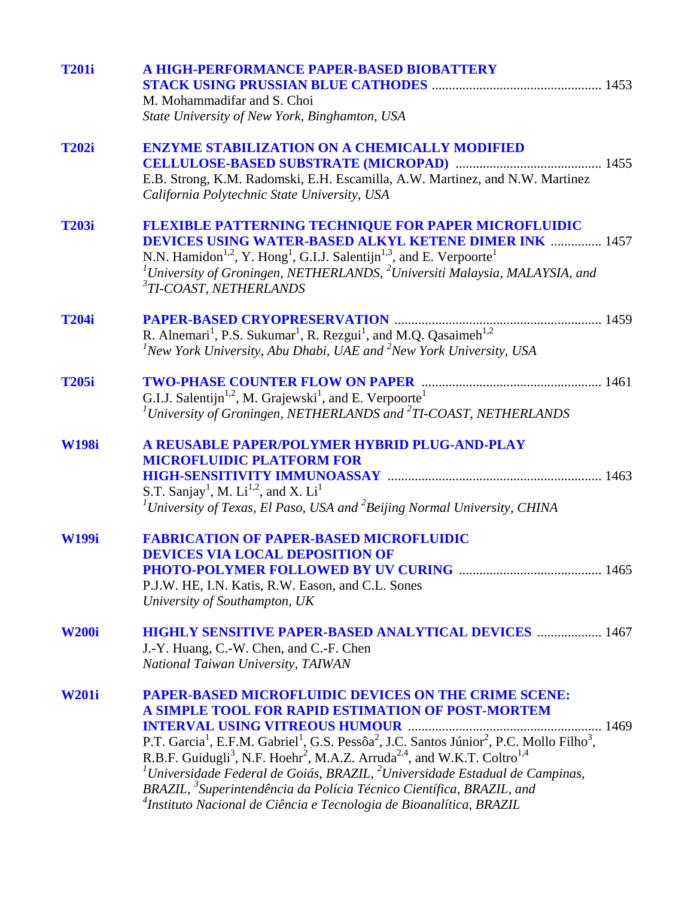**T201i** **A HIGH-PERFORMANCE PAPER-BASED BIOBATTERY STACK USING PRUSSIAN BLUE CATHODES** ........ 1453
M. Mohammadifar and S. Choi
*State University of New York, Binghamton, USA*

**T202i** **ENZYME STABILIZATION ON A CHEMICALLY MODIFIED CELLULOSE-BASED SUBSTRATE (MICROPAD)** ........ 1455
E.B. Strong, K.M. Radomski, E.H. Escamilla, A.W. Martinez, and N.W. Martinez
*California Polytechnic State University, USA*

**T203i** **FLEXIBLE PATTERNING TECHNIQUE FOR PAPER MICROFLUIDIC DEVICES USING WATER-BASED ALKYL KETENE DIMER INK** ........ 1457
N.N. Hamidon[1,2], Y. Hong[1], G.I.J. Salentijn[1,3], and E. Verpoorte[1]
*[1]University of Groningen, NETHERLANDS, [2]Universiti Malaysia, MALAYSIA, and [3]TI-COAST, NETHERLANDS*

**T204i** **PAPER-BASED CRYOPRESERVATION** ........ 1459
R. Alnemari[1], P.S. Sukumar[1], R. Rezgui[1], and M.Q. Qasaimeh[1,2]
*[1]New York University, Abu Dhabi, UAE and [2]New York University, USA*

**T205i** **TWO-PHASE COUNTER FLOW ON PAPER** ........ 1461
G.I.J. Salentijn[1,2], M. Grajewski[1], and E. Verpoorte[1]
*[1]University of Groningen, NETHERLANDS and [2]TI-COAST, NETHERLANDS*

**W198i** **A REUSABLE PAPER/POLYMER HYBRID PLUG-AND-PLAY MICROFLUIDIC PLATFORM FOR HIGH-SENSITIVITY IMMUNOASSAY** ........ 1463
S.T. Sanjay[1], M. Li[1,2], and X. Li[1]
*[1]University of Texas, El Paso, USA and [2]Beijing Normal University, CHINA*

**W199i** **FABRICATION OF PAPER-BASED MICROFLUIDIC DEVICES VIA LOCAL DEPOSITION OF PHOTO-POLYMER FOLLOWED BY UV CURING** ........ 1465
P.J.W. HE, I.N. Katis, R.W. Eason, and C.L. Sones
*University of Southampton, UK*

**W200i** **HIGHLY SENSITIVE PAPER-BASED ANALYTICAL DEVICES** ........ 1467
J.-Y. Huang, C.-W. Chen, and C.-F. Chen
*National Taiwan University, TAIWAN*

**W201i** **PAPER-BASED MICROFLUIDIC DEVICES ON THE CRIME SCENE: A SIMPLE TOOL FOR RAPID ESTIMATION OF POST-MORTEM INTERVAL USING VITREOUS HUMOUR** ........ 1469
P.T. Garcia[1], E.F.M. Gabriel[1], G.S. Pessôa[2], J.C. Santos Júnior[2], P.C. Mollo Filho[3], R.B.F. Guidugli[3], N.F. Hoehr[2], M.A.Z. Arruda[2,4], and W.K.T. Coltro[1,4]
*[1]Universidade Federal de Goiás, BRAZIL, [2]Universidade Estadual de Campinas, BRAZIL, [3]Superintendência da Polícia Técnico Científica, BRAZIL, and [4]Instituto Nacional de Ciência e Tecnologia de Bioanalítica, BRAZIL*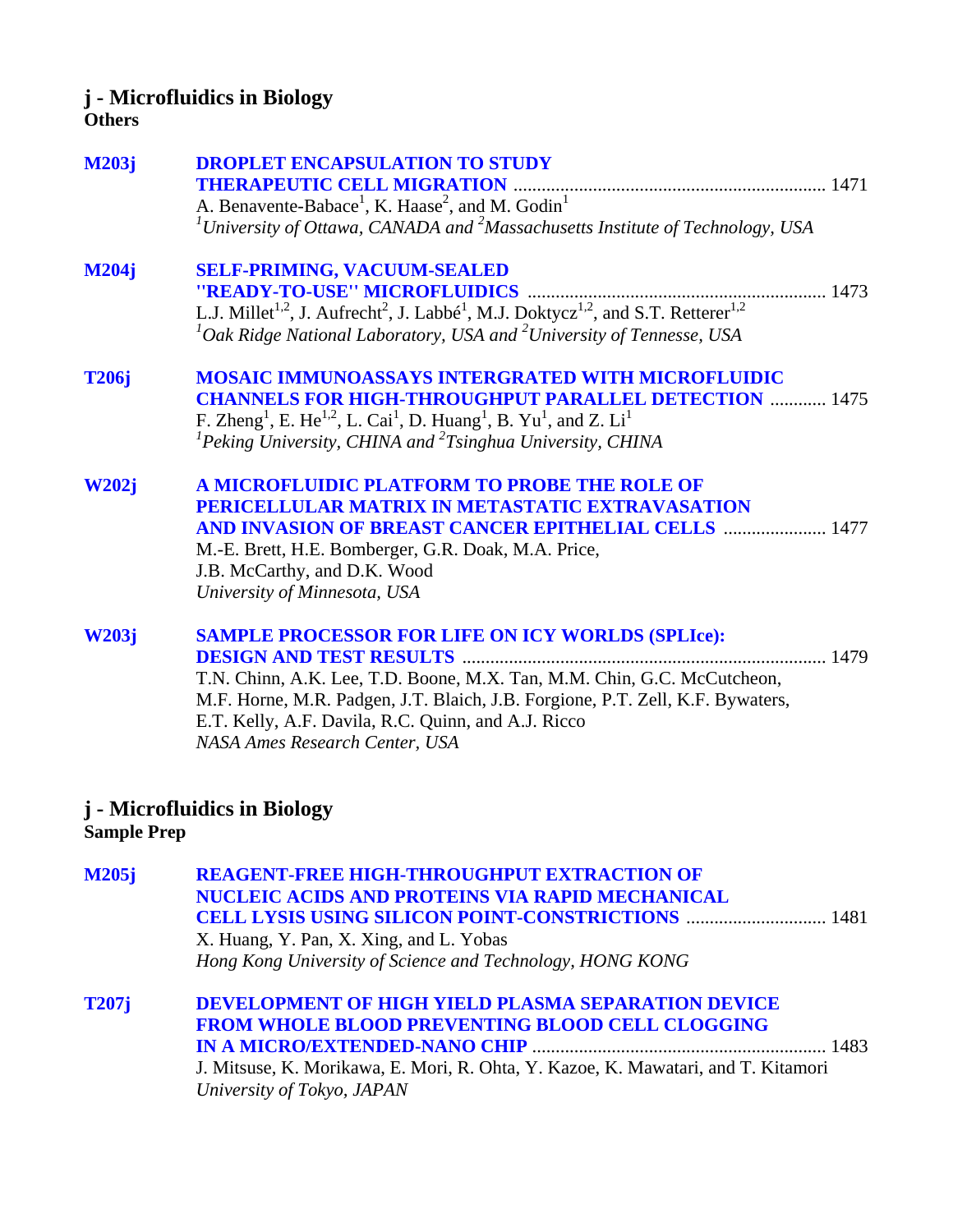## j - Microfluidics in Biology
**Others**

**M203j** **DROPLET ENCAPSULATION TO STUDY THERAPEUTIC CELL MIGRATION** .......... 1471
A. Benavente-Babace[1], K. Haase[2], and M. Godin[1]
*[1]University of Ottawa, CANADA and [2]Massachusetts Institute of Technology, USA*

**M204j** **SELF-PRIMING, VACUUM-SEALED "READY-TO-USE" MICROFLUIDICS** .......... 1473
L.J. Millet[1,2], J. Aufrecht[2], J. Labbé[1], M.J. Doktycz[1,2], and S.T. Retterer[1,2]
*[1]Oak Ridge National Laboratory, USA and [2]University of Tennesse, USA*

**T206j** **MOSAIC IMMUNOASSAYS INTERGRATED WITH MICROFLUIDIC CHANNELS FOR HIGH-THROUGHPUT PARALLEL DETECTION** .......... 1475
F. Zheng[1], E. He[1,2], L. Cai[1], D. Huang[1], B. Yu[1], and Z. Li[1]
*[1]Peking University, CHINA and [2]Tsinghua University, CHINA*

**W202j** **A MICROFLUIDIC PLATFORM TO PROBE THE ROLE OF PERICELLULAR MATRIX IN METASTATIC EXTRAVASATION AND INVASION OF BREAST CANCER EPITHELIAL CELLS** .......... 1477
M.-E. Brett, H.E. Bomberger, G.R. Doak, M.A. Price, J.B. McCarthy, and D.K. Wood
*University of Minnesota, USA*

**W203j** **SAMPLE PROCESSOR FOR LIFE ON ICY WORLDS (SPLIce): DESIGN AND TEST RESULTS** .......... 1479
T.N. Chinn, A.K. Lee, T.D. Boone, M.X. Tan, M.M. Chin, G.C. McCutcheon, M.F. Horne, M.R. Padgen, J.T. Blaich, J.B. Forgione, P.T. Zell, K.F. Bywaters, E.T. Kelly, A.F. Davila, R.C. Quinn, and A.J. Ricco
*NASA Ames Research Center, USA*

## j - Microfluidics in Biology
**Sample Prep**

**M205j** **REAGENT-FREE HIGH-THROUGHPUT EXTRACTION OF NUCLEIC ACIDS AND PROTEINS VIA RAPID MECHANICAL CELL LYSIS USING SILICON POINT-CONSTRICTIONS** .......... 1481
X. Huang, Y. Pan, X. Xing, and L. Yobas
*Hong Kong University of Science and Technology, HONG KONG*

**T207j** **DEVELOPMENT OF HIGH YIELD PLASMA SEPARATION DEVICE FROM WHOLE BLOOD PREVENTING BLOOD CELL CLOGGING IN A MICRO/EXTENDED-NANO CHIP** .......... 1483
J. Mitsuse, K. Morikawa, E. Mori, R. Ohta, Y. Kazoe, K. Mawatari, and T. Kitamori
*University of Tokyo, JAPAN*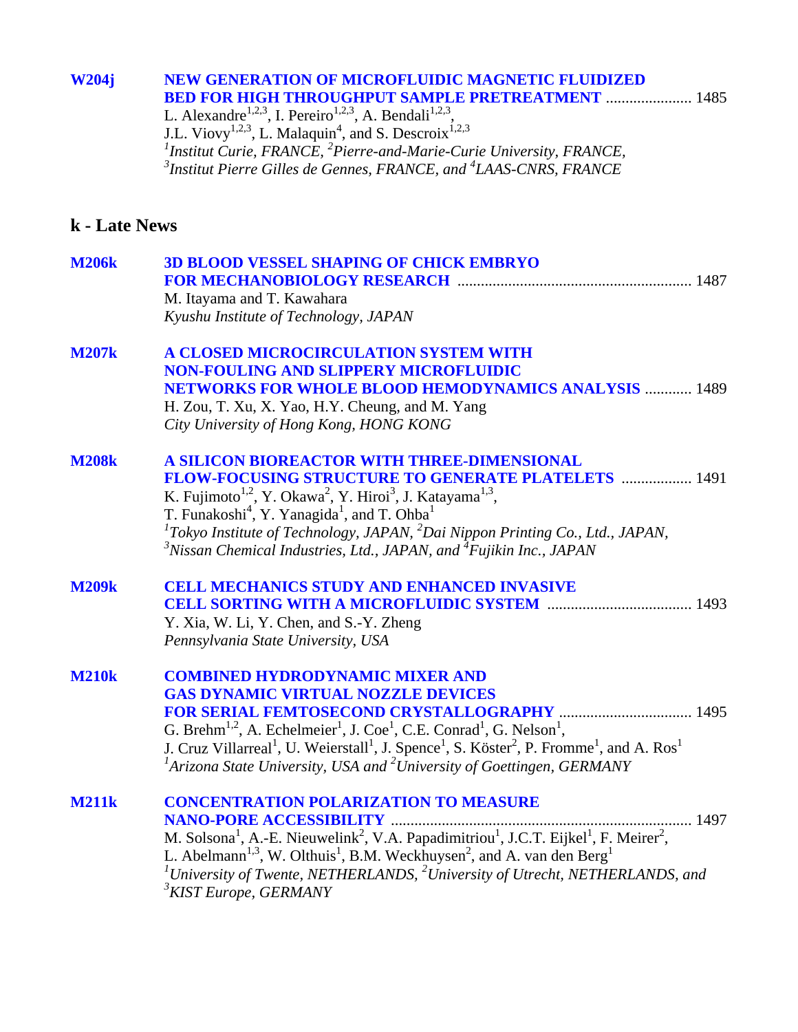**W204j** **NEW GENERATION OF MICROFLUIDIC MAGNETIC FLUIDIZED BED FOR HIGH THROUGHPUT SAMPLE PRETREATMENT** ...................... 1485
L. Alexandre[1,2,3], I. Pereiro[1,2,3], A. Bendali[1,2,3], J.L. Viovy[1,2,3], L. Malaquin[4], and S. Descroix[1,2,3]
*[1]Institut Curie, FRANCE, [2]Pierre-and-Marie-Curie University, FRANCE, [3]Institut Pierre Gilles de Gennes, FRANCE, and [4]LAAS-CNRS, FRANCE*

## k - Late News

**M206k** **3D BLOOD VESSEL SHAPING OF CHICK EMBRYO FOR MECHANOBIOLOGY RESEARCH** ........................................................... 1487
M. Itayama and T. Kawahara
*Kyushu Institute of Technology, JAPAN*

**M207k** **A CLOSED MICROCIRCULATION SYSTEM WITH NON-FOULING AND SLIPPERY MICROFLUIDIC NETWORKS FOR WHOLE BLOOD HEMODYNAMICS ANALYSIS** ............ 1489
H. Zou, T. Xu, X. Yao, H.Y. Cheung, and M. Yang
*City University of Hong Kong, HONG KONG*

**M208k** **A SILICON BIOREACTOR WITH THREE-DIMENSIONAL FLOW-FOCUSING STRUCTURE TO GENERATE PLATELETS** .................. 1491
K. Fujimoto[1,2], Y. Okawa[2], Y. Hiroi[3], J. Katayama[1,3], T. Funakoshi[4], Y. Yanagida[1], and T. Ohba[1]
*[1]Tokyo Institute of Technology, JAPAN, [2]Dai Nippon Printing Co., Ltd., JAPAN, [3]Nissan Chemical Industries, Ltd., JAPAN, and [4]Fujikin Inc., JAPAN*

**M209k** **CELL MECHANICS STUDY AND ENHANCED INVASIVE CELL SORTING WITH A MICROFLUIDIC SYSTEM** .................................... 1493
Y. Xia, W. Li, Y. Chen, and S.-Y. Zheng
*Pennsylvania State University, USA*

**M210k** **COMBINED HYDRODYNAMIC MIXER AND GAS DYNAMIC VIRTUAL NOZZLE DEVICES FOR SERIAL FEMTOSECOND CRYSTALLOGRAPHY** ................................. 1495
G. Brehm[1,2], A. Echelmeier[1], J. Coe[1], C.E. Conrad[1], G. Nelson[1], J. Cruz Villarreal[1], U. Weierstall[1], J. Spence[1], S. Köster[2], P. Fromme[1], and A. Ros[1]
*[1]Arizona State University, USA and [2]University of Goettingen, GERMANY*

**M211k** **CONCENTRATION POLARIZATION TO MEASURE NANO-PORE ACCESSIBILITY** ........................................................................... 1497
M. Solsona[1], A.-E. Nieuwelink[2], V.A. Papadimitriou[1], J.C.T. Eijkel[1], F. Meirer[2], L. Abelmann[1,3], W. Olthuis[1], B.M. Weckhuysen[2], and A. van den Berg[1]
*[1]University of Twente, NETHERLANDS, [2]University of Utrecht, NETHERLANDS, and [3]KIST Europe, GERMANY*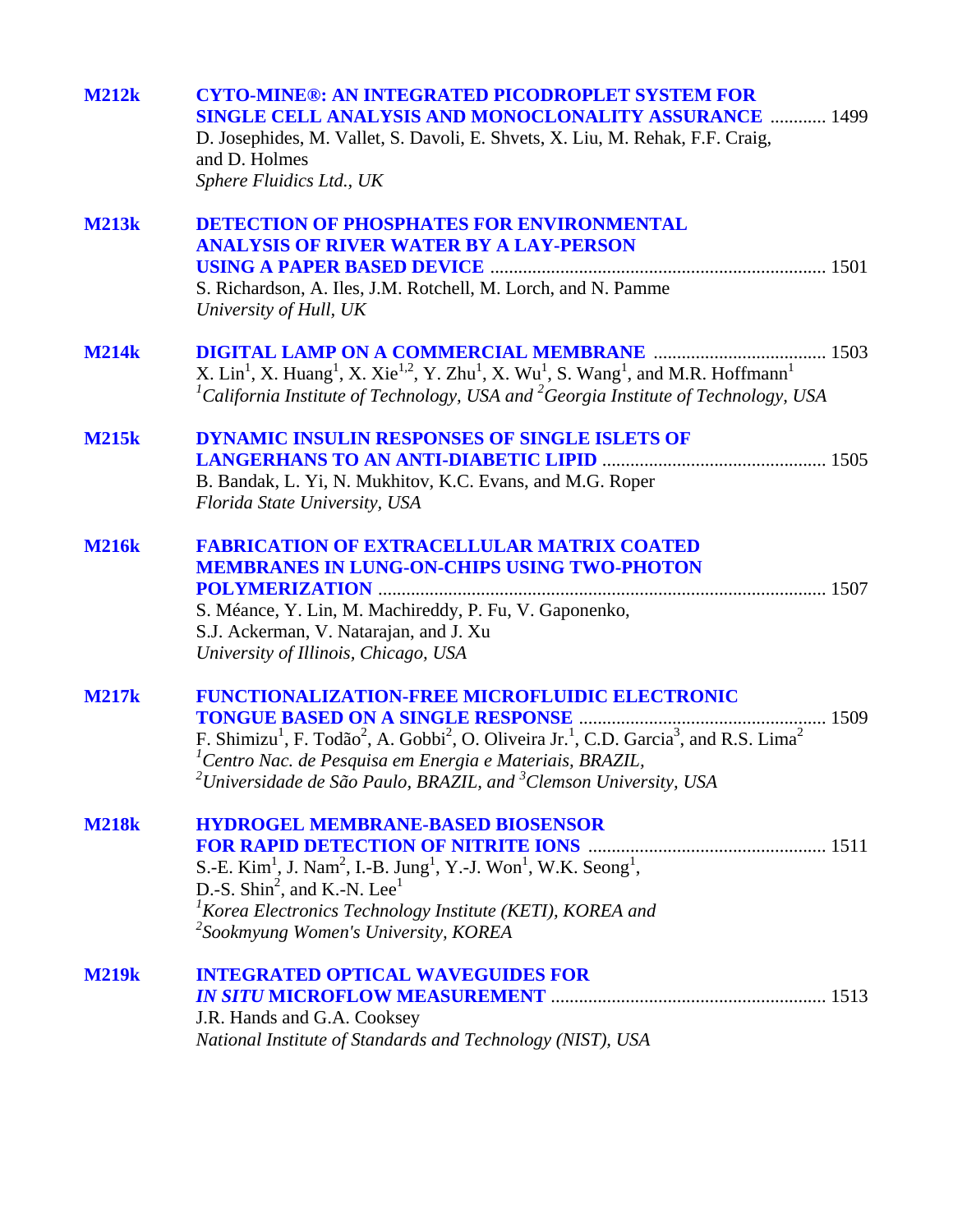**M212k** **CYTO-MINE®: AN INTEGRATED PICODROPLET SYSTEM FOR SINGLE CELL ANALYSIS AND MONOCLONALITY ASSURANCE** ............ 1499
D. Josephides, M. Vallet, S. Davoli, E. Shvets, X. Liu, M. Rehak, F.F. Craig, and D. Holmes
*Sphere Fluidics Ltd., UK*

**M213k** **DETECTION OF PHOSPHATES FOR ENVIRONMENTAL ANALYSIS OF RIVER WATER BY A LAY-PERSON USING A PAPER BASED DEVICE** ....................................................................... 1501
S. Richardson, A. Iles, J.M. Rotchell, M. Lorch, and N. Pamme
*University of Hull, UK*

**M214k** **DIGITAL LAMP ON A COMMERCIAL MEMBRANE** .................................... 1503
X. Lin[1], X. Huang[1], X. Xie[1,2], Y. Zhu[1], X. Wu[1], S. Wang[1], and M.R. Hoffmann[1]
*[1]California Institute of Technology, USA and [2]Georgia Institute of Technology, USA*

**M215k** **DYNAMIC INSULIN RESPONSES OF SINGLE ISLETS OF LANGERHANS TO AN ANTI-DIABETIC LIPID** ............................................... 1505
B. Bandak, L. Yi, N. Mukhitov, K.C. Evans, and M.G. Roper
*Florida State University, USA*

**M216k** **FABRICATION OF EXTRACELLULAR MATRIX COATED MEMBRANES IN LUNG-ON-CHIPS USING TWO-PHOTON POLYMERIZATION** ............................................................................................... 1507
S. Méance, Y. Lin, M. Machireddy, P. Fu, V. Gaponenko, S.J. Ackerman, V. Natarajan, and J. Xu
*University of Illinois, Chicago, USA*

**M217k** **FUNCTIONALIZATION-FREE MICROFLUIDIC ELECTRONIC TONGUE BASED ON A SINGLE RESPONSE** .................................................... 1509
F. Shimizu[1], F. Todão[2], A. Gobbi[2], O. Oliveira Jr.[1], C.D. Garcia[3], and R.S. Lima[2]
*[1]Centro Nac. de Pesquisa em Energia e Materiais, BRAZIL, [2]Universidade de São Paulo, BRAZIL, and [3]Clemson University, USA*

**M218k** **HYDROGEL MEMBRANE-BASED BIOSENSOR FOR RAPID DETECTION OF NITRITE IONS** .................................................. 1511
S.-E. Kim[1], J. Nam[2], I.-B. Jung[1], Y.-J. Won[1], W.K. Seong[1], D.-S. Shin[2], and K.-N. Lee[1]
*[1]Korea Electronics Technology Institute (KETI), KOREA and [2]Sookmyung Women's University, KOREA*

**M219k** **INTEGRATED OPTICAL WAVEGUIDES FOR *IN SITU* MICROFLOW MEASUREMENT** .......................................................... 1513
J.R. Hands and G.A. Cooksey
*National Institute of Standards and Technology (NIST), USA*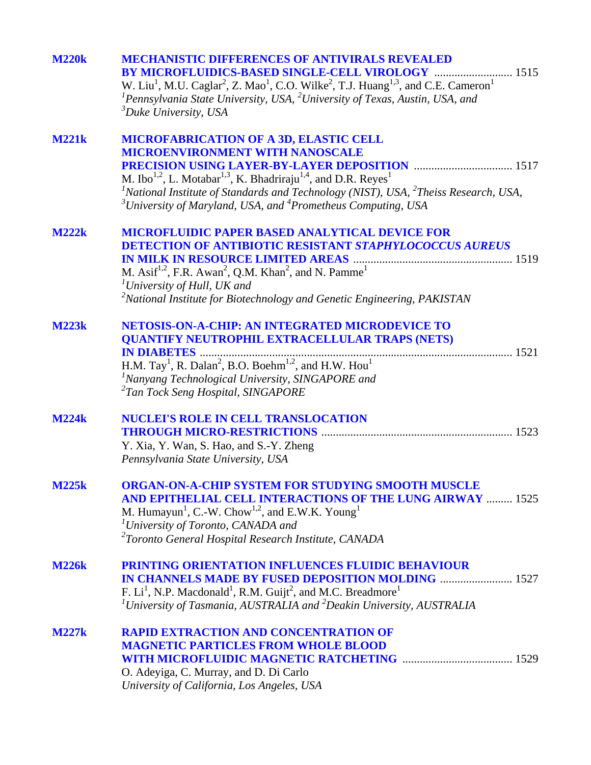**M220k** **MECHANISTIC DIFFERENCES OF ANTIVIRALS REVEALED BY MICROFLUIDICS-BASED SINGLE-CELL VIROLOGY** ........................... 1515
W. Liu[1], M.U. Caglar[2], Z. Mao[1], C.O. Wilke[2], T.J. Huang[1,3], and C.E. Cameron[1]
*[1]Pennsylvania State University, USA, [2]University of Texas, Austin, USA, and [3]Duke University, USA*

**M221k** **MICROFABRICATION OF A 3D, ELASTIC CELL MICROENVIRONMENT WITH NANOSCALE PRECISION USING LAYER-BY-LAYER DEPOSITION** .................................. 1517
M. Ibo[1,2], L. Motabar[1,3], K. Bhadriraju[1,4], and D.R. Reyes[1]
*[1]National Institute of Standards and Technology (NIST), USA, [2]Theiss Research, USA, [3]University of Maryland, USA, and [4]Prometheus Computing, USA*

**M222k** **MICROFLUIDIC PAPER BASED ANALYTICAL DEVICE FOR DETECTION OF ANTIBIOTIC RESISTANT *STAPHYLOCOCCUS AUREUS* IN MILK IN RESOURCE LIMITED AREAS** ....................................................... 1519
M. Asif[1,2], F.R. Awan[2], Q.M. Khan[2], and N. Pamme[1]
*[1]University of Hull, UK and*
*[2]National Institute for Biotechnology and Genetic Engineering, PAKISTAN*

**M223k** **NETOSIS-ON-A-CHIP: AN INTEGRATED MICRODEVICE TO QUANTIFY NEUTROPHIL EXTRACELLULAR TRAPS (NETS) IN DIABETES** ............................................................................................................ 1521
H.M. Tay[1], R. Dalan[2], B.O. Boehm[1,2], and H.W. Hou[1]
*[1]Nanyang Technological University, SINGAPORE and*
*[2]Tan Tock Seng Hospital, SINGAPORE*

**M224k** **NUCLEI'S ROLE IN CELL TRANSLOCATION THROUGH MICRO-RESTRICTIONS** .................................................................. 1523
Y. Xia, Y. Wan, S. Hao, and S.-Y. Zheng
*Pennsylvania State University, USA*

**M225k** **ORGAN-ON-A-CHIP SYSTEM FOR STUDYING SMOOTH MUSCLE AND EPITHELIAL CELL INTERACTIONS OF THE LUNG AIRWAY** ......... 1525
M. Humayun[1], C.-W. Chow[1,2], and E.W.K. Young[1]
*[1]University of Toronto, CANADA and*
*[2]Toronto General Hospital Research Institute, CANADA*

**M226k** **PRINTING ORIENTATION INFLUENCES FLUIDIC BEHAVIOUR IN CHANNELS MADE BY FUSED DEPOSITION MOLDING** ......................... 1527
F. Li[1], N.P. Macdonald[1], R.M. Guijt[2], and M.C. Breadmore[1]
*[1]University of Tasmania, AUSTRALIA and [2]Deakin University, AUSTRALIA*

**M227k** **RAPID EXTRACTION AND CONCENTRATION OF MAGNETIC PARTICLES FROM WHOLE BLOOD WITH MICROFLUIDIC MAGNETIC RATCHETING** ...................................... 1529
O. Adeyiga, C. Murray, and D. Di Carlo
*University of California, Los Angeles, USA*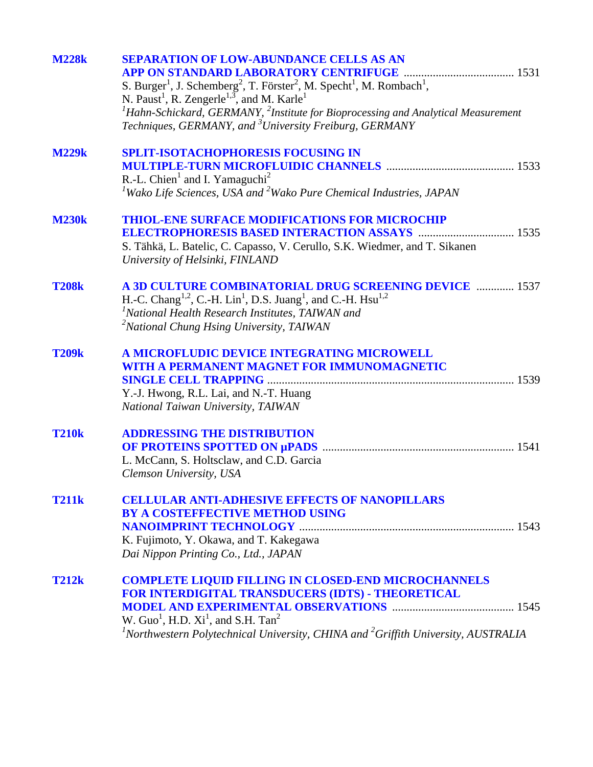**M228k** **SEPARATION OF LOW-ABUNDANCE CELLS AS AN APP ON STANDARD LABORATORY CENTRIFUGE** ...................................... 1531

S. Burger[1], J. Schemberg[2], T. Förster[2], M. Specht[1], M. Rombach[1], N. Paust[1], R. Zengerle[1,3], and M. Karle[1]

*[1]Hahn-Schickard, GERMANY, [2]Institute for Bioprocessing and Analytical Measurement Techniques, GERMANY, and [3]University Freiburg, GERMANY*

**M229k** **SPLIT-ISOTACHOPHORESIS FOCUSING IN MULTIPLE-TURN MICROFLUIDIC CHANNELS** ............................................ 1533

R.-L. Chien[1] and I. Yamaguchi[2]

*[1]Wako Life Sciences, USA and [2]Wako Pure Chemical Industries, JAPAN*

**M230k** **THIOL-ENE SURFACE MODIFICATIONS FOR MICROCHIP ELECTROPHORESIS BASED INTERACTION ASSAYS** ................................ 1535

S. Tähkä, L. Batelic, C. Capasso, V. Cerullo, S.K. Wiedmer, and T. Sikanen

*University of Helsinki, FINLAND*

**T208k** **A 3D CULTURE COMBINATORIAL DRUG SCREENING DEVICE** ............ 1537

H.-C. Chang[1,2], C.-H. Lin[1], D.S. Juang[1], and C.-H. Hsu[1,2]

*[1]National Health Research Institutes, TAIWAN and*
*[2]National Chung Hsing University, TAIWAN*

**T209k** **A MICROFLUDIC DEVICE INTEGRATING MICROWELL WITH A PERMANENT MAGNET FOR IMMUNOMAGNETIC SINGLE CELL TRAPPING** .................................................................................... 1539

Y.-J. Hwong, R.L. Lai, and N.-T. Huang

*National Taiwan University, TAIWAN*

**T210k** **ADDRESSING THE DISTRIBUTION OF PROTEINS SPOTTED ON μPADS** ................................................................. 1541

L. McCann, S. Holtsclaw, and C.D. Garcia

*Clemson University, USA*

**T211k** **CELLULAR ANTI-ADHESIVE EFFECTS OF NANOPILLARS BY A COSTEFFECTIVE METHOD USING NANOIMPRINT TECHNOLOGY** ......................................................................... 1543

K. Fujimoto, Y. Okawa, and T. Kakegawa

*Dai Nippon Printing Co., Ltd., JAPAN*

**T212k** **COMPLETE LIQUID FILLING IN CLOSED-END MICROCHANNELS FOR INTERDIGITAL TRANSDUCERS (IDTS) - THEORETICAL MODEL AND EXPERIMENTAL OBSERVATIONS** .......................................... 1545

W. Guo[1], H.D. Xi[1], and S.H. Tan[2]

*[1]Northwestern Polytechnical University, CHINA and [2]Griffith University, AUSTRALIA*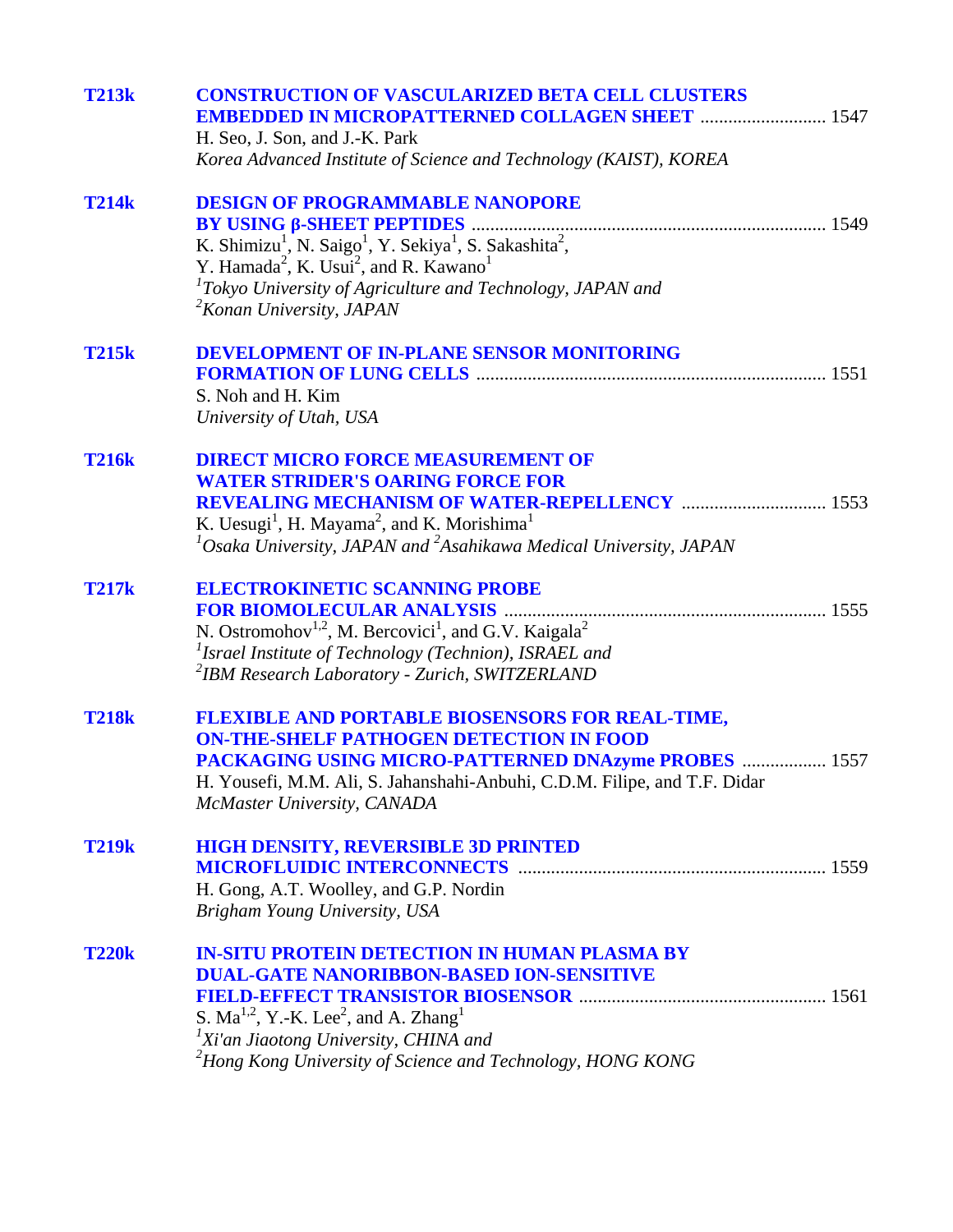**T213k** **CONSTRUCTION OF VASCULARIZED BETA CELL CLUSTERS EMBEDDED IN MICROPATTERNED COLLAGEN SHEET** ........................... 1547
H. Seo, J. Son, and J.-K. Park
*Korea Advanced Institute of Science and Technology (KAIST), KOREA*

**T214k** **DESIGN OF PROGRAMMABLE NANOPORE BY USING β-SHEET PEPTIDES** ........................................................................... 1549
K. Shimizu[1], N. Saigo[1], Y. Sekiya[1], S. Sakashita[2], Y. Hamada[2], K. Usui[2], and R. Kawano[1]
*[1]Tokyo University of Agriculture and Technology, JAPAN and*
*[2]Konan University, JAPAN*

**T215k** **DEVELOPMENT OF IN-PLANE SENSOR MONITORING FORMATION OF LUNG CELLS** .......................................................................... 1551
S. Noh and H. Kim
*University of Utah, USA*

**T216k** **DIRECT MICRO FORCE MEASUREMENT OF WATER STRIDER'S OARING FORCE FOR REVEALING MECHANISM OF WATER-REPELLENCY** .............................. 1553
K. Uesugi[1], H. Mayama[2], and K. Morishima[1]
*[1]Osaka University, JAPAN and [2]Asahikawa Medical University, JAPAN*

**T217k** **ELECTROKINETIC SCANNING PROBE FOR BIOMOLECULAR ANALYSIS** .................................................................... 1555
N. Ostromohov[1,2], M. Bercovici[1], and G.V. Kaigala[2]
*[1]Israel Institute of Technology (Technion), ISRAEL and*
*[2]IBM Research Laboratory - Zurich, SWITZERLAND*

**T218k** **FLEXIBLE AND PORTABLE BIOSENSORS FOR REAL-TIME, ON-THE-SHELF PATHOGEN DETECTION IN FOOD PACKAGING USING MICRO-PATTERNED DNAzyme PROBES** .................. 1557
H. Yousefi, M.M. Ali, S. Jahanshahi-Anbuhi, C.D.M. Filipe, and T.F. Didar
*McMaster University, CANADA*

**T219k** **HIGH DENSITY, REVERSIBLE 3D PRINTED MICROFLUIDIC INTERCONNECTS** ................................................................. 1559
H. Gong, A.T. Woolley, and G.P. Nordin
*Brigham Young University, USA*

**T220k** **IN-SITU PROTEIN DETECTION IN HUMAN PLASMA BY DUAL-GATE NANORIBBON-BASED ION-SENSITIVE FIELD-EFFECT TRANSISTOR BIOSENSOR** ..................................................... 1561
S. Ma[1,2], Y.-K. Lee[2], and A. Zhang[1]
*[1]Xi'an Jiaotong University, CHINA and*
*[2]Hong Kong University of Science and Technology, HONG KONG*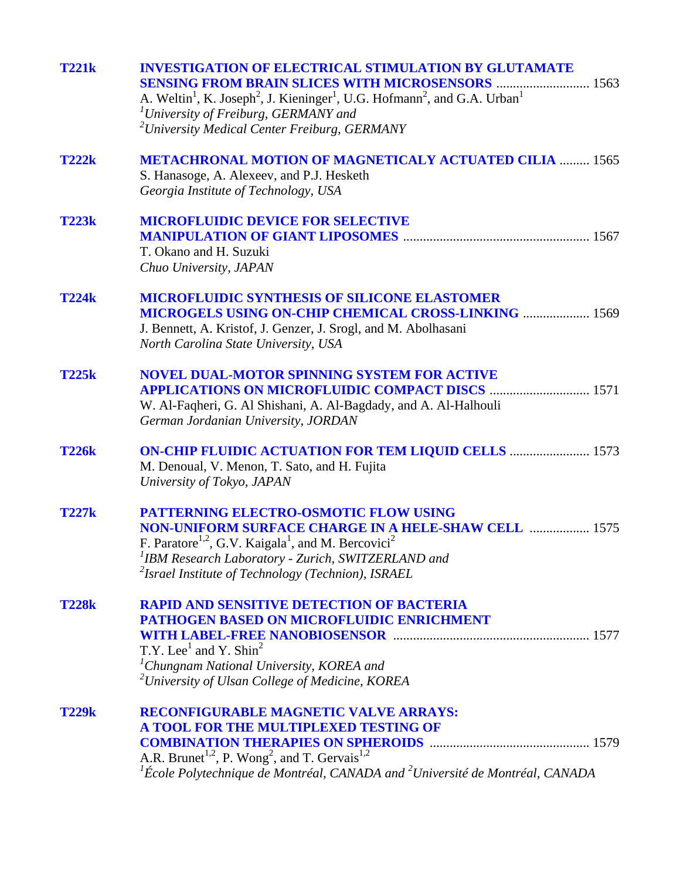**T221k** **INVESTIGATION OF ELECTRICAL STIMULATION BY GLUTAMATE SENSING FROM BRAIN SLICES WITH MICROSENSORS** ............................ 1563
A. Weltin[1], K. Joseph[2], J. Kieninger[1], U.G. Hofmann[2], and G.A. Urban[1]
*[1]University of Freiburg, GERMANY and*
*[2]University Medical Center Freiburg, GERMANY*

**T222k** **METACHRONAL MOTION OF MAGNETICALY ACTUATED CILIA** ......... 1565
S. Hanasoge, A. Alexeev, and P.J. Hesketh
*Georgia Institute of Technology, USA*

**T223k** **MICROFLUIDIC DEVICE FOR SELECTIVE MANIPULATION OF GIANT LIPOSOMES** ....................................................... 1567
T. Okano and H. Suzuki
*Chuo University, JAPAN*

**T224k** **MICROFLUIDIC SYNTHESIS OF SILICONE ELASTOMER MICROGELS USING ON-CHIP CHEMICAL CROSS-LINKING** .................... 1569
J. Bennett, A. Kristof, J. Genzer, J. Srogl, and M. Abolhasani
*North Carolina State University, USA*

**T225k** **NOVEL DUAL-MOTOR SPINNING SYSTEM FOR ACTIVE APPLICATIONS ON MICROFLUIDIC COMPACT DISCS** .............................. 1571
W. Al-Faqheri, G. Al Shishani, A. Al-Bagdady, and A. Al-Halhouli
*German Jordanian University, JORDAN*

**T226k** **ON-CHIP FLUIDIC ACTUATION FOR TEM LIQUID CELLS** ........................ 1573
M. Denoual, V. Menon, T. Sato, and H. Fujita
*University of Tokyo, JAPAN*

**T227k** **PATTERNING ELECTRO-OSMOTIC FLOW USING NON-UNIFORM SURFACE CHARGE IN A HELE-SHAW CELL** .................. 1575
F. Paratore[1,2], G.V. Kaigala[1], and M. Bercovici[2]
*[1]IBM Research Laboratory - Zurich, SWITZERLAND and*
*[2]Israel Institute of Technology (Technion), ISRAEL*

**T228k** **RAPID AND SENSITIVE DETECTION OF BACTERIA PATHOGEN BASED ON MICROFLUIDIC ENRICHMENT WITH LABEL-FREE NANOBIOSENSOR** .......................................................... 1577
T.Y. Lee[1] and Y. Shin[2]
*[1]Chungnam National University, KOREA and*
*[2]University of Ulsan College of Medicine, KOREA*

**T229k** **RECONFIGURABLE MAGNETIC VALVE ARRAYS: A TOOL FOR THE MULTIPLEXED TESTING OF COMBINATION THERAPIES ON SPHEROIDS** ............................................... 1579
A.R. Brunet[1,2], P. Wong[2], and T. Gervais[1,2]
*[1]École Polytechnique de Montréal, CANADA and [2]Université de Montréal, CANADA*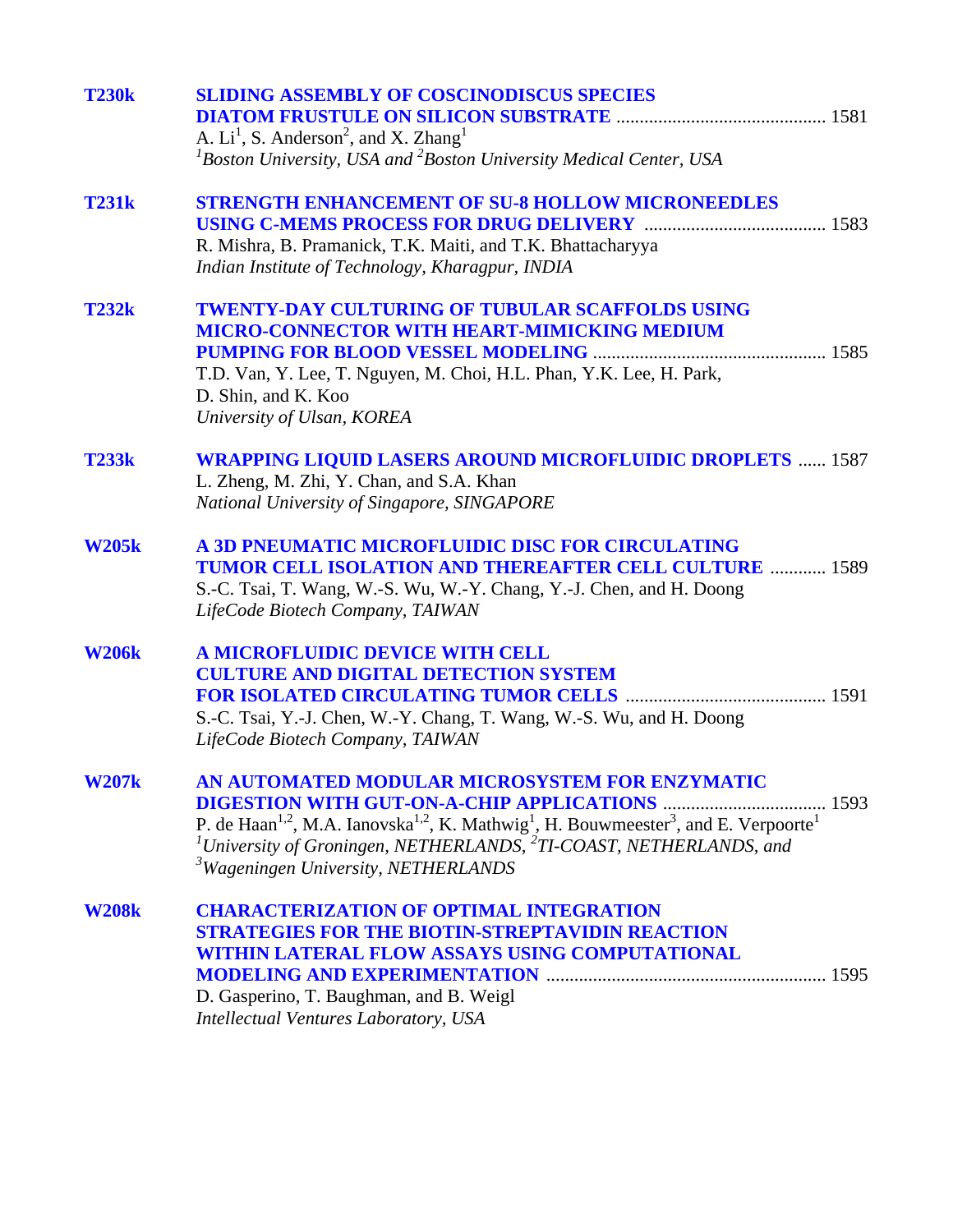**T230k** **SLIDING ASSEMBLY OF COSCINODISCUS SPECIES DIATOM FRUSTULE ON SILICON SUBSTRATE** ............................................ 1581
A. Li[1], S. Anderson[2], and X. Zhang[1]
*[1]Boston University, USA and [2]Boston University Medical Center, USA*

**T231k** **STRENGTH ENHANCEMENT OF SU-8 HOLLOW MICRONEEDLES USING C-MEMS PROCESS FOR DRUG DELIVERY** ....................................... 1583
R. Mishra, B. Pramanick, T.K. Maiti, and T.K. Bhattacharyya
*Indian Institute of Technology, Kharagpur, INDIA*

**T232k** **TWENTY-DAY CULTURING OF TUBULAR SCAFFOLDS USING MICRO-CONNECTOR WITH HEART-MIMICKING MEDIUM PUMPING FOR BLOOD VESSEL MODELING** ................................................. 1585
T.D. Van, Y. Lee, T. Nguyen, M. Choi, H.L. Phan, Y.K. Lee, H. Park, D. Shin, and K. Koo
*University of Ulsan, KOREA*

**T233k** **WRAPPING LIQUID LASERS AROUND MICROFLUIDIC DROPLETS** ...... 1587
L. Zheng, M. Zhi, Y. Chan, and S.A. Khan
*National University of Singapore, SINGAPORE*

**W205k** **A 3D PNEUMATIC MICROFLUIDIC DISC FOR CIRCULATING TUMOR CELL ISOLATION AND THEREAFTER CELL CULTURE** ............ 1589
S.-C. Tsai, T. Wang, W.-S. Wu, W.-Y. Chang, Y.-J. Chen, and H. Doong
*LifeCode Biotech Company, TAIWAN*

**W206k** **A MICROFLUIDIC DEVICE WITH CELL CULTURE AND DIGITAL DETECTION SYSTEM FOR ISOLATED CIRCULATING TUMOR CELLS** .......................................... 1591
S.-C. Tsai, Y.-J. Chen, W.-Y. Chang, T. Wang, W.-S. Wu, and H. Doong
*LifeCode Biotech Company, TAIWAN*

**W207k** **AN AUTOMATED MODULAR MICROSYSTEM FOR ENZYMATIC DIGESTION WITH GUT-ON-A-CHIP APPLICATIONS** .................................. 1593
P. de Haan[1,2], M.A. Ianovska[1,2], K. Mathwig[1], H. Bouwmeester[3], and E. Verpoorte[1]
*[1]University of Groningen, NETHERLANDS, [2]TI-COAST, NETHERLANDS, and [3]Wageningen University, NETHERLANDS*

**W208k** **CHARACTERIZATION OF OPTIMAL INTEGRATION STRATEGIES FOR THE BIOTIN-STREPTAVIDIN REACTION WITHIN LATERAL FLOW ASSAYS USING COMPUTATIONAL MODELING AND EXPERIMENTATION** ........................................................... 1595
D. Gasperino, T. Baughman, and B. Weigl
*Intellectual Ventures Laboratory, USA*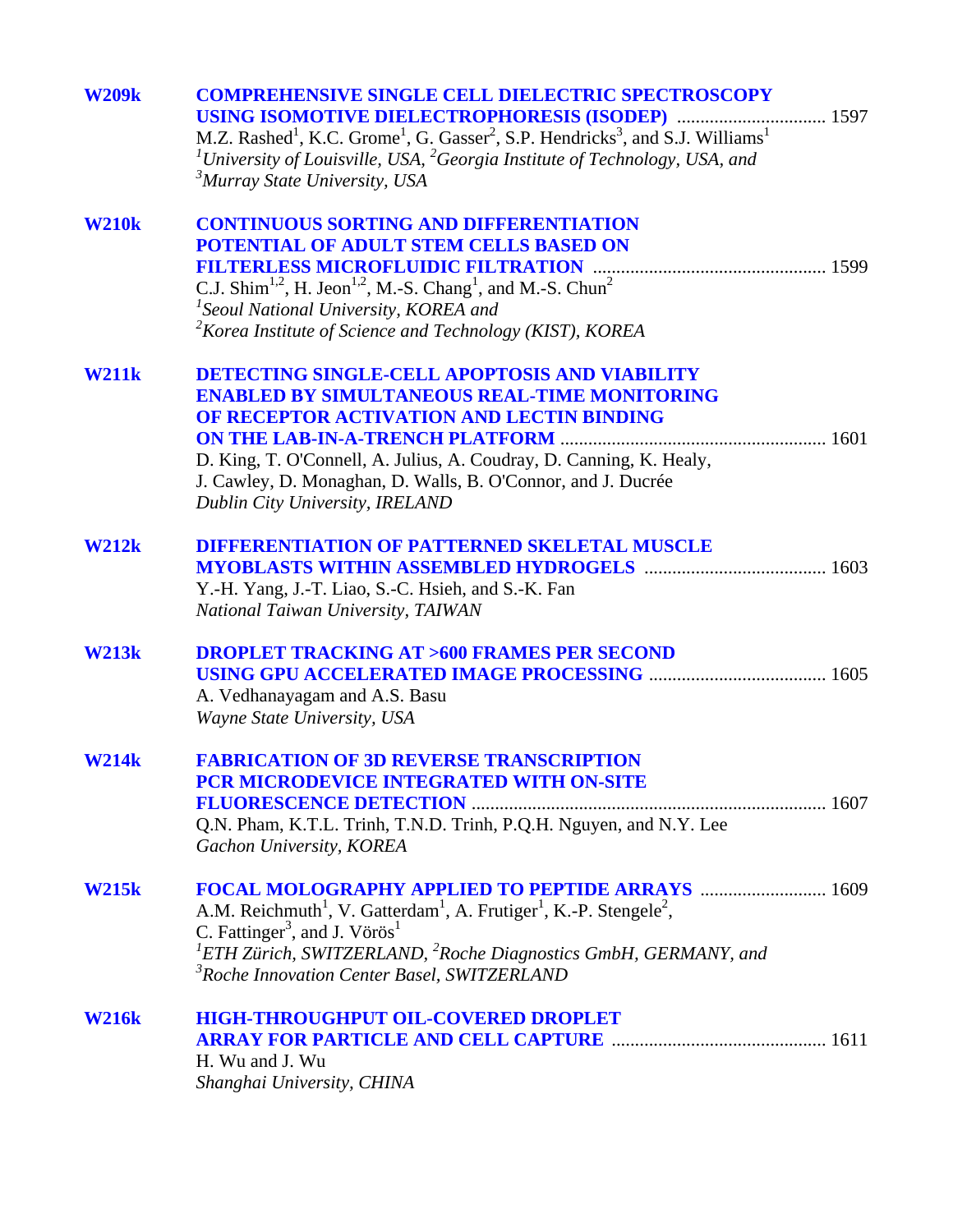**W209k** **COMPREHENSIVE SINGLE CELL DIELECTRIC SPECTROSCOPY USING ISOMOTIVE DIELECTROPHORESIS (ISODEP)** ................................ 1597
M.Z. Rashed[1], K.C. Grome[1], G. Gasser[2], S.P. Hendricks[3], and S.J. Williams[1]
*[1]University of Louisville, USA, [2]Georgia Institute of Technology, USA, and [3]Murray State University, USA*

**W210k** **CONTINUOUS SORTING AND DIFFERENTIATION POTENTIAL OF ADULT STEM CELLS BASED ON FILTERLESS MICROFLUIDIC FILTRATION** ................................................. 1599
C.J. Shim[1,2], H. Jeon[1,2], M.-S. Chang[1], and M.-S. Chun[2]
*[1]Seoul National University, KOREA and [2]Korea Institute of Science and Technology (KIST), KOREA*

**W211k** **DETECTING SINGLE-CELL APOPTOSIS AND VIABILITY ENABLED BY SIMULTANEOUS REAL-TIME MONITORING OF RECEPTOR ACTIVATION AND LECTIN BINDING ON THE LAB-IN-A-TRENCH PLATFORM** ........................................................ 1601
D. King, T. O'Connell, A. Julius, A. Coudray, D. Canning, K. Healy, J. Cawley, D. Monaghan, D. Walls, B. O'Connor, and J. Ducrée
*Dublin City University, IRELAND*

**W212k** **DIFFERENTIATION OF PATTERNED SKELETAL MUSCLE MYOBLASTS WITHIN ASSEMBLED HYDROGELS** ...................................... 1603
Y.-H. Yang, J.-T. Liao, S.-C. Hsieh, and S.-K. Fan
*National Taiwan University, TAIWAN*

**W213k** **DROPLET TRACKING AT >600 FRAMES PER SECOND USING GPU ACCELERATED IMAGE PROCESSING** ..................................... 1605
A. Vedhanayagam and A.S. Basu
*Wayne State University, USA*

**W214k** **FABRICATION OF 3D REVERSE TRANSCRIPTION PCR MICRODEVICE INTEGRATED WITH ON-SITE FLUORESCENCE DETECTION** .......................................................................... 1607
Q.N. Pham, K.T.L. Trinh, T.N.D. Trinh, P.Q.H. Nguyen, and N.Y. Lee
*Gachon University, KOREA*

**W215k** **FOCAL MOLOGRAPHY APPLIED TO PEPTIDE ARRAYS** .......................... 1609
A.M. Reichmuth[1], V. Gatterdam[1], A. Frutiger[1], K.-P. Stengele[2], C. Fattinger[3], and J. Vörös[1]
*[1]ETH Zürich, SWITZERLAND, [2]Roche Diagnostics GmbH, GERMANY, and [3]Roche Innovation Center Basel, SWITZERLAND*

**W216k** **HIGH-THROUGHPUT OIL-COVERED DROPLET ARRAY FOR PARTICLE AND CELL CAPTURE** ............................................. 1611
H. Wu and J. Wu
*Shanghai University, CHINA*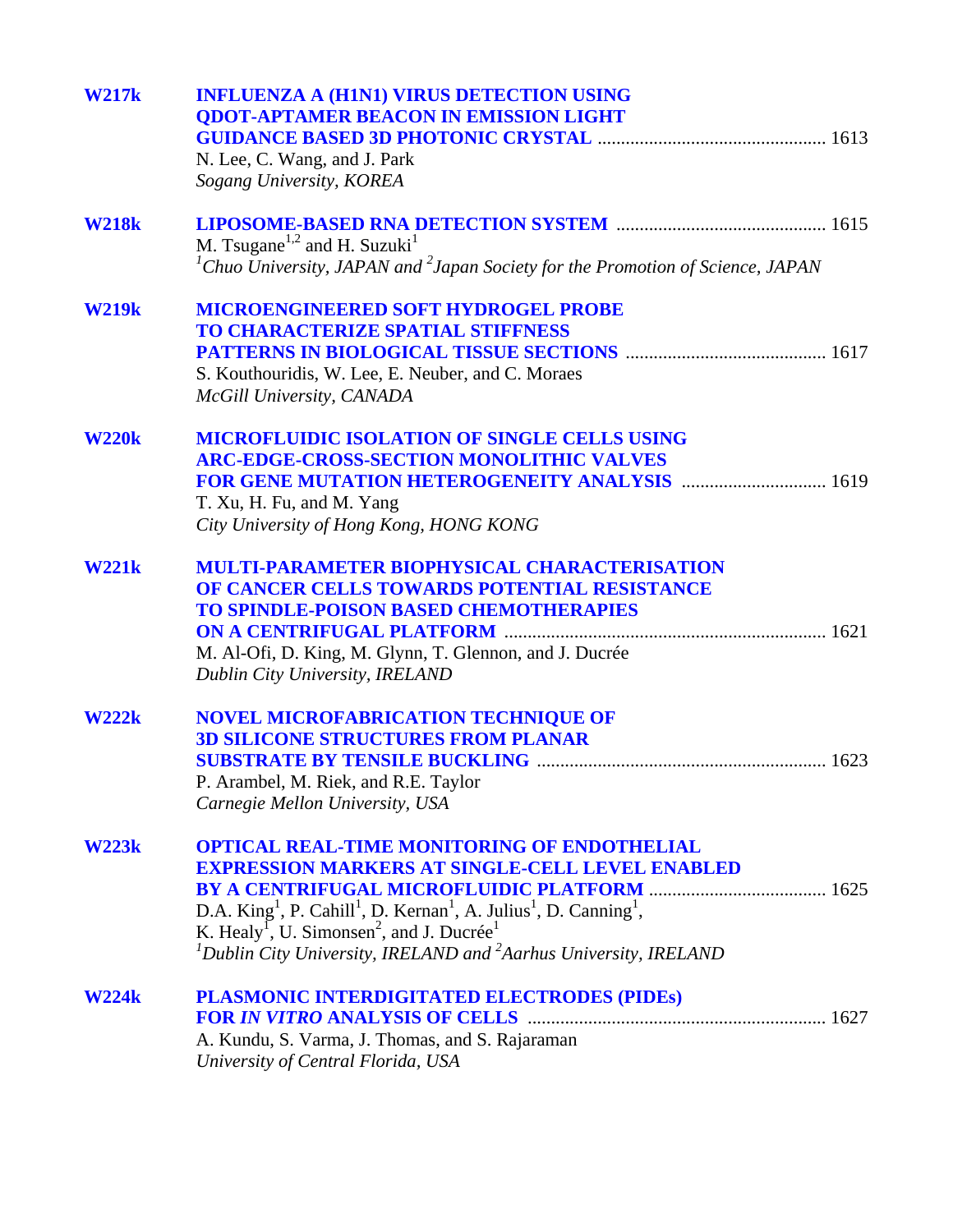**W217k** **INFLUENZA A (H1N1) VIRUS DETECTION USING QDOT-APTAMER BEACON IN EMISSION LIGHT GUIDANCE BASED 3D PHOTONIC CRYSTAL** ................................................ 1613
N. Lee, C. Wang, and J. Park
*Sogang University, KOREA*

**W218k** **LIPOSOME-BASED RNA DETECTION SYSTEM** ............................................ 1615
M. Tsugane[1,2] and H. Suzuki[1]
*[1]Chuo University, JAPAN and [2]Japan Society for the Promotion of Science, JAPAN*

**W219k** **MICROENGINEERED SOFT HYDROGEL PROBE TO CHARACTERIZE SPATIAL STIFFNESS PATTERNS IN BIOLOGICAL TISSUE SECTIONS** .......................................... 1617
S. Kouthouridis, W. Lee, E. Neuber, and C. Moraes
*McGill University, CANADA*

**W220k** **MICROFLUIDIC ISOLATION OF SINGLE CELLS USING ARC-EDGE-CROSS-SECTION MONOLITHIC VALVES FOR GENE MUTATION HETEROGENEITY ANALYSIS** .............................. 1619
T. Xu, H. Fu, and M. Yang
*City University of Hong Kong, HONG KONG*

**W221k** **MULTI-PARAMETER BIOPHYSICAL CHARACTERISATION OF CANCER CELLS TOWARDS POTENTIAL RESISTANCE TO SPINDLE-POISON BASED CHEMOTHERAPIES ON A CENTRIFUGAL PLATFORM** .................................................................... 1621
M. Al-Ofi, D. King, M. Glynn, T. Glennon, and J. Ducrée
*Dublin City University, IRELAND*

**W222k** **NOVEL MICROFABRICATION TECHNIQUE OF 3D SILICONE STRUCTURES FROM PLANAR SUBSTRATE BY TENSILE BUCKLING** ............................................................ 1623
P. Arambel, M. Riek, and R.E. Taylor
*Carnegie Mellon University, USA*

**W223k** **OPTICAL REAL-TIME MONITORING OF ENDOTHELIAL EXPRESSION MARKERS AT SINGLE-CELL LEVEL ENABLED BY A CENTRIFUGAL MICROFLUIDIC PLATFORM** ..................................... 1625
D.A. King[1], P. Cahill[1], D. Kernan[1], A. Julius[1], D. Canning[1], K. Healy[1], U. Simonsen[2], and J. Ducrée[1]
*[1]Dublin City University, IRELAND and [2]Aarhus University, IRELAND*

**W224k** **PLASMONIC INTERDIGITATED ELECTRODES (PIDEs) FOR *IN VITRO* ANALYSIS OF CELLS** ............................................................... 1627
A. Kundu, S. Varma, J. Thomas, and S. Rajaraman
*University of Central Florida, USA*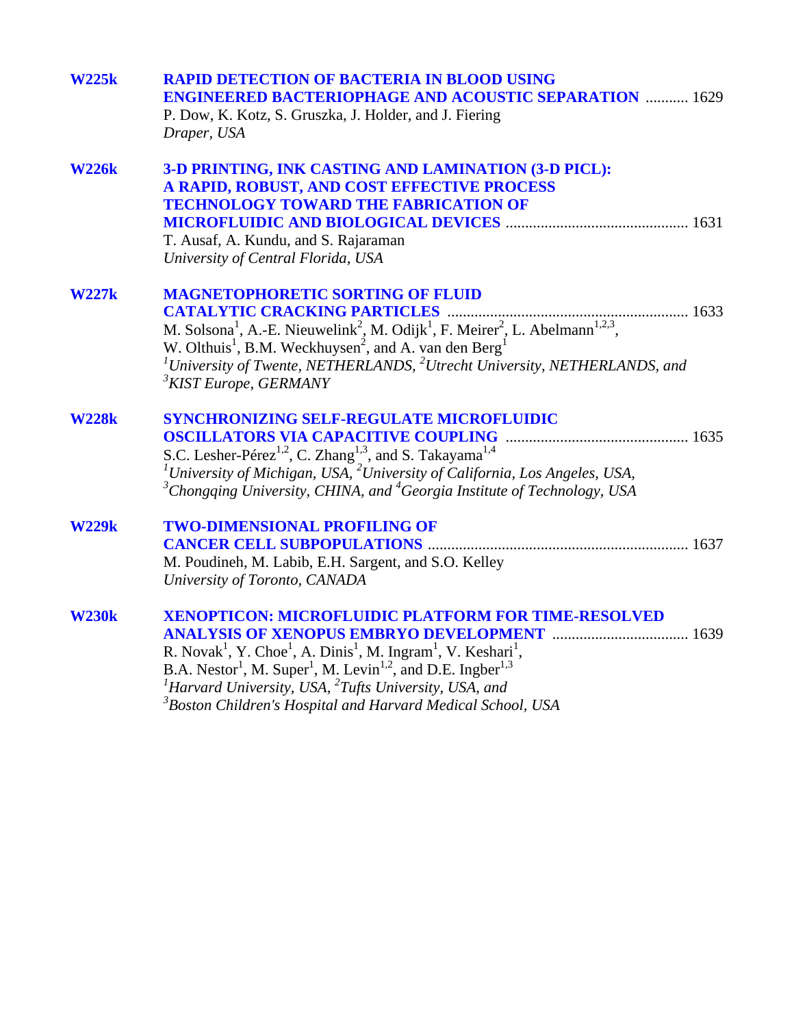**W225k** **RAPID DETECTION OF BACTERIA IN BLOOD USING ENGINEERED BACTERIOPHAGE AND ACOUSTIC SEPARATION** ........... 1629
P. Dow, K. Kotz, S. Gruszka, J. Holder, and J. Fiering
*Draper, USA*

**W226k** **3-D PRINTING, INK CASTING AND LAMINATION (3-D PICL): A RAPID, ROBUST, AND COST EFFECTIVE PROCESS TECHNOLOGY TOWARD THE FABRICATION OF MICROFLUIDIC AND BIOLOGICAL DEVICES** ............................................... 1631
T. Ausaf, A. Kundu, and S. Rajaraman
*University of Central Florida, USA*

**W227k** **MAGNETOPHORETIC SORTING OF FLUID CATALYTIC CRACKING PARTICLES** ............................................................. 1633
M. Solsona[1], A.-E. Nieuwelink[2], M. Odijk[1], F. Meirer[2], L. Abelmann[1,2,3], W. Olthuis[1], B.M. Weckhuysen[2], and A. van den Berg[1]
*[1]University of Twente, NETHERLANDS, [2]Utrecht University, NETHERLANDS, and [3]KIST Europe, GERMANY*

**W228k** **SYNCHRONIZING SELF-REGULATE MICROFLUIDIC OSCILLATORS VIA CAPACITIVE COUPLING** ............................................... 1635
S.C. Lesher-Pérez[1,2], C. Zhang[1,3], and S. Takayama[1,4]
*[1]University of Michigan, USA, [2]University of California, Los Angeles, USA, [3]Chongqing University, CHINA, and [4]Georgia Institute of Technology, USA*

**W229k** **TWO-DIMENSIONAL PROFILING OF CANCER CELL SUBPOPULATIONS** .................................................................. 1637
M. Poudineh, M. Labib, E.H. Sargent, and S.O. Kelley
*University of Toronto, CANADA*

**W230k** **XENOPTICON: MICROFLUIDIC PLATFORM FOR TIME-RESOLVED ANALYSIS OF XENOPUS EMBRYO DEVELOPMENT** .................................. 1639
R. Novak[1], Y. Choe[1], A. Dinis[1], M. Ingram[1], V. Keshari[1], B.A. Nestor[1], M. Super[1], M. Levin[1,2], and D.E. Ingber[1,3]
*[1]Harvard University, USA, [2]Tufts University, USA, and [3]Boston Children's Hospital and Harvard Medical School, USA*